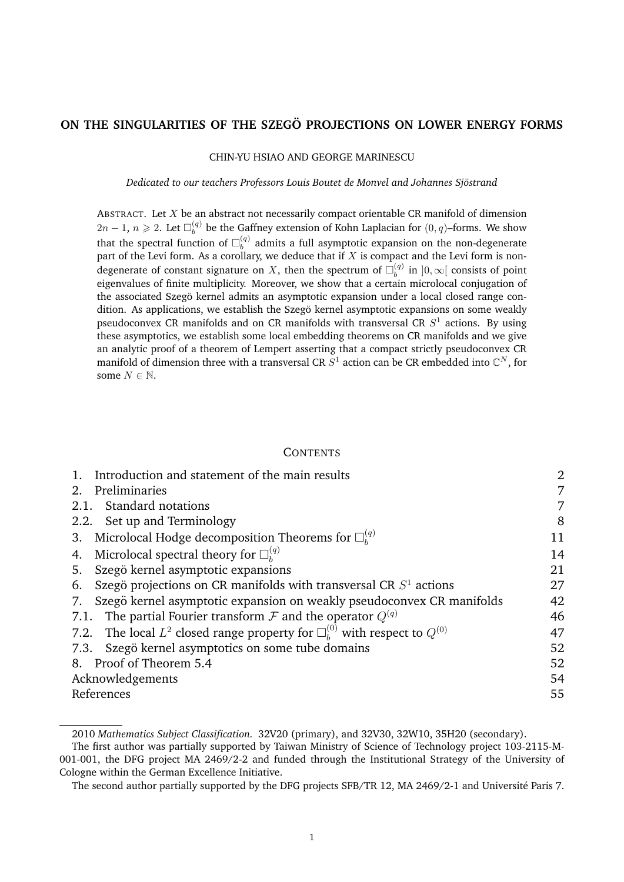# ON THE SINGULARITIES OF THE SZEGÖ PROJECTIONS ON LOWER ENERGY FORMS

CHIN-YU HSIAO AND GEORGE MARINESCU

*Dedicated to our teachers Professors Louis Boutet de Monvel and Johannes Sjöstrand*

ABSTRACT. Let $X$ be an abstract not necessarily compact orientable CR manifold of dimension $2n-1$, $n \geqslant 2$. Let $\Box_b^{(q)}$ be the Gaffney extension of Kohn Laplacian for $(0,q)$–forms. We show that the spectral function of $\Box_b^{(q)}$ admits a full asymptotic expansion on the non-degenerate part of the Levi form. As a corollary, we deduce that if $X$ is compact and the Levi form is non-degenerate of constant signature on $X$, then the spectrum of $\Box_b^{(q)}$ in $]0,\infty[$ consists of point eigenvalues of finite multiplicity. Moreover, we show that a certain microlocal conjugation of the associated Szegö kernel admits an asymptotic expansion under a local closed range condition. As applications, we establish the Szegö kernel asymptotic expansions on some weakly pseudoconvex CR manifolds and on CR manifolds with transversal CR $S^1$ actions. By using these asymptotics, we establish some local embedding theorems on CR manifolds and we give an analytic proof of a theorem of Lempert asserting that a compact strictly pseudoconvex CR manifold of dimension three with a transversal CR $S^1$ action can be CR embedded into $\mathbb{C}^N$, for some $N \in \mathbb{N}$.

## CONTENTS

| | |
|---|---|
| 1. Introduction and statement of the main results | 2 |
| 2. Preliminaries | 7 |
| 2.1. Standard notations | 7 |
| 2.2. Set up and Terminology | 8 |
| 3. Microlocal Hodge decomposition Theorems for $\Box_b^{(q)}$ | 11 |
| 4. Microlocal spectral theory for $\Box_b^{(q)}$ | 14 |
| 5. Szegö kernel asymptotic expansions | 21 |
| 6. Szegö projections on CR manifolds with transversal CR $S^1$ actions | 27 |
| 7. Szegö kernel asymptotic expansion on weakly pseudoconvex CR manifolds | 42 |
| 7.1. The partial Fourier transform $\mathcal{F}$ and the operator $Q^{(q)}$ | 46 |
| 7.2. The local $L^2$ closed range property for $\Box_b^{(0)}$ with respect to $Q^{(0)}$ | 47 |
| 7.3. Szegö kernel asymptotics on some tube domains | 52 |
| 8. Proof of Theorem 5.4 | 52 |
| Acknowledgements | 54 |
| References | 55 |

2010 *Mathematics Subject Classification.* 32V20 (primary), and 32V30, 32W10, 35H20 (secondary).

The first author was partially supported by Taiwan Ministry of Science of Technology project 103-2115-M-001-001, the DFG project MA 2469/2-2 and funded through the Institutional Strategy of the University of Cologne within the German Excellence Initiative.

The second author partially supported by the DFG projects SFB/TR 12, MA 2469/2-1 and Université Paris 7.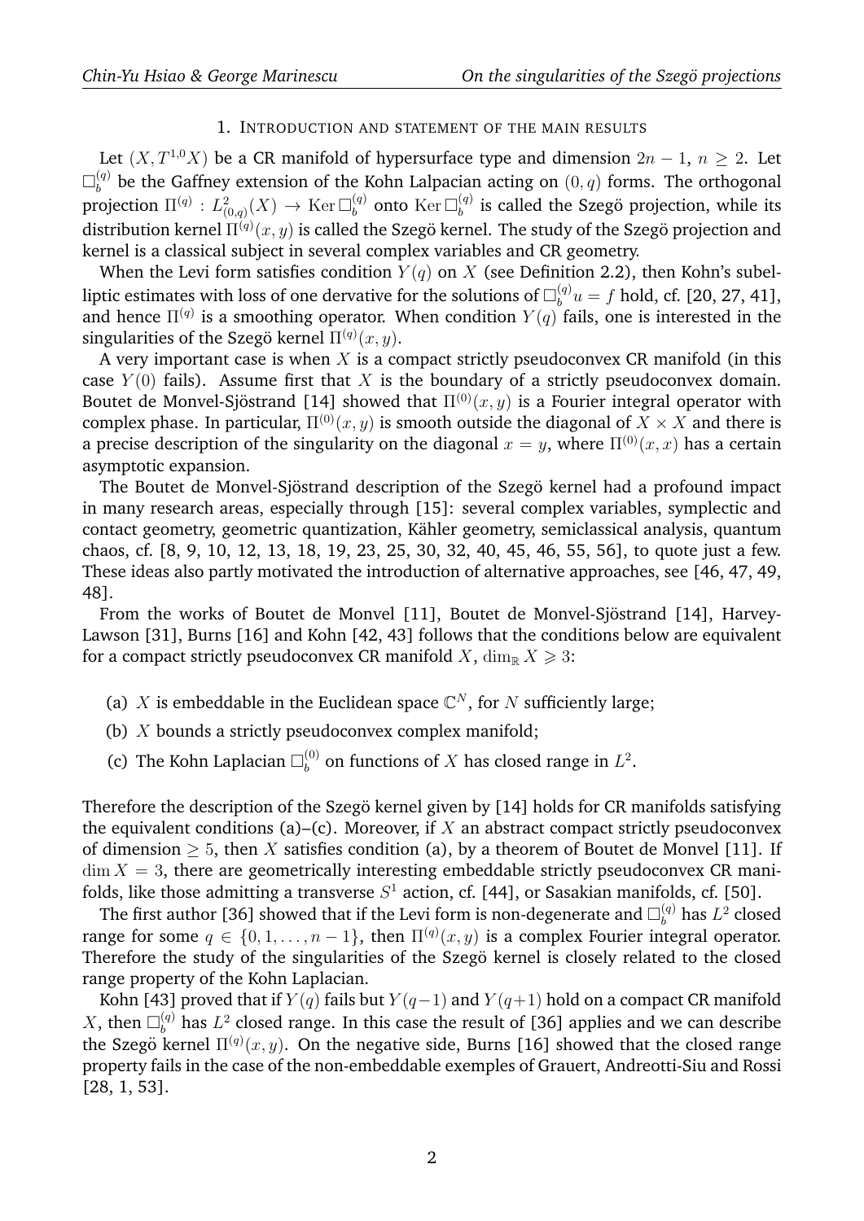## 1. Introduction and statement of the main results

Let $(X, T^{1,0}X)$ be a CR manifold of hypersurface type and dimension $2n-1$, $n \geq 2$. Let $\Box_b^{(q)}$ be the Gaffney extension of the Kohn Lalpacian acting on $(0,q)$ forms. The orthogonal projection $\Pi^{(q)} : L^2_{(0,q)}(X) \to \operatorname{Ker} \Box_b^{(q)}$ onto $\operatorname{Ker} \Box_b^{(q)}$ is called the Szegö projection, while its distribution kernel $\Pi^{(q)}(x,y)$ is called the Szegö kernel. The study of the Szegö projection and kernel is a classical subject in several complex variables and CR geometry.

When the Levi form satisfies condition $Y(q)$ on $X$ (see Definition 2.2), then Kohn's subelliptic estimates with loss of one dervative for the solutions of $\Box_b^{(q)} u = f$ hold, cf. [20, 27, 41], and hence $\Pi^{(q)}$ is a smoothing operator. When condition $Y(q)$ fails, one is interested in the singularities of the Szegö kernel $\Pi^{(q)}(x,y)$.

A very important case is when $X$ is a compact strictly pseudoconvex CR manifold (in this case $Y(0)$ fails). Assume first that $X$ is the boundary of a strictly pseudoconvex domain. Boutet de Monvel-Sjöstrand [14] showed that $\Pi^{(0)}(x,y)$ is a Fourier integral operator with complex phase. In particular, $\Pi^{(0)}(x,y)$ is smooth outside the diagonal of $X \times X$ and there is a precise description of the singularity on the diagonal $x = y$, where $\Pi^{(0)}(x,x)$ has a certain asymptotic expansion.

The Boutet de Monvel-Sjöstrand description of the Szegö kernel had a profound impact in many research areas, especially through [15]: several complex variables, symplectic and contact geometry, geometric quantization, Kähler geometry, semiclassical analysis, quantum chaos, cf. [8, 9, 10, 12, 13, 18, 19, 23, 25, 30, 32, 40, 45, 46, 55, 56], to quote just a few. These ideas also partly motivated the introduction of alternative approaches, see [46, 47, 49, 48].

From the works of Boutet de Monvel [11], Boutet de Monvel-Sjöstrand [14], Harvey-Lawson [31], Burns [16] and Kohn [42, 43] follows that the conditions below are equivalent for a compact strictly pseudoconvex CR manifold $X$, $\dim_{\mathbb{R}} X \geqslant 3$:

(a) $X$ is embeddable in the Euclidean space $\mathbb{C}^N$, for $N$ sufficiently large;

(b) $X$ bounds a strictly pseudoconvex complex manifold;

(c) The Kohn Laplacian $\Box_b^{(0)}$ on functions of $X$ has closed range in $L^2$.

Therefore the description of the Szegö kernel given by [14] holds for CR manifolds satisfying the equivalent conditions (a)–(c). Moreover, if $X$ an abstract compact strictly pseudoconvex of dimension $\geq 5$, then $X$ satisfies condition (a), by a theorem of Boutet de Monvel [11]. If $\dim X = 3$, then there are geometrically interesting embeddable strictly pseudoconvex CR manifolds, like those admitting a transverse $S^1$ action, cf. [44], or Sasakian manifolds, cf. [50].

The first author [36] showed that if the Levi form is non-degenerate and $\Box_b^{(q)}$ has $L^2$ closed range for some $q \in \{0, 1, \ldots, n-1\}$, then $\Pi^{(q)}(x,y)$ is a complex Fourier integral operator. Therefore the study of the singularities of the Szegö kernel is closely related to the closed range property of the Kohn Laplacian.

Kohn [43] proved that if $Y(q)$ fails but $Y(q-1)$ and $Y(q+1)$ hold on a compact CR manifold $X$, then $\Box_b^{(q)}$ has $L^2$ closed range. In this case the result of [36] applies and we can describe the Szegö kernel $\Pi^{(q)}(x,y)$. On the negative side, Burns [16] showed that the closed range property fails in the case of the non-embeddable exemples of Grauert, Andreotti-Siu and Rossi [28, 1, 53].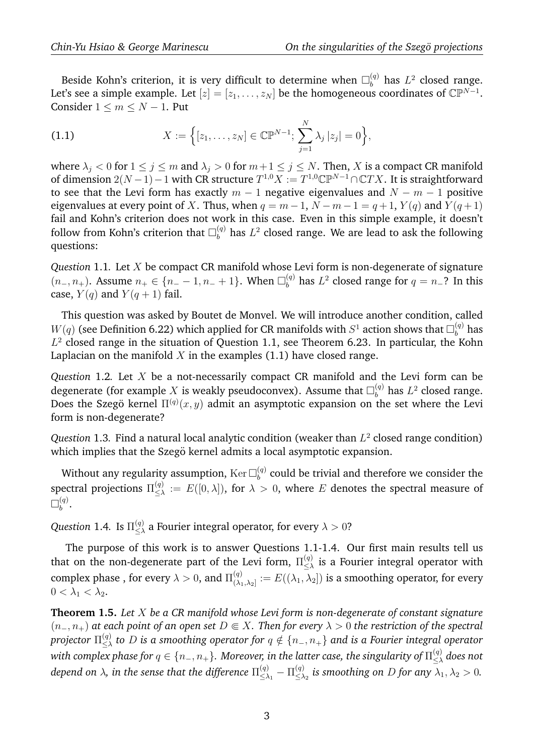Beside Kohn's criterion, it is very difficult to determine when $\Box_b^{(q)}$ has $L^2$ closed range. Let's see a simple example. Let $[z] = [z_1, \ldots, z_N]$ be the homogeneous coordinates of $\mathbb{CP}^{N-1}$. Consider $1 \leq m \leq N-1$. Put

$$X := \Big\{[z_1, \ldots, z_N] \in \mathbb{CP}^{N-1};\, \sum_{j=1}^{N} \lambda_j\, |z_j| = 0\Big\}, \tag{1.1}$$

where $\lambda_j < 0$ for $1 \leq j \leq m$ and $\lambda_j > 0$ for $m+1 \leq j \leq N$. Then, $X$ is a compact CR manifold of dimension $2(N-1)-1$ with CR structure $T^{1,0}X := T^{1,0}\mathbb{CP}^{N-1} \cap \mathbb{C}TX$. It is straightforward to see that the Levi form has exactly $m-1$ negative eigenvalues and $N-m-1$ positive eigenvalues at every point of $X$. Thus, when $q = m-1$, $N-m-1 = q+1$, $Y(q)$ and $Y(q+1)$ fail and Kohn's criterion does not work in this case. Even in this simple example, it doesn't follow from Kohn's criterion that $\Box_b^{(q)}$ has $L^2$ closed range. We are lead to ask the following questions:

*Question* 1.1. Let $X$ be compact CR manifold whose Levi form is non-degenerate of signature $(n_-, n_+)$. Assume $n_+ \in \{n_- - 1, n_- + 1\}$. When $\Box_b^{(q)}$ has $L^2$ closed range for $q = n_-$? In this case, $Y(q)$ and $Y(q+1)$ fail.

This question was asked by Boutet de Monvel. We will introduce another condition, called $W(q)$ (see Definition 6.22) which applied for CR manifolds with $S^1$ action shows that $\Box_b^{(q)}$ has $L^2$ closed range in the situation of Question 1.1, see Theorem 6.23. In particular, the Kohn Laplacian on the manifold $X$ in the examples (1.1) have closed range.

*Question* 1.2. Let $X$ be a not-necessarily compact CR manifold and the Levi form can be degenerate (for example $X$ is weakly pseudoconvex). Assume that $\Box_b^{(q)}$ has $L^2$ closed range. Does the Szegö kernel $\Pi^{(q)}(x,y)$ admit an asymptotic expansion on the set where the Levi form is non-degenerate?

*Question* 1.3. Find a natural local analytic condition (weaker than $L^2$ closed range condition) which implies that the Szegö kernel admits a local asymptotic expansion.

Without any regularity assumption, $\operatorname{Ker}\Box_b^{(q)}$ could be trivial and therefore we consider the spectral projections $\Pi_{\leq\lambda}^{(q)} := E([0,\lambda])$, for $\lambda > 0$, where $E$ denotes the spectral measure of $\Box_b^{(q)}$.

*Question* 1.4. Is $\Pi_{\leq\lambda}^{(q)}$ a Fourier integral operator, for every $\lambda > 0$?

The purpose of this work is to answer Questions 1.1-1.4. Our first main results tell us that on the non-degenerate part of the Levi form, $\Pi_{\leq\lambda}^{(q)}$ is a Fourier integral operator with complex phase , for every $\lambda > 0$, and $\Pi_{(\lambda_1,\lambda_2]}^{(q)} := E((\lambda_1, \lambda_2])$ is a smoothing operator, for every $0 < \lambda_1 < \lambda_2$.

**Theorem 1.5.** *Let $X$ be a CR manifold whose Levi form is non-degenerate of constant signature $(n_-, n_+)$ at each point of an open set $D \Subset X$. Then for every $\lambda > 0$ the restriction of the spectral projector $\Pi_{\leq\lambda}^{(q)}$ to $D$ is a smoothing operator for $q \notin \{n_-, n_+\}$ and is a Fourier integral operator with complex phase for $q \in \{n_-, n_+\}$. Moreover, in the latter case, the singularity of $\Pi_{\leq\lambda}^{(q)}$ does not depend on $\lambda$, in the sense that the difference $\Pi_{\leq\lambda_1}^{(q)} - \Pi_{\leq\lambda_2}^{(q)}$ is smoothing on $D$ for any $\lambda_1, \lambda_2 > 0$.*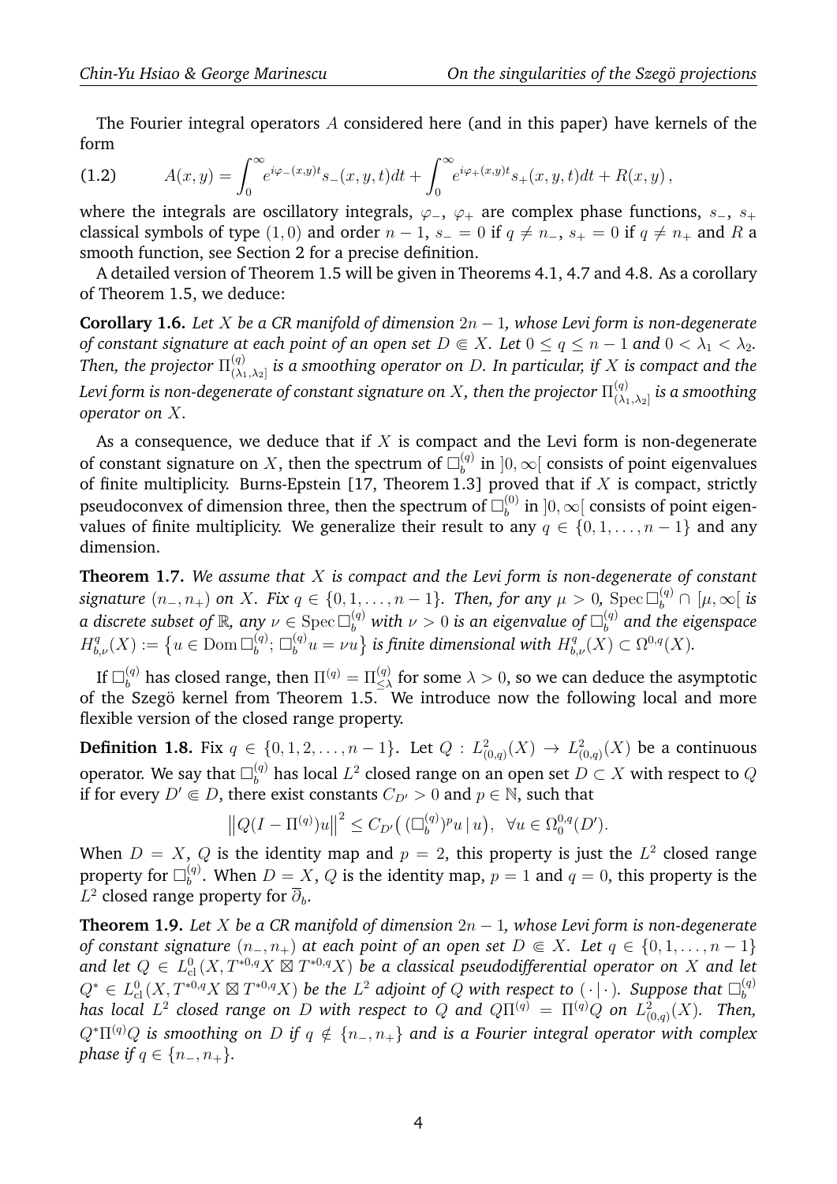The Fourier integral operators $A$ considered here (and in this paper) have kernels of the form

$$A(x,y) = \int_0^\infty e^{i\varphi_-(x,y)t} s_-(x,y,t)dt + \int_0^\infty e^{i\varphi_+(x,y)t} s_+(x,y,t)dt + R(x,y)\,, \tag{1.2}$$

where the integrals are oscillatory integrals, $\varphi_-$, $\varphi_+$ are complex phase functions, $s_-$, $s_+$ classical symbols of type $(1,0)$ and order $n-1$, $s_- = 0$ if $q \neq n_-$, $s_+ = 0$ if $q \neq n_+$ and $R$ a smooth function, see Section 2 for a precise definition.

A detailed version of Theorem 1.5 will be given in Theorems 4.1, 4.7 and 4.8. As a corollary of Theorem 1.5, we deduce:

**Corollary 1.6.** *Let $X$ be a CR manifold of dimension $2n-1$, whose Levi form is non-degenerate of constant signature at each point of an open set $D \Subset X$. Let $0 \leq q \leq n-1$ and $0 < \lambda_1 < \lambda_2$. Then, the projector $\Pi^{(q)}_{(\lambda_1,\lambda_2]}$ is a smoothing operator on $D$. In particular, if $X$ is compact and the Levi form is non-degenerate of constant signature on $X$, then the projector $\Pi^{(q)}_{(\lambda_1,\lambda_2]}$ is a smoothing operator on $X$.*

As a consequence, we deduce that if $X$ is compact and the Levi form is non-degenerate of constant signature on $X$, then the spectrum of $\Box^{(q)}_b$ in $]0,\infty[$ consists of point eigenvalues of finite multiplicity. Burns-Epstein [17, Theorem 1.3] proved that if $X$ is compact, strictly pseudoconvex of dimension three, then the spectrum of $\Box^{(0)}_b$ in $]0,\infty[$ consists of point eigenvalues of finite multiplicity. We generalize their result to any $q \in \{0,1,\ldots,n-1\}$ and any dimension.

**Theorem 1.7.** *We assume that $X$ is compact and the Levi form is non-degenerate of constant signature $(n_-,n_+)$ on $X$. Fix $q \in \{0,1,\ldots,n-1\}$. Then, for any $\mu > 0$, $\operatorname{Spec}\Box^{(q)}_b \cap [\mu,\infty[$ is a discrete subset of $\mathbb{R}$, any $\nu \in \operatorname{Spec}\Box^{(q)}_b$ with $\nu > 0$ is an eigenvalue of $\Box^{(q)}_b$ and the eigenspace $H^q_{b,\nu}(X) := \left\{u \in \operatorname{Dom}\Box^{(q)}_b;\ \Box^{(q)}_b u = \nu u\right\}$ is finite dimensional with $H^q_{b,\nu}(X) \subset \Omega^{0,q}(X)$.*

If $\Box^{(q)}_b$ has closed range, then $\Pi^{(q)} = \Pi^{(q)}_{\leq\lambda}$ for some $\lambda > 0$, so we can deduce the asymptotic of the Szegö kernel from Theorem 1.5. We introduce now the following local and more flexible version of the closed range property.

**Definition 1.8.** Fix $q \in \{0,1,2,\ldots,n-1\}$. Let $Q : L^2_{(0,q)}(X) \to L^2_{(0,q)}(X)$ be a continuous operator. We say that $\Box^{(q)}_b$ has local $L^2$ closed range on an open set $D \subset X$ with respect to $Q$ if for every $D' \Subset D$, there exist constants $C_{D'} > 0$ and $p \in \mathbb{N}$, such that

$$\left\|Q(I - \Pi^{(q)})u\right\|^2 \leq C_{D'}\big((\Box^{(q)}_b)^p u \,|\, u\big), \ \ \forall u \in \Omega^{0,q}_0(D').$$

When $D = X$, $Q$ is the identity map and $p = 2$, this property is just the $L^2$ closed range property for $\Box^{(q)}_b$. When $D = X$, $Q$ is the identity map, $p = 1$ and $q = 0$, this property is the $L^2$ closed range property for $\overline{\partial}_b$.

**Theorem 1.9.** *Let $X$ be a CR manifold of dimension $2n-1$, whose Levi form is non-degenerate of constant signature $(n_-,n_+)$ at each point of an open set $D \Subset X$. Let $q \in \{0,1,\ldots,n-1\}$ and let $Q \in L^0_{\rm cl}(X, T^{*0,q}X \boxtimes T^{*0,q}X)$ be a classical pseudodifferential operator on $X$ and let $Q^* \in L^0_{\rm cl}(X, T^{*0,q}X \boxtimes T^{*0,q}X)$ be the $L^2$ adjoint of $Q$ with respect to $(\cdot\,|\,\cdot)$. Suppose that $\Box^{(q)}_b$ has local $L^2$ closed range on $D$ with respect to $Q$ and $Q\Pi^{(q)} = \Pi^{(q)}Q$ on $L^2_{(0,q)}(X)$. Then, $Q^*\Pi^{(q)}Q$ is smoothing on $D$ if $q \notin \{n_-,n_+\}$ and is a Fourier integral operator with complex phase if $q \in \{n_-,n_+\}$.*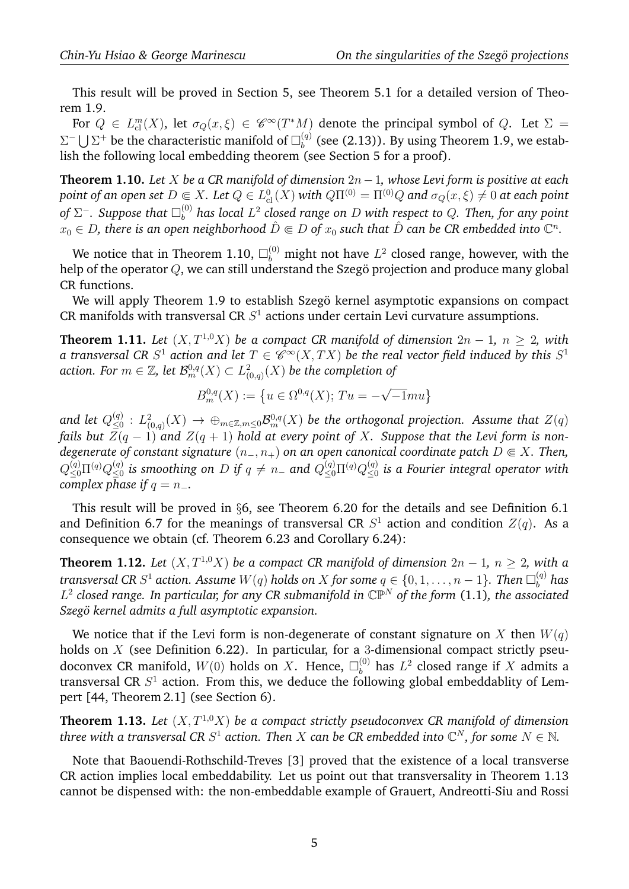This result will be proved in Section 5, see Theorem 5.1 for a detailed version of Theorem 1.9.

For $Q \in L^m_{\rm cl}(X)$, let $\sigma_Q(x,\xi) \in \mathscr{C}^\infty(T^*M)$ denote the principal symbol of $Q$. Let $\Sigma = \Sigma^- \bigcup \Sigma^+$ be the characteristic manifold of $\Box^{(q)}_b$ (see (2.13)). By using Theorem 1.9, we establish the following local embedding theorem (see Section 5 for a proof).

**Theorem 1.10.** *Let $X$ be a CR manifold of dimension $2n-1$, whose Levi form is positive at each point of an open set $D \Subset X$. Let $Q \in L^0_{\rm cl}(X)$ with $Q\Pi^{(0)} = \Pi^{(0)}Q$ and $\sigma_Q(x,\xi) \neq 0$ at each point of $\Sigma^-$. Suppose that $\Box^{(0)}_b$ has local $L^2$ closed range on $D$ with respect to $Q$. Then, for any point $x_0 \in D$, there is an open neighborhood $\hat{D} \Subset D$ of $x_0$ such that $\hat{D}$ can be CR embedded into $\mathbb{C}^n$.*

We notice that in Theorem 1.10, $\Box^{(0)}_b$ might not have $L^2$ closed range, however, with the help of the operator $Q$, we can still understand the Szegö projection and produce many global CR functions.

We will apply Theorem 1.9 to establish Szegö kernel asymptotic expansions on compact CR manifolds with transversal CR $S^1$ actions under certain Levi curvature assumptions.

**Theorem 1.11.** *Let $(X, T^{1,0}X)$ be a compact CR manifold of dimension $2n-1$, $n \geq 2$, with a transversal CR $S^1$ action and let $T \in \mathscr{C}^\infty(X, TX)$ be the real vector field induced by this $S^1$ action. For $m \in \mathbb{Z}$, let $\mathcal{B}^{0,q}_m(X) \subset L^2_{(0,q)}(X)$ be the completion of*

$$B^{0,q}_m(X) := \left\{u \in \Omega^{0,q}(X);\, Tu = -\sqrt{-1}mu\right\}$$

*and let $Q^{(q)}_{\leq 0} : L^2_{(0,q)}(X) \to \oplus_{m\in\mathbb{Z}, m\leq 0}\mathcal{B}^{0,q}_m(X)$ be the orthogonal projection. Assume that $Z(q)$ fails but $Z(q-1)$ and $Z(q+1)$ hold at every point of $X$. Suppose that the Levi form is non-degenerate of constant signature $(n_-, n_+)$ on an open canonical coordinate patch $D \Subset X$. Then, $Q^{(q)}_{\leq 0}\Pi^{(q)}Q^{(q)}_{\leq 0}$ is smoothing on $D$ if $q \neq n_-$ and $Q^{(q)}_{\leq 0}\Pi^{(q)}Q^{(q)}_{\leq 0}$ is a Fourier integral operator with complex phase if $q = n_-$.*

This result will be proved in §6, see Theorem 6.20 for the details and see Definition 6.1 and Definition 6.7 for the meanings of transversal CR $S^1$ action and condition $Z(q)$. As a consequence we obtain (cf. Theorem 6.23 and Corollary 6.24):

**Theorem 1.12.** *Let $(X, T^{1,0}X)$ be a compact CR manifold of dimension $2n-1$, $n \geq 2$, with a transversal CR $S^1$ action. Assume $W(q)$ holds on $X$ for some $q \in \{0, 1, \ldots, n-1\}$. Then $\Box^{(q)}_b$ has $L^2$ closed range. In particular, for any CR submanifold in $\mathbb{CP}^N$ of the form* (1.1)*, the associated Szegö kernel admits a full asymptotic expansion.*

We notice that if the Levi form is non-degenerate of constant signature on $X$ then $W(q)$ holds on $X$ (see Definition 6.22). In particular, for a 3-dimensional compact strictly pseudoconvex CR manifold, $W(0)$ holds on $X$. Hence, $\Box^{(0)}_b$ has $L^2$ closed range if $X$ admits a transversal CR $S^1$ action. From this, we deduce the following global embeddablity of Lempert [44, Theorem 2.1] (see Section 6).

**Theorem 1.13.** *Let $(X, T^{1,0}X)$ be a compact strictly pseudoconvex CR manifold of dimension three with a transversal CR $S^1$ action. Then $X$ can be CR embedded into $\mathbb{C}^N$, for some $N \in \mathbb{N}$.*

Note that Baouendi-Rothschild-Treves [3] proved that the existence of a local transverse CR action implies local embeddability. Let us point out that transversality in Theorem 1.13 cannot be dispensed with: the non-embeddable example of Grauert, Andreotti-Siu and Rossi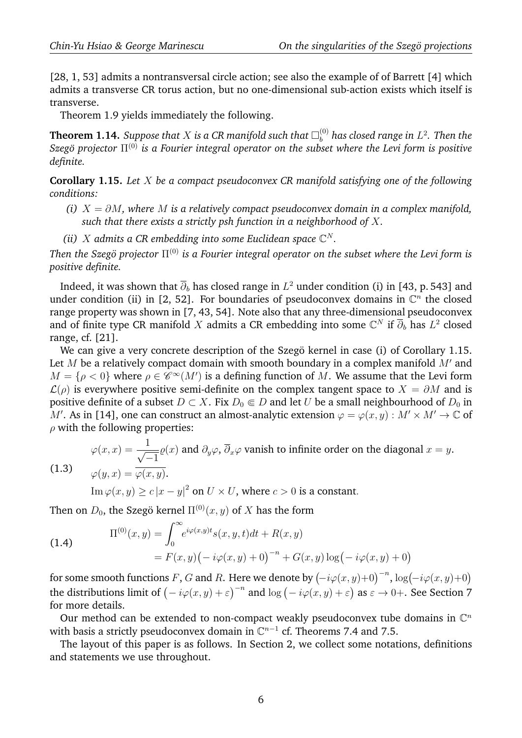[28, 1, 53] admits a nontransversal circle action; see also the example of of Barrett [4] which admits a transverse CR torus action, but no one-dimensional sub-action exists which itself is transverse.

Theorem 1.9 yields immediately the following.

**Theorem 1.14.** *Suppose that $X$ is a CR manifold such that $\Box_b^{(0)}$ has closed range in $L^2$. Then the Szegö projector $\Pi^{(0)}$ is a Fourier integral operator on the subset where the Levi form is positive definite.*

**Corollary 1.15.** *Let $X$ be a compact pseudoconvex CR manifold satisfying one of the following conditions:*

*(i) $X = \partial M$, where $M$ is a relatively compact pseudoconvex domain in a complex manifold, such that there exists a strictly psh function in a neighborhood of $X$.*

*(ii) $X$ admits a CR embedding into some Euclidean space $\mathbb{C}^N$.*

*Then the Szegö projector $\Pi^{(0)}$ is a Fourier integral operator on the subset where the Levi form is positive definite.*

Indeed, it was shown that $\overline{\partial}_b$ has closed range in $L^2$ under condition (i) in [43, p. 543] and under condition (ii) in [2, 52]. For boundaries of pseudoconvex domains in $\mathbb{C}^n$ the closed range property was shown in [7, 43, 54]. Note also that any three-dimensional pseudoconvex and of finite type CR manifold $X$ admits a CR embedding into some $\mathbb{C}^N$ if $\overline{\partial}_b$ has $L^2$ closed range, cf. [21].

We can give a very concrete description of the Szegö kernel in case (i) of Corollary 1.15. Let $M$ be a relatively compact domain with smooth boundary in a complex manifold $M'$ and $M = \{\rho < 0\}$ where $\rho \in \mathscr{C}^\infty(M')$ is a defining function of $M$. We assume that the Levi form $\mathcal{L}(\rho)$ is everywhere positive semi-definite on the complex tangent space to $X = \partial M$ and is positive definite of a subset $D \subset X$. Fix $D_0 \Subset D$ and let $U$ be a small neighbourhood of $D_0$ in $M'$. As in [14], one can construct an almost-analytic extension $\varphi = \varphi(x,y) : M' \times M' \to \mathbb{C}$ of $\rho$ with the following properties:

$$
\begin{aligned}
&\varphi(x,x) = \frac{1}{\sqrt{-1}}\varrho(x) \text{ and } \partial_y\varphi,\ \overline{\partial}_x\varphi \text{ vanish to infinite order on the diagonal } x = y. \\
&\varphi(y,x) = \overline{\varphi(x,y)}. \\
&\operatorname{Im}\varphi(x,y) \geq c\,|x-y|^2 \text{ on } U \times U, \text{ where } c > 0 \text{ is a constant.}
\end{aligned}
\tag{1.3}
$$

Then on $D_0$, the Szegö kernel $\Pi^{(0)}(x,y)$ of $X$ has the form

$$
\begin{aligned}
\Pi^{(0)}(x,y) &= \int_0^\infty e^{i\varphi(x,y)t} s(x,y,t)\,dt + R(x,y) \\
&= F(x,y)\big(-i\varphi(x,y)+0\big)^{-n} + G(x,y)\log\big(-i\varphi(x,y)+0\big)
\end{aligned}
\tag{1.4}
$$

for some smooth functions $F$, $G$ and $R$. Here we denote by $\big(-i\varphi(x,y)+0\big)^{-n}$, $\log\big(-i\varphi(x,y)+0\big)$ the distributions limit of $\big(-i\varphi(x,y)+\varepsilon\big)^{-n}$ and $\log\big(-i\varphi(x,y)+\varepsilon\big)$ as $\varepsilon \to 0+$. See Section 7 for more details.

Our method can be extended to non-compact weakly pseudoconvex tube domains in $\mathbb{C}^n$ with basis a strictly pseudoconvex domain in $\mathbb{C}^{n-1}$ cf. Theorems 7.4 and 7.5.

The layout of this paper is as follows. In Section 2, we collect some notations, definitions and statements we use throughout.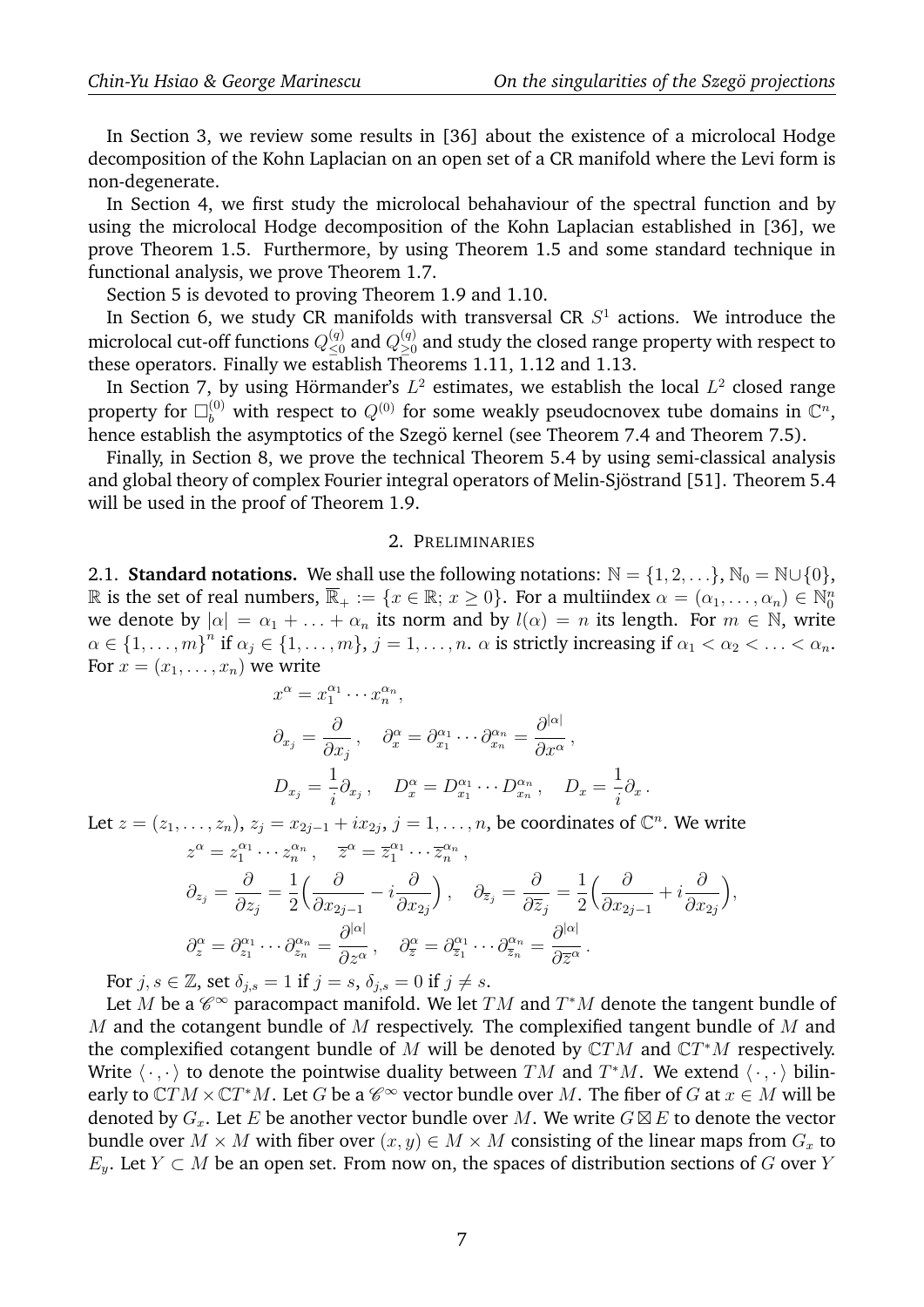In Section 3, we review some results in [36] about the existence of a microlocal Hodge decomposition of the Kohn Laplacian on an open set of a CR manifold where the Levi form is non-degenerate.

In Section 4, we first study the microlocal behahaviour of the spectral function and by using the microlocal Hodge decomposition of the Kohn Laplacian established in [36], we prove Theorem 1.5. Furthermore, by using Theorem 1.5 and some standard technique in functional analysis, we prove Theorem 1.7.

Section 5 is devoted to proving Theorem 1.9 and 1.10.

In Section 6, we study CR manifolds with transversal CR $S^1$ actions. We introduce the microlocal cut-off functions $Q^{(q)}_{\leq 0}$ and $Q^{(q)}_{\geq 0}$ and study the closed range property with respect to these operators. Finally we establish Theorems 1.11, 1.12 and 1.13.

In Section 7, by using Hörmander's $L^2$ estimates, we establish the local $L^2$ closed range property for $\Box^{(0)}_b$ with respect to $Q^{(0)}$ for some weakly pseudocnovex tube domains in $\mathbb{C}^n$, hence establish the asymptotics of the Szegö kernel (see Theorem 7.4 and Theorem 7.5).

Finally, in Section 8, we prove the technical Theorem 5.4 by using semi-classical analysis and global theory of complex Fourier integral operators of Melin-Sjöstrand [51]. Theorem 5.4 will be used in the proof of Theorem 1.9.

## 2. Preliminaries

2.1. **Standard notations.** We shall use the following notations: $\mathbb{N} = \{1, 2, \ldots\}$, $\mathbb{N}_0 = \mathbb{N} \cup \{0\}$, $\mathbb{R}$ is the set of real numbers, $\overline{\mathbb{R}}_+ := \{x \in \mathbb{R};\, x \geq 0\}$. For a multiindex $\alpha = (\alpha_1, \ldots, \alpha_n) \in \mathbb{N}_0^n$ we denote by $|\alpha| = \alpha_1 + \ldots + \alpha_n$ its norm and by $l(\alpha) = n$ its length. For $m \in \mathbb{N}$, write $\alpha \in \{1, \ldots, m\}^n$ if $\alpha_j \in \{1, \ldots, m\}$, $j = 1, \ldots, n$. $\alpha$ is strictly increasing if $\alpha_1 < \alpha_2 < \ldots < \alpha_n$. For $x = (x_1, \ldots, x_n)$ we write

$$
\begin{aligned}
&x^\alpha = x_1^{\alpha_1} \cdots x_n^{\alpha_n},\\
&\partial_{x_j} = \frac{\partial}{\partial x_j}\,, \quad \partial^\alpha_x = \partial^{\alpha_1}_{x_1} \cdots \partial^{\alpha_n}_{x_n} = \frac{\partial^{|\alpha|}}{\partial x^\alpha}\,,\\
&D_{x_j} = \frac{1}{i}\partial_{x_j}\,, \quad D^\alpha_x = D^{\alpha_1}_{x_1} \cdots D^{\alpha_n}_{x_n}\,, \quad D_x = \frac{1}{i}\partial_x\,.
\end{aligned}
$$

Let $z = (z_1, \ldots, z_n)$, $z_j = x_{2j-1} + ix_{2j}$, $j = 1, \ldots, n$, be coordinates of $\mathbb{C}^n$. We write

$$
\begin{aligned}
&z^\alpha = z_1^{\alpha_1} \cdots z_n^{\alpha_n}\,, \quad \overline{z}^\alpha = \overline{z}_1^{\alpha_1} \cdots \overline{z}_n^{\alpha_n}\,,\\
&\partial_{z_j} = \frac{\partial}{\partial z_j} = \frac{1}{2}\Big(\frac{\partial}{\partial x_{2j-1}} - i\frac{\partial}{\partial x_{2j}}\Big)\,, \quad \partial_{\overline{z}_j} = \frac{\partial}{\partial \overline{z}_j} = \frac{1}{2}\Big(\frac{\partial}{\partial x_{2j-1}} + i\frac{\partial}{\partial x_{2j}}\Big),\\
&\partial^\alpha_z = \partial^{\alpha_1}_{z_1} \cdots \partial^{\alpha_n}_{z_n} = \frac{\partial^{|\alpha|}}{\partial z^\alpha}\,, \quad \partial^\alpha_{\overline{z}} = \partial^{\alpha_1}_{\overline{z}_1} \cdots \partial^{\alpha_n}_{\overline{z}_n} = \frac{\partial^{|\alpha|}}{\partial \overline{z}^\alpha}\,.
\end{aligned}
$$

For $j, s \in \mathbb{Z}$, set $\delta_{j,s} = 1$ if $j = s$, $\delta_{j,s} = 0$ if $j \neq s$.

Let $M$ be a $\mathscr{C}^\infty$ paracompact manifold. We let $TM$ and $T^*M$ denote the tangent bundle of $M$ and the cotangent bundle of $M$ respectively. The complexified tangent bundle of $M$ and the complexified cotangent bundle of $M$ will be denoted by $\mathbb{C}TM$ and $\mathbb{C}T^*M$ respectively. Write $\langle\,\cdot\,,\cdot\,\rangle$ to denote the pointwise duality between $TM$ and $T^*M$. We extend $\langle\,\cdot\,,\cdot\,\rangle$ bilinearly to $\mathbb{C}TM \times \mathbb{C}T^*M$. Let $G$ be a $\mathscr{C}^\infty$ vector bundle over $M$. The fiber of $G$ at $x \in M$ will be denoted by $G_x$. Let $E$ be another vector bundle over $M$. We write $G \boxtimes E$ to denote the vector bundle over $M \times M$ with fiber over $(x, y) \in M \times M$ consisting of the linear maps from $G_x$ to $E_y$. Let $Y \subset M$ be an open set. From now on, the spaces of distribution sections of $G$ over $Y$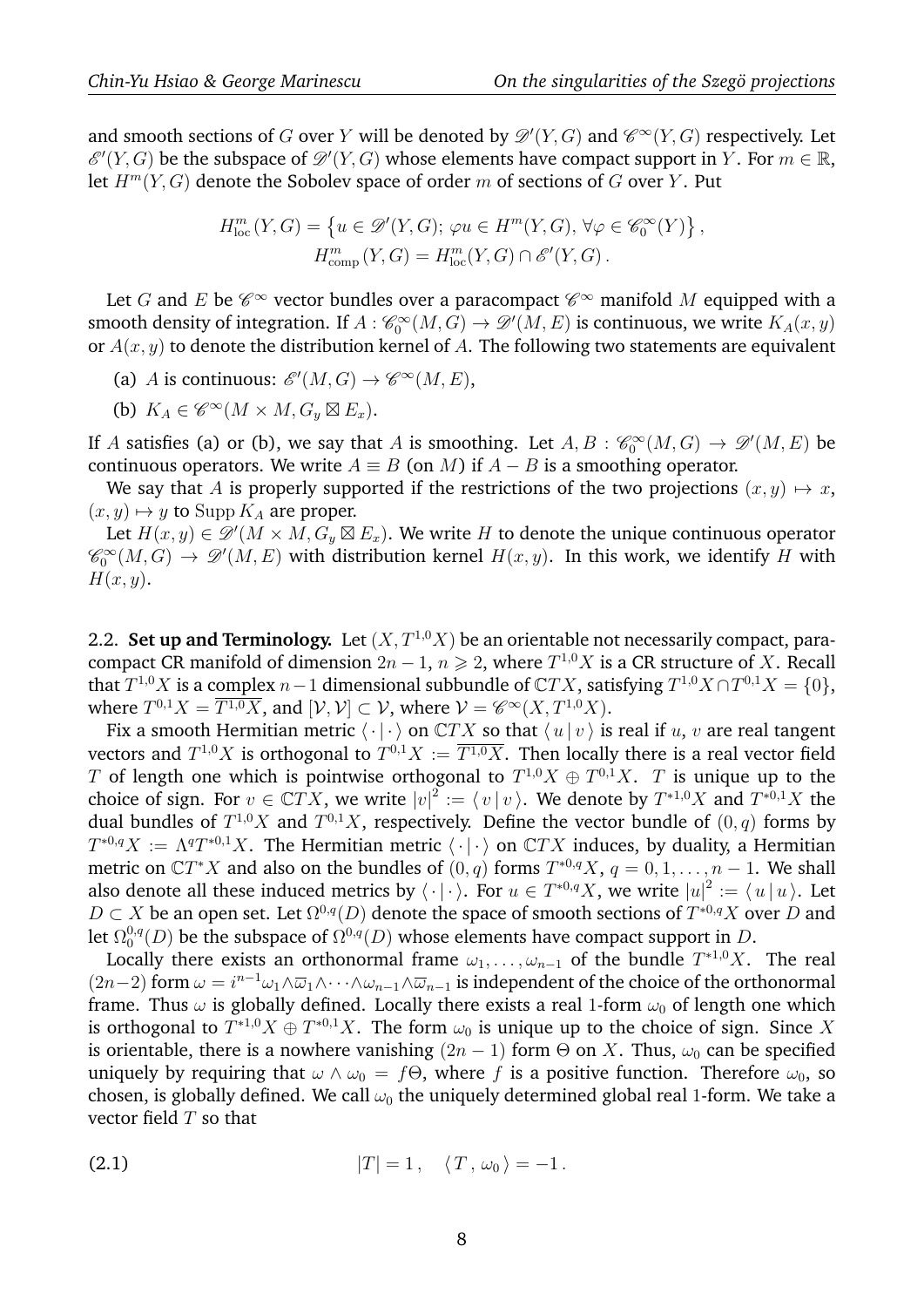and smooth sections of $G$ over $Y$ will be denoted by $\mathscr{D}'(Y,G)$ and $\mathscr{C}^\infty(Y,G)$ respectively. Let $\mathscr{E}'(Y,G)$ be the subspace of $\mathscr{D}'(Y,G)$ whose elements have compact support in $Y$. For $m\in\mathbb{R}$, let $H^m(Y,G)$ denote the Sobolev space of order $m$ of sections of $G$ over $Y$. Put

$$H^m_{\rm loc}(Y,G)=\left\{u\in\mathscr{D}'(Y,G);\ \varphi u\in H^m(Y,G),\ \forall\varphi\in\mathscr{C}^\infty_0(Y)\right\},$$
$$H^m_{\rm comp}(Y,G)=H^m_{\rm loc}(Y,G)\cap\mathscr{E}'(Y,G)\,.$$

Let $G$ and $E$ be $\mathscr{C}^\infty$ vector bundles over a paracompact $\mathscr{C}^\infty$ manifold $M$ equipped with a smooth density of integration. If $A:\mathscr{C}^\infty_0(M,G)\to\mathscr{D}'(M,E)$ is continuous, we write $K_A(x,y)$ or $A(x,y)$ to denote the distribution kernel of $A$. The following two statements are equivalent

(a) $A$ is continuous: $\mathscr{E}'(M,G)\to\mathscr{C}^\infty(M,E)$,

(b) $K_A\in\mathscr{C}^\infty(M\times M,G_y\boxtimes E_x)$.

If $A$ satisfies (a) or (b), we say that $A$ is smoothing. Let $A,B:\mathscr{C}^\infty_0(M,G)\to\mathscr{D}'(M,E)$ be continuous operators. We write $A\equiv B$ (on $M$) if $A-B$ is a smoothing operator.

We say that $A$ is properly supported if the restrictions of the two projections $(x,y)\mapsto x$, $(x,y)\mapsto y$ to ${\rm Supp}\,K_A$ are proper.

Let $H(x,y)\in\mathscr{D}'(M\times M,G_y\boxtimes E_x)$. We write $H$ to denote the unique continuous operator $\mathscr{C}^\infty_0(M,G)\to\mathscr{D}'(M,E)$ with distribution kernel $H(x,y)$. In this work, we identify $H$ with $H(x,y)$.

## 2.2. **Set up and Terminology.**

Let $(X,T^{1,0}X)$ be an orientable not necessarily compact, paracompact CR manifold of dimension $2n-1$, $n\geqslant 2$, where $T^{1,0}X$ is a CR structure of $X$. Recall that $T^{1,0}X$ is a complex $n-1$ dimensional subbundle of $\mathbb{C}TX$, satisfying $T^{1,0}X\cap T^{0,1}X=\{0\}$, where $T^{0,1}X=\overline{T^{1,0}X}$, and $[\mathcal{V},\mathcal{V}]\subset\mathcal{V}$, where $\mathcal{V}=\mathscr{C}^\infty(X,T^{1,0}X)$.

Fix a smooth Hermitian metric $\langle\,\cdot\,|\,\cdot\,\rangle$ on $\mathbb{C}TX$ so that $\langle\,u\,|\,v\,\rangle$ is real if $u$, $v$ are real tangent vectors and $T^{1,0}X$ is orthogonal to $T^{0,1}X:=\overline{T^{1,0}X}$. Then locally there is a real vector field $T$ of length one which is pointwise orthogonal to $T^{1,0}X\oplus T^{0,1}X$. $T$ is unique up to the choice of sign. For $v\in\mathbb{C}TX$, we write $|v|^2:=\langle\,v\,|\,v\,\rangle$. We denote by $T^{*1,0}X$ and $T^{*0,1}X$ the dual bundles of $T^{1,0}X$ and $T^{0,1}X$, respectively. Define the vector bundle of $(0,q)$ forms by $T^{*0,q}X:=\Lambda^qT^{*0,1}X$. The Hermitian metric $\langle\,\cdot\,|\,\cdot\,\rangle$ on $\mathbb{C}TX$ induces, by duality, a Hermitian metric on $\mathbb{C}T^*X$ and also on the bundles of $(0,q)$ forms $T^{*0,q}X$, $q=0,1,\ldots,n-1$. We shall also denote all these induced metrics by $\langle\,\cdot\,|\,\cdot\,\rangle$. For $u\in T^{*0,q}X$, we write $|u|^2:=\langle\,u\,|\,u\,\rangle$. Let $D\subset X$ be an open set. Let $\Omega^{0,q}(D)$ denote the space of smooth sections of $T^{*0,q}X$ over $D$ and let $\Omega^{0,q}_0(D)$ be the subspace of $\Omega^{0,q}(D)$ whose elements have compact support in $D$.

Locally there exists an orthonormal frame $\omega_1,\ldots,\omega_{n-1}$ of the bundle $T^{*1,0}X$. The real $(2n-2)$ form $\omega=i^{n-1}\omega_1\wedge\overline{\omega}_1\wedge\cdots\wedge\omega_{n-1}\wedge\overline{\omega}_{n-1}$ is independent of the choice of the orthonormal frame. Thus $\omega$ is globally defined. Locally there exists a real $1$-form $\omega_0$ of length one which is orthogonal to $T^{*1,0}X\oplus T^{*0,1}X$. The form $\omega_0$ is unique up to the choice of sign. Since $X$ is orientable, there is a nowhere vanishing $(2n-1)$ form $\Theta$ on $X$. Thus, $\omega_0$ can be specified uniquely by requiring that $\omega\wedge\omega_0=f\Theta$, where $f$ is a positive function. Therefore $\omega_0$, so chosen, is globally defined. We call $\omega_0$ the uniquely determined global real $1$-form. We take a vector field $T$ so that

$$|T|=1\,,\quad\langle\,T\,,\,\omega_0\,\rangle=-1\,.\tag{2.1}$$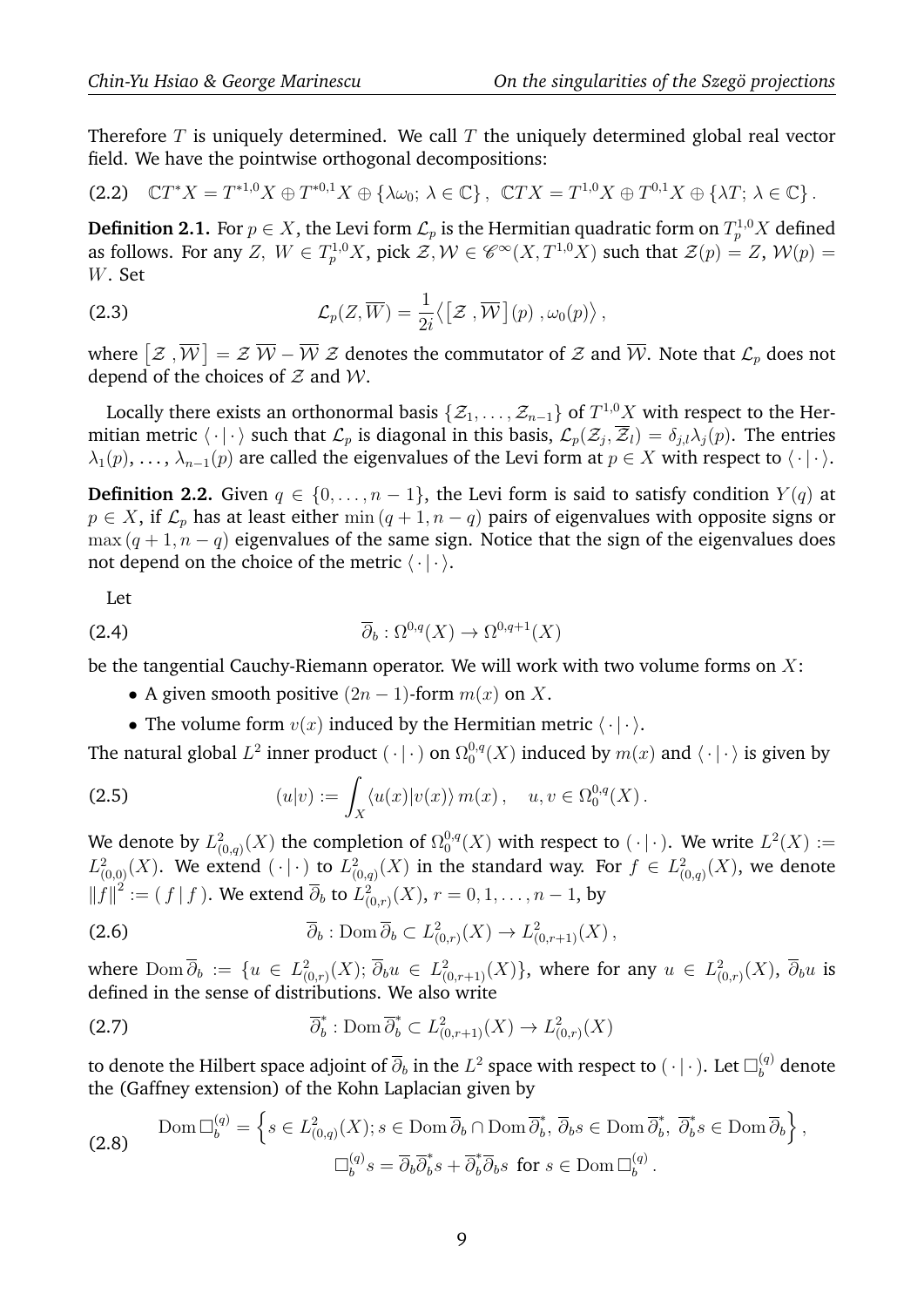Therefore $T$ is uniquely determined. We call $T$ the uniquely determined global real vector field. We have the pointwise orthogonal decompositions:

$$\mathbb{C}T^*X = T^{*1,0}X \oplus T^{*0,1}X \oplus \{\lambda\omega_0;\ \lambda \in \mathbb{C}\}\,,\ \ \mathbb{C}TX = T^{1,0}X \oplus T^{0,1}X \oplus \{\lambda T;\ \lambda \in \mathbb{C}\}\,. \tag{2.2}$$

**Definition 2.1.** For $p \in X$, the Levi form $\mathcal{L}_p$ is the Hermitian quadratic form on $T^{1,0}_pX$ defined as follows. For any $Z,\ W \in T^{1,0}_pX$, pick $\mathcal{Z}, \mathcal{W} \in \mathscr{C}^\infty(X, T^{1,0}X)$ such that $\mathcal{Z}(p) = Z$, $\mathcal{W}(p) = W$. Set

$$\mathcal{L}_p(Z, \overline{W}) = \frac{1}{2i}\big\langle \big[\mathcal{Z}\ ,\overline{\mathcal{W}}\,\big](p)\ ,\omega_0(p)\big\rangle\,, \tag{2.3}$$

where $\big[\mathcal{Z}\ ,\overline{\mathcal{W}}\,\big] = \mathcal{Z}\ \overline{\mathcal{W}} - \overline{\mathcal{W}}\ \mathcal{Z}$ denotes the commutator of $\mathcal{Z}$ and $\overline{\mathcal{W}}$. Note that $\mathcal{L}_p$ does not depend of the choices of $\mathcal{Z}$ and $\mathcal{W}$.

Locally there exists an orthonormal basis $\{\mathcal{Z}_1, \ldots, \mathcal{Z}_{n-1}\}$ of $T^{1,0}X$ with respect to the Hermitian metric $\langle\,\cdot\,|\,\cdot\,\rangle$ such that $\mathcal{L}_p$ is diagonal in this basis, $\mathcal{L}_p(\mathcal{Z}_j, \overline{\mathcal{Z}}_l) = \delta_{j,l}\lambda_j(p)$. The entries $\lambda_1(p), \ldots, \lambda_{n-1}(p)$ are called the eigenvalues of the Levi form at $p \in X$ with respect to $\langle\,\cdot\,|\,\cdot\,\rangle$.

**Definition 2.2.** Given $q \in \{0, \ldots, n-1\}$, the Levi form is said to satisfy condition $Y(q)$ at $p \in X$, if $\mathcal{L}_p$ has at least either $\min{(q+1, n-q)}$ pairs of eigenvalues with opposite signs or $\max{(q+1, n-q)}$ eigenvalues of the same sign. Notice that the sign of the eigenvalues does not depend on the choice of the metric $\langle\,\cdot\,|\,\cdot\,\rangle$.

Let

$$\overline{\partial}_b : \Omega^{0,q}(X) \to \Omega^{0,q+1}(X) \tag{2.4}$$

be the tangential Cauchy-Riemann operator. We will work with two volume forms on $X$:

- A given smooth positive $(2n-1)$-form $m(x)$ on $X$.
- The volume form $v(x)$ induced by the Hermitian metric $\langle\,\cdot\,|\,\cdot\,\rangle$.

The natural global $L^2$ inner product $(\,\cdot\,|\,\cdot\,)$ on $\Omega^{0,q}_0(X)$ induced by $m(x)$ and $\langle\,\cdot\,|\,\cdot\,\rangle$ is given by

$$(u|v) := \int_X \langle u(x)|v(x)\rangle\, m(x)\,, \quad u, v \in \Omega^{0,q}_0(X)\,. \tag{2.5}$$

We denote by $L^2_{(0,q)}(X)$ the completion of $\Omega^{0,q}_0(X)$ with respect to $(\,\cdot\,|\,\cdot\,)$. We write $L^2(X) := L^2_{(0,0)}(X)$. We extend $(\,\cdot\,|\,\cdot\,)$ to $L^2_{(0,q)}(X)$ in the standard way. For $f \in L^2_{(0,q)}(X)$, we denote $\|f\|^2 := (\,f\,|\,f\,)$. We extend $\overline{\partial}_b$ to $L^2_{(0,r)}(X)$, $r = 0, 1, \ldots, n-1$, by

$$\overline{\partial}_b : \mathrm{Dom}\,\overline{\partial}_b \subset L^2_{(0,r)}(X) \to L^2_{(0,r+1)}(X)\,, \tag{2.6}$$

where $\mathrm{Dom}\,\overline{\partial}_b := \{u \in L^2_{(0,r)}(X);\ \overline{\partial}_b u \in L^2_{(0,r+1)}(X)\}$, where for any $u \in L^2_{(0,r)}(X)$, $\overline{\partial}_b u$ is defined in the sense of distributions. We also write

$$\overline{\partial}^*_b : \mathrm{Dom}\,\overline{\partial}^*_b \subset L^2_{(0,r+1)}(X) \to L^2_{(0,r)}(X) \tag{2.7}$$

to denote the Hilbert space adjoint of $\overline{\partial}_b$ in the $L^2$ space with respect to $(\,\cdot\,|\,\cdot\,)$. Let $\Box^{(q)}_b$ denote the (Gaffney extension) of the Kohn Laplacian given by

$$\begin{gathered}\mathrm{Dom}\,\Box^{(q)}_b = \Big\{s \in L^2_{(0,q)}(X); s \in \mathrm{Dom}\,\overline{\partial}_b \cap \mathrm{Dom}\,\overline{\partial}^*_b,\ \overline{\partial}_b s \in \mathrm{Dom}\,\overline{\partial}^*_b,\ \overline{\partial}^*_b s \in \mathrm{Dom}\,\overline{\partial}_b\Big\}\,,\\ \Box^{(q)}_b s = \overline{\partial}_b\overline{\partial}^*_b s + \overline{\partial}^*_b\overline{\partial}_b s \ \text{ for } s \in \mathrm{Dom}\,\Box^{(q)}_b\,.\end{gathered} \tag{2.8}$$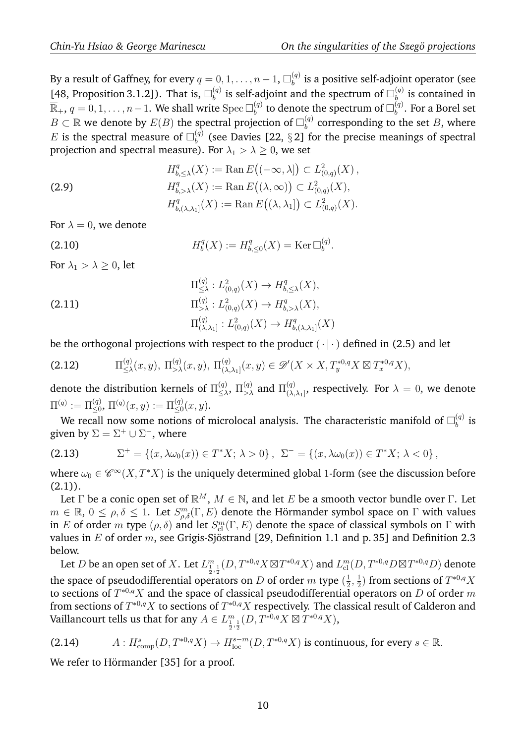By a result of Gaffney, for every $q = 0, 1, \ldots, n-1$, $\Box_b^{(q)}$ is a positive self-adjoint operator (see [48, Proposition 3.1.2]). That is, $\Box_b^{(q)}$ is self-adjoint and the spectrum of $\Box_b^{(q)}$ is contained in $\overline{\mathbb{R}}_+$, $q = 0, 1, \ldots, n-1$. We shall write $\operatorname{Spec} \Box_b^{(q)}$ to denote the spectrum of $\Box_b^{(q)}$. For a Borel set $B \subset \mathbb{R}$ we denote by $E(B)$ the spectral projection of $\Box_b^{(q)}$ corresponding to the set $B$, where $E$ is the spectral measure of $\Box_b^{(q)}$ (see Davies [22, § 2] for the precise meanings of spectral projection and spectral measure). For $\lambda_1 > \lambda \geq 0$, we set

$$
\begin{aligned}
&H^q_{b,\leq\lambda}(X) := \operatorname{Ran} E\big((-\infty, \lambda]\big) \subset L^2_{(0,q)}(X)\,, \\
&H^q_{b,>\lambda}(X) := \operatorname{Ran} E\big((\lambda, \infty)\big) \subset L^2_{(0,q)}(X), \\
&H^q_{b,(\lambda,\lambda_1]}(X) := \operatorname{Ran} E\big((\lambda, \lambda_1]\big) \subset L^2_{(0,q)}(X).
\end{aligned}
\tag{2.9}
$$

For $\lambda = 0$, we denote

$$
H^q_b(X) := H^q_{b,\leq 0}(X) = \operatorname{Ker} \Box_b^{(q)}. \tag{2.10}
$$

For $\lambda_1 > \lambda \geq 0$, let

$$
\begin{aligned}
&\Pi^{(q)}_{\leq\lambda} : L^2_{(0,q)}(X) \to H^q_{b,\leq\lambda}(X), \\
&\Pi^{(q)}_{>\lambda} : L^2_{(0,q)}(X) \to H^q_{b,>\lambda}(X), \\
&\Pi^{(q)}_{(\lambda,\lambda_1]} : L^2_{(0,q)}(X) \to H^q_{b,(\lambda,\lambda_1]}(X)
\end{aligned}
\tag{2.11}
$$

be the orthogonal projections with respect to the product $(\,\cdot\,|\,\cdot\,)$ defined in (2.5) and let

$$
\Pi^{(q)}_{\leq\lambda}(x,y),\ \Pi^{(q)}_{>\lambda}(x,y),\ \Pi^{(q)}_{(\lambda,\lambda_1]}(x,y) \in \mathscr{D}'(X \times X, T^{*0,q}_y X \boxtimes T^{*0,q}_x X), \tag{2.12}
$$

denote the distribution kernels of $\Pi^{(q)}_{\leq\lambda}$, $\Pi^{(q)}_{>\lambda}$ and $\Pi^{(q)}_{(\lambda,\lambda_1]}$, respectively. For $\lambda = 0$, we denote $\Pi^{(q)} := \Pi^{(q)}_{\leq 0}$, $\Pi^{(q)}(x,y) := \Pi^{(q)}_{\leq 0}(x,y)$.

We recall now some notions of microlocal analysis. The characteristic manifold of $\Box_b^{(q)}$ is given by $\Sigma = \Sigma^+ \cup \Sigma^-$, where

$$
\Sigma^+ = \left\{(x, \lambda\omega_0(x)) \in T^*X;\, \lambda > 0\right\},\ \ \Sigma^- = \left\{(x, \lambda\omega_0(x)) \in T^*X;\, \lambda < 0\right\}, \tag{2.13}
$$

where $\omega_0 \in \mathscr{C}^\infty(X, T^*X)$ is the uniquely determined global 1-form (see the discussion before (2.1)).

Let $\Gamma$ be a conic open set of $\mathbb{R}^M$, $M \in \mathbb{N}$, and let $E$ be a smooth vector bundle over $\Gamma$. Let $m \in \mathbb{R}$, $0 \leq \rho, \delta \leq 1$. Let $S^m_{\rho,\delta}(\Gamma, E)$ denote the Hörmander symbol space on $\Gamma$ with values in $E$ of order $m$ type $(\rho, \delta)$ and let $S^m_{\mathrm{cl}}(\Gamma, E)$ denote the space of classical symbols on $\Gamma$ with values in $E$ of order $m$, see Grigis-Sjöstrand [29, Definition 1.1 and p. 35] and Definition 2.3 below.

Let $D$ be an open set of $X$. Let $L^m_{\frac{1}{2},\frac{1}{2}}(D, T^{*0,q}X \boxtimes T^{*0,q}X)$ and $L^m_{\mathrm{cl}}(D, T^{*0,q}D \boxtimes T^{*0,q}D)$ denote the space of pseudodifferential operators on $D$ of order $m$ type $(\frac{1}{2}, \frac{1}{2})$ from sections of $T^{*0,q}X$ to sections of $T^{*0,q}X$ and the space of classical pseudodifferential operators on $D$ of order $m$ from sections of $T^{*0,q}X$ to sections of $T^{*0,q}X$ respectively. The classical result of Calderon and Vaillancourt tells us that for any $A \in L^m_{\frac{1}{2},\frac{1}{2}}(D, T^{*0,q}X \boxtimes T^{*0,q}X)$,

$$
A : H^s_{\mathrm{comp}}(D, T^{*0,q}X) \to H^{s-m}_{\mathrm{loc}}(D, T^{*0,q}X) \text{ is continuous, for every } s \in \mathbb{R}. \tag{2.14}
$$

We refer to Hörmander [35] for a proof.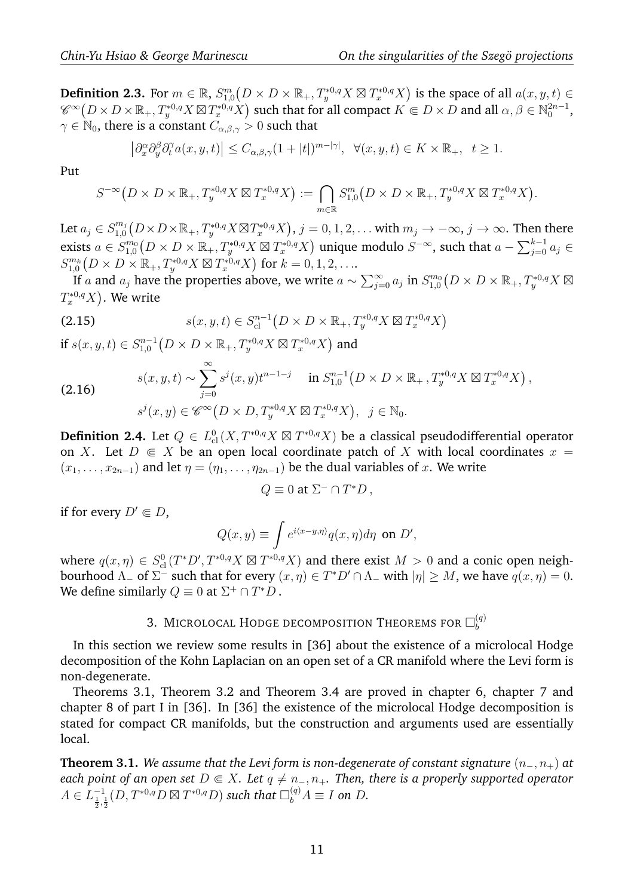**Definition 2.3.** For $m \in \mathbb{R}$, $S^m_{1,0}\big(D \times D \times \mathbb{R}_+, T^{*0,q}_y X \boxtimes T^{*0,q}_x X\big)$ is the space of all $a(x, y, t) \in \mathscr{C}^\infty\big(D \times D \times \mathbb{R}_+, T^{*0,q}_y X \boxtimes T^{*0,q}_x X\big)$ such that for all compact $K \Subset D \times D$ and all $\alpha, \beta \in \mathbb{N}_0^{2n-1}$, $\gamma \in \mathbb{N}_0$, there is a constant $C_{\alpha,\beta,\gamma} > 0$ such that

$$\left|\partial^\alpha_x \partial^\beta_y \partial^\gamma_t a(x, y, t)\right| \leq C_{\alpha,\beta,\gamma}(1 + |t|)^{m-|\gamma|}, \quad \forall (x, y, t) \in K \times \mathbb{R}_+, \quad t \geq 1.$$

Put

$$S^{-\infty}\big(D \times D \times \mathbb{R}_+, T^{*0,q}_y X \boxtimes T^{*0,q}_x X\big) := \bigcap_{m \in \mathbb{R}} S^m_{1,0}\big(D \times D \times \mathbb{R}_+, T^{*0,q}_y X \boxtimes T^{*0,q}_x X\big).$$

Let $a_j \in S^{m_j}_{1,0}\big(D \times D \times \mathbb{R}_+, T^{*0,q}_y X \boxtimes T^{*0,q}_x X\big)$, $j = 0, 1, 2, \ldots$ with $m_j \to -\infty$, $j \to \infty$. Then there exists $a \in S^{m_0}_{1,0}\big(D \times D \times \mathbb{R}_+, T^{*0,q}_y X \boxtimes T^{*0,q}_x X\big)$ unique modulo $S^{-\infty}$, such that $a - \sum_{j=0}^{k-1} a_j \in S^{m_k}_{1,0}\big(D \times D \times \mathbb{R}_+, T^{*0,q}_y X \boxtimes T^{*0,q}_x X\big)$ for $k = 0, 1, 2, \ldots$.

If $a$ and $a_j$ have the properties above, we write $a \sim \sum_{j=0}^\infty a_j$ in $S^{m_0}_{1,0}\big(D \times D \times \mathbb{R}_+, T^{*0,q}_y X \boxtimes T^{*0,q}_x X\big)$. We write

$$s(x, y, t) \in S^{n-1}_{\mathrm{cl}}\big(D \times D \times \mathbb{R}_+, T^{*0,q}_y X \boxtimes T^{*0,q}_x X\big) \tag{2.15}$$

if $s(x, y, t) \in S^{n-1}_{1,0}\big(D \times D \times \mathbb{R}_+, T^{*0,q}_y X \boxtimes T^{*0,q}_x X\big)$ and

$$\begin{aligned} &s(x, y, t) \sim \sum_{j=0}^\infty s^j(x, y) t^{n-1-j} \quad \text{ in } S^{n-1}_{1,0}\big(D \times D \times \mathbb{R}_+\,, T^{*0,q}_y X \boxtimes T^{*0,q}_x X\big)\,, \\ &s^j(x, y) \in \mathscr{C}^\infty\big(D \times D, T^{*0,q}_y X \boxtimes T^{*0,q}_x X\big), \ \ j \in \mathbb{N}_0. \end{aligned} \tag{2.16}$$

**Definition 2.4.** Let $Q \in L^0_{\mathrm{cl}}(X, T^{*0,q}X \boxtimes T^{*0,q}X)$ be a classical pseudodifferential operator on $X$. Let $D \Subset X$ be an open local coordinate patch of $X$ with local coordinates $x = (x_1, \ldots, x_{2n-1})$ and let $\eta = (\eta_1, \ldots, \eta_{2n-1})$ be the dual variables of $x$. We write

$$Q \equiv 0 \text{ at } \Sigma^- \cap T^*D\,,$$

if for every $D' \Subset D$,

$$Q(x, y) \equiv \int e^{i\langle x-y,\eta\rangle} q(x, \eta) d\eta \ \text{ on } D',$$

where $q(x, \eta) \in S^0_{\mathrm{cl}}(T^*D', T^{*0,q}X \boxtimes T^{*0,q}X)$ and there exist $M > 0$ and a conic open neighbourhood $\Lambda_-$ of $\Sigma^-$ such that for every $(x, \eta) \in T^*D' \cap \Lambda_-$ with $|\eta| \geq M$, we have $q(x, \eta) = 0$. We define similarly $Q \equiv 0$ at $\Sigma^+ \cap T^*D$.

## 3. Microlocal Hodge decomposition Theorems for $\Box^{(q)}_b$

In this section we review some results in [36] about the existence of a microlocal Hodge decomposition of the Kohn Laplacian on an open set of a CR manifold where the Levi form is non-degenerate.

Theorems 3.1, Theorem 3.2 and Theorem 3.4 are proved in chapter 6, chapter 7 and chapter 8 of part I in [36]. In [36] the existence of the microlocal Hodge decomposition is stated for compact CR manifolds, but the construction and arguments used are essentially local.

**Theorem 3.1.** *We assume that the Levi form is non-degenerate of constant signature $(n_-, n_+)$ at each point of an open set $D \Subset X$. Let $q \neq n_-, n_+$. Then, there is a properly supported operator $A \in L^{-1}_{\frac{1}{2},\frac{1}{2}}(D, T^{*0,q}D \boxtimes T^{*0,q}D)$ such that $\Box^{(q)}_b A \equiv I$ on $D$.*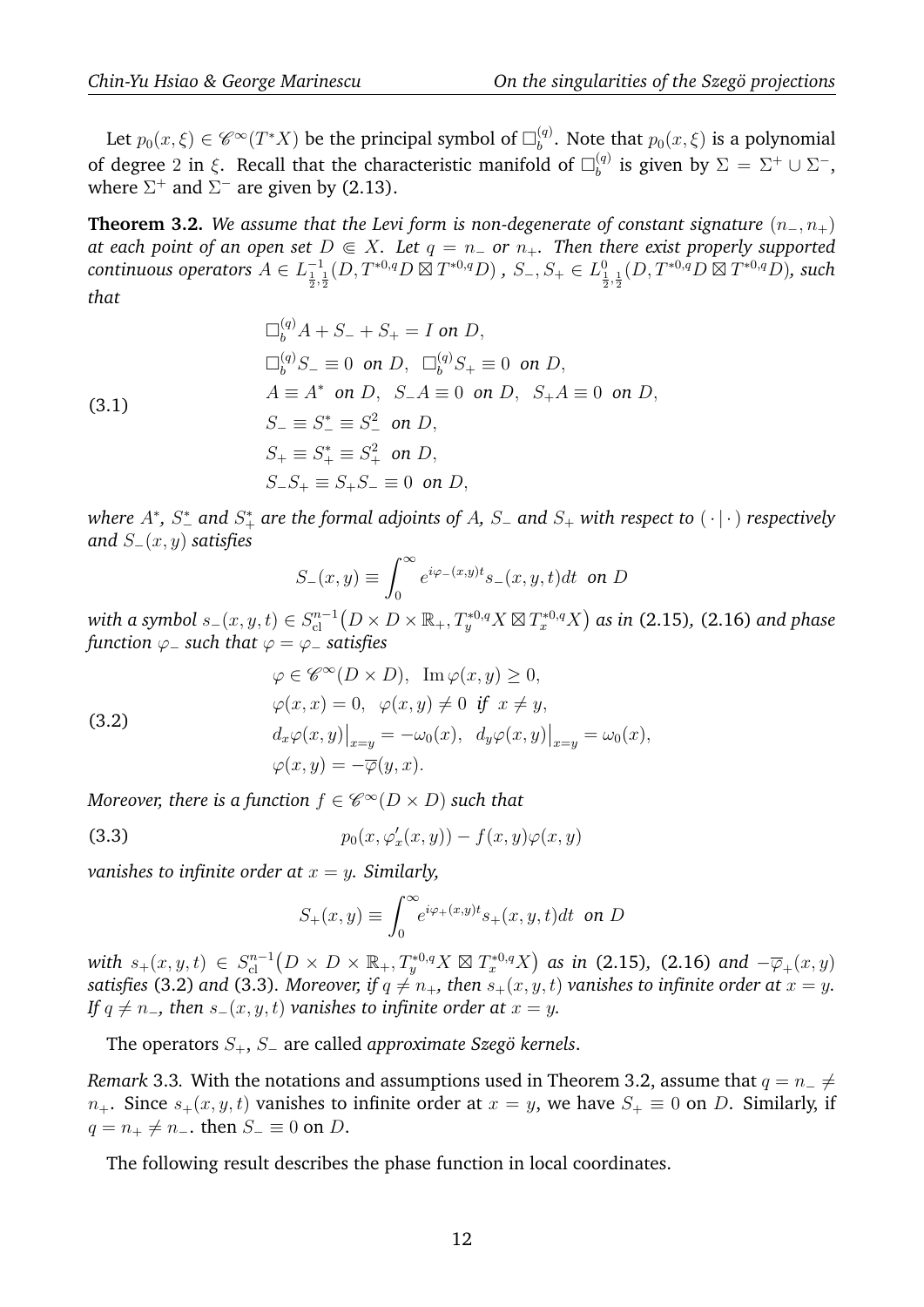Let $p_0(x,\xi) \in \mathscr{C}^\infty(T^*X)$ be the principal symbol of $\Box_b^{(q)}$. Note that $p_0(x,\xi)$ is a polynomial of degree 2 in $\xi$. Recall that the characteristic manifold of $\Box_b^{(q)}$ is given by $\Sigma = \Sigma^+ \cup \Sigma^-$, where $\Sigma^+$ and $\Sigma^-$ are given by (2.13).

**Theorem 3.2.** *We assume that the Levi form is non-degenerate of constant signature $(n_-, n_+)$ at each point of an open set $D \Subset X$. Let $q = n_-$ or $n_+$. Then there exist properly supported continuous operators $A \in L^{-1}_{\frac{1}{2},\frac{1}{2}}(D, T^{*0,q}D \boxtimes T^{*0,q}D)$, $S_-, S_+ \in L^{0}_{\frac{1}{2},\frac{1}{2}}(D, T^{*0,q}D \boxtimes T^{*0,q}D)$, such that*

$$
\begin{aligned}
&\Box_b^{(q)} A + S_- + S_+ = I \text{ on } D, \\
&\Box_b^{(q)} S_- \equiv 0 \text{ on } D, \ \ \Box_b^{(q)} S_+ \equiv 0 \text{ on } D, \\
&A \equiv A^* \text{ on } D, \ \ S_- A \equiv 0 \text{ on } D, \ \ S_+ A \equiv 0 \text{ on } D, \\
&S_- \equiv S_-^* \equiv S_-^2 \text{ on } D, \\
&S_+ \equiv S_+^* \equiv S_+^2 \text{ on } D, \\
&S_- S_+ \equiv S_+ S_- \equiv 0 \text{ on } D,
\end{aligned}
\tag{3.1}
$$

*where $A^*$, $S_-^*$ and $S_+^*$ are the formal adjoints of $A$, $S_-$ and $S_+$ with respect to $(\,\cdot\,|\,\cdot\,)$ respectively and $S_-(x,y)$ satisfies*

$$
S_-(x,y) \equiv \int_0^\infty e^{i\varphi_-(x,y)t} s_-(x,y,t)dt \ \text{ on } D
$$

*with a symbol $s_-(x,y,t) \in S^{n-1}_{\rm cl}\big(D \times D \times \mathbb{R}_+, T^{*0,q}_y X \boxtimes T^{*0,q}_x X\big)$ as in* (2.15)*,* (2.16) *and phase function $\varphi_-$ such that $\varphi = \varphi_-$ satisfies*

$$
\begin{aligned}
&\varphi \in \mathscr{C}^\infty(D \times D), \ \ \operatorname{Im} \varphi(x,y) \geq 0, \\
&\varphi(x,x) = 0, \ \ \varphi(x,y) \neq 0 \ \text{ if } \ x \neq y, \\
&d_x \varphi(x,y)\big|_{x=y} = -\omega_0(x), \ \ d_y \varphi(x,y)\big|_{x=y} = \omega_0(x), \\
&\varphi(x,y) = -\overline{\varphi}(y,x).
\end{aligned}
\tag{3.2}
$$

*Moreover, there is a function $f \in \mathscr{C}^\infty(D \times D)$ such that*

$$
p_0(x, \varphi'_x(x,y)) - f(x,y)\varphi(x,y)
\tag{3.3}
$$

*vanishes to infinite order at $x = y$. Similarly,*

$$
S_+(x,y) \equiv \int_0^\infty e^{i\varphi_+(x,y)t} s_+(x,y,t)dt \ \text{ on } D
$$

*with $s_+(x,y,t) \in S^{n-1}_{\rm cl}\big(D \times D \times \mathbb{R}_+, T^{*0,q}_y X \boxtimes T^{*0,q}_x X\big)$ as in* (2.15)*,* (2.16) *and $-\overline{\varphi}_+(x,y)$ satisfies* (3.2) *and* (3.3)*. Moreover, if $q \neq n_+$, then $s_+(x,y,t)$ vanishes to infinite order at $x = y$. If $q \neq n_-$, then $s_-(x,y,t)$ vanishes to infinite order at $x = y$.*

The operators $S_+$, $S_-$ are called *approximate Szegö kernels*.

*Remark* 3.3. With the notations and assumptions used in Theorem 3.2, assume that $q = n_- \neq n_+$. Since $s_+(x,y,t)$ vanishes to infinite order at $x = y$, we have $S_+ \equiv 0$ on $D$. Similarly, if $q = n_+ \neq n_-$. then $S_- \equiv 0$ on $D$.

The following result describes the phase function in local coordinates.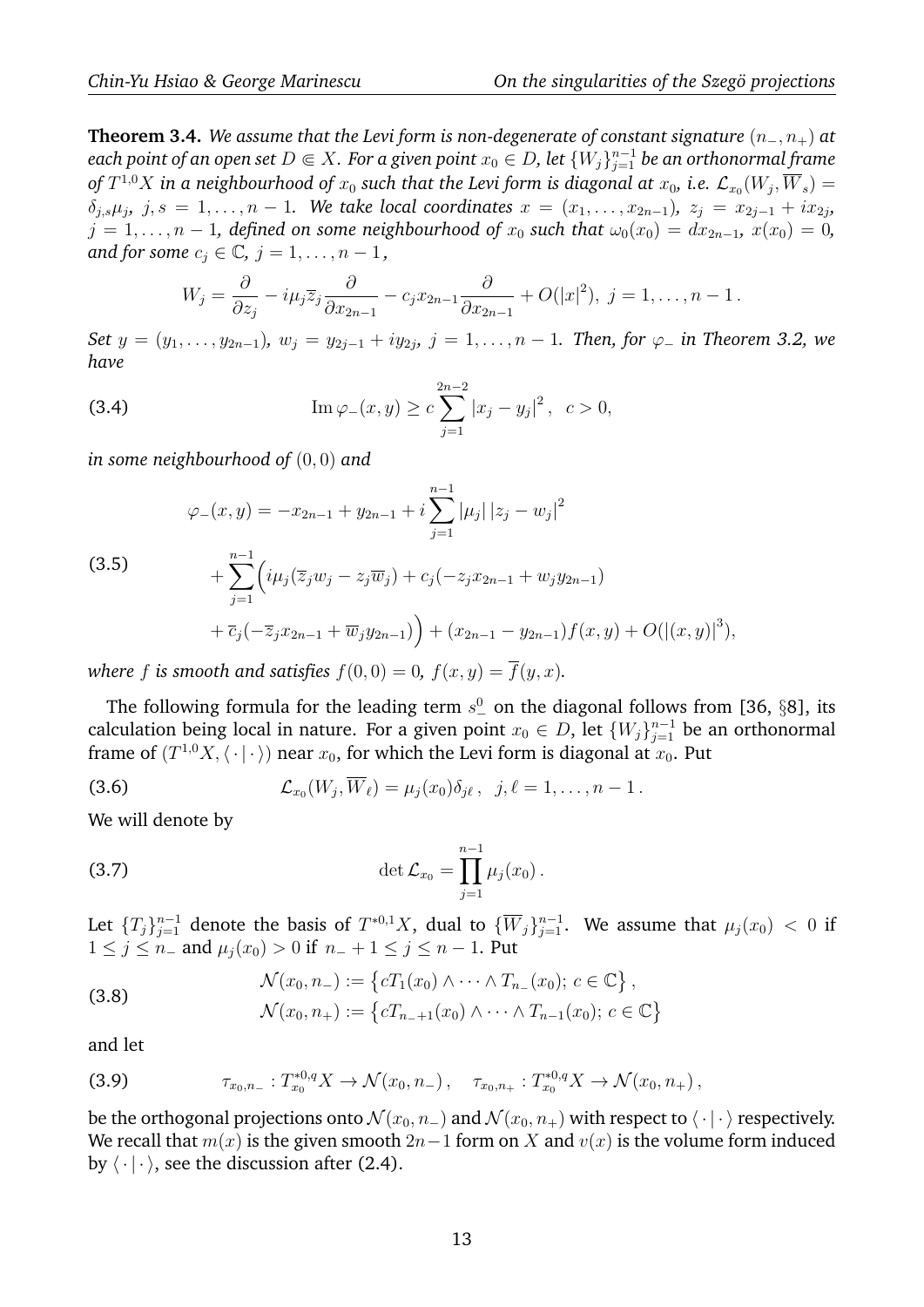**Theorem 3.4.** *We assume that the Levi form is non-degenerate of constant signature $(n_-, n_+)$ at each point of an open set $D \Subset X$. For a given point $x_0 \in D$, let $\{W_j\}_{j=1}^{n-1}$ be an orthonormal frame of $T^{1,0}X$ in a neighbourhood of $x_0$ such that the Levi form is diagonal at $x_0$, i.e. $\mathcal{L}_{x_0}(W_j, \overline{W}_s) = \delta_{j,s}\mu_j$, $j, s = 1, \ldots, n-1$. We take local coordinates $x = (x_1, \ldots, x_{2n-1})$, $z_j = x_{2j-1} + ix_{2j}$, $j = 1, \ldots, n-1$, defined on some neighbourhood of $x_0$ such that $\omega_0(x_0) = dx_{2n-1}$, $x(x_0) = 0$, and for some $c_j \in \mathbb{C}$, $j = 1, \ldots, n-1$,*

$$W_j = \frac{\partial}{\partial z_j} - i\mu_j \overline{z}_j \frac{\partial}{\partial x_{2n-1}} - c_j x_{2n-1} \frac{\partial}{\partial x_{2n-1}} + O(|x|^2), \; j = 1, \ldots, n-1\,.$$

*Set $y = (y_1, \ldots, y_{2n-1})$, $w_j = y_{2j-1} + iy_{2j}$, $j = 1, \ldots, n-1$. Then, for $\varphi_-$ in Theorem 3.2, we have*

$$\operatorname{Im} \varphi_-(x, y) \geq c \sum_{j=1}^{2n-2} |x_j - y_j|^2\,, \quad c > 0, \tag{3.4}$$

*in some neighbourhood of $(0, 0)$ and*

$$\begin{aligned} \varphi_-(x, y) &= -x_{2n-1} + y_{2n-1} + i \sum_{j=1}^{n-1} |\mu_j| \, |z_j - w_j|^2 \\ &+ \sum_{j=1}^{n-1} \Big( i\mu_j(\overline{z}_j w_j - z_j \overline{w}_j) + c_j(-z_j x_{2n-1} + w_j y_{2n-1}) \\ &+ \overline{c}_j(-\overline{z}_j x_{2n-1} + \overline{w}_j y_{2n-1}) \Big) + (x_{2n-1} - y_{2n-1}) f(x, y) + O(|(x, y)|^3), \end{aligned} \tag{3.5}$$

*where $f$ is smooth and satisfies $f(0, 0) = 0$, $f(x, y) = \overline{f}(y, x)$.*

The following formula for the leading term $s_-^0$ on the diagonal follows from [36, §8], its calculation being local in nature. For a given point $x_0 \in D$, let $\{W_j\}_{j=1}^{n-1}$ be an orthonormal frame of $(T^{1,0}X, \langle \cdot | \cdot \rangle)$ near $x_0$, for which the Levi form is diagonal at $x_0$. Put

$$\mathcal{L}_{x_0}(W_j, \overline{W}_\ell) = \mu_j(x_0)\delta_{j\ell}\,, \quad j, \ell = 1, \ldots, n-1\,. \tag{3.6}$$

We will denote by

$$\det \mathcal{L}_{x_0} = \prod_{j=1}^{n-1} \mu_j(x_0)\,. \tag{3.7}$$

Let $\{T_j\}_{j=1}^{n-1}$ denote the basis of $T^{*0,1}X$, dual to $\{\overline{W}_j\}_{j=1}^{n-1}$. We assume that $\mu_j(x_0) < 0$ if $1 \leq j \leq n_-$ and $\mu_j(x_0) > 0$ if $n_- + 1 \leq j \leq n-1$. Put

$$\begin{aligned} \mathcal{N}(x_0, n_-) &:= \left\{ cT_1(x_0) \wedge \cdots \wedge T_{n_-}(x_0);\, c \in \mathbb{C} \right\}, \\ \mathcal{N}(x_0, n_+) &:= \left\{ cT_{n_-+1}(x_0) \wedge \cdots \wedge T_{n-1}(x_0);\, c \in \mathbb{C} \right\} \end{aligned} \tag{3.8}$$

and let

$$\tau_{x_0, n_-} : T^{*0,q}_{x_0}X \to \mathcal{N}(x_0, n_-)\,, \quad \tau_{x_0, n_+} : T^{*0,q}_{x_0}X \to \mathcal{N}(x_0, n_+)\,, \tag{3.9}$$

be the orthogonal projections onto $\mathcal{N}(x_0, n_-)$ and $\mathcal{N}(x_0, n_+)$ with respect to $\langle \cdot | \cdot \rangle$ respectively. We recall that $m(x)$ is the given smooth $2n-1$ form on $X$ and $v(x)$ is the volume form induced by $\langle \cdot | \cdot \rangle$, see the discussion after (2.4).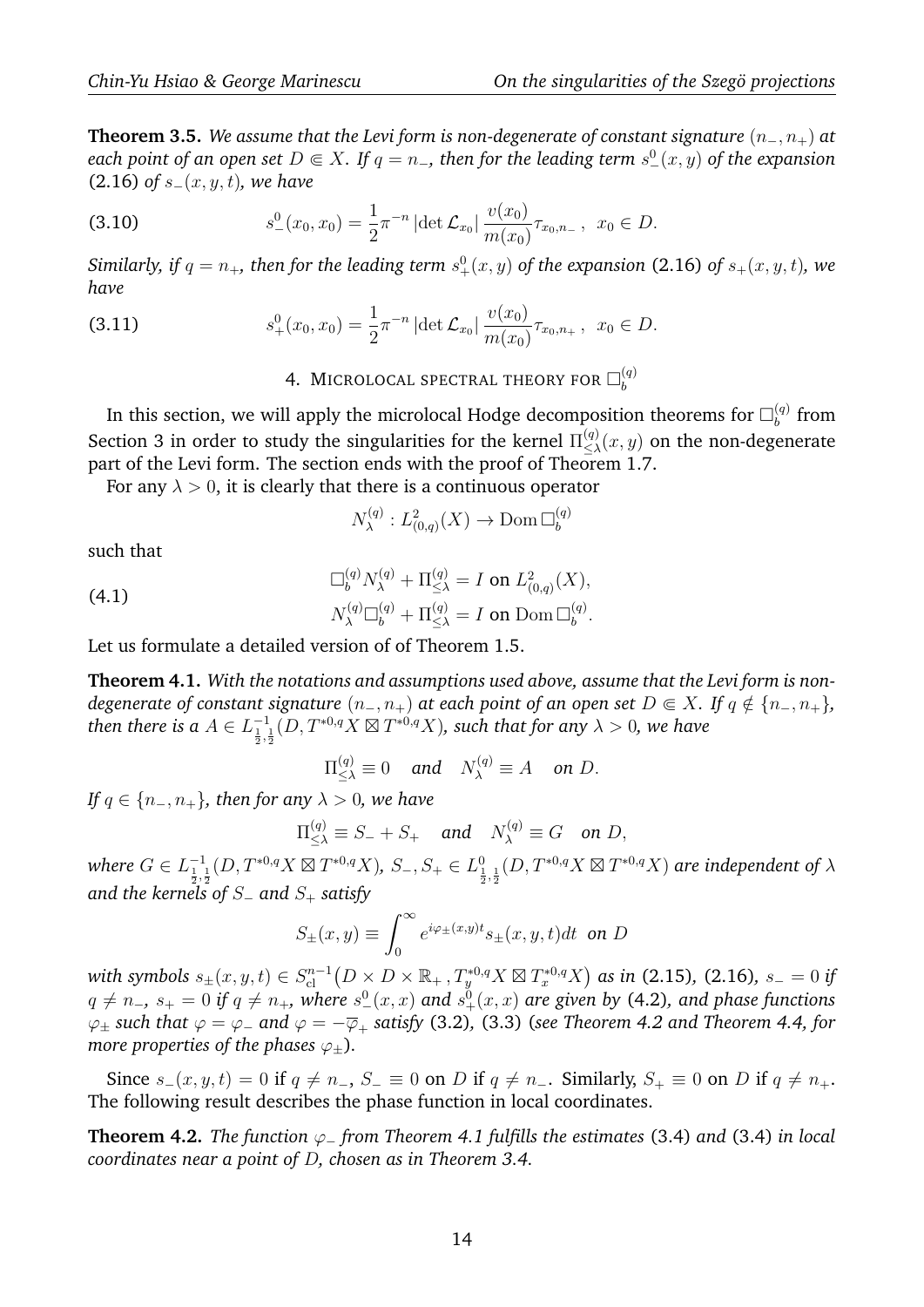**Theorem 3.5.** *We assume that the Levi form is non-degenerate of constant signature $(n_-, n_+)$ at each point of an open set $D \Subset X$. If $q = n_-$, then for the leading term $s^0_-(x,y)$ of the expansion* (2.16) *of $s_-(x,y,t)$, we have*

$$s^0_-(x_0,x_0) = \frac{1}{2}\pi^{-n}\left|\det \mathcal{L}_{x_0}\right| \frac{v(x_0)}{m(x_0)}\tau_{x_0,n_-}\,, \;\; x_0 \in D. \tag{3.10}$$

*Similarly, if $q = n_+$, then for the leading term $s^0_+(x,y)$ of the expansion* (2.16) *of $s_+(x,y,t)$, we have*

$$s^0_+(x_0,x_0) = \frac{1}{2}\pi^{-n}\left|\det \mathcal{L}_{x_0}\right| \frac{v(x_0)}{m(x_0)}\tau_{x_0,n_+}\,, \;\; x_0 \in D. \tag{3.11}$$

## 4. Microlocal spectral theory for $\Box^{(q)}_b$

In this section, we will apply the microlocal Hodge decomposition theorems for $\Box^{(q)}_b$ from Section 3 in order to study the singularities for the kernel $\Pi^{(q)}_{\leq\lambda}(x,y)$ on the non-degenerate part of the Levi form. The section ends with the proof of Theorem 1.7.

For any $\lambda > 0$, it is clearly that there is a continuous operator

$$N^{(q)}_\lambda : L^2_{(0,q)}(X) \to \operatorname{Dom}\Box^{(q)}_b$$

such that

$$\begin{aligned} &\Box^{(q)}_b N^{(q)}_\lambda + \Pi^{(q)}_{\leq\lambda} = I \text{ on } L^2_{(0,q)}(X), \\ &N^{(q)}_\lambda \Box^{(q)}_b + \Pi^{(q)}_{\leq\lambda} = I \text{ on } \operatorname{Dom}\Box^{(q)}_b. \end{aligned} \tag{4.1}$$

Let us formulate a detailed version of of Theorem 1.5.

**Theorem 4.1.** *With the notations and assumptions used above, assume that the Levi form is non-degenerate of constant signature $(n_-, n_+)$ at each point of an open set $D \Subset X$. If $q \notin \{n_-, n_+\}$, then there is a $A \in L^{-1}_{\frac{1}{2},\frac{1}{2}}(D, T^{*0,q}X \boxtimes T^{*0,q}X)$, such that for any $\lambda > 0$, we have*

$$\Pi^{(q)}_{\leq\lambda} \equiv 0 \quad \textit{and} \quad N^{(q)}_\lambda \equiv A \quad \textit{on } D.$$

*If $q \in \{n_-, n_+\}$, then for any $\lambda > 0$, we have*

$$\Pi^{(q)}_{\leq\lambda} \equiv S_- + S_+ \quad \textit{and} \quad N^{(q)}_\lambda \equiv G \quad \textit{on } D,$$

*where $G \in L^{-1}_{\frac{1}{2},\frac{1}{2}}(D, T^{*0,q}X \boxtimes T^{*0,q}X)$, $S_-, S_+ \in L^0_{\frac{1}{2},\frac{1}{2}}(D, T^{*0,q}X \boxtimes T^{*0,q}X)$ are independent of $\lambda$ and the kernels of $S_-$ and $S_+$ satisfy*

$$S_\pm(x,y) \equiv \int_0^\infty e^{i\varphi_\pm(x,y)t} s_\pm(x,y,t)dt \;\; \textit{on } D$$

*with symbols $s_\pm(x,y,t) \in S^{n-1}_{\rm cl}\big(D \times D \times \mathbb{R}_+, T^{*0,q}_y X \boxtimes T^{*0,q}_x X\big)$ as in* (2.15)*,* (2.16)*, $s_- = 0$ if $q \neq n_-$, $s_+ = 0$ if $q \neq n_+$, where $s^0_-(x,x)$ and $s^0_+(x,x)$ are given by* (4.2)*, and phase functions $\varphi_\pm$ such that $\varphi = \varphi_-$ and $\varphi = -\overline{\varphi}_+$ satisfy* (3.2)*,* (3.3) *(see Theorem 4.2 and Theorem 4.4, for more properties of the phases $\varphi_\pm$).*

Since $s_-(x,y,t) = 0$ if $q \neq n_-$, $S_- \equiv 0$ on $D$ if $q \neq n_-$. Similarly, $S_+ \equiv 0$ on $D$ if $q \neq n_+$. The following result describes the phase function in local coordinates.

**Theorem 4.2.** *The function $\varphi_-$ from Theorem 4.1 fulfills the estimates* (3.4) *and* (3.4) *in local coordinates near a point of $D$, chosen as in Theorem 3.4.*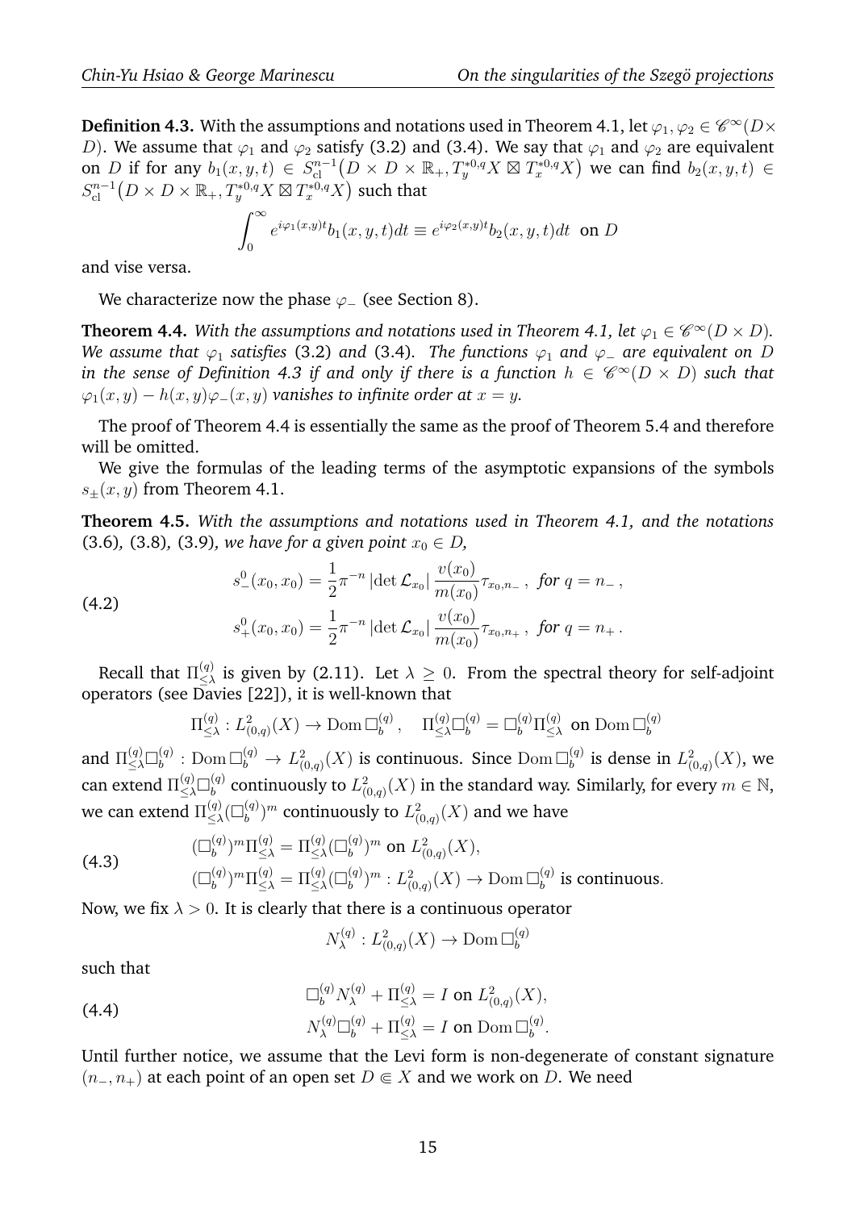**Definition 4.3.** With the assumptions and notations used in Theorem 4.1, let $\varphi_1, \varphi_2 \in \mathscr{C}^\infty(D\times D)$. We assume that $\varphi_1$ and $\varphi_2$ satisfy (3.2) and (3.4). We say that $\varphi_1$ and $\varphi_2$ are equivalent on $D$ if for any $b_1(x,y,t) \in S^{n-1}_{\rm cl}\big(D\times D\times\mathbb{R}_+, T^{*0,q}_yX\boxtimes T^{*0,q}_xX\big)$ we can find $b_2(x,y,t)\in S^{n-1}_{\rm cl}\big(D\times D\times\mathbb{R}_+, T^{*0,q}_yX\boxtimes T^{*0,q}_xX\big)$ such that

$$\int_0^\infty e^{i\varphi_1(x,y)t}b_1(x,y,t)dt \equiv e^{i\varphi_2(x,y)t}b_2(x,y,t)dt \ \text{ on } D$$

and vise versa.

We characterize now the phase $\varphi_-$ (see Section 8).

**Theorem 4.4.** *With the assumptions and notations used in Theorem 4.1, let $\varphi_1\in\mathscr{C}^\infty(D\times D)$. We assume that $\varphi_1$ satisfies* (3.2) *and* (3.4). *The functions $\varphi_1$ and $\varphi_-$ are equivalent on $D$ in the sense of Definition 4.3 if and only if there is a function $h\in\mathscr{C}^\infty(D\times D)$ such that $\varphi_1(x,y)-h(x,y)\varphi_-(x,y)$ vanishes to infinite order at $x=y$.*

The proof of Theorem 4.4 is essentially the same as the proof of Theorem 5.4 and therefore will be omitted.

We give the formulas of the leading terms of the asymptotic expansions of the symbols $s_\pm(x,y)$ from Theorem 4.1.

**Theorem 4.5.** *With the assumptions and notations used in Theorem 4.1, and the notations* (3.6), (3.8), (3.9), *we have for a given point $x_0\in D$,*

$$
\begin{aligned}
&s^0_-(x_0,x_0)=\frac{1}{2}\pi^{-n}\left|\det\mathcal{L}_{x_0}\right|\frac{v(x_0)}{m(x_0)}\tau_{x_0,n_-}\,,\ \textit{for } q=n_-\,,\\
&s^0_+(x_0,x_0)=\frac{1}{2}\pi^{-n}\left|\det\mathcal{L}_{x_0}\right|\frac{v(x_0)}{m(x_0)}\tau_{x_0,n_+}\,,\ \textit{for } q=n_+\,.
\end{aligned}
\tag{4.2}
$$

Recall that $\Pi^{(q)}_{\leq\lambda}$ is given by (2.11). Let $\lambda\geq 0$. From the spectral theory for self-adjoint operators (see Davies [22]), it is well-known that

$$\Pi^{(q)}_{\leq\lambda}:L^2_{(0,q)}(X)\to{\rm Dom}\,\Box^{(q)}_b\,,\quad \Pi^{(q)}_{\leq\lambda}\Box^{(q)}_b=\Box^{(q)}_b\Pi^{(q)}_{\leq\lambda}\ \text{ on } {\rm Dom}\,\Box^{(q)}_b$$

and $\Pi^{(q)}_{\leq\lambda}\Box^{(q)}_b:{\rm Dom}\,\Box^{(q)}_b\to L^2_{(0,q)}(X)$ is continuous. Since ${\rm Dom}\,\Box^{(q)}_b$ is dense in $L^2_{(0,q)}(X)$, we can extend $\Pi^{(q)}_{\leq\lambda}\Box^{(q)}_b$ continuously to $L^2_{(0,q)}(X)$ in the standard way. Similarly, for every $m\in\mathbb{N}$, we can extend $\Pi^{(q)}_{\leq\lambda}(\Box^{(q)}_b)^m$ continuously to $L^2_{(0,q)}(X)$ and we have

$$
\begin{aligned}
&(\Box^{(q)}_b)^m\Pi^{(q)}_{\leq\lambda}=\Pi^{(q)}_{\leq\lambda}(\Box^{(q)}_b)^m \text{ on } L^2_{(0,q)}(X),\\
&(\Box^{(q)}_b)^m\Pi^{(q)}_{\leq\lambda}=\Pi^{(q)}_{\leq\lambda}(\Box^{(q)}_b)^m:L^2_{(0,q)}(X)\to{\rm Dom}\,\Box^{(q)}_b \text{ is continuous}.
\end{aligned}
\tag{4.3}
$$

Now, we fix $\lambda>0$. It is clearly that there is a continuous operator

$$N^{(q)}_\lambda:L^2_{(0,q)}(X)\to{\rm Dom}\,\Box^{(q)}_b$$

such that

$$
\begin{aligned}
&\Box^{(q)}_bN^{(q)}_\lambda+\Pi^{(q)}_{\leq\lambda}=I \text{ on } L^2_{(0,q)}(X),\\
&N^{(q)}_\lambda\Box^{(q)}_b+\Pi^{(q)}_{\leq\lambda}=I \text{ on } {\rm Dom}\,\Box^{(q)}_b.
\end{aligned}
\tag{4.4}
$$

Until further notice, we assume that the Levi form is non-degenerate of constant signature $(n_-,n_+)$ at each point of an open set $D\Subset X$ and we work on $D$. We need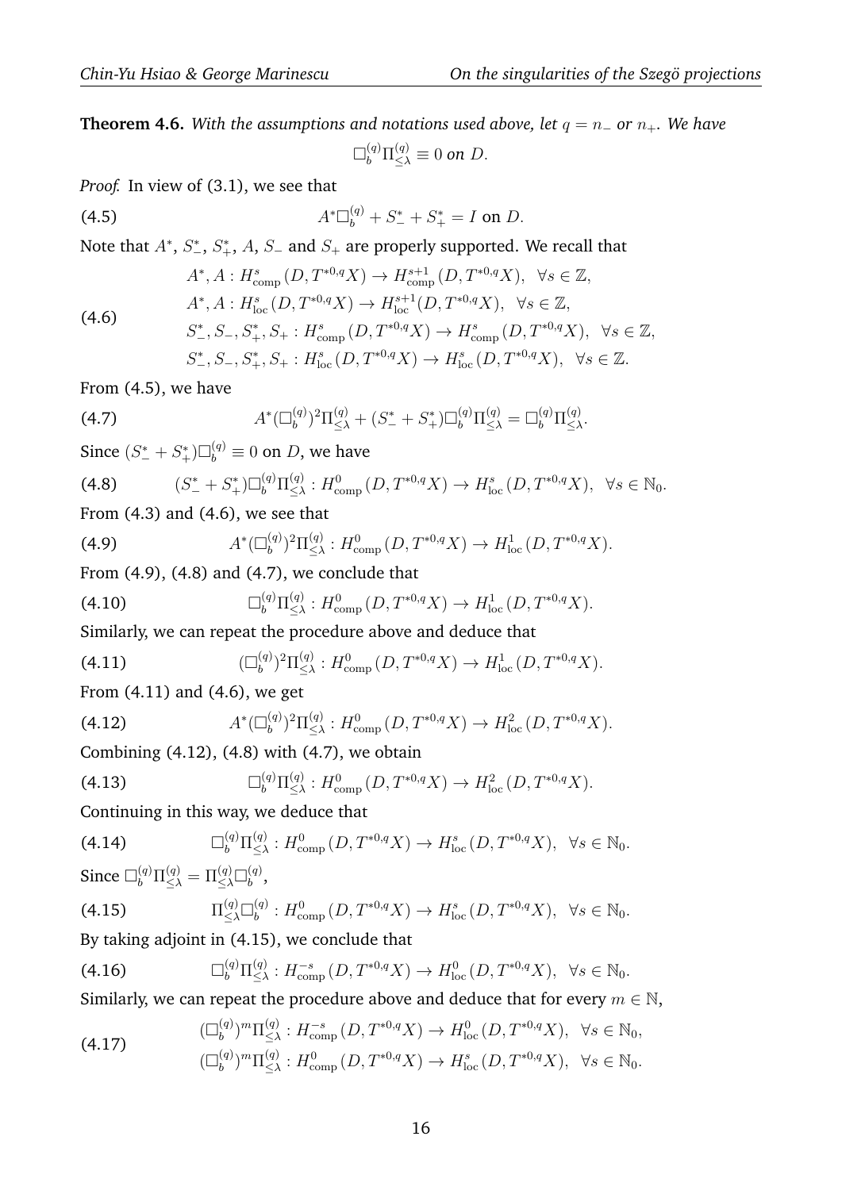**Theorem 4.6.** *With the assumptions and notations used above, let $q = n_-$ or $n_+$. We have*

$$\Box_b^{(q)}\Pi_{\leq\lambda}^{(q)} \equiv 0 \text{ on } D.$$

*Proof.* In view of (3.1), we see that

$$A^*\Box_b^{(q)} + S_-^* + S_+^* = I \text{ on } D. \tag{4.5}$$

Note that $A^*$, $S_-^*$, $S_+^*$, $A$, $S_-$ and $S_+$ are properly supported. We recall that

$$\begin{aligned}
&A^*, A : H^s_{\rm comp}(D, T^{*0,q}X) \to H^{s+1}_{\rm comp}(D, T^{*0,q}X), \ \ \forall s \in \mathbb{Z},\\
&A^*, A : H^s_{\rm loc}(D, T^{*0,q}X) \to H^{s+1}_{\rm loc}(D, T^{*0,q}X), \ \ \forall s \in \mathbb{Z},\\
&S_-^*, S_-, S_+^*, S_+ : H^s_{\rm comp}(D, T^{*0,q}X) \to H^s_{\rm comp}(D, T^{*0,q}X), \ \ \forall s \in \mathbb{Z},\\
&S_-^*, S_-, S_+^*, S_+ : H^s_{\rm loc}(D, T^{*0,q}X) \to H^s_{\rm loc}(D, T^{*0,q}X), \ \ \forall s \in \mathbb{Z}.
\end{aligned} \tag{4.6}$$

From (4.5), we have

$$A^*(\Box_b^{(q)})^2\Pi_{\leq\lambda}^{(q)} + (S_-^* + S_+^*)\Box_b^{(q)}\Pi_{\leq\lambda}^{(q)} = \Box_b^{(q)}\Pi_{\leq\lambda}^{(q)}. \tag{4.7}$$

Since $(S_-^* + S_+^*)\Box_b^{(q)} \equiv 0$ on $D$, we have

$$(S_-^* + S_+^*)\Box_b^{(q)}\Pi_{\leq\lambda}^{(q)} : H^0_{\rm comp}(D, T^{*0,q}X) \to H^s_{\rm loc}(D, T^{*0,q}X), \ \ \forall s \in \mathbb{N}_0. \tag{4.8}$$

From (4.3) and (4.6), we see that

$$A^*(\Box_b^{(q)})^2\Pi_{\leq\lambda}^{(q)} : H^0_{\rm comp}(D, T^{*0,q}X) \to H^1_{\rm loc}(D, T^{*0,q}X). \tag{4.9}$$

From (4.9), (4.8) and (4.7), we conclude that

$$\Box_b^{(q)}\Pi_{\leq\lambda}^{(q)} : H^0_{\rm comp}(D, T^{*0,q}X) \to H^1_{\rm loc}(D, T^{*0,q}X). \tag{4.10}$$

Similarly, we can repeat the procedure above and deduce that

$$(\Box_b^{(q)})^2\Pi_{\leq\lambda}^{(q)} : H^0_{\rm comp}(D, T^{*0,q}X) \to H^1_{\rm loc}(D, T^{*0,q}X). \tag{4.11}$$

From (4.11) and (4.6), we get

$$A^*(\Box_b^{(q)})^2\Pi_{\leq\lambda}^{(q)} : H^0_{\rm comp}(D, T^{*0,q}X) \to H^2_{\rm loc}(D, T^{*0,q}X). \tag{4.12}$$

Combining (4.12), (4.8) with (4.7), we obtain

$$\Box_b^{(q)}\Pi_{\leq\lambda}^{(q)} : H^0_{\rm comp}(D, T^{*0,q}X) \to H^2_{\rm loc}(D, T^{*0,q}X). \tag{4.13}$$

Continuing in this way, we deduce that

$$\Box_b^{(q)}\Pi_{\leq\lambda}^{(q)} : H^0_{\rm comp}(D, T^{*0,q}X) \to H^s_{\rm loc}(D, T^{*0,q}X), \ \ \forall s \in \mathbb{N}_0. \tag{4.14}$$

Since $\Box_b^{(q)}\Pi_{\leq\lambda}^{(q)} = \Pi_{\leq\lambda}^{(q)}\Box_b^{(q)}$,

$$\Pi_{\leq\lambda}^{(q)}\Box_b^{(q)} : H^0_{\rm comp}(D, T^{*0,q}X) \to H^s_{\rm loc}(D, T^{*0,q}X), \ \ \forall s \in \mathbb{N}_0. \tag{4.15}$$

By taking adjoint in (4.15), we conclude that

$$\Box_b^{(q)}\Pi_{\leq\lambda}^{(q)} : H^{-s}_{\rm comp}(D, T^{*0,q}X) \to H^0_{\rm loc}(D, T^{*0,q}X), \ \ \forall s \in \mathbb{N}_0. \tag{4.16}$$

Similarly, we can repeat the procedure above and deduce that for every $m \in \mathbb{N}$,

$$\begin{aligned}
&(\Box_b^{(q)})^m\Pi_{\leq\lambda}^{(q)} : H^{-s}_{\rm comp}(D, T^{*0,q}X) \to H^0_{\rm loc}(D, T^{*0,q}X), \ \ \forall s \in \mathbb{N}_0,\\
&(\Box_b^{(q)})^m\Pi_{\leq\lambda}^{(q)} : H^0_{\rm comp}(D, T^{*0,q}X) \to H^s_{\rm loc}(D, T^{*0,q}X), \ \ \forall s \in \mathbb{N}_0.
\end{aligned} \tag{4.17}$$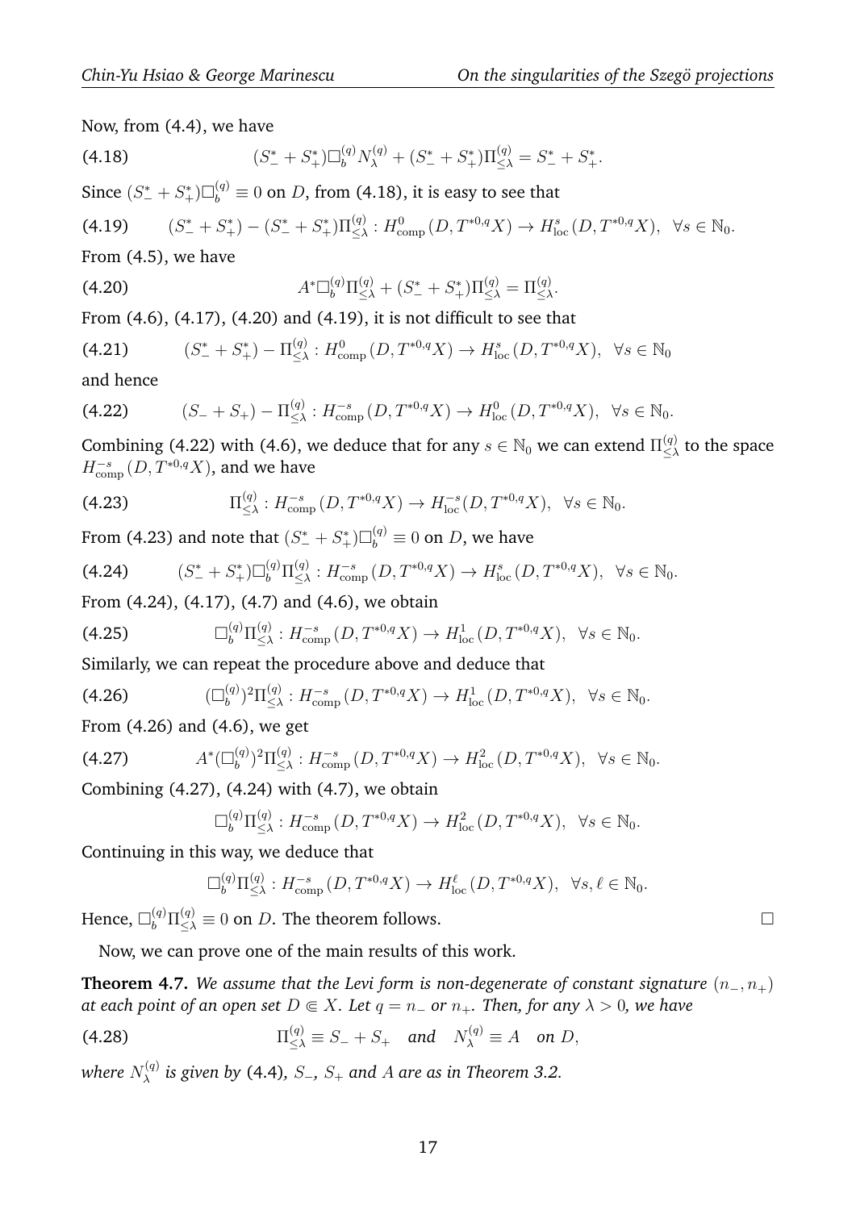Now, from (4.4), we have

$$(S_-^* + S_+^*)\Box_b^{(q)} N_\lambda^{(q)} + (S_-^* + S_+^*)\Pi_{\leq\lambda}^{(q)} = S_-^* + S_+^*. \tag{4.18}$$

Since $(S_-^* + S_+^*)\Box_b^{(q)} \equiv 0$ on $D$, from (4.18), it is easy to see that

$$(S_-^* + S_+^*) - (S_-^* + S_+^*)\Pi_{\leq\lambda}^{(q)} : H^0_{\rm comp}(D, T^{*0,q}X) \to H^s_{\rm loc}(D, T^{*0,q}X), \ \ \forall s \in \mathbb{N}_0. \tag{4.19}$$

From (4.5), we have

$$A^*\Box_b^{(q)}\Pi_{\leq\lambda}^{(q)} + (S_-^* + S_+^*)\Pi_{\leq\lambda}^{(q)} = \Pi_{\leq\lambda}^{(q)}. \tag{4.20}$$

From (4.6), (4.17), (4.20) and (4.19), it is not difficult to see that

$$(S_-^* + S_+^*) - \Pi_{\leq\lambda}^{(q)} : H^0_{\rm comp}(D, T^{*0,q}X) \to H^s_{\rm loc}(D, T^{*0,q}X), \ \ \forall s \in \mathbb{N}_0 \tag{4.21}$$

and hence

$$(S_- + S_+) - \Pi_{\leq\lambda}^{(q)} : H^{-s}_{\rm comp}(D, T^{*0,q}X) \to H^0_{\rm loc}(D, T^{*0,q}X), \ \ \forall s \in \mathbb{N}_0. \tag{4.22}$$

Combining (4.22) with (4.6), we deduce that for any $s \in \mathbb{N}_0$ we can extend $\Pi_{\leq\lambda}^{(q)}$ to the space $H^{-s}_{\rm comp}(D, T^{*0,q}X)$, and we have

$$\Pi_{\leq\lambda}^{(q)} : H^{-s}_{\rm comp}(D, T^{*0,q}X) \to H^{-s}_{\rm loc}(D, T^{*0,q}X), \ \ \forall s \in \mathbb{N}_0. \tag{4.23}$$

From (4.23) and note that $(S_-^* + S_+^*)\Box_b^{(q)} \equiv 0$ on $D$, we have

$$(S_-^* + S_+^*)\Box_b^{(q)}\Pi_{\leq\lambda}^{(q)} : H^{-s}_{\rm comp}(D, T^{*0,q}X) \to H^s_{\rm loc}(D, T^{*0,q}X), \ \ \forall s \in \mathbb{N}_0. \tag{4.24}$$

From (4.24), (4.17), (4.7) and (4.6), we obtain

$$\Box_b^{(q)}\Pi_{\leq\lambda}^{(q)} : H^{-s}_{\rm comp}(D, T^{*0,q}X) \to H^1_{\rm loc}(D, T^{*0,q}X), \ \ \forall s \in \mathbb{N}_0. \tag{4.25}$$

Similarly, we can repeat the procedure above and deduce that

$$(\Box_b^{(q)})^2\Pi_{\leq\lambda}^{(q)} : H^{-s}_{\rm comp}(D, T^{*0,q}X) \to H^1_{\rm loc}(D, T^{*0,q}X), \ \ \forall s \in \mathbb{N}_0. \tag{4.26}$$

From (4.26) and (4.6), we get

$$A^*(\Box_b^{(q)})^2\Pi_{\leq\lambda}^{(q)} : H^{-s}_{\rm comp}(D, T^{*0,q}X) \to H^2_{\rm loc}(D, T^{*0,q}X), \ \ \forall s \in \mathbb{N}_0. \tag{4.27}$$

Combining (4.27), (4.24) with (4.7), we obtain

$$\Box_b^{(q)}\Pi_{\leq\lambda}^{(q)} : H^{-s}_{\rm comp}(D, T^{*0,q}X) \to H^2_{\rm loc}(D, T^{*0,q}X), \ \ \forall s \in \mathbb{N}_0.$$

Continuing in this way, we deduce that

$$\Box_b^{(q)}\Pi_{\leq\lambda}^{(q)} : H^{-s}_{\rm comp}(D, T^{*0,q}X) \to H^\ell_{\rm loc}(D, T^{*0,q}X), \ \ \forall s, \ell \in \mathbb{N}_0.$$

Hence, $\Box_b^{(q)}\Pi_{\leq\lambda}^{(q)} \equiv 0$ on $D$. The theorem follows. $\square$

Now, we can prove one of the main results of this work.

**Theorem 4.7.** *We assume that the Levi form is non-degenerate of constant signature $(n_-, n_+)$ at each point of an open set $D \Subset X$. Let $q = n_-$ or $n_+$. Then, for any $\lambda > 0$, we have*

$$\Pi_{\leq\lambda}^{(q)} \equiv S_- + S_+ \quad \textit{and} \quad N_\lambda^{(q)} \equiv A \quad \textit{on } D, \tag{4.28}$$

*where $N_\lambda^{(q)}$ is given by* (4.4)*, $S_-$, $S_+$ and $A$ are as in Theorem 3.2.*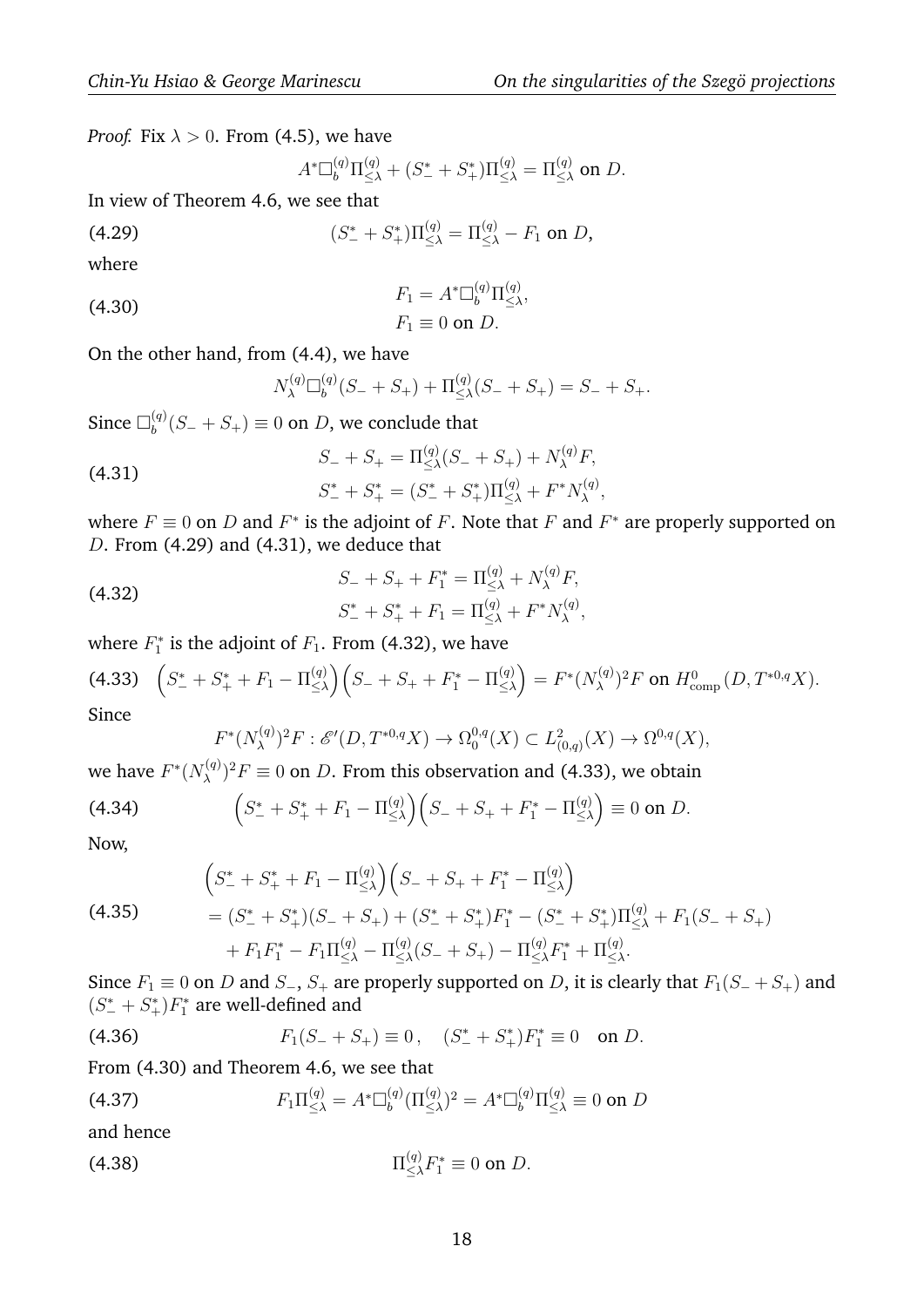*Proof.* Fix $\lambda > 0$. From (4.5), we have

$$A^*\Box_b^{(q)}\Pi_{\leq\lambda}^{(q)} + (S_-^* + S_+^*)\Pi_{\leq\lambda}^{(q)} = \Pi_{\leq\lambda}^{(q)} \text{ on } D.$$

In view of Theorem 4.6, we see that

$$(S_-^* + S_+^*)\Pi_{\leq\lambda}^{(q)} = \Pi_{\leq\lambda}^{(q)} - F_1 \text{ on } D, \tag{4.29}$$

where

$$\begin{aligned} &F_1 = A^*\Box_b^{(q)}\Pi_{\leq\lambda}^{(q)}, \\ &F_1 \equiv 0 \text{ on } D. \end{aligned} \tag{4.30}$$

On the other hand, from (4.4), we have

$$N_\lambda^{(q)}\Box_b^{(q)}(S_- + S_+) + \Pi_{\leq\lambda}^{(q)}(S_- + S_+) = S_- + S_+.$$

Since $\Box_b^{(q)}(S_- + S_+) \equiv 0$ on $D$, we conclude that

$$\begin{aligned} &S_- + S_+ = \Pi_{\leq\lambda}^{(q)}(S_- + S_+) + N_\lambda^{(q)}F, \\ &S_-^* + S_+^* = (S_-^* + S_+^*)\Pi_{\leq\lambda}^{(q)} + F^*N_\lambda^{(q)}, \end{aligned} \tag{4.31}$$

where $F \equiv 0$ on $D$ and $F^*$ is the adjoint of $F$. Note that $F$ and $F^*$ are properly supported on $D$. From (4.29) and (4.31), we deduce that

$$\begin{aligned} &S_- + S_+ + F_1^* = \Pi_{\leq\lambda}^{(q)} + N_\lambda^{(q)}F, \\ &S_-^* + S_+^* + F_1 = \Pi_{\leq\lambda}^{(q)} + F^*N_\lambda^{(q)}, \end{aligned} \tag{4.32}$$

where $F_1^*$ is the adjoint of $F_1$. From (4.32), we have

$$\Big(S_-^* + S_+^* + F_1 - \Pi_{\leq\lambda}^{(q)}\Big)\Big(S_- + S_+ + F_1^* - \Pi_{\leq\lambda}^{(q)}\Big) = F^*(N_\lambda^{(q)})^2F \text{ on } H^0_{\rm comp}(D, T^{*0,q}X). \tag{4.33}$$

Since

$$F^*(N_\lambda^{(q)})^2F : \mathscr{E}'(D, T^{*0,q}X) \to \Omega_0^{0,q}(X) \subset L^2_{(0,q)}(X) \to \Omega^{0,q}(X),$$

we have $F^*(N_\lambda^{(q)})^2F \equiv 0$ on $D$. From this observation and (4.33), we obtain

$$\Big(S_-^* + S_+^* + F_1 - \Pi_{\leq\lambda}^{(q)}\Big)\Big(S_- + S_+ + F_1^* - \Pi_{\leq\lambda}^{(q)}\Big) \equiv 0 \text{ on } D. \tag{4.34}$$

Now,

$$\begin{aligned} &\Big(S_-^* + S_+^* + F_1 - \Pi_{\leq\lambda}^{(q)}\Big)\Big(S_- + S_+ + F_1^* - \Pi_{\leq\lambda}^{(q)}\Big) \\ &= (S_-^* + S_+^*)(S_- + S_+) + (S_-^* + S_+^*)F_1^* - (S_-^* + S_+^*)\Pi_{\leq\lambda}^{(q)} + F_1(S_- + S_+) \\ &\quad + F_1F_1^* - F_1\Pi_{\leq\lambda}^{(q)} - \Pi_{\leq\lambda}^{(q)}(S_- + S_+) - \Pi_{\leq\lambda}^{(q)}F_1^* + \Pi_{\leq\lambda}^{(q)}. \end{aligned} \tag{4.35}$$

Since $F_1 \equiv 0$ on $D$ and $S_-$, $S_+$ are properly supported on $D$, it is clearly that $F_1(S_- + S_+)$ and $(S_-^* + S_+^*)F_1^*$ are well-defined and

$$F_1(S_- + S_+) \equiv 0\,, \quad (S_-^* + S_+^*)F_1^* \equiv 0 \quad \text{on } D. \tag{4.36}$$

From (4.30) and Theorem 4.6, we see that

$$F_1\Pi_{\leq\lambda}^{(q)} = A^*\Box_b^{(q)}(\Pi_{\leq\lambda}^{(q)})^2 = A^*\Box_b^{(q)}\Pi_{\leq\lambda}^{(q)} \equiv 0 \text{ on } D \tag{4.37}$$

and hence

$$\Pi_{\leq\lambda}^{(q)}F_1^* \equiv 0 \text{ on } D. \tag{4.38}$$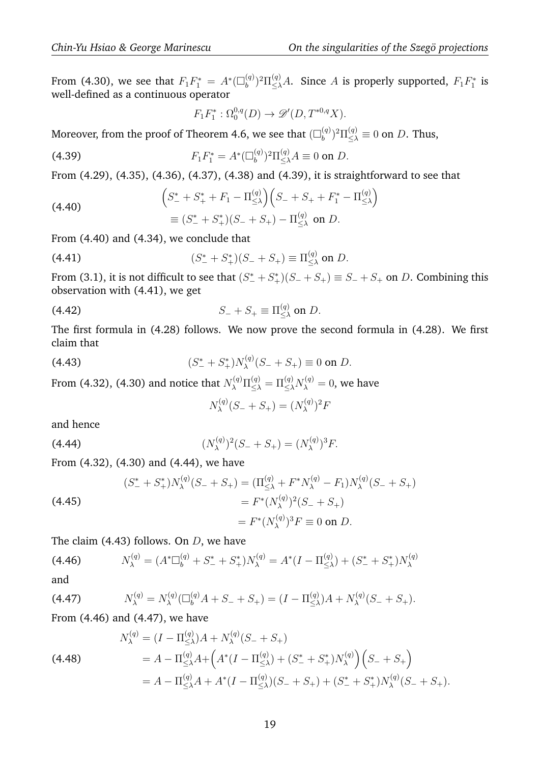From (4.30), we see that $F_1F_1^* = A^*(\Box_b^{(q)})^2\Pi_{\leq\lambda}^{(q)}A$. Since $A$ is properly supported, $F_1F_1^*$ is well-defined as a continuous operator

$$F_1F_1^*: \Omega_0^{0,q}(D) \to \mathscr{D}'(D, T^{*0,q}X).$$

Moreover, from the proof of Theorem 4.6, we see that $(\Box_b^{(q)})^2\Pi_{\leq\lambda}^{(q)} \equiv 0$ on $D$. Thus,

$$F_1F_1^* = A^*(\Box_b^{(q)})^2\Pi_{\leq\lambda}^{(q)}A \equiv 0 \text{ on } D. \tag{4.39}$$

From (4.29), (4.35), (4.36), (4.37), (4.38) and (4.39), it is straightforward to see that

$$\begin{aligned}&\Big(S_-^* + S_+^* + F_1 - \Pi_{\leq\lambda}^{(q)}\Big)\Big(S_- + S_+ + F_1^* - \Pi_{\leq\lambda}^{(q)}\Big)\\&\equiv (S_-^* + S_+^*)(S_- + S_+) - \Pi_{\leq\lambda}^{(q)} \text{ on } D.\end{aligned} \tag{4.40}$$

From (4.40) and (4.34), we conclude that

$$(S_-^* + S_+^*)(S_- + S_+) \equiv \Pi_{\leq\lambda}^{(q)} \text{ on } D. \tag{4.41}$$

From (3.1), it is not difficult to see that $(S_-^* + S_+^*)(S_- + S_+) \equiv S_- + S_+$ on $D$. Combining this observation with (4.41), we get

$$S_- + S_+ \equiv \Pi_{\leq\lambda}^{(q)} \text{ on } D. \tag{4.42}$$

The first formula in (4.28) follows. We now prove the second formula in (4.28). We first claim that

$$(S_-^* + S_+^*)N_\lambda^{(q)}(S_- + S_+) \equiv 0 \text{ on } D. \tag{4.43}$$

From (4.32), (4.30) and notice that $N_\lambda^{(q)}\Pi_{\leq\lambda}^{(q)} = \Pi_{\leq\lambda}^{(q)}N_\lambda^{(q)} = 0$, we have

$$N_\lambda^{(q)}(S_- + S_+) = (N_\lambda^{(q)})^2F$$

and hence

$$(N_\lambda^{(q)})^2(S_- + S_+) = (N_\lambda^{(q)})^3F. \tag{4.44}$$

From (4.32), (4.30) and (4.44), we have

$$\begin{aligned}(S_-^* + S_+^*)N_\lambda^{(q)}(S_- + S_+) &= (\Pi_{\leq\lambda}^{(q)} + F^*N_\lambda^{(q)} - F_1)N_\lambda^{(q)}(S_- + S_+)\\&= F^*(N_\lambda^{(q)})^2(S_- + S_+)\\&= F^*(N_\lambda^{(q)})^3F \equiv 0 \text{ on } D.\end{aligned} \tag{4.45}$$

The claim (4.43) follows. On $D$, we have

$$N_\lambda^{(q)} = (A^*\Box_b^{(q)} + S_-^* + S_+^*)N_\lambda^{(q)} = A^*(I - \Pi_{\leq\lambda}^{(q)}) + (S_-^* + S_+^*)N_\lambda^{(q)} \tag{4.46}$$

and

$$N_\lambda^{(q)} = N_\lambda^{(q)}(\Box_b^{(q)}A + S_- + S_+) = (I - \Pi_{\leq\lambda}^{(q)})A + N_\lambda^{(q)}(S_- + S_+). \tag{4.47}$$

From (4.46) and (4.47), we have

$$\begin{aligned}N_\lambda^{(q)} &= (I - \Pi_{\leq\lambda}^{(q)})A + N_\lambda^{(q)}(S_- + S_+)\\&= A - \Pi_{\leq\lambda}^{(q)}A + \Big(A^*(I - \Pi_{\leq\lambda}^{(q)}) + (S_-^* + S_+^*)N_\lambda^{(q)}\Big)\Big(S_- + S_+\Big)\\&= A - \Pi_{\leq\lambda}^{(q)}A + A^*(I - \Pi_{\leq\lambda}^{(q)})(S_- + S_+) + (S_-^* + S_+^*)N_\lambda^{(q)}(S_- + S_+).\end{aligned} \tag{4.48}$$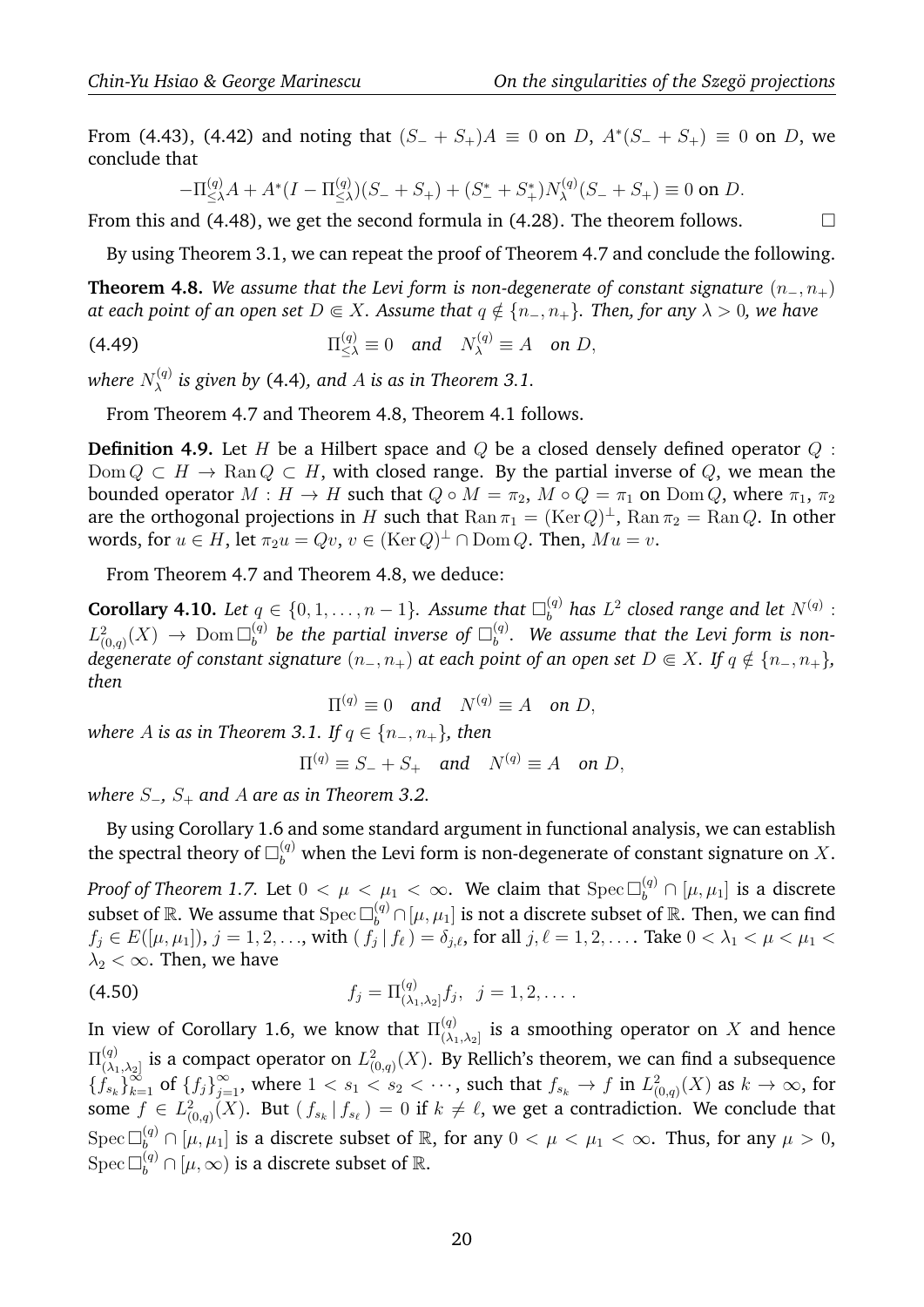From (4.43), (4.42) and noting that $(S_- + S_+)A \equiv 0$ on $D$, $A^*(S_- + S_+) \equiv 0$ on $D$, we conclude that

$$-\Pi^{(q)}_{\leq\lambda}A + A^*(I - \Pi^{(q)}_{\leq\lambda})(S_- + S_+) + (S^*_- + S^*_+)N^{(q)}_\lambda(S_- + S_+) \equiv 0 \text{ on } D.$$

From this and (4.48), we get the second formula in (4.28). The theorem follows. $\square$

By using Theorem 3.1, we can repeat the proof of Theorem 4.7 and conclude the following.

**Theorem 4.8.** *We assume that the Levi form is non-degenerate of constant signature $(n_-, n_+)$ at each point of an open set $D \Subset X$. Assume that $q \notin \{n_-, n_+\}$. Then, for any $\lambda > 0$, we have*

$$\Pi^{(q)}_{\leq\lambda} \equiv 0 \quad \textit{and} \quad N^{(q)}_\lambda \equiv A \quad \textit{on } D, \tag{4.49}$$

*where $N^{(q)}_\lambda$ is given by* (4.4)*, and $A$ is as in Theorem 3.1.*

From Theorem 4.7 and Theorem 4.8, Theorem 4.1 follows.

**Definition 4.9.** Let $H$ be a Hilbert space and $Q$ be a closed densely defined operator $Q : \operatorname{Dom} Q \subset H \to \operatorname{Ran} Q \subset H$, with closed range. By the partial inverse of $Q$, we mean the bounded operator $M : H \to H$ such that $Q \circ M = \pi_2$, $M \circ Q = \pi_1$ on $\operatorname{Dom} Q$, where $\pi_1$, $\pi_2$ are the orthogonal projections in $H$ such that $\operatorname{Ran} \pi_1 = (\operatorname{Ker} Q)^\perp$, $\operatorname{Ran} \pi_2 = \operatorname{Ran} Q$. In other words, for $u \in H$, let $\pi_2 u = Qv$, $v \in (\operatorname{Ker} Q)^\perp \cap \operatorname{Dom} Q$. Then, $Mu = v$.

From Theorem 4.7 and Theorem 4.8, we deduce:

**Corollary 4.10.** *Let $q \in \{0, 1, \ldots, n-1\}$. Assume that $\Box^{(q)}_b$ has $L^2$ closed range and let $N^{(q)} : L^2_{(0,q)}(X) \to \operatorname{Dom} \Box^{(q)}_b$ be the partial inverse of $\Box^{(q)}_b$. We assume that the Levi form is non-degenerate of constant signature $(n_-, n_+)$ at each point of an open set $D \Subset X$. If $q \notin \{n_-, n_+\}$, then*

$$\Pi^{(q)} \equiv 0 \quad \textit{and} \quad N^{(q)} \equiv A \quad \textit{on } D,$$

*where $A$ is as in Theorem 3.1. If $q \in \{n_-, n_+\}$, then*

$$\Pi^{(q)} \equiv S_- + S_+ \quad \textit{and} \quad N^{(q)} \equiv A \quad \textit{on } D,$$

*where $S_-$, $S_+$ and $A$ are as in Theorem 3.2.*

By using Corollary 1.6 and some standard argument in functional analysis, we can establish the spectral theory of $\Box^{(q)}_b$ when the Levi form is non-degenerate of constant signature on $X$.

*Proof of Theorem 1.7.* Let $0 < \mu < \mu_1 < \infty$. We claim that $\operatorname{Spec} \Box^{(q)}_b \cap [\mu, \mu_1]$ is a discrete subset of $\mathbb{R}$. We assume that $\operatorname{Spec} \Box^{(q)}_b \cap [\mu, \mu_1]$ is not a discrete subset of $\mathbb{R}$. Then, we can find $f_j \in E([\mu, \mu_1])$, $j = 1, 2, \ldots$, with $(\, f_j \,|\, f_\ell \,) = \delta_{j,\ell}$, for all $j, \ell = 1, 2, \ldots$. Take $0 < \lambda_1 < \mu < \mu_1 < \lambda_2 < \infty$. Then, we have

$$f_j = \Pi^{(q)}_{(\lambda_1, \lambda_2]} f_j, \;\; j = 1, 2, \ldots. \tag{4.50}$$

In view of Corollary 1.6, we know that $\Pi^{(q)}_{(\lambda_1,\lambda_2]}$ is a smoothing operator on $X$ and hence $\Pi^{(q)}_{(\lambda_1,\lambda_2]}$ is a compact operator on $L^2_{(0,q)}(X)$. By Rellich's theorem, we can find a subsequence $\{f_{s_k}\}^\infty_{k=1}$ of $\{f_j\}^\infty_{j=1}$, where $1 < s_1 < s_2 < \cdots$, such that $f_{s_k} \to f$ in $L^2_{(0,q)}(X)$ as $k \to \infty$, for some $f \in L^2_{(0,q)}(X)$. But $(\, f_{s_k} \,|\, f_{s_\ell} \,) = 0$ if $k \neq \ell$, we get a contradiction. We conclude that $\operatorname{Spec} \Box^{(q)}_b \cap [\mu, \mu_1]$ is a discrete subset of $\mathbb{R}$, for any $0 < \mu < \mu_1 < \infty$. Thus, for any $\mu > 0$, $\operatorname{Spec} \Box^{(q)}_b \cap [\mu, \infty)$ is a discrete subset of $\mathbb{R}$.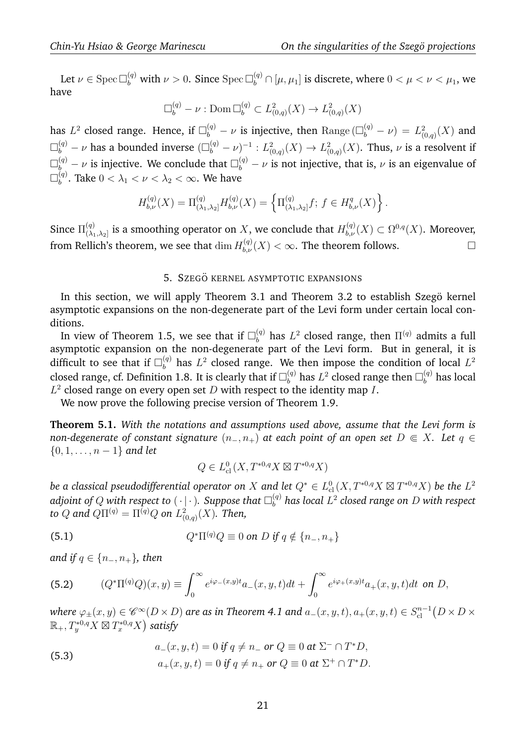Let $\nu \in \operatorname{Spec} \Box_b^{(q)}$ with $\nu > 0$. Since $\operatorname{Spec} \Box_b^{(q)} \cap [\mu, \mu_1]$ is discrete, where $0 < \mu < \nu < \mu_1$, we have

$$\Box_b^{(q)} - \nu : \operatorname{Dom} \Box_b^{(q)} \subset L^2_{(0,q)}(X) \to L^2_{(0,q)}(X)$$

has $L^2$ closed range. Hence, if $\Box_b^{(q)} - \nu$ is injective, then $\operatorname{Range}(\Box_b^{(q)} - \nu) = L^2_{(0,q)}(X)$ and $\Box_b^{(q)} - \nu$ has a bounded inverse $(\Box_b^{(q)} - \nu)^{-1} : L^2_{(0,q)}(X) \to L^2_{(0,q)}(X)$. Thus, $\nu$ is a resolvent if $\Box_b^{(q)} - \nu$ is injective. We conclude that $\Box_b^{(q)} - \nu$ is not injective, that is, $\nu$ is an eigenvalue of $\Box_b^{(q)}$. Take $0 < \lambda_1 < \nu < \lambda_2 < \infty$. We have

$$H^{(q)}_{b,\nu}(X) = \Pi^{(q)}_{(\lambda_1,\lambda_2]} H^{(q)}_{b,\nu}(X) = \left\{ \Pi^{(q)}_{(\lambda_1,\lambda_2]} f;\ f \in H^q_{b,\nu}(X) \right\}.$$

Since $\Pi^{(q)}_{(\lambda_1,\lambda_2]}$ is a smoothing operator on $X$, we conclude that $H^{(q)}_{b,\nu}(X) \subset \Omega^{0,q}(X)$. Moreover, from Rellich's theorem, we see that $\dim H^{(q)}_{b,\nu}(X) < \infty$. The theorem follows. $\Box$

## 5. Szegö kernel asymptotic expansions

In this section, we will apply Theorem 3.1 and Theorem 3.2 to establish Szegö kernel asymptotic expansions on the non-degenerate part of the Levi form under certain local conditions.

In view of Theorem 1.5, we see that if $\Box_b^{(q)}$ has $L^2$ closed range, then $\Pi^{(q)}$ admits a full asymptotic expansion on the non-degenerate part of the Levi form. But in general, it is difficult to see that if $\Box_b^{(q)}$ has $L^2$ closed range. We then impose the condition of local $L^2$ closed range, cf. Definition 1.8. It is clearly that if $\Box_b^{(q)}$ has $L^2$ closed range then $\Box_b^{(q)}$ has local $L^2$ closed range on every open set $D$ with respect to the identity map $I$.

We now prove the following precise version of Theorem 1.9.

**Theorem 5.1.** *With the notations and assumptions used above, assume that the Levi form is non-degenerate of constant signature $(n_-, n_+)$ at each point of an open set $D \Subset X$. Let $q \in \{0, 1, \ldots, n-1\}$ and let*

$$Q \in L^0_{\rm cl}(X, T^{*0,q}X \boxtimes T^{*0,q}X)$$

*be a classical pseudodifferential operator on $X$ and let $Q^* \in L^0_{\rm cl}(X, T^{*0,q}X \boxtimes T^{*0,q}X)$ be the $L^2$ adjoint of $Q$ with respect to $(\cdot\,|\,\cdot)$. Suppose that $\Box_b^{(q)}$ has local $L^2$ closed range on $D$ with respect to $Q$ and $Q\Pi^{(q)} = \Pi^{(q)}Q$ on $L^2_{(0,q)}(X)$. Then,*

$$Q^*\Pi^{(q)}Q \equiv 0 \text{ on } D \text{ if } q \notin \{n_-, n_+\} \tag{5.1}$$

*and if $q \in \{n_-, n_+\}$, then*

$$(Q^*\Pi^{(q)}Q)(x,y) \equiv \int_0^\infty e^{i\varphi_-(x,y)t} a_-(x,y,t)dt + \int_0^\infty e^{i\varphi_+(x,y)t} a_+(x,y,t)dt \text{ on } D, \tag{5.2}$$

*where $\varphi_\pm(x,y) \in \mathscr{C}^\infty(D \times D)$ are as in Theorem 4.1 and $a_-(x,y,t), a_+(x,y,t) \in S^{n-1}_{\rm cl}\big(D \times D \times \mathbb{R}_+, T^{*0,q}_y X \boxtimes T^{*0,q}_x X\big)$ satisfy*

$$\begin{aligned}
&a_-(x,y,t) = 0 \text{ if } q \neq n_- \text{ or } Q \equiv 0 \text{ at } \Sigma^- \cap T^*D,\\
&a_+(x,y,t) = 0 \text{ if } q \neq n_+ \text{ or } Q \equiv 0 \text{ at } \Sigma^+ \cap T^*D.
\end{aligned} \tag{5.3}$$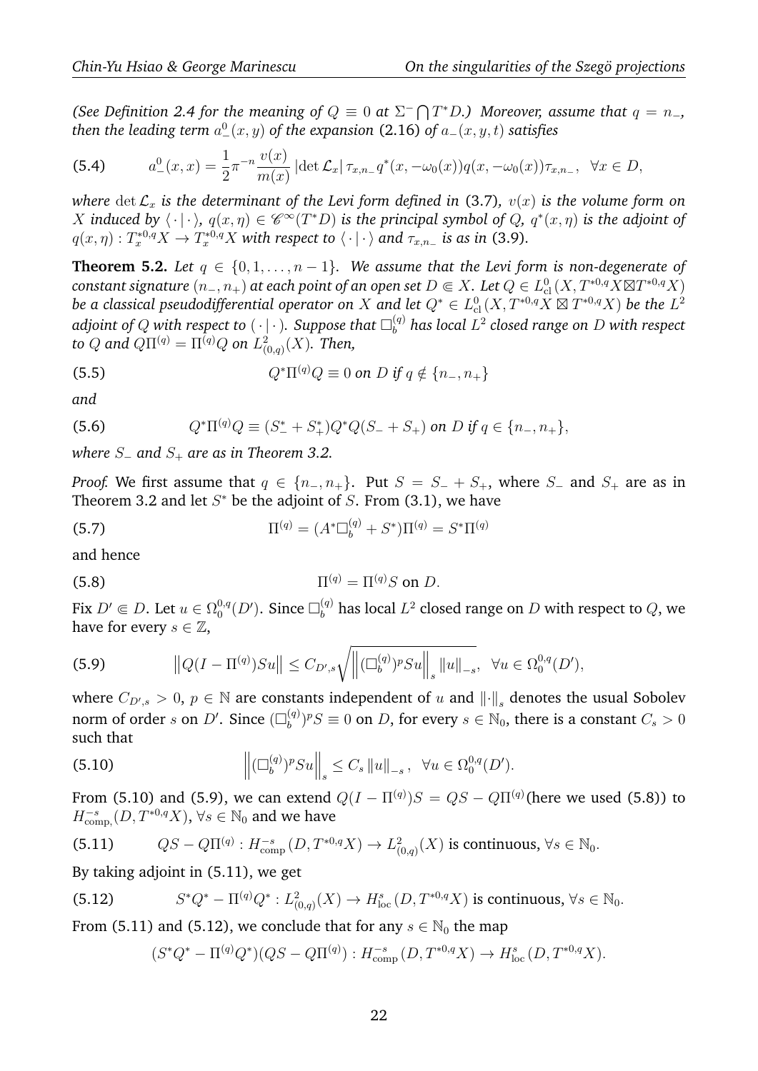*(See Definition 2.4 for the meaning of $Q \equiv 0$ at $\Sigma^- \bigcap T^*D$.) Moreover, assume that $q = n_-$, then the leading term $a^0_-(x,y)$ of the expansion* (2.16) *of $a_-(x,y,t)$ satisfies*

$$
a^0_-(x,x) = \frac{1}{2}\pi^{-n}\frac{v(x)}{m(x)}\left|\det \mathcal{L}_x\right| \tau_{x,n_-} q^*(x, -\omega_0(x)) q(x, -\omega_0(x)) \tau_{x,n_-}, \quad \forall x \in D, \tag{5.4}
$$

*where $\det \mathcal{L}_x$ is the determinant of the Levi form defined in* (3.7)*, $v(x)$ is the volume form on $X$ induced by $\langle \cdot \,|\, \cdot \rangle$, $q(x,\eta) \in \mathscr{C}^\infty(T^*D)$ is the principal symbol of $Q$, $q^*(x,\eta)$ is the adjoint of $q(x,\eta) : T^{*0,q}_x X \to T^{*0,q}_x X$ with respect to $\langle \cdot \,|\, \cdot \rangle$ and $\tau_{x,n_-}$ is as in* (3.9)*.*

**Theorem 5.2.** *Let $q \in \{0, 1, \ldots, n-1\}$. We assume that the Levi form is non-degenerate of constant signature $(n_-, n_+)$ at each point of an open set $D \Subset X$. Let $Q \in L^0_{\rm cl}(X, T^{*0,q}X \boxtimes T^{*0,q}X)$ be a classical pseudodifferential operator on $X$ and let $Q^* \in L^0_{\rm cl}(X, T^{*0,q}X \boxtimes T^{*0,q}X)$ be the $L^2$ adjoint of $Q$ with respect to $(\cdot \,|\, \cdot)$. Suppose that $\Box^{(q)}_b$ has local $L^2$ closed range on $D$ with respect to $Q$ and $Q\Pi^{(q)} = \Pi^{(q)}Q$ on $L^2_{(0,q)}(X)$. Then,*

$$
Q^*\Pi^{(q)}Q \equiv 0 \text{ on } D \text{ if } q \notin \{n_-, n_+\} \tag{5.5}
$$

*and*

$$
Q^*\Pi^{(q)}Q \equiv (S^*_- + S^*_+)Q^*Q(S_- + S_+) \text{ on } D \text{ if } q \in \{n_-, n_+\}, \tag{5.6}
$$

*where $S_-$ and $S_+$ are as in Theorem 3.2.*

*Proof.* We first assume that $q \in \{n_-, n_+\}$. Put $S = S_- + S_+$, where $S_-$ and $S_+$ are as in Theorem 3.2 and let $S^*$ be the adjoint of $S$. From (3.1), we have

$$
\Pi^{(q)} = (A^*\Box^{(q)}_b + S^*)\Pi^{(q)} = S^*\Pi^{(q)} \tag{5.7}
$$

and hence

$$
\Pi^{(q)} = \Pi^{(q)}S \text{ on } D. \tag{5.8}
$$

Fix $D' \Subset D$. Let $u \in \Omega^{0,q}_0(D')$. Since $\Box^{(q)}_b$ has local $L^2$ closed range on $D$ with respect to $Q$, we have for every $s \in \mathbb{Z}$,

$$
\left\|Q(I - \Pi^{(q)})Su\right\| \leq C_{D',s}\sqrt{\left\|(\Box^{(q)}_b)^p Su\right\|_s \|u\|_{-s}}, \quad \forall u \in \Omega^{0,q}_0(D'), \tag{5.9}
$$

where $C_{D',s} > 0$, $p \in \mathbb{N}$ are constants independent of $u$ and $\|\cdot\|_s$ denotes the usual Sobolev norm of order $s$ on $D'$. Since $(\Box^{(q)}_b)^p S \equiv 0$ on $D$, for every $s \in \mathbb{N}_0$, there is a constant $C_s > 0$ such that

$$
\left\|(\Box^{(q)}_b)^p Su\right\|_s \leq C_s \|u\|_{-s}, \quad \forall u \in \Omega^{0,q}_0(D'). \tag{5.10}
$$

From (5.10) and (5.9), we can extend $Q(I - \Pi^{(q)})S = QS - Q\Pi^{(q)}$(here we used (5.8)) to $H^{-s}_{\rm comp,}(D, T^{*0,q}X)$, $\forall s \in \mathbb{N}_0$ and we have

$$
QS - Q\Pi^{(q)} : H^{-s}_{\rm comp}(D, T^{*0,q}X) \to L^2_{(0,q)}(X) \text{ is continuous, } \forall s \in \mathbb{N}_0. \tag{5.11}
$$

By taking adjoint in (5.11), we get

$$
S^*Q^* - \Pi^{(q)}Q^* : L^2_{(0,q)}(X) \to H^s_{\rm loc}(D, T^{*0,q}X) \text{ is continuous, } \forall s \in \mathbb{N}_0. \tag{5.12}
$$

From (5.11) and (5.12), we conclude that for any $s \in \mathbb{N}_0$ the map

$$
(S^*Q^* - \Pi^{(q)}Q^*)(QS - Q\Pi^{(q)}) : H^{-s}_{\rm comp}(D, T^{*0,q}X) \to H^s_{\rm loc}(D, T^{*0,q}X).
$$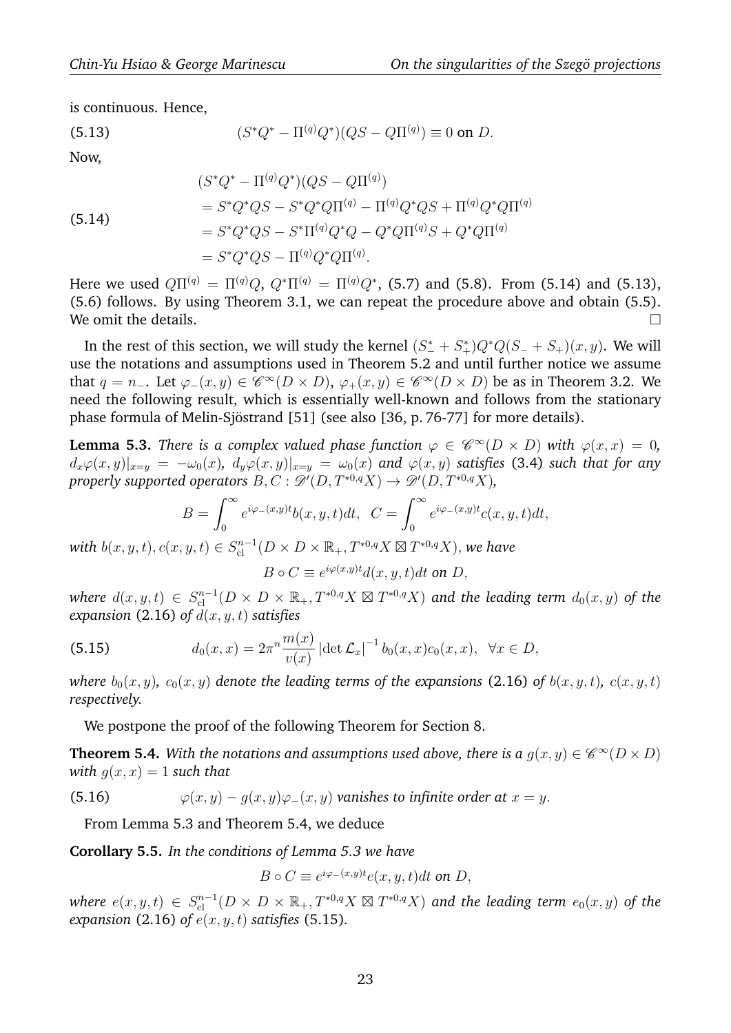is continuous. Hence,

$$(S^*Q^* - \Pi^{(q)}Q^*)(QS - Q\Pi^{(q)}) \equiv 0 \text{ on } D. \tag{5.13}$$

Now,

$$\begin{aligned}
&(S^*Q^* - \Pi^{(q)}Q^*)(QS - Q\Pi^{(q)}) \\
&= S^*Q^*QS - S^*Q^*Q\Pi^{(q)} - \Pi^{(q)}Q^*QS + \Pi^{(q)}Q^*Q\Pi^{(q)} \\
&= S^*Q^*QS - S^*\Pi^{(q)}Q^*Q - Q^*Q\Pi^{(q)}S + Q^*Q\Pi^{(q)} \\
&= S^*Q^*QS - \Pi^{(q)}Q^*Q\Pi^{(q)}.
\end{aligned} \tag{5.14}$$

Here we used $Q\Pi^{(q)} = \Pi^{(q)}Q$, $Q^*\Pi^{(q)} = \Pi^{(q)}Q^*$, (5.7) and (5.8). From (5.14) and (5.13), (5.6) follows. By using Theorem 3.1, we can repeat the procedure above and obtain (5.5). We omit the details. □

In the rest of this section, we will study the kernel $(S_-^* + S_+^*)Q^*Q(S_- + S_+)(x,y)$. We will use the notations and assumptions used in Theorem 5.2 and until further notice we assume that $q = n_-$. Let $\varphi_-(x,y) \in \mathscr{C}^\infty(D \times D)$, $\varphi_+(x,y) \in \mathscr{C}^\infty(D \times D)$ be as in Theorem 3.2. We need the following result, which is essentially well-known and follows from the stationary phase formula of Melin-Sjöstrand [51] (see also [36, p. 76-77] for more details).

**Lemma 5.3.** *There is a complex valued phase function $\varphi \in \mathscr{C}^\infty(D \times D)$ with $\varphi(x,x) = 0$, $d_x\varphi(x,y)|_{x=y} = -\omega_0(x)$, $d_y\varphi(x,y)|_{x=y} = \omega_0(x)$ and $\varphi(x,y)$ satisfies (3.4) such that for any properly supported operators $B, C : \mathscr{D}'(D, T^{*0,q}X) \to \mathscr{D}'(D, T^{*0,q}X)$,*

$$B = \int_0^\infty e^{i\varphi_-(x,y)t} b(x,y,t)dt, \quad C = \int_0^\infty e^{i\varphi_-(x,y)t} c(x,y,t)dt,$$

*with $b(x,y,t), c(x,y,t) \in S^{n-1}_{\rm cl}(D \times D \times \mathbb{R}_+, T^{*0,q}X \boxtimes T^{*0,q}X)$, we have*

$$B \circ C \equiv e^{i\varphi(x,y)t} d(x,y,t)dt \text{ on } D,$$

*where $d(x,y,t) \in S^{n-1}_{\rm cl}(D \times D \times \mathbb{R}_+, T^{*0,q}X \boxtimes T^{*0,q}X)$ and the leading term $d_0(x,y)$ of the expansion (2.16) of $d(x,y,t)$ satisfies*

$$d_0(x,x) = 2\pi^n \frac{m(x)}{v(x)} \left|\det \mathcal{L}_x\right|^{-1} b_0(x,x)c_0(x,x), \quad \forall x \in D, \tag{5.15}$$

*where $b_0(x,y)$, $c_0(x,y)$ denote the leading terms of the expansions (2.16) of $b(x,y,t)$, $c(x,y,t)$ respectively.*

We postpone the proof of the following Theorem for Section 8.

**Theorem 5.4.** *With the notations and assumptions used above, there is a $g(x,y) \in \mathscr{C}^\infty(D \times D)$ with $g(x,x) = 1$ such that*

$$\varphi(x,y) - g(x,y)\varphi_-(x,y) \text{ vanishes to infinite order at } x = y. \tag{5.16}$$

From Lemma 5.3 and Theorem 5.4, we deduce

**Corollary 5.5.** *In the conditions of Lemma 5.3 we have*

$$B \circ C \equiv e^{i\varphi_-(x,y)t} e(x,y,t)dt \text{ on } D,$$

*where $e(x,y,t) \in S^{n-1}_{\rm cl}(D \times D \times \mathbb{R}_+, T^{*0,q}X \boxtimes T^{*0,q}X)$ and the leading term $e_0(x,y)$ of the expansion (2.16) of $e(x,y,t)$ satisfies (5.15).*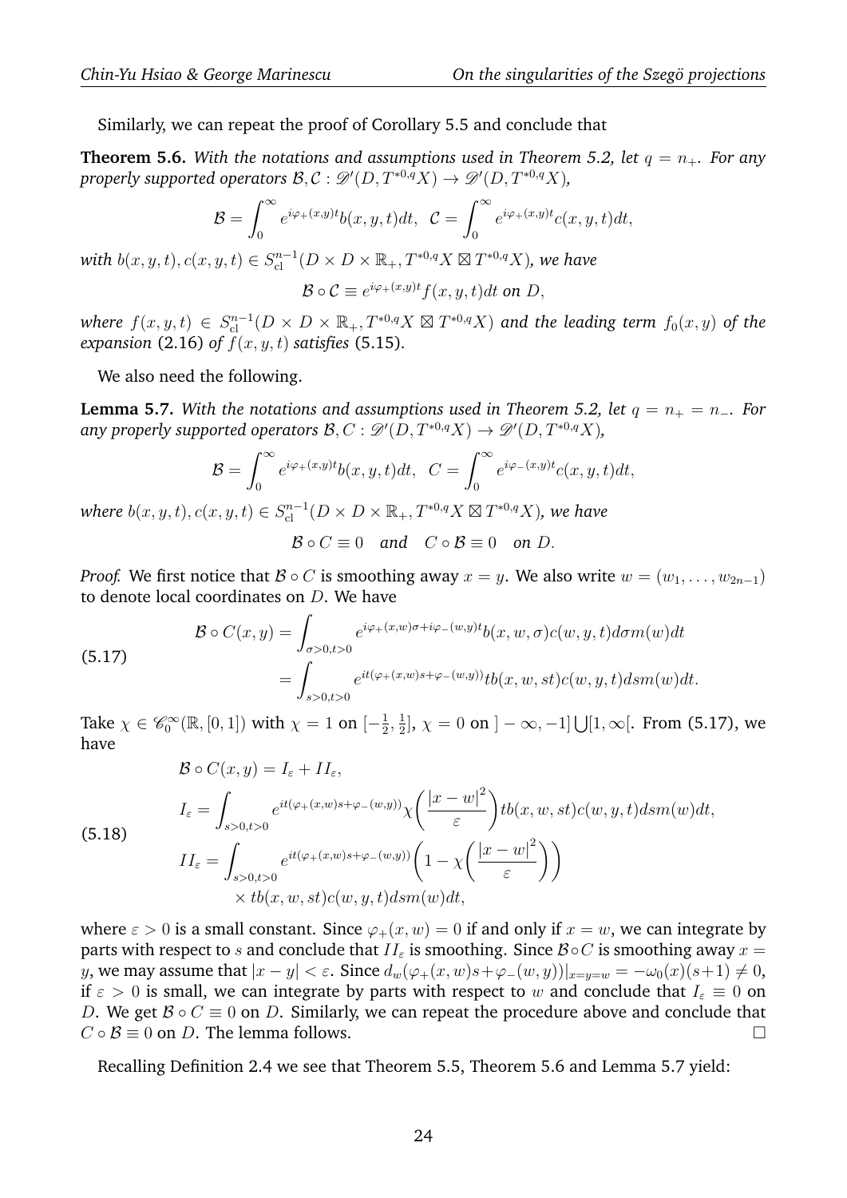Similarly, we can repeat the proof of Corollary 5.5 and conclude that

**Theorem 5.6.** *With the notations and assumptions used in Theorem 5.2, let $q = n_+$. For any properly supported operators $\mathcal{B}, \mathcal{C} : \mathscr{D}'(D, T^{*0,q}X) \to \mathscr{D}'(D, T^{*0,q}X)$,*

$$\mathcal{B} = \int_0^\infty e^{i\varphi_+(x,y)t} b(x,y,t)dt, \;\; \mathcal{C} = \int_0^\infty e^{i\varphi_+(x,y)t} c(x,y,t)dt,$$

*with $b(x,y,t), c(x,y,t) \in S^{n-1}_{\rm cl}(D \times D \times \mathbb{R}_+, T^{*0,q}X \boxtimes T^{*0,q}X)$, we have*

$$\mathcal{B} \circ \mathcal{C} \equiv e^{i\varphi_+(x,y)t} f(x,y,t)dt \text{ on } D,$$

*where $f(x,y,t) \in S^{n-1}_{\rm cl}(D \times D \times \mathbb{R}_+, T^{*0,q}X \boxtimes T^{*0,q}X)$ and the leading term $f_0(x,y)$ of the expansion* (2.16) *of $f(x,y,t)$ satisfies* (5.15).

We also need the following.

**Lemma 5.7.** *With the notations and assumptions used in Theorem 5.2, let $q = n_+ = n_-$. For any properly supported operators $\mathcal{B}, C : \mathscr{D}'(D, T^{*0,q}X) \to \mathscr{D}'(D, T^{*0,q}X)$,*

$$\mathcal{B} = \int_0^\infty e^{i\varphi_+(x,y)t} b(x,y,t)dt, \;\; C = \int_0^\infty e^{i\varphi_-(x,y)t} c(x,y,t)dt,$$

*where $b(x,y,t), c(x,y,t) \in S^{n-1}_{\rm cl}(D \times D \times \mathbb{R}_+, T^{*0,q}X \boxtimes T^{*0,q}X)$, we have*

$$\mathcal{B} \circ C \equiv 0 \quad \text{and} \quad C \circ \mathcal{B} \equiv 0 \quad \text{on } D.$$

*Proof.* We first notice that $\mathcal{B} \circ C$ is smoothing away $x = y$. We also write $w = (w_1, \ldots, w_{2n-1})$ to denote local coordinates on $D$. We have

$$\tag{5.17} \begin{split} \mathcal{B} \circ C(x,y) &= \int_{\sigma>0, t>0} e^{i\varphi_+(x,w)\sigma + i\varphi_-(w,y)t} b(x,w,\sigma)c(w,y,t)d\sigma m(w)dt \\ &= \int_{s>0,t>0} e^{it(\varphi_+(x,w)s + \varphi_-(w,y))} tb(x,w,st)c(w,y,t)dsm(w)dt. \end{split}$$

Take $\chi \in \mathscr{C}^\infty_0(\mathbb{R}, [0,1])$ with $\chi = 1$ on $[-\frac{1}{2}, \frac{1}{2}]$, $\chi = 0$ on $]-\infty, -1] \bigcup [1, \infty[$. From (5.17), we have

$$\tag{5.18} \begin{split} &\mathcal{B} \circ C(x,y) = I_\varepsilon + II_\varepsilon, \\ &I_\varepsilon = \int_{s>0,t>0} e^{it(\varphi_+(x,w)s + \varphi_-(w,y))} \chi\Big(\frac{|x-w|^2}{\varepsilon}\Big) tb(x,w,st)c(w,y,t)dsm(w)dt, \\ &II_\varepsilon = \int_{s>0,t>0} e^{it(\varphi_+(x,w)s + \varphi_-(w,y))} \Big(1 - \chi\Big(\frac{|x-w|^2}{\varepsilon}\Big)\Big) \\ &\qquad \times tb(x,w,st)c(w,y,t)dsm(w)dt, \end{split}$$

where $\varepsilon > 0$ is a small constant. Since $\varphi_+(x,w) = 0$ if and only if $x = w$, we can integrate by parts with respect to $s$ and conclude that $II_\varepsilon$ is smoothing. Since $\mathcal{B} \circ C$ is smoothing away $x = y$, we may assume that $|x - y| < \varepsilon$. Since $d_w(\varphi_+(x,w)s + \varphi_-(w,y))|_{x=y=w} = -\omega_0(x)(s+1) \neq 0$, if $\varepsilon > 0$ is small, we can integrate by parts with respect to $w$ and conclude that $I_\varepsilon \equiv 0$ on $D$. We get $\mathcal{B} \circ C \equiv 0$ on $D$. Similarly, we can repeat the procedure above and conclude that $C \circ \mathcal{B} \equiv 0$ on $D$. The lemma follows. $\square$

Recalling Definition 2.4 we see that Theorem 5.5, Theorem 5.6 and Lemma 5.7 yield: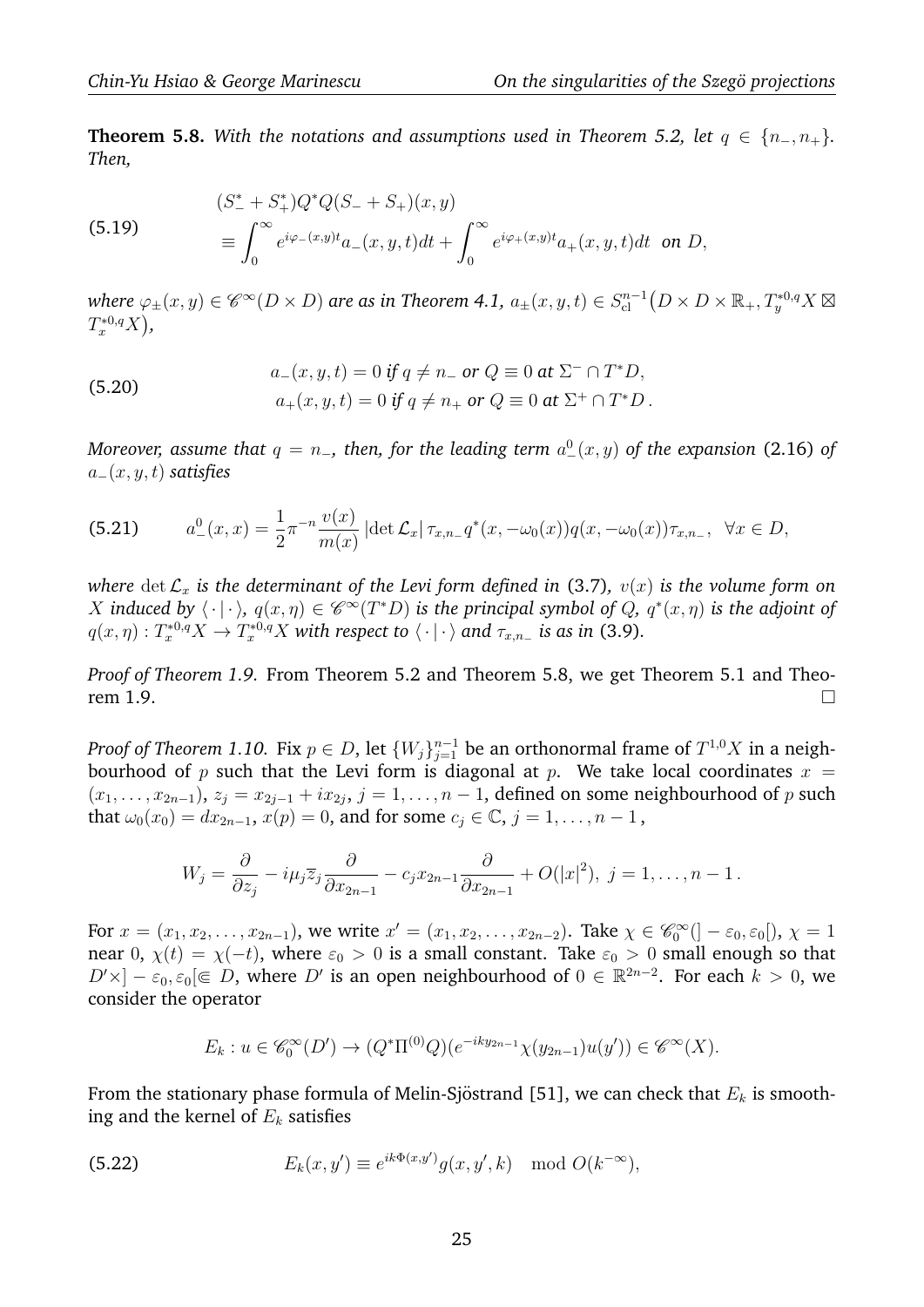**Theorem 5.8.** *With the notations and assumptions used in Theorem 5.2, let $q \in \{n_-, n_+\}$. Then,*

$$
\begin{aligned}
&(S_-^* + S_+^*)Q^*Q(S_- + S_+)(x,y) \\
&\equiv \int_0^\infty e^{i\varphi_-(x,y)t} a_-(x,y,t)dt + \int_0^\infty e^{i\varphi_+(x,y)t} a_+(x,y,t)dt \;\; \text{on } D,
\end{aligned}
\tag{5.19}
$$

*where $\varphi_\pm(x,y) \in \mathscr{C}^\infty(D \times D)$ are as in Theorem 4.1, $a_\pm(x,y,t) \in S^{n-1}_{\rm cl}\big(D \times D \times \mathbb{R}_+, T^{*0,q}_y X \boxtimes T^{*0,q}_x X\big)$,*

$$
\begin{aligned}
&a_-(x,y,t) = 0 \text{ if } q \neq n_- \text{ or } Q \equiv 0 \text{ at } \Sigma^- \cap T^*D, \\
&a_+(x,y,t) = 0 \text{ if } q \neq n_+ \text{ or } Q \equiv 0 \text{ at } \Sigma^+ \cap T^*D\,.
\end{aligned}
\tag{5.20}
$$

*Moreover, assume that $q = n_-$, then, for the leading term $a_-^0(x,y)$ of the expansion* (2.16) *of $a_-(x,y,t)$ satisfies*

$$
a_-^0(x,x) = \frac{1}{2}\pi^{-n}\frac{v(x)}{m(x)}\left|\det \mathcal{L}_x\right| \tau_{x,n_-} q^*(x, -\omega_0(x)) q(x, -\omega_0(x)) \tau_{x,n_-}, \;\; \forall x \in D,
\tag{5.21}
$$

*where $\det \mathcal{L}_x$ is the determinant of the Levi form defined in* (3.7)*, $v(x)$ is the volume form on $X$ induced by $\langle\cdot|\cdot\rangle$, $q(x,\eta) \in \mathscr{C}^\infty(T^*D)$ is the principal symbol of $Q$, $q^*(x,\eta)$ is the adjoint of $q(x,\eta) : T^{*0,q}_x X \to T^{*0,q}_x X$ with respect to $\langle\cdot|\cdot\rangle$ and $\tau_{x,n_-}$ is as in* (3.9).

*Proof of Theorem 1.9.* From Theorem 5.2 and Theorem 5.8, we get Theorem 5.1 and Theorem 1.9. □

*Proof of Theorem 1.10.* Fix $p \in D$, let $\{W_j\}_{j=1}^{n-1}$ be an orthonormal frame of $T^{1,0}X$ in a neighbourhood of $p$ such that the Levi form is diagonal at $p$. We take local coordinates $x = (x_1, \ldots, x_{2n-1})$, $z_j = x_{2j-1} + ix_{2j}$, $j = 1, \ldots, n-1$, defined on some neighbourhood of $p$ such that $\omega_0(x_0) = dx_{2n-1}$, $x(p) = 0$, and for some $c_j \in \mathbb{C}$, $j = 1, \ldots, n-1$,

$$
W_j = \frac{\partial}{\partial z_j} - i\mu_j \overline{z}_j \frac{\partial}{\partial x_{2n-1}} - c_j x_{2n-1}\frac{\partial}{\partial x_{2n-1}} + O(|x|^2), \; j = 1, \ldots, n-1\,.
$$

For $x = (x_1, x_2, \ldots, x_{2n-1})$, we write $x' = (x_1, x_2, \ldots, x_{2n-2})$. Take $\chi \in \mathscr{C}^\infty_0(]-\varepsilon_0, \varepsilon_0[)$, $\chi = 1$ near $0$, $\chi(t) = \chi(-t)$, where $\varepsilon_0 > 0$ is a small constant. Take $\varepsilon_0 > 0$ small enough so that $D' \times ]-\varepsilon_0, \varepsilon_0[ \Subset D$, where $D'$ is an open neighbourhood of $0 \in \mathbb{R}^{2n-2}$. For each $k > 0$, we consider the operator

$$
E_k : u \in \mathscr{C}^\infty_0(D') \to (Q^*\Pi^{(0)}Q)(e^{-iky_{2n-1}}\chi(y_{2n-1})u(y')) \in \mathscr{C}^\infty(X).
$$

From the stationary phase formula of Melin-Sjöstrand [51], we can check that $E_k$ is smoothing and the kernel of $E_k$ satisfies

$$
E_k(x,y') \equiv e^{ik\Phi(x,y')} g(x,y',k) \mod O(k^{-\infty}),
\tag{5.22}
$$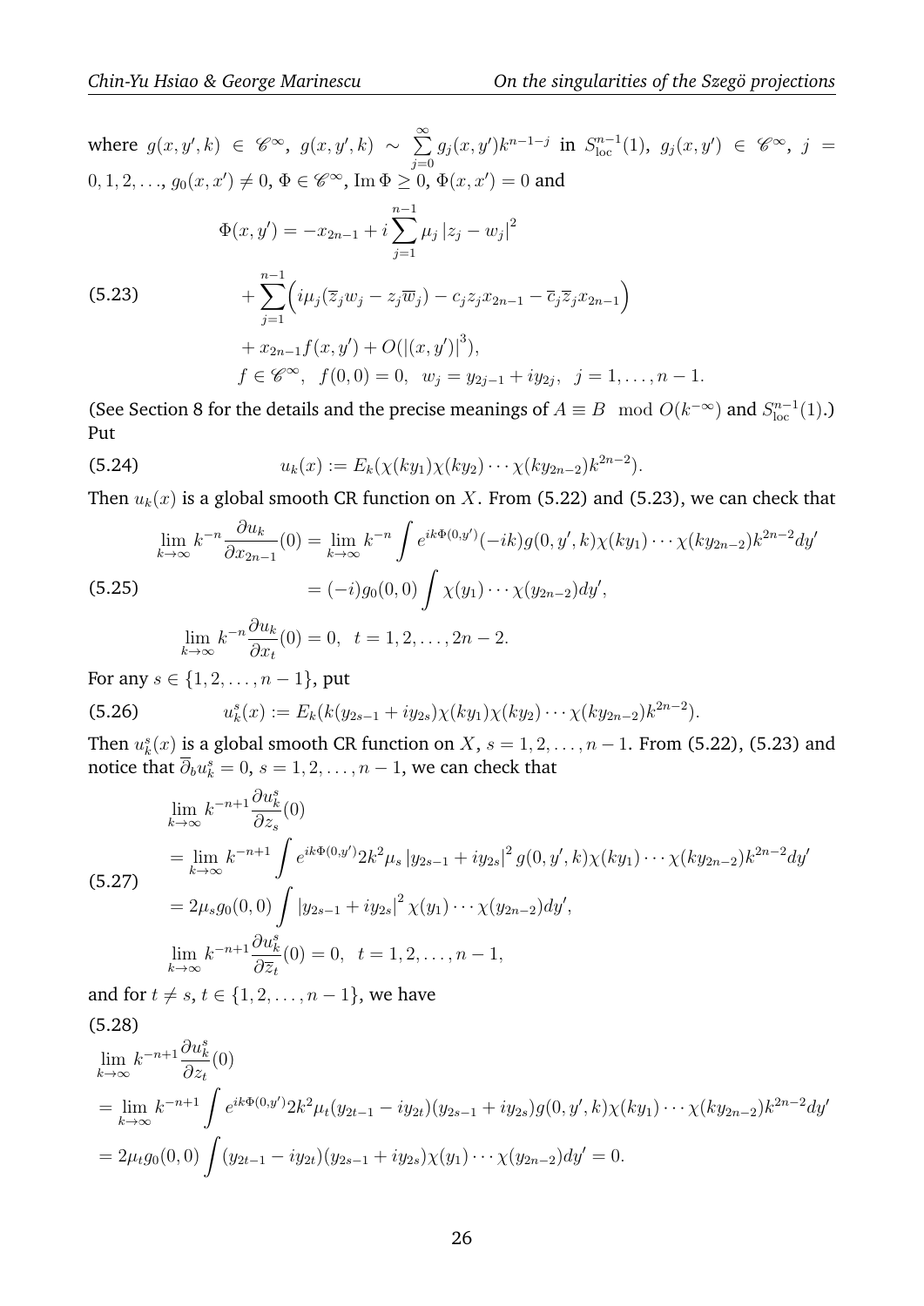where $g(x,y',k) \in \mathscr{C}^\infty$, $g(x,y',k) \sim \sum\limits_{j=0}^{\infty} g_j(x,y')k^{n-1-j}$ in $S^{n-1}_{\rm loc}(1)$, $g_j(x,y') \in \mathscr{C}^\infty$, $j = 0,1,2,\ldots$, $g_0(x,x') \neq 0$, $\Phi \in \mathscr{C}^\infty$, $\operatorname{Im}\Phi \geq 0$, $\Phi(x,x') = 0$ and

$$
\begin{aligned}
\Phi(x,y') = {} & -x_{2n-1} + i\sum_{j=1}^{n-1}\mu_j\left|z_j - w_j\right|^2 \\
& + \sum_{j=1}^{n-1}\Big(i\mu_j(\overline{z}_j w_j - z_j\overline{w}_j) - c_j z_j x_{2n-1} - \overline{c}_j\overline{z}_j x_{2n-1}\Big) \\
& + x_{2n-1}f(x,y') + O(\left|(x,y')\right|^3), \\
& f \in \mathscr{C}^\infty,\ \ f(0,0) = 0,\ \ w_j = y_{2j-1} + iy_{2j},\ \ j = 1,\ldots,n-1.
\end{aligned}
\tag{5.23}
$$

(See Section 8 for the details and the precise meanings of $A \equiv B \mod O(k^{-\infty})$ and $S^{n-1}_{\rm loc}(1)$.) Put

$$
u_k(x) := E_k(\chi(ky_1)\chi(ky_2)\cdots\chi(ky_{2n-2})k^{2n-2}). \tag{5.24}
$$

Then $u_k(x)$ is a global smooth CR function on $X$. From (5.22) and (5.23), we can check that

$$
\begin{aligned}
\lim_{k\to\infty} k^{-n}\frac{\partial u_k}{\partial x_{2n-1}}(0) &= \lim_{k\to\infty} k^{-n}\int e^{ik\Phi(0,y')}(-ik)g(0,y',k)\chi(ky_1)\cdots\chi(ky_{2n-2})k^{2n-2}dy' \\
&= (-i)g_0(0,0)\int\chi(y_1)\cdots\chi(y_{2n-2})dy', \\
\lim_{k\to\infty} k^{-n}\frac{\partial u_k}{\partial x_t}(0) &= 0,\ \ t = 1,2,\ldots,2n-2.
\end{aligned}
\tag{5.25}
$$

For any $s \in \{1,2,\ldots,n-1\}$, put

$$
u_k^s(x) := E_k(k(y_{2s-1} + iy_{2s})\chi(ky_1)\chi(ky_2)\cdots\chi(ky_{2n-2})k^{2n-2}). \tag{5.26}
$$

Then $u_k^s(x)$ is a global smooth CR function on $X$, $s = 1,2,\ldots,n-1$. From (5.22), (5.23) and notice that $\overline{\partial}_b u_k^s = 0$, $s = 1,2,\ldots,n-1$, we can check that

$$
\begin{aligned}
& \lim_{k\to\infty} k^{-n+1}\frac{\partial u_k^s}{\partial z_s}(0) \\
&= \lim_{k\to\infty} k^{-n+1}\int e^{ik\Phi(0,y')}2k^2\mu_s\left|y_{2s-1} + iy_{2s}\right|^2 g(0,y',k)\chi(ky_1)\cdots\chi(ky_{2n-2})k^{2n-2}dy' \\
&= 2\mu_s g_0(0,0)\int\left|y_{2s-1} + iy_{2s}\right|^2\chi(y_1)\cdots\chi(y_{2n-2})dy', \\
& \lim_{k\to\infty} k^{-n+1}\frac{\partial u_k^s}{\partial \overline{z}_t}(0) = 0,\ \ t = 1,2,\ldots,n-1,
\end{aligned}
\tag{5.27}
$$

and for $t \neq s$, $t \in \{1,2,\ldots,n-1\}$, we have

$$
\begin{aligned}
& \lim_{k\to\infty} k^{-n+1}\frac{\partial u_k^s}{\partial z_t}(0) \\
&= \lim_{k\to\infty} k^{-n+1}\int e^{ik\Phi(0,y')}2k^2\mu_t(y_{2t-1} - iy_{2t})(y_{2s-1} + iy_{2s})g(0,y',k)\chi(ky_1)\cdots\chi(ky_{2n-2})k^{2n-2}dy' \\
&= 2\mu_t g_0(0,0)\int(y_{2t-1} - iy_{2t})(y_{2s-1} + iy_{2s})\chi(y_1)\cdots\chi(y_{2n-2})dy' = 0.
\end{aligned}
\tag{5.28}
$$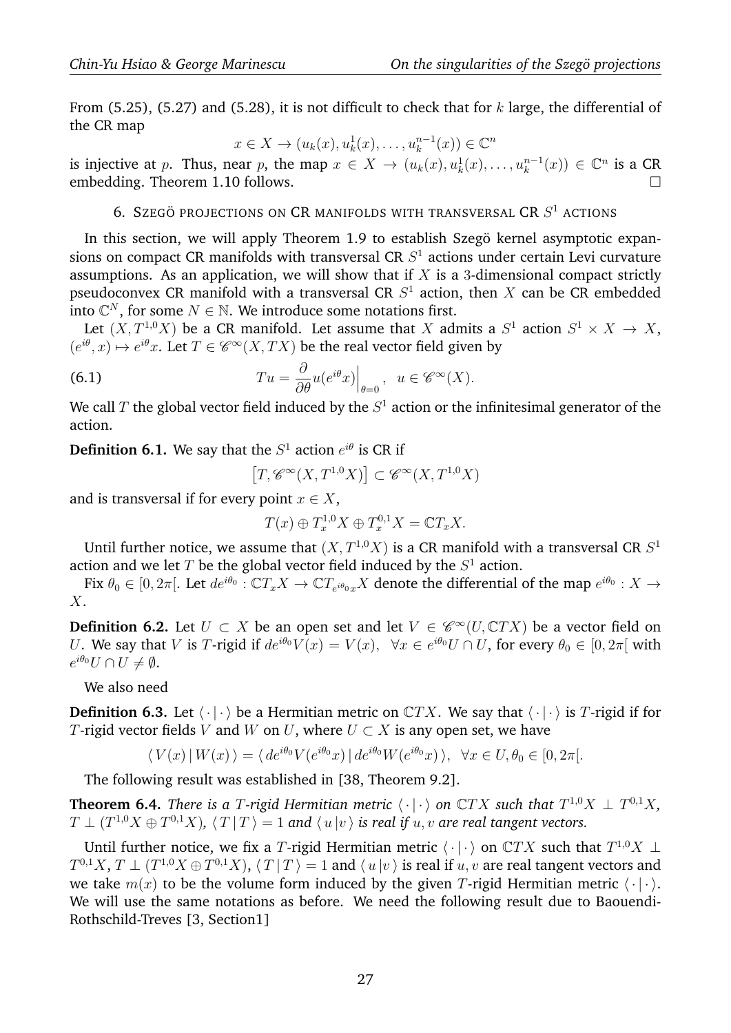From (5.25), (5.27) and (5.28), it is not difficult to check that for $k$ large, the differential of the CR map

$$x \in X \to (u_k(x), u_k^1(x), \ldots, u_k^{n-1}(x)) \in \mathbb{C}^n$$

is injective at $p$. Thus, near $p$, the map $x \in X \to (u_k(x), u_k^1(x), \ldots, u_k^{n-1}(x)) \in \mathbb{C}^n$ is a CR embedding. Theorem 1.10 follows. $\square$

## 6. Szegö projections on CR manifolds with transversal CR $S^1$ actions

In this section, we will apply Theorem 1.9 to establish Szegö kernel asymptotic expansions on compact CR manifolds with transversal CR $S^1$ actions under certain Levi curvature assumptions. As an application, we will show that if $X$ is a 3-dimensional compact strictly pseudoconvex CR manifold with a transversal CR $S^1$ action, then $X$ can be CR embedded into $\mathbb{C}^N$, for some $N \in \mathbb{N}$. We introduce some notations first.

Let $(X, T^{1,0}X)$ be a CR manifold. Let assume that $X$ admits a $S^1$ action $S^1 \times X \to X$, $(e^{i\theta}, x) \mapsto e^{i\theta}x$. Let $T \in \mathscr{C}^\infty(X, TX)$ be the real vector field given by

$$Tu = \frac{\partial}{\partial \theta} u(e^{i\theta}x)\Big|_{\theta=0}, \quad u \in \mathscr{C}^\infty(X). \tag{6.1}$$

We call $T$ the global vector field induced by the $S^1$ action or the infinitesimal generator of the action.

**Definition 6.1.** We say that the $S^1$ action $e^{i\theta}$ is CR if

$$\left[T, \mathscr{C}^\infty(X, T^{1,0}X)\right] \subset \mathscr{C}^\infty(X, T^{1,0}X)$$

and is transversal if for every point $x \in X$,

$$T(x) \oplus T_x^{1,0}X \oplus T_x^{0,1}X = \mathbb{C}T_xX.$$

Until further notice, we assume that $(X, T^{1,0}X)$ is a CR manifold with a transversal CR $S^1$ action and we let $T$ be the global vector field induced by the $S^1$ action.

Fix $\theta_0 \in [0, 2\pi[$. Let $de^{i\theta_0} : \mathbb{C}T_xX \to \mathbb{C}T_{e^{i\theta_0}x}X$ denote the differential of the map $e^{i\theta_0} : X \to X$.

**Definition 6.2.** Let $U \subset X$ be an open set and let $V \in \mathscr{C}^\infty(U, \mathbb{C}TX)$ be a vector field on $U$. We say that $V$ is $T$-rigid if $de^{i\theta_0}V(x) = V(x), \ \ \forall x \in e^{i\theta_0}U \cap U$, for every $\theta_0 \in [0, 2\pi[$ with $e^{i\theta_0}U \cap U \neq \emptyset$.

We also need

**Definition 6.3.** Let $\langle \cdot \,|\, \cdot \rangle$ be a Hermitian metric on $\mathbb{C}TX$. We say that $\langle \cdot \,|\, \cdot \rangle$ is $T$-rigid if for $T$-rigid vector fields $V$ and $W$ on $U$, where $U \subset X$ is any open set, we have

$$\langle V(x) \,|\, W(x) \rangle = \langle de^{i\theta_0}V(e^{i\theta_0}x) \,|\, de^{i\theta_0}W(e^{i\theta_0}x) \rangle, \ \ \forall x \in U, \theta_0 \in [0, 2\pi[.$$

The following result was established in [38, Theorem 9.2].

**Theorem 6.4.** *There is a $T$-rigid Hermitian metric $\langle \cdot \,|\, \cdot \rangle$ on $\mathbb{C}TX$ such that $T^{1,0}X \perp T^{0,1}X$, $T \perp (T^{1,0}X \oplus T^{0,1}X)$, $\langle T \,|\, T \rangle = 1$ and $\langle u \,|\, v \rangle$ is real if $u, v$ are real tangent vectors.*

Until further notice, we fix a $T$-rigid Hermitian metric $\langle \cdot \,|\, \cdot \rangle$ on $\mathbb{C}TX$ such that $T^{1,0}X \perp T^{0,1}X$, $T \perp (T^{1,0}X \oplus T^{0,1}X)$, $\langle T \,|\, T \rangle = 1$ and $\langle u \,|\, v \rangle$ is real if $u, v$ are real tangent vectors and we take $m(x)$ to be the volume form induced by the given $T$-rigid Hermitian metric $\langle \cdot \,|\, \cdot \rangle$. We will use the same notations as before. We need the following result due to Baouendi-Rothschild-Treves [3, Section1]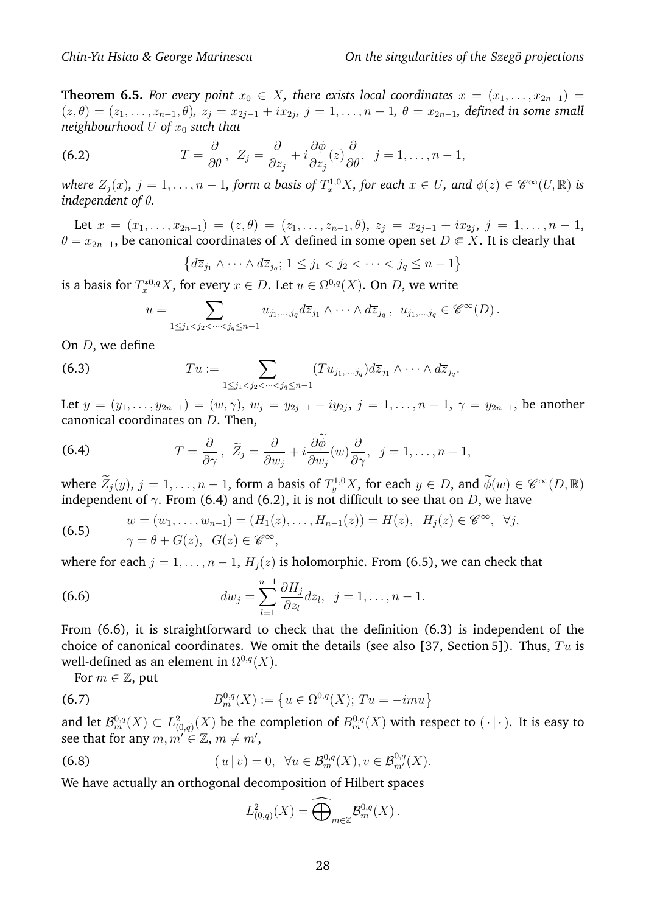**Theorem 6.5.** *For every point $x_0 \in X$, there exists local coordinates $x = (x_1, \ldots, x_{2n-1}) = (z, \theta) = (z_1, \ldots, z_{n-1}, \theta)$, $z_j = x_{2j-1} + ix_{2j}$, $j = 1, \ldots, n-1$, $\theta = x_{2n-1}$, defined in some small neighbourhood $U$ of $x_0$ such that*

$$T = \frac{\partial}{\partial \theta}\,, \;\; Z_j = \frac{\partial}{\partial z_j} + i\frac{\partial \phi}{\partial z_j}(z)\frac{\partial}{\partial \theta}, \;\; j = 1, \ldots, n-1, \tag{6.2}$$

*where $Z_j(x)$, $j = 1, \ldots, n-1$, form a basis of $T^{1,0}_x X$, for each $x \in U$, and $\phi(z) \in \mathscr{C}^\infty(U, \mathbb{R})$ is independent of $\theta$.*

Let $x = (x_1, \ldots, x_{2n-1}) = (z, \theta) = (z_1, \ldots, z_{n-1}, \theta)$, $z_j = x_{2j-1} + ix_{2j}$, $j = 1, \ldots, n-1$, $\theta = x_{2n-1}$, be canonical coordinates of $X$ defined in some open set $D \Subset X$. It is clearly that

$$\left\{ d\overline{z}_{j_1} \wedge \cdots \wedge d\overline{z}_{j_q};\, 1 \leq j_1 < j_2 < \cdots < j_q \leq n-1 \right\}$$

is a basis for $T^{*0,q}_x X$, for every $x \in D$. Let $u \in \Omega^{0,q}(X)$. On $D$, we write

$$u = \sum_{1 \leq j_1 < j_2 < \cdots < j_q \leq n-1} u_{j_1, \ldots, j_q} d\overline{z}_{j_1} \wedge \cdots \wedge d\overline{z}_{j_q}\,, \;\; u_{j_1, \ldots, j_q} \in \mathscr{C}^\infty(D)\,.$$

On $D$, we define

$$Tu := \sum_{1 \leq j_1 < j_2 < \cdots < j_q \leq n-1} (Tu_{j_1, \ldots, j_q}) d\overline{z}_{j_1} \wedge \cdots \wedge d\overline{z}_{j_q}. \tag{6.3}$$

Let $y = (y_1, \ldots, y_{2n-1}) = (w, \gamma)$, $w_j = y_{2j-1} + iy_{2j}$, $j = 1, \ldots, n-1$, $\gamma = y_{2n-1}$, be another canonical coordinates on $D$. Then,

$$T = \frac{\partial}{\partial \gamma}\,, \;\; \widetilde{Z}_j = \frac{\partial}{\partial w_j} + i\frac{\partial \widetilde{\phi}}{\partial w_j}(w)\frac{\partial}{\partial \gamma}, \;\; j = 1, \ldots, n-1, \tag{6.4}$$

where $\widetilde{Z}_j(y)$, $j = 1, \ldots, n-1$, form a basis of $T^{1,0}_y X$, for each $y \in D$, and $\widetilde{\phi}(w) \in \mathscr{C}^\infty(D, \mathbb{R})$ independent of $\gamma$. From (6.4) and (6.2), it is not difficult to see that on $D$, we have

$$\begin{aligned} &w = (w_1, \ldots, w_{n-1}) = (H_1(z), \ldots, H_{n-1}(z)) = H(z), \;\; H_j(z) \in \mathscr{C}^\infty, \;\; \forall j, \\ &\gamma = \theta + G(z), \;\; G(z) \in \mathscr{C}^\infty, \end{aligned} \tag{6.5}$$

where for each $j = 1, \ldots, n-1$, $H_j(z)$ is holomorphic. From (6.5), we can check that

$$d\overline{w}_j = \sum_{l=1}^{n-1} \overline{\frac{\partial H_j}{\partial z_l}} d\overline{z}_l, \;\; j = 1, \ldots, n-1. \tag{6.6}$$

From (6.6), it is straightforward to check that the definition (6.3) is independent of the choice of canonical coordinates. We omit the details (see also [37, Section 5]). Thus, $Tu$ is well-defined as an element in $\Omega^{0,q}(X)$.

For $m \in \mathbb{Z}$, put

$$B^{0,q}_m(X) := \left\{ u \in \Omega^{0,q}(X);\, Tu = -imu \right\} \tag{6.7}$$

and let $\mathcal{B}^{0,q}_m(X) \subset L^2_{(0,q)}(X)$ be the completion of $B^{0,q}_m(X)$ with respect to $(\cdot\,|\,\cdot)$. It is easy to see that for any $m, m' \in \mathbb{Z}$, $m \neq m'$,

$$(\, u \,|\, v \,) = 0, \;\; \forall u \in \mathcal{B}^{0,q}_m(X), v \in \mathcal{B}^{0,q}_{m'}(X). \tag{6.8}$$

We have actually an orthogonal decomposition of Hilbert spaces

$$L^2_{(0,q)}(X) = \widehat{\bigoplus}_{m \in \mathbb{Z}} \mathcal{B}^{0,q}_m(X)\,.$$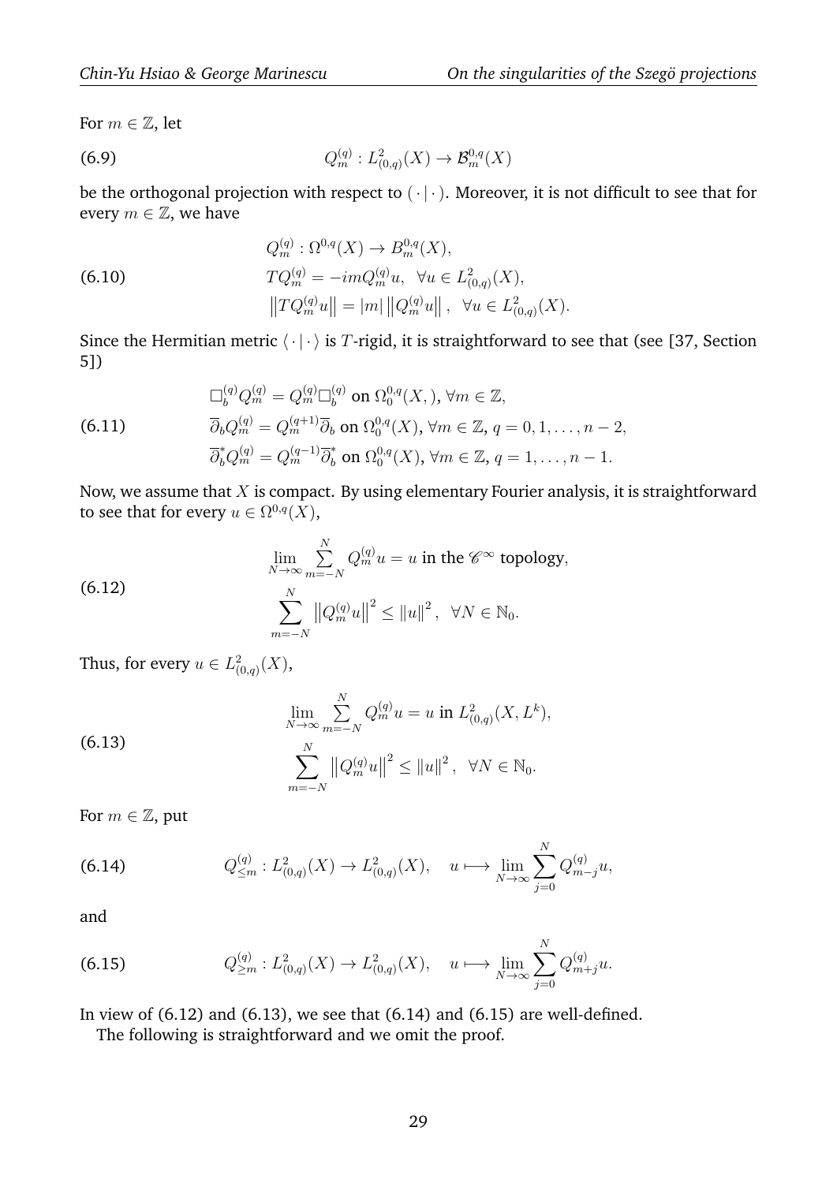For $m \in \mathbb{Z}$, let

$$Q^{(q)}_m : L^2_{(0,q)}(X) \to \mathcal{B}^{0,q}_m(X) \tag{6.9}$$

be the orthogonal projection with respect to $(\,\cdot\,|\,\cdot\,)$. Moreover, it is not difficult to see that for every $m \in \mathbb{Z}$, we have

$$\begin{aligned} &Q^{(q)}_m : \Omega^{0,q}(X) \to B^{0,q}_m(X), \\ &TQ^{(q)}_m = -imQ^{(q)}_m u, \ \ \forall u \in L^2_{(0,q)}(X), \\ &\left\|TQ^{(q)}_m u\right\| = |m| \left\|Q^{(q)}_m u\right\|, \ \ \forall u \in L^2_{(0,q)}(X). \end{aligned} \tag{6.10}$$

Since the Hermitian metric $\langle \cdot | \cdot \rangle$ is $T$-rigid, it is straightforward to see that (see [37, Section 5])

$$\begin{aligned} &\Box^{(q)}_b Q^{(q)}_m = Q^{(q)}_m \Box^{(q)}_b \text{ on } \Omega^{0,q}_0(X,), \forall m \in \mathbb{Z}, \\ &\overline{\partial}_b Q^{(q)}_m = Q^{(q+1)}_m \overline{\partial}_b \text{ on } \Omega^{0,q}_0(X), \forall m \in \mathbb{Z}, q = 0, 1, \ldots, n-2, \\ &\overline{\partial}^*_b Q^{(q)}_m = Q^{(q-1)}_m \overline{\partial}^*_b \text{ on } \Omega^{0,q}_0(X), \forall m \in \mathbb{Z}, q = 1, \ldots, n-1. \end{aligned} \tag{6.11}$$

Now, we assume that $X$ is compact. By using elementary Fourier analysis, it is straightforward to see that for every $u \in \Omega^{0,q}(X)$,

$$\begin{aligned} &\lim_{N \to \infty} \sum_{m=-N}^{N} Q^{(q)}_m u = u \text{ in the } \mathscr{C}^\infty \text{ topology}, \\ &\sum_{m=-N}^{N} \left\|Q^{(q)}_m u\right\|^2 \leq \|u\|^2, \ \ \forall N \in \mathbb{N}_0. \end{aligned} \tag{6.12}$$

Thus, for every $u \in L^2_{(0,q)}(X)$,

$$\begin{aligned} &\lim_{N \to \infty} \sum_{m=-N}^{N} Q^{(q)}_m u = u \text{ in } L^2_{(0,q)}(X, L^k), \\ &\sum_{m=-N}^{N} \left\|Q^{(q)}_m u\right\|^2 \leq \|u\|^2, \ \ \forall N \in \mathbb{N}_0. \end{aligned} \tag{6.13}$$

For $m \in \mathbb{Z}$, put

$$Q^{(q)}_{\leq m} : L^2_{(0,q)}(X) \to L^2_{(0,q)}(X), \quad u \longmapsto \lim_{N \to \infty} \sum_{j=0}^{N} Q^{(q)}_{m-j} u, \tag{6.14}$$

and

$$Q^{(q)}_{\geq m} : L^2_{(0,q)}(X) \to L^2_{(0,q)}(X), \quad u \longmapsto \lim_{N \to \infty} \sum_{j=0}^{N} Q^{(q)}_{m+j} u. \tag{6.15}$$

In view of (6.12) and (6.13), we see that (6.14) and (6.15) are well-defined.

The following is straightforward and we omit the proof.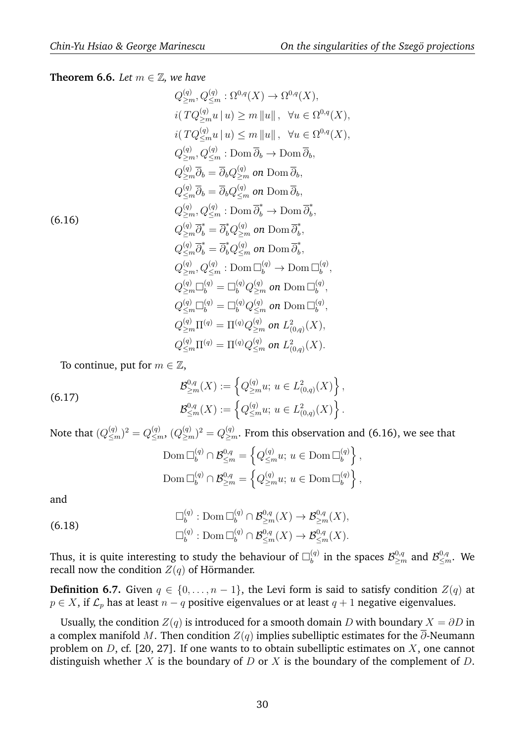**Theorem 6.6.** *Let $m \in \mathbb{Z}$, we have*

$$
\begin{aligned}
& Q^{(q)}_{\geq m}, Q^{(q)}_{\leq m} : \Omega^{0,q}(X) \to \Omega^{0,q}(X), \\
& i(\,TQ^{(q)}_{\geq m}u \,|\, u) \geq m \, \|u\| \,, \quad \forall u \in \Omega^{0,q}(X), \\
& i(\,TQ^{(q)}_{\leq m}u \,|\, u) \leq m \, \|u\| \,, \quad \forall u \in \Omega^{0,q}(X), \\
& Q^{(q)}_{\geq m}, Q^{(q)}_{\leq m} : \operatorname{Dom} \overline{\partial}_b \to \operatorname{Dom} \overline{\partial}_b, \\
& Q^{(q)}_{\geq m} \overline{\partial}_b = \overline{\partial}_b Q^{(q)}_{\geq m} \text{ on } \operatorname{Dom} \overline{\partial}_b, \\
& Q^{(q)}_{\leq m} \overline{\partial}_b = \overline{\partial}_b Q^{(q)}_{\leq m} \text{ on } \operatorname{Dom} \overline{\partial}_b, \\
& Q^{(q)}_{\geq m}, Q^{(q)}_{\leq m} : \operatorname{Dom} \overline{\partial}^*_b \to \operatorname{Dom} \overline{\partial}^*_b, \\
& Q^{(q)}_{\geq m} \overline{\partial}^*_b = \overline{\partial}^*_b Q^{(q)}_{\geq m} \text{ on } \operatorname{Dom} \overline{\partial}^*_b, \\
& Q^{(q)}_{\leq m} \overline{\partial}^*_b = \overline{\partial}^*_b Q^{(q)}_{\leq m} \text{ on } \operatorname{Dom} \overline{\partial}^*_b, \\
& Q^{(q)}_{\geq m}, Q^{(q)}_{\leq m} : \operatorname{Dom} \Box^{(q)}_b \to \operatorname{Dom} \Box^{(q)}_b, \\
& Q^{(q)}_{\geq m} \Box^{(q)}_b = \Box^{(q)}_b Q^{(q)}_{\geq m} \text{ on } \operatorname{Dom} \Box^{(q)}_b, \\
& Q^{(q)}_{\leq m} \Box^{(q)}_b = \Box^{(q)}_b Q^{(q)}_{\leq m} \text{ on } \operatorname{Dom} \Box^{(q)}_b, \\
& Q^{(q)}_{\geq m} \Pi^{(q)} = \Pi^{(q)} Q^{(q)}_{\geq m} \text{ on } L^2_{(0,q)}(X), \\
& Q^{(q)}_{\leq m} \Pi^{(q)} = \Pi^{(q)} Q^{(q)}_{\leq m} \text{ on } L^2_{(0,q)}(X).
\end{aligned}
\tag{6.16}
$$

To continue, put for $m \in \mathbb{Z}$,

$$
\begin{aligned}
& \mathcal{B}^{0,q}_{\geq m}(X) := \left\{ Q^{(q)}_{\geq m}u;\ u \in L^2_{(0,q)}(X) \right\}, \\
& \mathcal{B}^{0,q}_{\leq m}(X) := \left\{ Q^{(q)}_{\leq m}u;\ u \in L^2_{(0,q)}(X) \right\}.
\end{aligned}
\tag{6.17}
$$

Note that $(Q^{(q)}_{\leq m})^2 = Q^{(q)}_{\leq m}$, $(Q^{(q)}_{\geq m})^2 = Q^{(q)}_{\geq m}$. From this observation and (6.16), we see that

$$
\begin{aligned}
& \operatorname{Dom} \Box^{(q)}_b \cap \mathcal{B}^{0,q}_{\leq m} = \left\{ Q^{(q)}_{\leq m}u;\ u \in \operatorname{Dom} \Box^{(q)}_b \right\}, \\
& \operatorname{Dom} \Box^{(q)}_b \cap \mathcal{B}^{0,q}_{\geq m} = \left\{ Q^{(q)}_{\geq m}u;\ u \in \operatorname{Dom} \Box^{(q)}_b \right\},
\end{aligned}
$$

and

$$
\begin{aligned}
& \Box^{(q)}_b : \operatorname{Dom} \Box^{(q)}_b \cap \mathcal{B}^{0,q}_{\geq m}(X) \to \mathcal{B}^{0,q}_{\geq m}(X), \\
& \Box^{(q)}_b : \operatorname{Dom} \Box^{(q)}_b \cap \mathcal{B}^{0,q}_{\leq m}(X) \to \mathcal{B}^{0,q}_{\leq m}(X).
\end{aligned}
\tag{6.18}
$$

Thus, it is quite interesting to study the behaviour of $\Box^{(q)}_b$ in the spaces $\mathcal{B}^{0,q}_{\geq m}$ and $\mathcal{B}^{0,q}_{\leq m}$. We recall now the condition $Z(q)$ of Hörmander.

**Definition 6.7.** Given $q \in \{0, \ldots, n-1\}$, the Levi form is said to satisfy condition $Z(q)$ at $p \in X$, if $\mathcal{L}_p$ has at least $n-q$ positive eigenvalues or at least $q+1$ negative eigenvalues.

Usually, the condition $Z(q)$ is introduced for a smooth domain $D$ with boundary $X = \partial D$ in a complex manifold $M$. Then condition $Z(q)$ implies subelliptic estimates for the $\overline{\partial}$-Neumann problem on $D$, cf. [20, 27]. If one wants to to obtain subelliptic estimates on $X$, one cannot distinguish whether $X$ is the boundary of $D$ or $X$ is the boundary of the complement of $D$.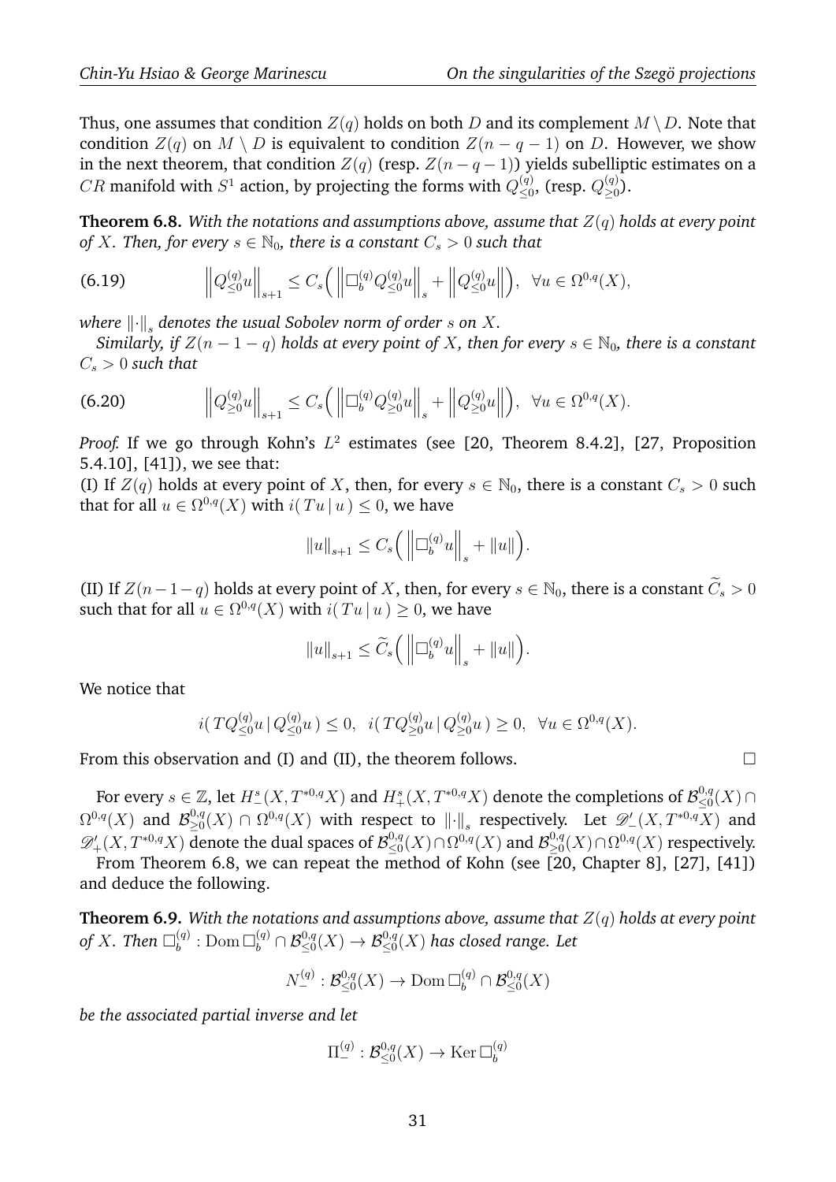Thus, one assumes that condition $Z(q)$ holds on both $D$ and its complement $M \setminus D$. Note that condition $Z(q)$ on $M \setminus D$ is equivalent to condition $Z(n-q-1)$ on $D$. However, we show in the next theorem, that condition $Z(q)$ (resp. $Z(n-q-1)$) yields subelliptic estimates on a $CR$ manifold with $S^1$ action, by projecting the forms with $Q^{(q)}_{\leq 0}$, (resp. $Q^{(q)}_{\geq 0}$).

**Theorem 6.8.** *With the notations and assumptions above, assume that $Z(q)$ holds at every point of $X$. Then, for every $s \in \mathbb{N}_0$, there is a constant $C_s > 0$ such that*

$$\left\| Q^{(q)}_{\leq 0} u \right\|_{s+1} \leq C_s \Big( \left\| \Box^{(q)}_b Q^{(q)}_{\leq 0} u \right\|_s + \left\| Q^{(q)}_{\leq 0} u \right\| \Big), \ \ \forall u \in \Omega^{0,q}(X), \tag{6.19}$$

*where $\|\cdot\|_s$ denotes the usual Sobolev norm of order $s$ on $X$.*

*Similarly, if $Z(n-1-q)$ holds at every point of $X$, then for every $s \in \mathbb{N}_0$, there is a constant $C_s > 0$ such that*

$$\left\| Q^{(q)}_{\geq 0} u \right\|_{s+1} \leq C_s \Big( \left\| \Box^{(q)}_b Q^{(q)}_{\geq 0} u \right\|_s + \left\| Q^{(q)}_{\geq 0} u \right\| \Big), \ \ \forall u \in \Omega^{0,q}(X). \tag{6.20}$$

*Proof.* If we go through Kohn's $L^2$ estimates (see [20, Theorem 8.4.2], [27, Proposition 5.4.10], [41]), we see that:
(I) If $Z(q)$ holds at every point of $X$, then, for every $s \in \mathbb{N}_0$, there is a constant $C_s > 0$ such that for all $u \in \Omega^{0,q}(X)$ with $i(\,Tu \,|\, u\,) \leq 0$, we have

$$\|u\|_{s+1} \leq C_s \Big( \left\| \Box^{(q)}_b u \right\|_s + \|u\| \Big).$$

(II) If $Z(n-1-q)$ holds at every point of $X$, then, for every $s \in \mathbb{N}_0$, there is a constant $\widetilde{C}_s > 0$ such that for all $u \in \Omega^{0,q}(X)$ with $i(\,Tu \,|\, u\,) \geq 0$, we have

$$\|u\|_{s+1} \leq \widetilde{C}_s \Big( \left\| \Box^{(q)}_b u \right\|_s + \|u\| \Big).$$

We notice that

$$i(\,TQ^{(q)}_{\leq 0} u \,|\, Q^{(q)}_{\leq 0} u\,) \leq 0, \ \ i(\,TQ^{(q)}_{\geq 0} u \,|\, Q^{(q)}_{\geq 0} u\,) \geq 0, \ \ \forall u \in \Omega^{0,q}(X).$$

From this observation and (I) and (II), the theorem follows. $\square$

For every $s \in \mathbb{Z}$, let $H^s_-(X, T^{*0,q}X)$ and $H^s_+(X, T^{*0,q}X)$ denote the completions of $\mathcal{B}^{0,q}_{\leq 0}(X) \cap \Omega^{0,q}(X)$ and $\mathcal{B}^{0,q}_{\geq 0}(X) \cap \Omega^{0,q}(X)$ with respect to $\|\cdot\|_s$ respectively. Let $\mathscr{D}'_-(X, T^{*0,q}X)$ and $\mathscr{D}'_+(X, T^{*0,q}X)$ denote the dual spaces of $\mathcal{B}^{0,q}_{\leq 0}(X) \cap \Omega^{0,q}(X)$ and $\mathcal{B}^{0,q}_{\geq 0}(X) \cap \Omega^{0,q}(X)$ respectively.

From Theorem 6.8, we can repeat the method of Kohn (see [20, Chapter 8], [27], [41]) and deduce the following.

**Theorem 6.9.** *With the notations and assumptions above, assume that $Z(q)$ holds at every point of $X$. Then $\Box^{(q)}_b : \operatorname{Dom} \Box^{(q)}_b \cap \mathcal{B}^{0,q}_{\leq 0}(X) \to \mathcal{B}^{0,q}_{\leq 0}(X)$ has closed range. Let*

$$N^{(q)}_- : \mathcal{B}^{0,q}_{\leq 0}(X) \to \operatorname{Dom} \Box^{(q)}_b \cap \mathcal{B}^{0,q}_{\leq 0}(X)$$

*be the associated partial inverse and let*

$$\Pi^{(q)}_- : \mathcal{B}^{0,q}_{\leq 0}(X) \to \operatorname{Ker} \Box^{(q)}_b$$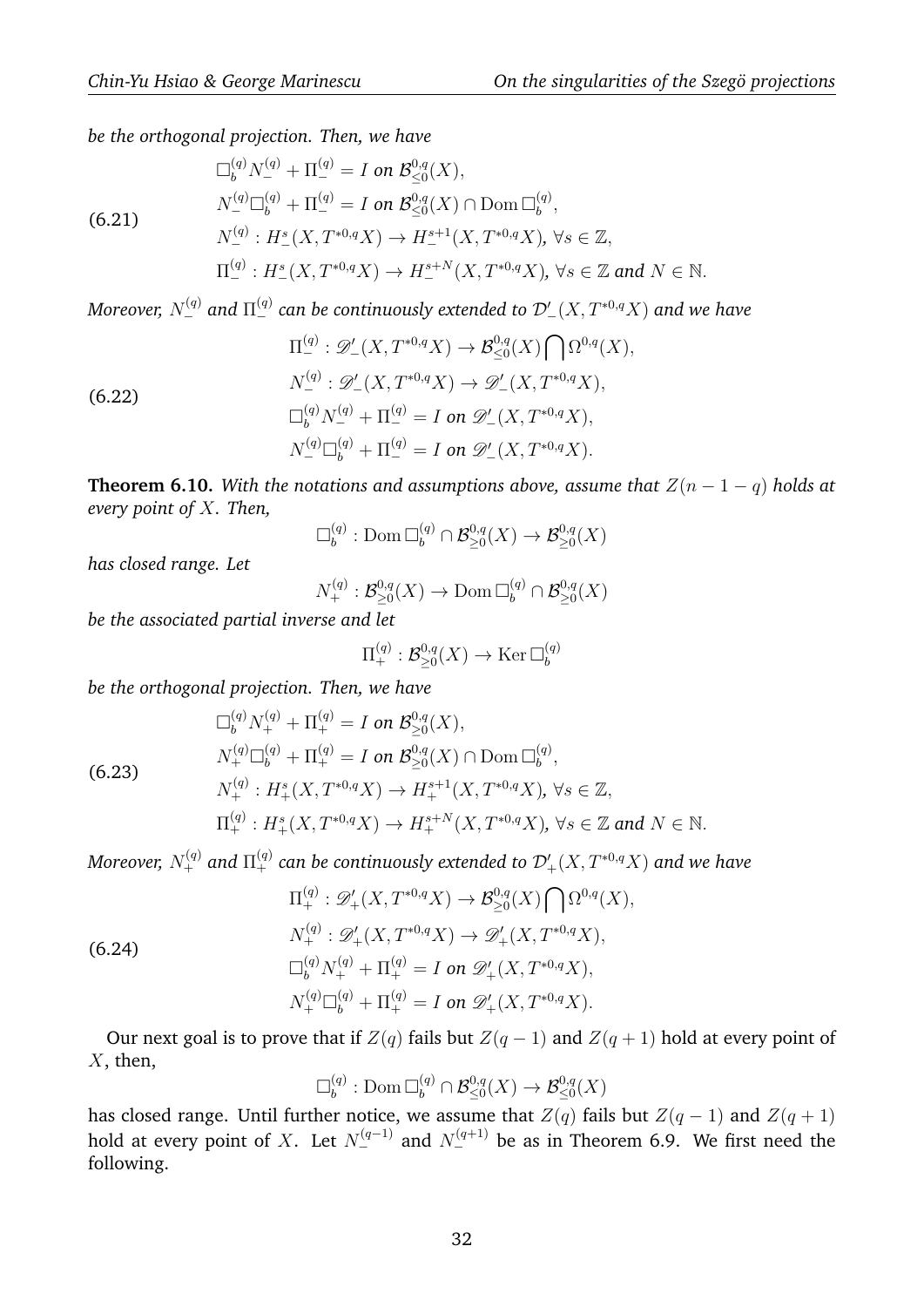*be the orthogonal projection. Then, we have*

$$
\begin{aligned}
&\Box_b^{(q)} N_-^{(q)} + \Pi_-^{(q)} = I \text{ on } \mathcal{B}^{0,q}_{\leq 0}(X),\\
&N_-^{(q)} \Box_b^{(q)} + \Pi_-^{(q)} = I \text{ on } \mathcal{B}^{0,q}_{\leq 0}(X) \cap \operatorname{Dom} \Box_b^{(q)},\\
&N_-^{(q)} : H^s_-(X, T^{*0,q}X) \to H^{s+1}_-(X, T^{*0,q}X),\ \forall s \in \mathbb{Z},\\
&\Pi_-^{(q)} : H^s_-(X, T^{*0,q}X) \to H^{s+N}_-(X, T^{*0,q}X),\ \forall s \in \mathbb{Z} \text{ and } N \in \mathbb{N}.
\end{aligned} \tag{6.21}
$$

*Moreover, $N_-^{(q)}$ and $\Pi_-^{(q)}$ can be continuously extended to $\mathcal{D}'_-(X, T^{*0,q}X)$ and we have*

$$
\begin{aligned}
&\Pi_-^{(q)} : \mathscr{D}'_-(X, T^{*0,q}X) \to \mathcal{B}^{0,q}_{\leq 0}(X) \bigcap \Omega^{0,q}(X),\\
&N_-^{(q)} : \mathscr{D}'_-(X, T^{*0,q}X) \to \mathscr{D}'_-(X, T^{*0,q}X),\\
&\Box_b^{(q)} N_-^{(q)} + \Pi_-^{(q)} = I \text{ on } \mathscr{D}'_-(X, T^{*0,q}X),\\
&N_-^{(q)} \Box_b^{(q)} + \Pi_-^{(q)} = I \text{ on } \mathscr{D}'_-(X, T^{*0,q}X).
\end{aligned} \tag{6.22}
$$

**Theorem 6.10.** *With the notations and assumptions above, assume that $Z(n-1-q)$ holds at every point of $X$. Then,*

$$
\Box_b^{(q)} : \operatorname{Dom} \Box_b^{(q)} \cap \mathcal{B}^{0,q}_{\geq 0}(X) \to \mathcal{B}^{0,q}_{\geq 0}(X)
$$

*has closed range. Let*

$$
N_+^{(q)} : \mathcal{B}^{0,q}_{\geq 0}(X) \to \operatorname{Dom} \Box_b^{(q)} \cap \mathcal{B}^{0,q}_{\geq 0}(X)
$$

*be the associated partial inverse and let*

$$
\Pi_+^{(q)} : \mathcal{B}^{0,q}_{\geq 0}(X) \to \operatorname{Ker} \Box_b^{(q)}
$$

*be the orthogonal projection. Then, we have*

$$
\begin{aligned}
&\Box_b^{(q)} N_+^{(q)} + \Pi_+^{(q)} = I \text{ on } \mathcal{B}^{0,q}_{\geq 0}(X),\\
&N_+^{(q)} \Box_b^{(q)} + \Pi_+^{(q)} = I \text{ on } \mathcal{B}^{0,q}_{\geq 0}(X) \cap \operatorname{Dom} \Box_b^{(q)},\\
&N_+^{(q)} : H^s_+(X, T^{*0,q}X) \to H^{s+1}_+(X, T^{*0,q}X),\ \forall s \in \mathbb{Z},\\
&\Pi_+^{(q)} : H^s_+(X, T^{*0,q}X) \to H^{s+N}_+(X, T^{*0,q}X),\ \forall s \in \mathbb{Z} \text{ and } N \in \mathbb{N}.
\end{aligned} \tag{6.23}
$$

*Moreover, $N_+^{(q)}$ and $\Pi_+^{(q)}$ can be continuously extended to $\mathcal{D}'_+(X, T^{*0,q}X)$ and we have*

$$
\begin{aligned}
&\Pi_+^{(q)} : \mathscr{D}'_+(X, T^{*0,q}X) \to \mathcal{B}^{0,q}_{\geq 0}(X) \bigcap \Omega^{0,q}(X),\\
&N_+^{(q)} : \mathscr{D}'_+(X, T^{*0,q}X) \to \mathscr{D}'_+(X, T^{*0,q}X),\\
&\Box_b^{(q)} N_+^{(q)} + \Pi_+^{(q)} = I \text{ on } \mathscr{D}'_+(X, T^{*0,q}X),\\
&N_+^{(q)} \Box_b^{(q)} + \Pi_+^{(q)} = I \text{ on } \mathscr{D}'_+(X, T^{*0,q}X).
\end{aligned} \tag{6.24}
$$

Our next goal is to prove that if $Z(q)$ fails but $Z(q-1)$ and $Z(q+1)$ hold at every point of $X$, then,

$$
\Box_b^{(q)} : \operatorname{Dom} \Box_b^{(q)} \cap \mathcal{B}^{0,q}_{\leq 0}(X) \to \mathcal{B}^{0,q}_{\leq 0}(X)
$$

has closed range. Until further notice, we assume that $Z(q)$ fails but $Z(q-1)$ and $Z(q+1)$ hold at every point of $X$. Let $N_-^{(q-1)}$ and $N_-^{(q+1)}$ be as in Theorem 6.9. We first need the following.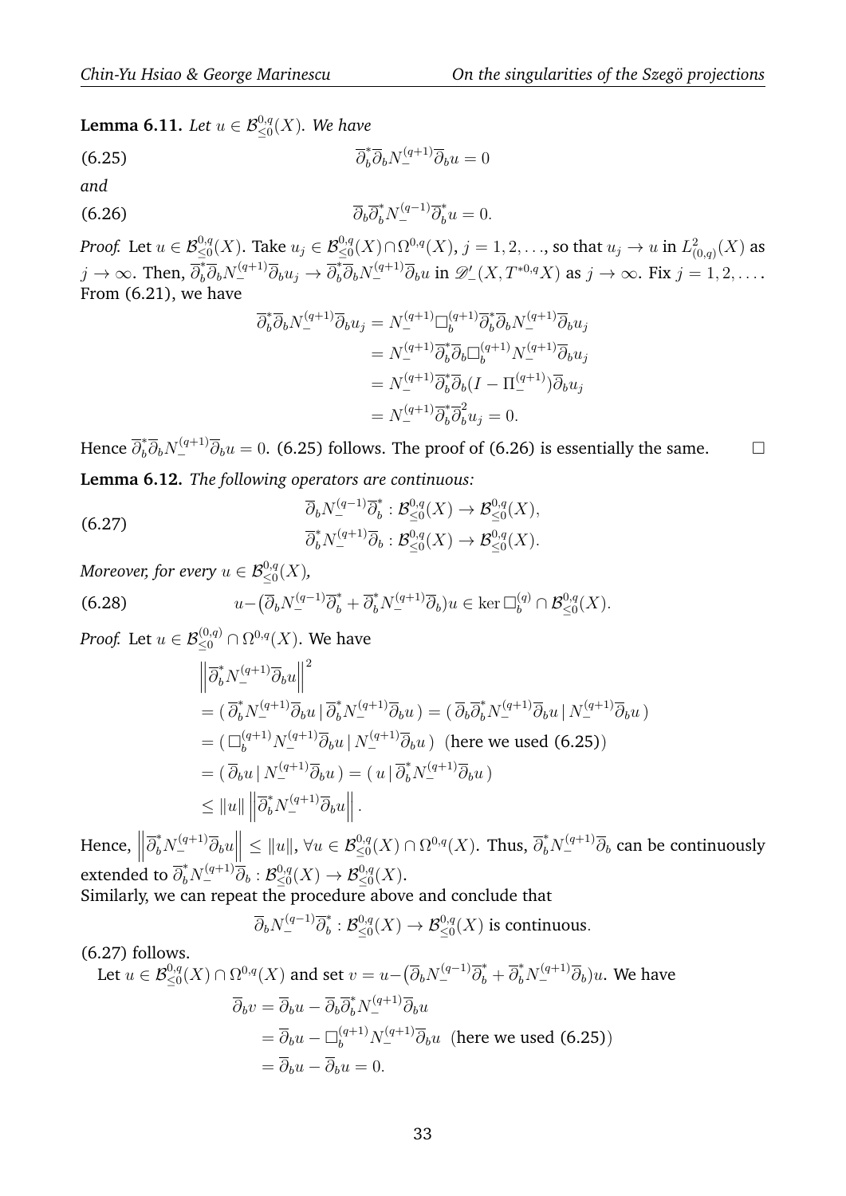**Lemma 6.11.** *Let $u \in \mathcal{B}^{0,q}_{\leq 0}(X)$. We have*

$$\overline{\partial}^*_b \overline{\partial}_b N^{(q+1)}_- \overline{\partial}_b u = 0 \tag{6.25}$$

*and*

$$\overline{\partial}_b \overline{\partial}^*_b N^{(q-1)}_- \overline{\partial}^*_b u = 0. \tag{6.26}$$

*Proof.* Let $u \in \mathcal{B}^{0,q}_{\leq 0}(X)$. Take $u_j \in \mathcal{B}^{0,q}_{\leq 0}(X) \cap \Omega^{0,q}(X)$, $j = 1, 2, \ldots$, so that $u_j \to u$ in $L^2_{(0,q)}(X)$ as $j \to \infty$. Then, $\overline{\partial}^*_b \overline{\partial}_b N^{(q+1)}_- \overline{\partial}_b u_j \to \overline{\partial}^*_b \overline{\partial}_b N^{(q+1)}_- \overline{\partial}_b u$ in $\mathscr{D}'_-(X, T^{*0,q}X)$ as $j \to \infty$. Fix $j = 1, 2, \ldots$. From (6.21), we have

$$\begin{aligned}
\overline{\partial}^*_b \overline{\partial}_b N^{(q+1)}_- \overline{\partial}_b u_j &= N^{(q+1)}_- \Box^{(q+1)}_b \overline{\partial}^*_b \overline{\partial}_b N^{(q+1)}_- \overline{\partial}_b u_j \\
&= N^{(q+1)}_- \overline{\partial}^*_b \overline{\partial}_b \Box^{(q+1)}_b N^{(q+1)}_- \overline{\partial}_b u_j \\
&= N^{(q+1)}_- \overline{\partial}^*_b \overline{\partial}_b (I - \Pi^{(q+1)}_-) \overline{\partial}_b u_j \\
&= N^{(q+1)}_- \overline{\partial}^*_b \overline{\partial}^2_b u_j = 0.
\end{aligned}$$

Hence $\overline{\partial}^*_b \overline{\partial}_b N^{(q+1)}_- \overline{\partial}_b u = 0$. (6.25) follows. The proof of (6.26) is essentially the same. $\square$

**Lemma 6.12.** *The following operators are continuous:*

$$\begin{aligned}
&\overline{\partial}_b N^{(q-1)}_- \overline{\partial}^*_b : \mathcal{B}^{0,q}_{\leq 0}(X) \to \mathcal{B}^{0,q}_{\leq 0}(X), \\
&\overline{\partial}^*_b N^{(q+1)}_- \overline{\partial}_b : \mathcal{B}^{0,q}_{\leq 0}(X) \to \mathcal{B}^{0,q}_{\leq 0}(X).
\end{aligned} \tag{6.27}$$

*Moreover, for every $u \in \mathcal{B}^{0,q}_{\leq 0}(X)$,*

$$u - \big(\overline{\partial}_b N^{(q-1)}_- \overline{\partial}^*_b + \overline{\partial}^*_b N^{(q+1)}_- \overline{\partial}_b\big) u \in \ker \Box^{(q)}_b \cap \mathcal{B}^{0,q}_{\leq 0}(X). \tag{6.28}$$

*Proof.* Let $u \in \mathcal{B}^{(0,q)}_{\leq 0} \cap \Omega^{0,q}(X)$. We have

$$\begin{aligned}
&\left\| \overline{\partial}^*_b N^{(q+1)}_- \overline{\partial}_b u \right\|^2 \\
&= (\, \overline{\partial}^*_b N^{(q+1)}_- \overline{\partial}_b u \,|\, \overline{\partial}^*_b N^{(q+1)}_- \overline{\partial}_b u \,) = (\, \overline{\partial}_b \overline{\partial}^*_b N^{(q+1)}_- \overline{\partial}_b u \,|\, N^{(q+1)}_- \overline{\partial}_b u \,) \\
&= (\, \Box^{(q+1)}_b N^{(q+1)}_- \overline{\partial}_b u \,|\, N^{(q+1)}_- \overline{\partial}_b u \,) \;\; \text{(here we used (6.25))} \\
&= (\, \overline{\partial}_b u \,|\, N^{(q+1)}_- \overline{\partial}_b u \,) = (\, u \,|\, \overline{\partial}^*_b N^{(q+1)}_- \overline{\partial}_b u \,) \\
&\leq \|u\| \left\| \overline{\partial}^*_b N^{(q+1)}_- \overline{\partial}_b u \right\|.
\end{aligned}$$

Hence, $\left\| \overline{\partial}^*_b N^{(q+1)}_- \overline{\partial}_b u \right\| \leq \|u\|$, $\forall u \in \mathcal{B}^{0,q}_{\leq 0}(X) \cap \Omega^{0,q}(X)$. Thus, $\overline{\partial}^*_b N^{(q+1)}_- \overline{\partial}_b$ can be continuously extended to $\overline{\partial}^*_b N^{(q+1)}_- \overline{\partial}_b : \mathcal{B}^{0,q}_{\leq 0}(X) \to \mathcal{B}^{0,q}_{\leq 0}(X)$.
Similarly, we can repeat the procedure above and conclude that

$$\overline{\partial}_b N^{(q-1)}_- \overline{\partial}^*_b : \mathcal{B}^{0,q}_{\leq 0}(X) \to \mathcal{B}^{0,q}_{\leq 0}(X) \text{ is continuous}.$$

(6.27) follows.

Let $u \in \mathcal{B}^{0,q}_{\leq 0}(X) \cap \Omega^{0,q}(X)$ and set $v = u - \big(\overline{\partial}_b N^{(q-1)}_- \overline{\partial}^*_b + \overline{\partial}^*_b N^{(q+1)}_- \overline{\partial}_b\big) u$. We have

$$\begin{aligned}
\overline{\partial}_b v &= \overline{\partial}_b u - \overline{\partial}_b \overline{\partial}^*_b N^{(q+1)}_- \overline{\partial}_b u \\
&= \overline{\partial}_b u - \Box^{(q+1)}_b N^{(q+1)}_- \overline{\partial}_b u \;\; \text{(here we used (6.25))} \\
&= \overline{\partial}_b u - \overline{\partial}_b u = 0.
\end{aligned}$$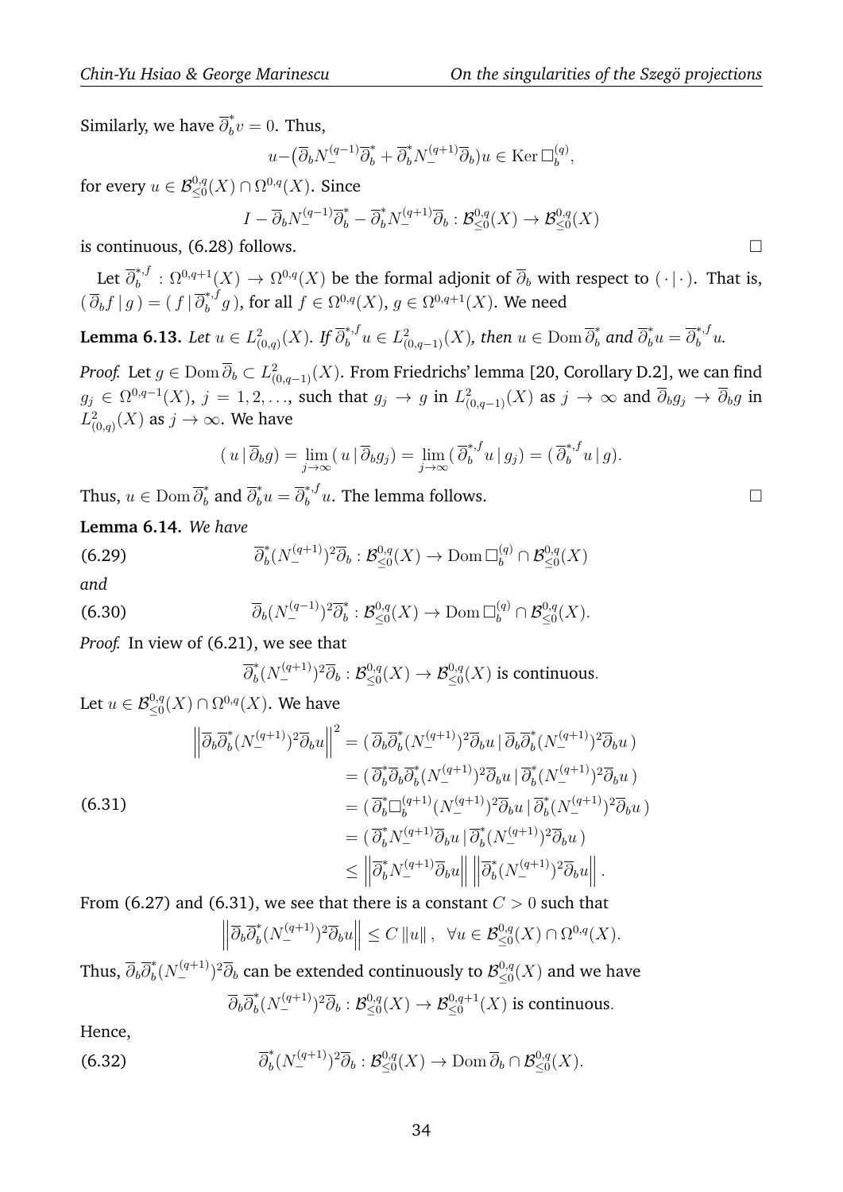Similarly, we have $\overline{\partial}_b^* v = 0$. Thus,

$$u-\big(\overline{\partial}_b N_-^{(q-1)}\overline{\partial}_b^* + \overline{\partial}_b^* N_-^{(q+1)}\overline{\partial}_b\big)u \in \operatorname{Ker}\Box_b^{(q)},$$

for every $u \in \mathcal{B}^{0,q}_{\leq 0}(X) \cap \Omega^{0,q}(X)$. Since

$$I - \overline{\partial}_b N_-^{(q-1)}\overline{\partial}_b^* - \overline{\partial}_b^* N_-^{(q+1)}\overline{\partial}_b : \mathcal{B}^{0,q}_{\leq 0}(X) \to \mathcal{B}^{0,q}_{\leq 0}(X)$$

is continuous, (6.28) follows. □

Let $\overline{\partial}_b^{*,f} : \Omega^{0,q+1}(X) \to \Omega^{0,q}(X)$ be the formal adjonit of $\overline{\partial}_b$ with respect to $(\,\cdot\,|\,\cdot\,)$. That is, $(\,\overline{\partial}_b f\,|\,g\,) = (\,f\,|\,\overline{\partial}_b^{*,f} g\,)$, for all $f \in \Omega^{0,q}(X)$, $g \in \Omega^{0,q+1}(X)$. We need

**Lemma 6.13.** *Let $u \in L^2_{(0,q)}(X)$. If $\overline{\partial}_b^{*,f} u \in L^2_{(0,q-1)}(X)$, then $u \in \operatorname{Dom}\overline{\partial}_b^*$ and $\overline{\partial}_b^* u = \overline{\partial}_b^{*,f} u$.*

*Proof.* Let $g \in \operatorname{Dom}\overline{\partial}_b \subset L^2_{(0,q-1)}(X)$. From Friedrichs' lemma [20, Corollary D.2], we can find $g_j \in \Omega^{0,q-1}(X)$, $j = 1, 2, \ldots$, such that $g_j \to g$ in $L^2_{(0,q-1)}(X)$ as $j \to \infty$ and $\overline{\partial}_b g_j \to \overline{\partial}_b g$ in $L^2_{(0,q)}(X)$ as $j \to \infty$. We have

$$(\,u\,|\,\overline{\partial}_b g) = \lim_{j\to\infty}(\,u\,|\,\overline{\partial}_b g_j) = \lim_{j\to\infty}(\,\overline{\partial}_b^{*,f} u\,|\,g_j) = (\,\overline{\partial}_b^{*,f} u\,|\,g).$$

Thus, $u \in \operatorname{Dom}\overline{\partial}_b^*$ and $\overline{\partial}_b^* u = \overline{\partial}_b^{*,f} u$. The lemma follows. □

**Lemma 6.14.** *We have*

$$\overline{\partial}_b^*(N_-^{(q+1)})^2\overline{\partial}_b : \mathcal{B}^{0,q}_{\leq 0}(X) \to \operatorname{Dom}\Box_b^{(q)} \cap \mathcal{B}^{0,q}_{\leq 0}(X) \tag{6.29}$$

*and*

$$\overline{\partial}_b(N_-^{(q-1)})^2\overline{\partial}_b^* : \mathcal{B}^{0,q}_{\leq 0}(X) \to \operatorname{Dom}\Box_b^{(q)} \cap \mathcal{B}^{0,q}_{\leq 0}(X). \tag{6.30}$$

*Proof.* In view of (6.21), we see that

$$\overline{\partial}_b^*(N_-^{(q+1)})^2\overline{\partial}_b : \mathcal{B}^{0,q}_{\leq 0}(X) \to \mathcal{B}^{0,q}_{\leq 0}(X) \text{ is continuous}.$$

Let $u \in \mathcal{B}^{0,q}_{\leq 0}(X) \cap \Omega^{0,q}(X)$. We have

$$\begin{aligned}
\left\|\overline{\partial}_b\overline{\partial}_b^*(N_-^{(q+1)})^2\overline{\partial}_b u\right\|^2 &= (\,\overline{\partial}_b\overline{\partial}_b^*(N_-^{(q+1)})^2\overline{\partial}_b u\,|\,\overline{\partial}_b\overline{\partial}_b^*(N_-^{(q+1)})^2\overline{\partial}_b u\,)\\
&= (\,\overline{\partial}_b^*\overline{\partial}_b\overline{\partial}_b^*(N_-^{(q+1)})^2\overline{\partial}_b u\,|\,\overline{\partial}_b^*(N_-^{(q+1)})^2\overline{\partial}_b u\,)\\
&= (\,\overline{\partial}_b^*\Box_b^{(q+1)}(N_-^{(q+1)})^2\overline{\partial}_b u\,|\,\overline{\partial}_b^*(N_-^{(q+1)})^2\overline{\partial}_b u\,)\\
&= (\,\overline{\partial}_b^* N_-^{(q+1)}\overline{\partial}_b u\,|\,\overline{\partial}_b^*(N_-^{(q+1)})^2\overline{\partial}_b u\,)\\
&\leq \left\|\overline{\partial}_b^* N_-^{(q+1)}\overline{\partial}_b u\right\| \left\|\overline{\partial}_b^*(N_-^{(q+1)})^2\overline{\partial}_b u\right\|.
\end{aligned} \tag{6.31}$$

From (6.27) and (6.31), we see that there is a constant $C > 0$ such that

$$\left\|\overline{\partial}_b\overline{\partial}_b^*(N_-^{(q+1)})^2\overline{\partial}_b u\right\| \leq C\,\|u\|\,,\ \ \forall u \in \mathcal{B}^{0,q}_{\leq 0}(X) \cap \Omega^{0,q}(X).$$

Thus, $\overline{\partial}_b\overline{\partial}_b^*(N_-^{(q+1)})^2\overline{\partial}_b$ can be extended continuously to $\mathcal{B}^{0,q}_{\leq 0}(X)$ and we have

$$\overline{\partial}_b\overline{\partial}_b^*(N_-^{(q+1)})^2\overline{\partial}_b : \mathcal{B}^{0,q}_{\leq 0}(X) \to \mathcal{B}^{0,q+1}_{\leq 0}(X) \text{ is continuous}.$$

Hence,

$$\overline{\partial}_b^*(N_-^{(q+1)})^2\overline{\partial}_b : \mathcal{B}^{0,q}_{\leq 0}(X) \to \operatorname{Dom}\overline{\partial}_b \cap \mathcal{B}^{0,q}_{\leq 0}(X). \tag{6.32}$$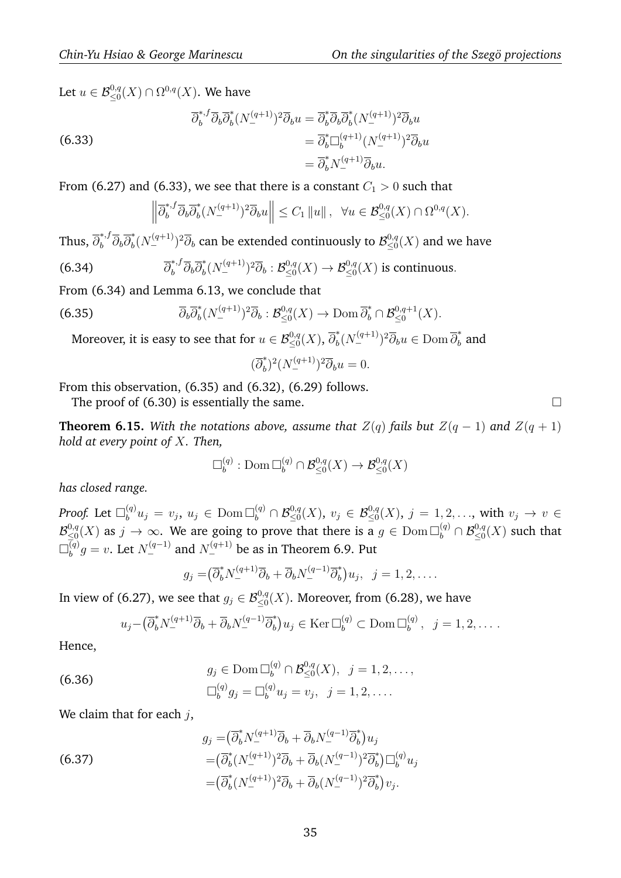Let $u \in \mathcal{B}^{0,q}_{\leq 0}(X) \cap \Omega^{0,q}(X)$. We have

$$
\begin{aligned}
\overline{\partial}^{*,f}_b \overline{\partial}_b \overline{\partial}^*_b (N^{(q+1)}_-)^2 \overline{\partial}_b u &= \overline{\partial}^*_b \overline{\partial}_b \overline{\partial}^*_b (N^{(q+1)}_-)^2 \overline{\partial}_b u \\
&= \overline{\partial}^*_b \Box^{(q+1)}_b (N^{(q+1)}_-)^2 \overline{\partial}_b u \\
&= \overline{\partial}^*_b N^{(q+1)}_- \overline{\partial}_b u.
\end{aligned} \tag{6.33}
$$

From (6.27) and (6.33), we see that there is a constant $C_1 > 0$ such that

$$
\left\| \overline{\partial}^{*,f}_b \overline{\partial}_b \overline{\partial}^*_b (N^{(q+1)}_-)^2 \overline{\partial}_b u \right\| \leq C_1 \|u\|, \quad \forall u \in \mathcal{B}^{0,q}_{\leq 0}(X) \cap \Omega^{0,q}(X).
$$

Thus, $\overline{\partial}^{*,f}_b \overline{\partial}_b \overline{\partial}^*_b (N^{(q+1)}_-)^2 \overline{\partial}_b$ can be extended continuously to $\mathcal{B}^{0,q}_{\leq 0}(X)$ and we have

$$
\overline{\partial}^{*,f}_b \overline{\partial}_b \overline{\partial}^*_b (N^{(q+1)}_-)^2 \overline{\partial}_b : \mathcal{B}^{0,q}_{\leq 0}(X) \to \mathcal{B}^{0,q}_{\leq 0}(X) \text{ is continuous.} \tag{6.34}
$$

From (6.34) and Lemma 6.13, we conclude that

$$
\overline{\partial}_b \overline{\partial}^*_b (N^{(q+1)}_-)^2 \overline{\partial}_b : \mathcal{B}^{0,q}_{\leq 0}(X) \to \operatorname{Dom} \overline{\partial}^*_b \cap \mathcal{B}^{0,q+1}_{\leq 0}(X). \tag{6.35}
$$

Moreover, it is easy to see that for $u \in \mathcal{B}^{0,q}_{\leq 0}(X)$, $\overline{\partial}^*_b (N^{(q+1)}_-)^2 \overline{\partial}_b u \in \operatorname{Dom} \overline{\partial}^*_b$ and

$$
(\overline{\partial}^*_b)^2 (N^{(q+1)}_-)^2 \overline{\partial}_b u = 0.
$$

From this observation, (6.35) and (6.32), (6.29) follows.

The proof of (6.30) is essentially the same. $\square$

**Theorem 6.15.** *With the notations above, assume that $Z(q)$ fails but $Z(q-1)$ and $Z(q+1)$ hold at every point of $X$. Then,*

$$
\Box^{(q)}_b : \operatorname{Dom} \Box^{(q)}_b \cap \mathcal{B}^{0,q}_{\leq 0}(X) \to \mathcal{B}^{0,q}_{\leq 0}(X)
$$

*has closed range.*

*Proof.* Let $\Box^{(q)}_b u_j = v_j$, $u_j \in \operatorname{Dom} \Box^{(q)}_b \cap \mathcal{B}^{0,q}_{\leq 0}(X)$, $v_j \in \mathcal{B}^{0,q}_{\leq 0}(X)$, $j = 1, 2, \ldots$, with $v_j \to v \in \mathcal{B}^{0,q}_{\leq 0}(X)$ as $j \to \infty$. We are going to prove that there is a $g \in \operatorname{Dom} \Box^{(q)}_b \cap \mathcal{B}^{0,q}_{\leq 0}(X)$ such that $\Box^{(q)}_b g = v$. Let $N^{(q-1)}_-$ and $N^{(q+1)}_-$ be as in Theorem 6.9. Put

$$
g_j = \big(\overline{\partial}^*_b N^{(q+1)}_- \overline{\partial}_b + \overline{\partial}_b N^{(q-1)}_- \overline{\partial}^*_b\big) u_j, \quad j = 1, 2, \ldots.
$$

In view of (6.27), we see that $g_j \in \mathcal{B}^{0,q}_{\leq 0}(X)$. Moreover, from (6.28), we have

$$
u_j - \big(\overline{\partial}^*_b N^{(q+1)}_- \overline{\partial}_b + \overline{\partial}_b N^{(q-1)}_- \overline{\partial}^*_b\big) u_j \in \operatorname{Ker} \Box^{(q)}_b \subset \operatorname{Dom} \Box^{(q)}_b, \quad j = 1, 2, \ldots.
$$

Hence,

$$
\begin{aligned}
& g_j \in \operatorname{Dom} \Box^{(q)}_b \cap \mathcal{B}^{0,q}_{\leq 0}(X), \quad j = 1, 2, \ldots, \\
& \Box^{(q)}_b g_j = \Box^{(q)}_b u_j = v_j, \quad j = 1, 2, \ldots.
\end{aligned} \tag{6.36}
$$

We claim that for each $j$,

$$
\begin{aligned}
g_j &= \big(\overline{\partial}^*_b N^{(q+1)}_- \overline{\partial}_b + \overline{\partial}_b N^{(q-1)}_- \overline{\partial}^*_b\big) u_j \\
&= \big(\overline{\partial}^*_b (N^{(q+1)}_-)^2 \overline{\partial}_b + \overline{\partial}_b (N^{(q-1)}_-)^2 \overline{\partial}^*_b\big) \Box^{(q)}_b u_j \\
&= \big(\overline{\partial}^*_b (N^{(q+1)}_-)^2 \overline{\partial}_b + \overline{\partial}_b (N^{(q-1)}_-)^2 \overline{\partial}^*_b\big) v_j.
\end{aligned} \tag{6.37}
$$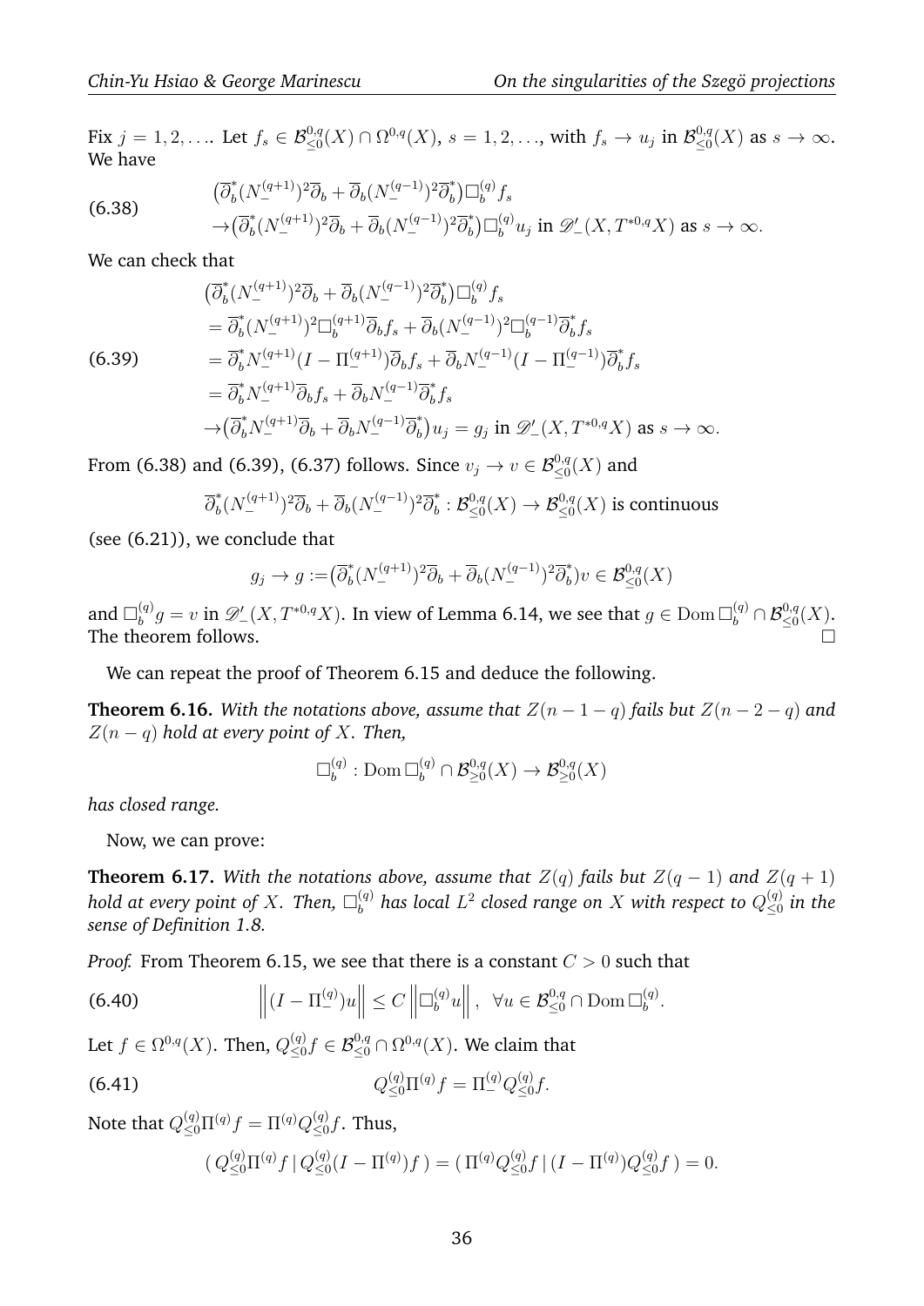Fix $j = 1, 2, \ldots$. Let $f_s \in \mathcal{B}^{0,q}_{\leq 0}(X) \cap \Omega^{0,q}(X)$, $s = 1, 2, \ldots$, with $f_s \to u_j$ in $\mathcal{B}^{0,q}_{\leq 0}(X)$ as $s \to \infty$. We have

$$
\begin{aligned}
&\big(\overline{\partial}^*_b (N^{(q+1)}_-)^2 \overline{\partial}_b + \overline{\partial}_b (N^{(q-1)}_-)^2 \overline{\partial}^*_b\big) \Box^{(q)}_b f_s \\
&\to \big(\overline{\partial}^*_b (N^{(q+1)}_-)^2 \overline{\partial}_b + \overline{\partial}_b (N^{(q-1)}_-)^2 \overline{\partial}^*_b\big) \Box^{(q)}_b u_j \text{ in } \mathscr{D}'_-(X, T^{*0,q}X) \text{ as } s \to \infty.
\end{aligned}
\tag{6.38}
$$

We can check that

$$
\begin{aligned}
&\big(\overline{\partial}^*_b (N^{(q+1)}_-)^2 \overline{\partial}_b + \overline{\partial}_b (N^{(q-1)}_-)^2 \overline{\partial}^*_b\big) \Box^{(q)}_b f_s \\
&= \overline{\partial}^*_b (N^{(q+1)}_-)^2 \Box^{(q+1)}_b \overline{\partial}_b f_s + \overline{\partial}_b (N^{(q-1)}_-)^2 \Box^{(q-1)}_b \overline{\partial}^*_b f_s \\
&= \overline{\partial}^*_b N^{(q+1)}_- (I - \Pi^{(q+1)}_-) \overline{\partial}_b f_s + \overline{\partial}_b N^{(q-1)}_- (I - \Pi^{(q-1)}_-) \overline{\partial}^*_b f_s \\
&= \overline{\partial}^*_b N^{(q+1)}_- \overline{\partial}_b f_s + \overline{\partial}_b N^{(q-1)}_- \overline{\partial}^*_b f_s \\
&\to \big(\overline{\partial}^*_b N^{(q+1)}_- \overline{\partial}_b + \overline{\partial}_b N^{(q-1)}_- \overline{\partial}^*_b\big) u_j = g_j \text{ in } \mathscr{D}'_-(X, T^{*0,q}X) \text{ as } s \to \infty.
\end{aligned}
\tag{6.39}
$$

From (6.38) and (6.39), (6.37) follows. Since $v_j \to v \in \mathcal{B}^{0,q}_{\leq 0}(X)$ and

$$
\overline{\partial}^*_b (N^{(q+1)}_-)^2 \overline{\partial}_b + \overline{\partial}_b (N^{(q-1)}_-)^2 \overline{\partial}^*_b : \mathcal{B}^{0,q}_{\leq 0}(X) \to \mathcal{B}^{0,q}_{\leq 0}(X) \text{ is continuous}
$$

(see (6.21)), we conclude that

$$
g_j \to g := \big(\overline{\partial}^*_b (N^{(q+1)}_-)^2 \overline{\partial}_b + \overline{\partial}_b (N^{(q-1)}_-)^2 \overline{\partial}^*_b\big) v \in \mathcal{B}^{0,q}_{\leq 0}(X)
$$

and $\Box^{(q)}_b g = v$ in $\mathscr{D}'_-(X, T^{*0,q}X)$. In view of Lemma 6.14, we see that $g \in \operatorname{Dom} \Box^{(q)}_b \cap \mathcal{B}^{0,q}_{\leq 0}(X)$. The theorem follows. $\square$

We can repeat the proof of Theorem 6.15 and deduce the following.

**Theorem 6.16.** *With the notations above, assume that $Z(n-1-q)$ fails but $Z(n-2-q)$ and $Z(n-q)$ hold at every point of $X$. Then,*

$$
\Box^{(q)}_b : \operatorname{Dom} \Box^{(q)}_b \cap \mathcal{B}^{0,q}_{\geq 0}(X) \to \mathcal{B}^{0,q}_{\geq 0}(X)
$$

*has closed range.*

Now, we can prove:

**Theorem 6.17.** *With the notations above, assume that $Z(q)$ fails but $Z(q-1)$ and $Z(q+1)$ hold at every point of $X$. Then, $\Box^{(q)}_b$ has local $L^2$ closed range on $X$ with respect to $Q^{(q)}_{\leq 0}$ in the sense of Definition 1.8.*

*Proof.* From Theorem 6.15, we see that there is a constant $C > 0$ such that

$$
\left\| (I - \Pi^{(q)}_-) u \right\| \leq C \left\| \Box^{(q)}_b u \right\|, \quad \forall u \in \mathcal{B}^{0,q}_{\leq 0} \cap \operatorname{Dom} \Box^{(q)}_b.
\tag{6.40}
$$

Let $f \in \Omega^{0,q}(X)$. Then, $Q^{(q)}_{\leq 0} f \in \mathcal{B}^{0,q}_{\leq 0} \cap \Omega^{0,q}(X)$. We claim that

$$
Q^{(q)}_{\leq 0} \Pi^{(q)} f = \Pi^{(q)}_- Q^{(q)}_{\leq 0} f.
\tag{6.41}
$$

Note that $Q^{(q)}_{\leq 0} \Pi^{(q)} f = \Pi^{(q)} Q^{(q)}_{\leq 0} f$. Thus,

$$
(\, Q^{(q)}_{\leq 0} \Pi^{(q)} f \,|\, Q^{(q)}_{\leq 0} (I - \Pi^{(q)}) f \,) = (\, \Pi^{(q)} Q^{(q)}_{\leq 0} f \,|\, (I - \Pi^{(q)}) Q^{(q)}_{\leq 0} f \,) = 0.
$$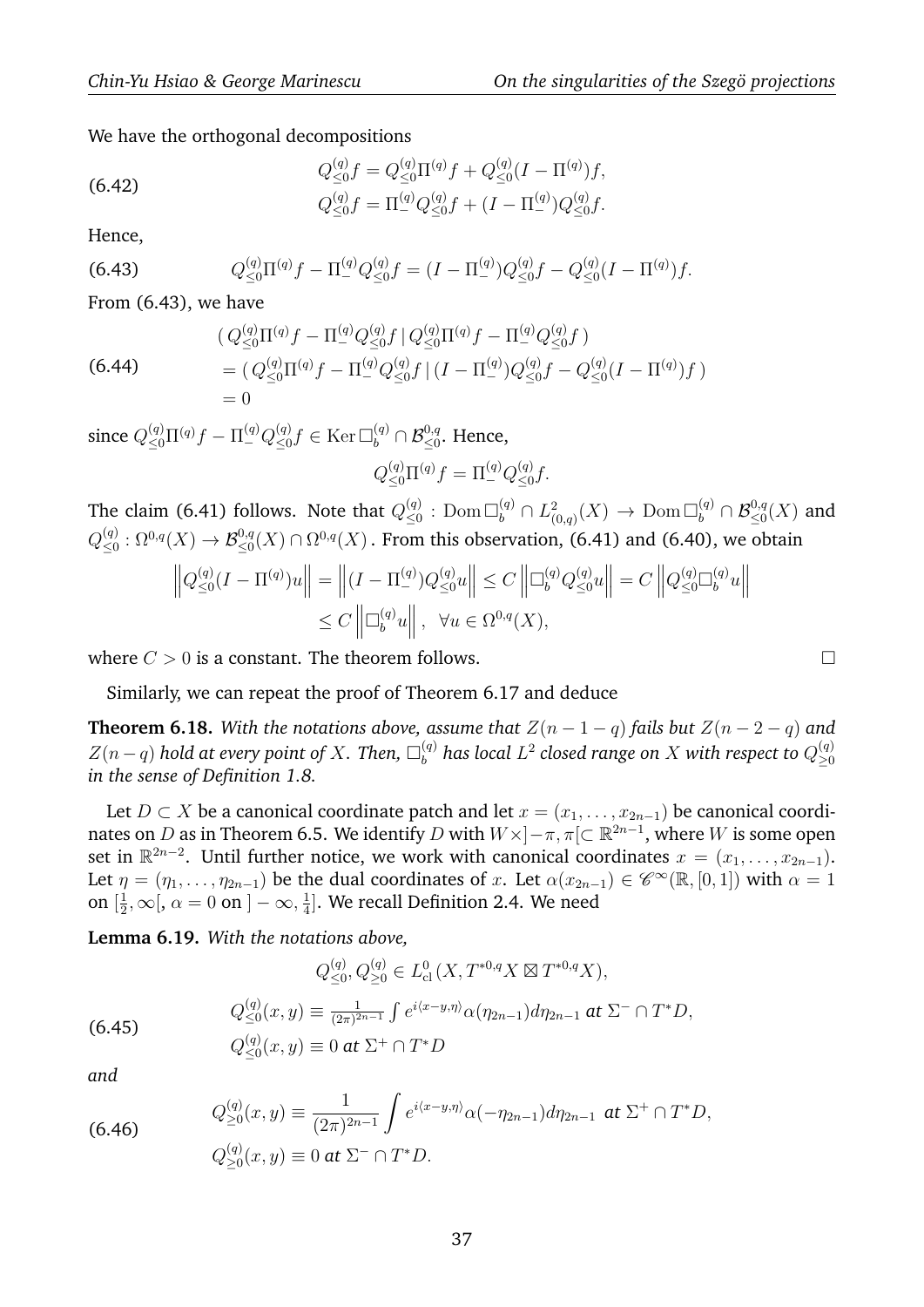We have the orthogonal decompositions

$$
Q^{(q)}_{\leq 0}f = Q^{(q)}_{\leq 0}\Pi^{(q)}f + Q^{(q)}_{\leq 0}(I-\Pi^{(q)})f,
$$
$$
Q^{(q)}_{\leq 0}f = \Pi^{(q)}_{-}Q^{(q)}_{\leq 0}f + (I-\Pi^{(q)}_{-})Q^{(q)}_{\leq 0}f. \tag{6.42}
$$

Hence,

$$
Q^{(q)}_{\leq 0}\Pi^{(q)}f - \Pi^{(q)}_{-}Q^{(q)}_{\leq 0}f = (I-\Pi^{(q)}_{-})Q^{(q)}_{\leq 0}f - Q^{(q)}_{\leq 0}(I-\Pi^{(q)})f. \tag{6.43}
$$

From (6.43), we have

$$
\begin{aligned}
&(\,Q^{(q)}_{\leq 0}\Pi^{(q)}f - \Pi^{(q)}_{-}Q^{(q)}_{\leq 0}f \,|\, Q^{(q)}_{\leq 0}\Pi^{(q)}f - \Pi^{(q)}_{-}Q^{(q)}_{\leq 0}f\,)\\
&= (\,Q^{(q)}_{\leq 0}\Pi^{(q)}f - \Pi^{(q)}_{-}Q^{(q)}_{\leq 0}f \,|\, (I-\Pi^{(q)}_{-})Q^{(q)}_{\leq 0}f - Q^{(q)}_{\leq 0}(I-\Pi^{(q)})f\,)\\
&= 0
\end{aligned} \tag{6.44}
$$

since $Q^{(q)}_{\leq 0}\Pi^{(q)}f - \Pi^{(q)}_{-}Q^{(q)}_{\leq 0}f \in \operatorname{Ker}\Box^{(q)}_b \cap \mathcal{B}^{0,q}_{\leq 0}$. Hence,

$$
Q^{(q)}_{\leq 0}\Pi^{(q)}f = \Pi^{(q)}_{-}Q^{(q)}_{\leq 0}f.
$$

The claim (6.41) follows. Note that $Q^{(q)}_{\leq 0} : \operatorname{Dom}\Box^{(q)}_b \cap L^2_{(0,q)}(X) \to \operatorname{Dom}\Box^{(q)}_b \cap \mathcal{B}^{0,q}_{\leq 0}(X)$ and $Q^{(q)}_{\leq 0} : \Omega^{0,q}(X) \to \mathcal{B}^{0,q}_{\leq 0}(X) \cap \Omega^{0,q}(X)$. From this observation, (6.41) and (6.40), we obtain

$$
\begin{aligned}
\left\|Q^{(q)}_{\leq 0}(I-\Pi^{(q)})u\right\| &= \left\|(I-\Pi^{(q)}_{-})Q^{(q)}_{\leq 0}u\right\| \leq C\left\|\Box^{(q)}_b Q^{(q)}_{\leq 0}u\right\| = C\left\|Q^{(q)}_{\leq 0}\Box^{(q)}_b u\right\|\\
&\leq C\left\|\Box^{(q)}_b u\right\|, \ \ \forall u \in \Omega^{0,q}(X),
\end{aligned}
$$

where $C > 0$ is a constant. The theorem follows. □

Similarly, we can repeat the proof of Theorem 6.17 and deduce

**Theorem 6.18.** *With the notations above, assume that $Z(n-1-q)$ fails but $Z(n-2-q)$ and $Z(n-q)$ hold at every point of $X$. Then, $\Box^{(q)}_b$ has local $L^2$ closed range on $X$ with respect to $Q^{(q)}_{\geq 0}$ in the sense of Definition 1.8.*

Let $D \subset X$ be a canonical coordinate patch and let $x = (x_1, \ldots, x_{2n-1})$ be canonical coordinates on $D$ as in Theorem 6.5. We identify $D$ with $W \times ]-\pi, \pi[ \subset \mathbb{R}^{2n-1}$, where $W$ is some open set in $\mathbb{R}^{2n-2}$. Until further notice, we work with canonical coordinates $x = (x_1, \ldots, x_{2n-1})$. Let $\eta = (\eta_1, \ldots, \eta_{2n-1})$ be the dual coordinates of $x$. Let $\alpha(x_{2n-1}) \in \mathscr{C}^\infty(\mathbb{R}, [0,1])$ with $\alpha = 1$ on $[\frac{1}{2}, \infty[$, $\alpha = 0$ on $]-\infty, \frac{1}{4}]$. We recall Definition 2.4. We need

**Lemma 6.19.** *With the notations above,*

$$
Q^{(q)}_{\leq 0}, Q^{(q)}_{\geq 0} \in L^0_{\mathrm{cl}}(X, T^{*0,q}X \boxtimes T^{*0,q}X),
$$

$$
\begin{aligned}
&Q^{(q)}_{\leq 0}(x,y) \equiv \tfrac{1}{(2\pi)^{2n-1}}\textstyle\int e^{i\langle x-y,\eta\rangle}\alpha(\eta_{2n-1})d\eta_{2n-1} \text{ at } \Sigma^- \cap T^*D,\\
&Q^{(q)}_{\leq 0}(x,y) \equiv 0 \text{ at } \Sigma^+ \cap T^*D
\end{aligned} \tag{6.45}
$$

*and*

$$
\begin{aligned}
&Q^{(q)}_{\geq 0}(x,y) \equiv \frac{1}{(2\pi)^{2n-1}}\int e^{i\langle x-y,\eta\rangle}\alpha(-\eta_{2n-1})d\eta_{2n-1} \text{ at } \Sigma^+ \cap T^*D,\\
&Q^{(q)}_{\geq 0}(x,y) \equiv 0 \text{ at } \Sigma^- \cap T^*D.
\end{aligned} \tag{6.46}
$$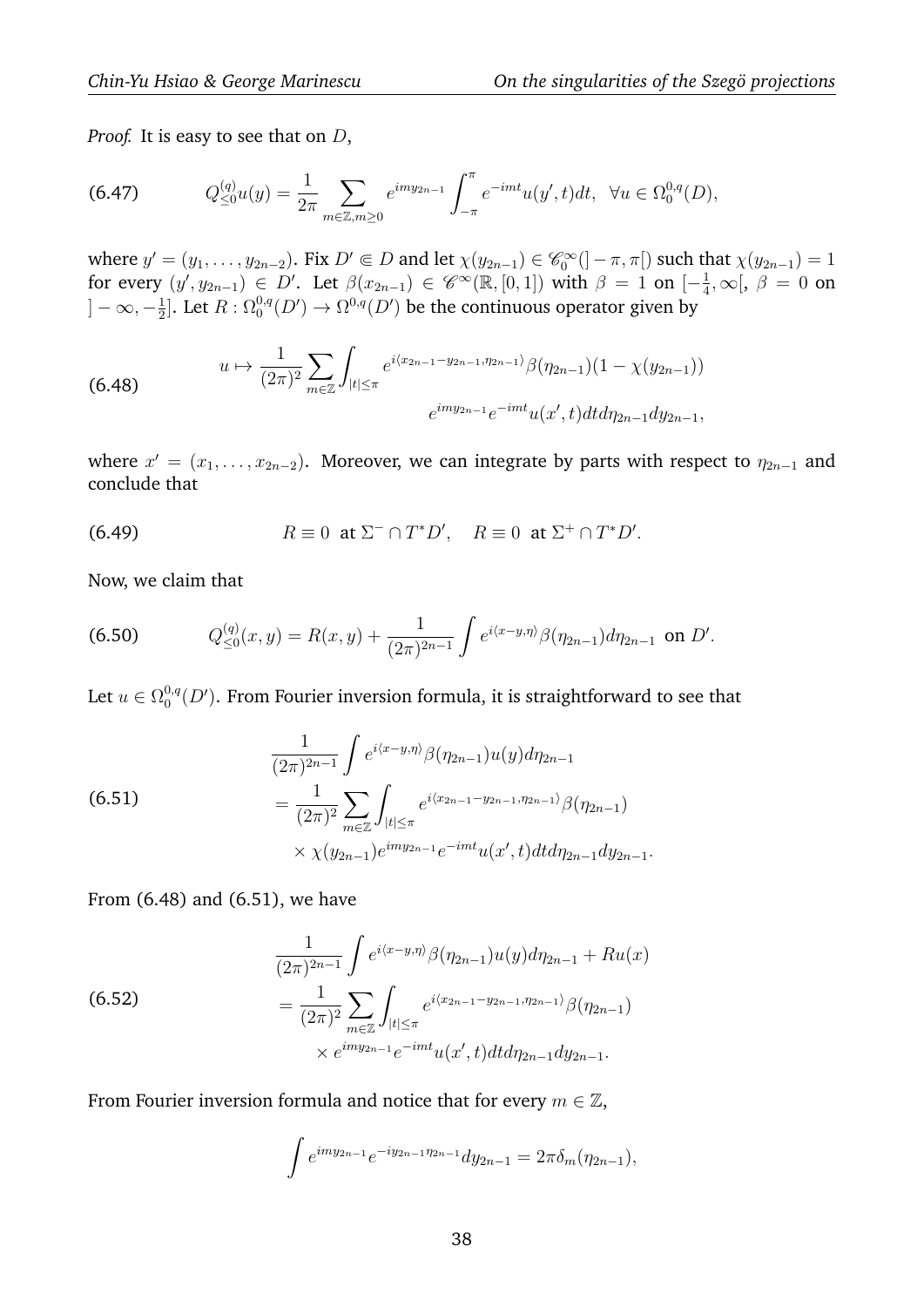*Proof.* It is easy to see that on $D$,

$$Q^{(q)}_{\leq 0}u(y) = \frac{1}{2\pi}\sum_{m\in\mathbb{Z}, m\geq 0} e^{imy_{2n-1}}\int_{-\pi}^{\pi} e^{-imt}u(y',t)dt, \ \ \forall u \in \Omega^{0,q}_0(D), \tag{6.47}$$

where $y' = (y_1, \ldots, y_{2n-2})$. Fix $D' \Subset D$ and let $\chi(y_{2n-1}) \in \mathscr{C}^\infty_0(]-\pi,\pi[)$ such that $\chi(y_{2n-1}) = 1$ for every $(y', y_{2n-1}) \in D'$. Let $\beta(x_{2n-1}) \in \mathscr{C}^\infty(\mathbb{R}, [0,1])$ with $\beta = 1$ on $[-\frac{1}{4}, \infty[$, $\beta = 0$ on $]-\infty, -\frac{1}{2}]$. Let $R : \Omega^{0,q}_0(D') \to \Omega^{0,q}(D')$ be the continuous operator given by

$$\begin{split} u \mapsto \frac{1}{(2\pi)^2}\sum_{m\in\mathbb{Z}}\int_{|t|\leq\pi} e^{i\langle x_{2n-1}-y_{2n-1},\eta_{2n-1}\rangle}\beta(\eta_{2n-1})(1-\chi(y_{2n-1}))\\ e^{imy_{2n-1}}e^{-imt}u(x',t)dtd\eta_{2n-1}dy_{2n-1}, \end{split} \tag{6.48}$$

where $x' = (x_1, \ldots, x_{2n-2})$. Moreover, we can integrate by parts with respect to $\eta_{2n-1}$ and conclude that

$$R \equiv 0 \ \text{ at } \Sigma^- \cap T^*D', \quad R \equiv 0 \ \text{ at } \Sigma^+ \cap T^*D'. \tag{6.49}$$

Now, we claim that

$$Q^{(q)}_{\leq 0}(x,y) = R(x,y) + \frac{1}{(2\pi)^{2n-1}}\int e^{i\langle x-y,\eta\rangle}\beta(\eta_{2n-1})d\eta_{2n-1} \ \text{on } D'. \tag{6.50}$$

Let $u \in \Omega^{0,q}_0(D')$. From Fourier inversion formula, it is straightforward to see that

$$\begin{split} &\frac{1}{(2\pi)^{2n-1}}\int e^{i\langle x-y,\eta\rangle}\beta(\eta_{2n-1})u(y)d\eta_{2n-1}\\ &= \frac{1}{(2\pi)^2}\sum_{m\in\mathbb{Z}}\int_{|t|\leq\pi} e^{i\langle x_{2n-1}-y_{2n-1},\eta_{2n-1}\rangle}\beta(\eta_{2n-1})\\ &\quad\times \chi(y_{2n-1})e^{imy_{2n-1}}e^{-imt}u(x',t)dtd\eta_{2n-1}dy_{2n-1}. \end{split} \tag{6.51}$$

From (6.48) and (6.51), we have

$$\begin{split} &\frac{1}{(2\pi)^{2n-1}}\int e^{i\langle x-y,\eta\rangle}\beta(\eta_{2n-1})u(y)d\eta_{2n-1} + Ru(x)\\ &= \frac{1}{(2\pi)^2}\sum_{m\in\mathbb{Z}}\int_{|t|\leq\pi} e^{i\langle x_{2n-1}-y_{2n-1},\eta_{2n-1}\rangle}\beta(\eta_{2n-1})\\ &\quad\times e^{imy_{2n-1}}e^{-imt}u(x',t)dtd\eta_{2n-1}dy_{2n-1}. \end{split} \tag{6.52}$$

From Fourier inversion formula and notice that for every $m \in \mathbb{Z}$,

$$\int e^{imy_{2n-1}}e^{-iy_{2n-1}\eta_{2n-1}}dy_{2n-1} = 2\pi\delta_m(\eta_{2n-1}),$$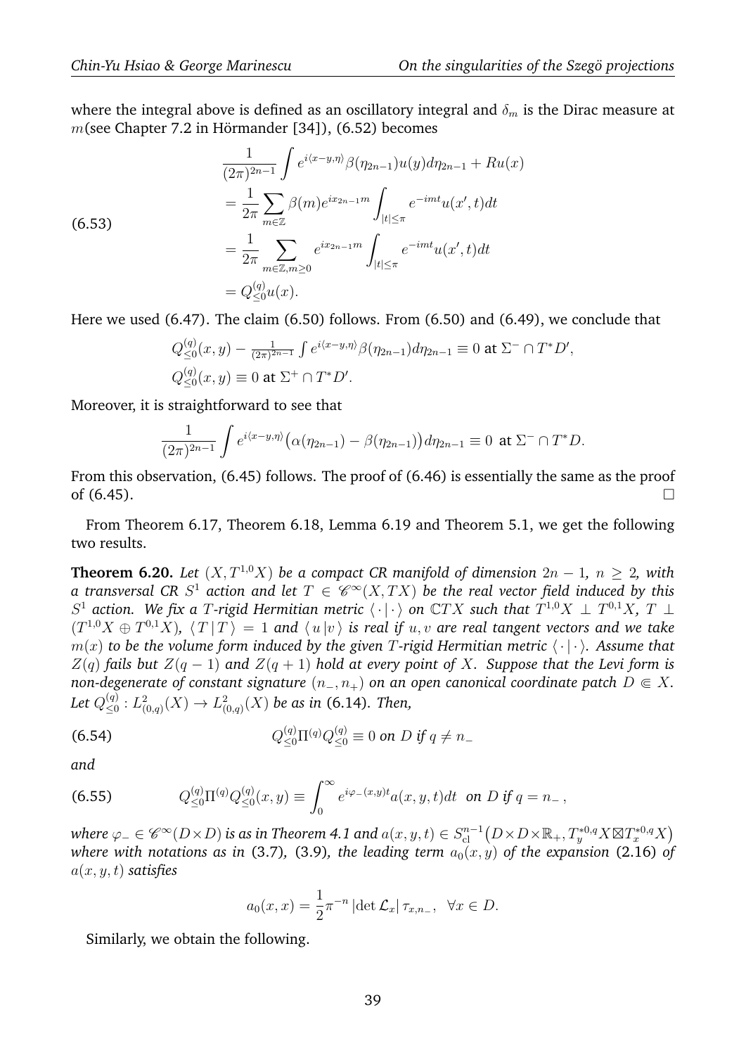where the integral above is defined as an oscillatory integral and $\delta_m$ is the Dirac measure at $m$(see Chapter 7.2 in Hörmander [34]), (6.52) becomes

$$
\begin{aligned}
&\frac{1}{(2\pi)^{2n-1}}\int e^{i\langle x-y,\eta\rangle}\beta(\eta_{2n-1})u(y)d\eta_{2n-1}+Ru(x)\\
&=\frac{1}{2\pi}\sum_{m\in\mathbb{Z}}\beta(m)e^{ix_{2n-1}m}\int_{|t|\leq\pi}e^{-imt}u(x',t)dt\\
&=\frac{1}{2\pi}\sum_{m\in\mathbb{Z},m\geq 0}e^{ix_{2n-1}m}\int_{|t|\leq\pi}e^{-imt}u(x',t)dt\\
&=Q^{(q)}_{\leq 0}u(x).
\end{aligned}
\tag{6.53}
$$

Here we used (6.47). The claim (6.50) follows. From (6.50) and (6.49), we conclude that

$$
\begin{aligned}
&Q^{(q)}_{\leq 0}(x,y)-\tfrac{1}{(2\pi)^{2n-1}}\int e^{i\langle x-y,\eta\rangle}\beta(\eta_{2n-1})d\eta_{2n-1}\equiv 0 \text{ at } \Sigma^-\cap T^*D',\\
&Q^{(q)}_{\leq 0}(x,y)\equiv 0 \text{ at } \Sigma^+\cap T^*D'.
\end{aligned}
$$

Moreover, it is straightforward to see that

$$
\frac{1}{(2\pi)^{2n-1}}\int e^{i\langle x-y,\eta\rangle}\big(\alpha(\eta_{2n-1})-\beta(\eta_{2n-1})\big)d\eta_{2n-1}\equiv 0 \ \text{ at } \Sigma^-\cap T^*D.
$$

From this observation, (6.45) follows. The proof of (6.46) is essentially the same as the proof of (6.45). $\square$

From Theorem 6.17, Theorem 6.18, Lemma 6.19 and Theorem 5.1, we get the following two results.

**Theorem 6.20.** *Let $(X,T^{1,0}X)$ be a compact CR manifold of dimension $2n-1$, $n\geq 2$, with a transversal CR $S^1$ action and let $T\in\mathscr{C}^\infty(X,TX)$ be the real vector field induced by this $S^1$ action. We fix a $T$-rigid Hermitian metric $\langle\,\cdot\,|\,\cdot\,\rangle$ on $\mathbb{C}TX$ such that $T^{1,0}X\perp T^{0,1}X$, $T\perp(T^{1,0}X\oplus T^{0,1}X)$, $\langle\,T\,|\,T\,\rangle=1$ and $\langle\,u\,|\,v\,\rangle$ is real if $u,v$ are real tangent vectors and we take $m(x)$ to be the volume form induced by the given $T$-rigid Hermitian metric $\langle\,\cdot\,|\,\cdot\,\rangle$. Assume that $Z(q)$ fails but $Z(q-1)$ and $Z(q+1)$ hold at every point of $X$. Suppose that the Levi form is non-degenerate of constant signature $(n_-,n_+)$ on an open canonical coordinate patch $D\Subset X$. Let $Q^{(q)}_{\leq 0}:L^2_{(0,q)}(X)\to L^2_{(0,q)}(X)$ be as in* (6.14)*. Then,*

$$
Q^{(q)}_{\leq 0}\Pi^{(q)}Q^{(q)}_{\leq 0}\equiv 0 \text{ on } D \text{ if } q\neq n_- \tag{6.54}
$$

*and*

$$
Q^{(q)}_{\leq 0}\Pi^{(q)}Q^{(q)}_{\leq 0}(x,y)\equiv\int_0^\infty e^{i\varphi_-(x,y)t}a(x,y,t)dt \ \text{ on } D \text{ if } q=n_-\,, \tag{6.55}
$$

*where $\varphi_-\in\mathscr{C}^\infty(D\times D)$ is as in Theorem 4.1 and $a(x,y,t)\in S^{n-1}_{\rm cl}\big(D\times D\times\mathbb{R}_+,T^{*0,q}_yX\boxtimes T^{*0,q}_xX\big)$ where with notations as in* (3.7), (3.9)*, the leading term $a_0(x,y)$ of the expansion* (2.16) *of $a(x,y,t)$ satisfies*

$$
a_0(x,x)=\frac{1}{2}\pi^{-n}\left|\det\mathcal{L}_x\right|\tau_{x,n_-},\ \ \forall x\in D.
$$

Similarly, we obtain the following.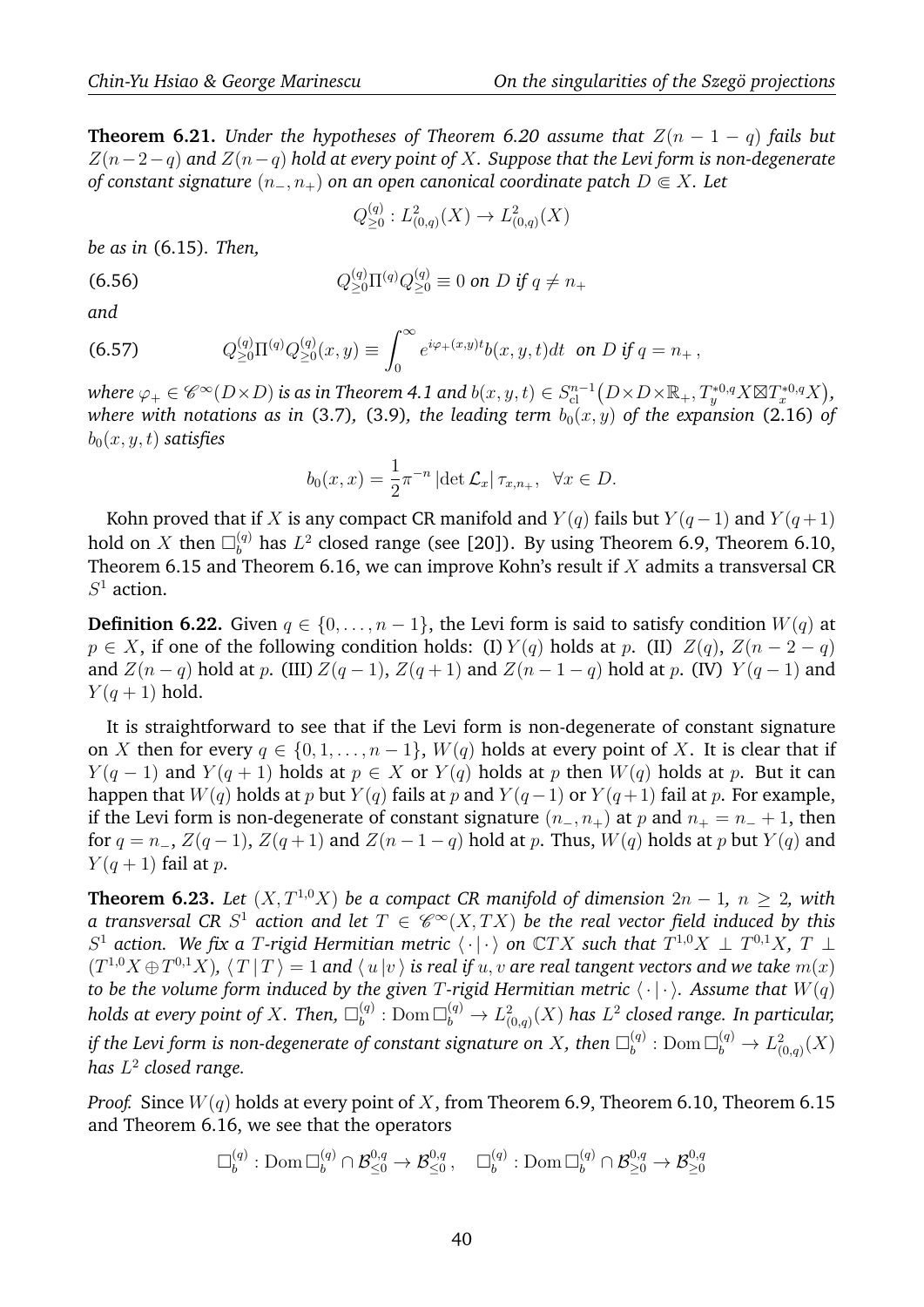**Theorem 6.21.** *Under the hypotheses of Theorem 6.20 assume that $Z(n-1-q)$ fails but $Z(n-2-q)$ and $Z(n-q)$ hold at every point of $X$. Suppose that the Levi form is non-degenerate of constant signature $(n_-, n_+)$ on an open canonical coordinate patch $D \Subset X$. Let*

$$Q^{(q)}_{\geq 0} : L^2_{(0,q)}(X) \to L^2_{(0,q)}(X)$$

*be as in* (6.15)*. Then,*

$$Q^{(q)}_{\geq 0}\Pi^{(q)}Q^{(q)}_{\geq 0} \equiv 0 \text{ on } D \text{ if } q \neq n_+ \tag{6.56}$$

*and*

$$Q^{(q)}_{\geq 0}\Pi^{(q)}Q^{(q)}_{\geq 0}(x,y) \equiv \int_0^\infty e^{i\varphi_+(x,y)t} b(x,y,t)dt \quad \text{on } D \text{ if } q = n_+\,, \tag{6.57}$$

*where $\varphi_+ \in \mathscr{C}^\infty(D\times D)$ is as in Theorem 4.1 and $b(x,y,t) \in S^{n-1}_{\rm cl}\big(D\times D\times\mathbb{R}_+, T^{*0,q}_y X \boxtimes T^{*0,q}_x X\big)$, where with notations as in* (3.7)*,* (3.9)*, the leading term $b_0(x,y)$ of the expansion* (2.16) *of $b_0(x,y,t)$ satisfies*

$$b_0(x,x) = \frac{1}{2}\pi^{-n}\left|\det \mathcal{L}_x\right| \tau_{x,n_+}, \quad \forall x \in D.$$

Kohn proved that if $X$ is any compact CR manifold and $Y(q)$ fails but $Y(q-1)$ and $Y(q+1)$ hold on $X$ then $\Box^{(q)}_b$ has $L^2$ closed range (see [20]). By using Theorem 6.9, Theorem 6.10, Theorem 6.15 and Theorem 6.16, we can improve Kohn's result if $X$ admits a transversal CR $S^1$ action.

**Definition 6.22.** Given $q \in \{0, \ldots, n-1\}$, the Levi form is said to satisfy condition $W(q)$ at $p \in X$, if one of the following condition holds: (I) $Y(q)$ holds at $p$. (II) $Z(q)$, $Z(n-2-q)$ and $Z(n-q)$ hold at $p$. (III) $Z(q-1)$, $Z(q+1)$ and $Z(n-1-q)$ hold at $p$. (IV) $Y(q-1)$ and $Y(q+1)$ hold.

It is straightforward to see that if the Levi form is non-degenerate of constant signature on $X$ then for every $q \in \{0, 1, \ldots, n-1\}$, $W(q)$ holds at every point of $X$. It is clear that if $Y(q-1)$ and $Y(q+1)$ holds at $p \in X$ or $Y(q)$ holds at $p$ then $W(q)$ holds at $p$. But it can happen that $W(q)$ holds at $p$ but $Y(q)$ fails at $p$ and $Y(q-1)$ or $Y(q+1)$ fail at $p$. For example, if the Levi form is non-degenerate of constant signature $(n_-, n_+)$ at $p$ and $n_+ = n_- + 1$, then for $q = n_-$, $Z(q-1)$, $Z(q+1)$ and $Z(n-1-q)$ hold at $p$. Thus, $W(q)$ holds at $p$ but $Y(q)$ and $Y(q+1)$ fail at $p$.

**Theorem 6.23.** *Let $(X, T^{1,0}X)$ be a compact CR manifold of dimension $2n-1$, $n \geq 2$, with a transversal CR $S^1$ action and let $T \in \mathscr{C}^\infty(X, TX)$ be the real vector field induced by this $S^1$ action. We fix a $T$-rigid Hermitian metric $\langle\,\cdot\,|\,\cdot\,\rangle$ on $\mathbb{C}TX$ such that $T^{1,0}X \perp T^{0,1}X$, $T \perp (T^{1,0}X \oplus T^{0,1}X)$, $\langle\,T\,|\,T\,\rangle = 1$ and $\langle\,u\,|\,v\,\rangle$ is real if $u, v$ are real tangent vectors and we take $m(x)$ to be the volume form induced by the given $T$-rigid Hermitian metric $\langle\,\cdot\,|\,\cdot\,\rangle$. Assume that $W(q)$ holds at every point of $X$. Then, $\Box^{(q)}_b : {\rm Dom}\,\Box^{(q)}_b \to L^2_{(0,q)}(X)$ has $L^2$ closed range. In particular, if the Levi form is non-degenerate of constant signature on $X$, then $\Box^{(q)}_b : {\rm Dom}\,\Box^{(q)}_b \to L^2_{(0,q)}(X)$ has $L^2$ closed range.*

*Proof.* Since $W(q)$ holds at every point of $X$, from Theorem 6.9, Theorem 6.10, Theorem 6.15 and Theorem 6.16, we see that the operators

$$\Box^{(q)}_b : {\rm Dom}\,\Box^{(q)}_b \cap \mathcal{B}^{0,q}_{\leq 0} \to \mathcal{B}^{0,q}_{\leq 0}\,, \quad \Box^{(q)}_b : {\rm Dom}\,\Box^{(q)}_b \cap \mathcal{B}^{0,q}_{\geq 0} \to \mathcal{B}^{0,q}_{\geq 0}$$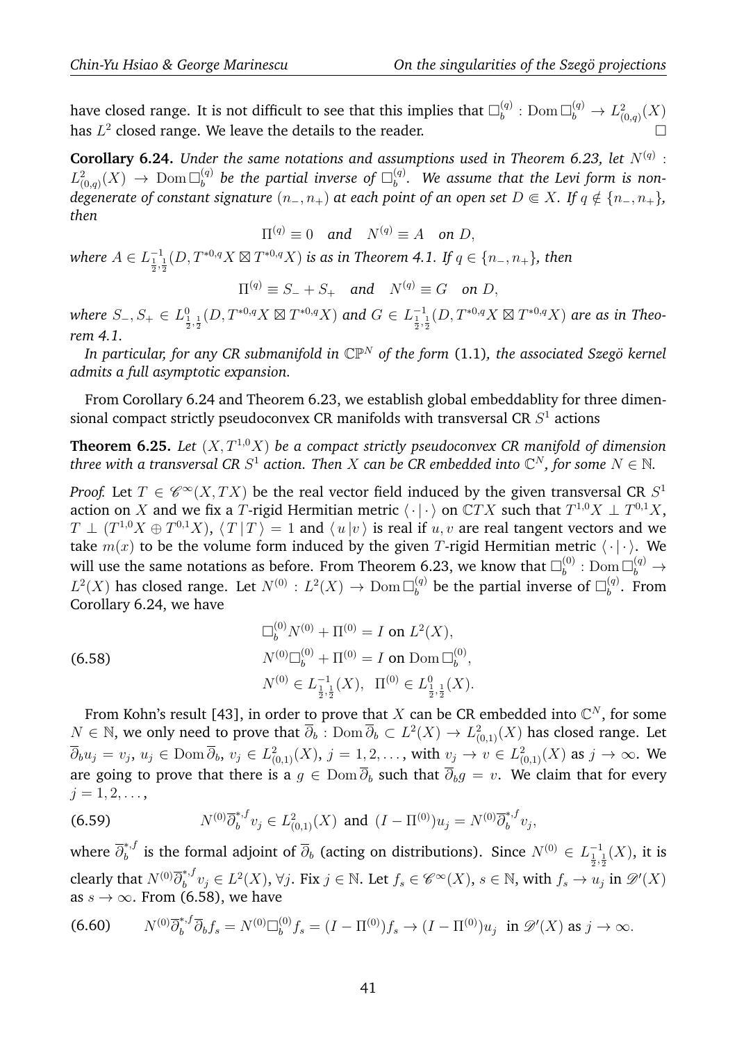have closed range. It is not difficult to see that this implies that $\Box_b^{(q)} : \mathrm{Dom}\,\Box_b^{(q)} \to L^2_{(0,q)}(X)$ has $L^2$ closed range. We leave the details to the reader. $\Box$

**Corollary 6.24.** *Under the same notations and assumptions used in Theorem 6.23, let $N^{(q)} : L^2_{(0,q)}(X) \to \mathrm{Dom}\,\Box_b^{(q)}$ be the partial inverse of $\Box_b^{(q)}$. We assume that the Levi form is non-degenerate of constant signature $(n_-, n_+)$ at each point of an open set $D \Subset X$. If $q \notin \{n_-, n_+\}$, then*

$$\Pi^{(q)} \equiv 0 \quad \textit{and} \quad N^{(q)} \equiv A \quad \textit{on } D,$$

*where $A \in L^{-1}_{\frac{1}{2},\frac{1}{2}}(D, T^{*0,q}X \boxtimes T^{*0,q}X)$ is as in Theorem 4.1. If $q \in \{n_-, n_+\}$, then*

$$\Pi^{(q)} \equiv S_- + S_+ \quad \textit{and} \quad N^{(q)} \equiv G \quad \textit{on } D,$$

*where $S_-, S_+ \in L^0_{\frac{1}{2},\frac{1}{2}}(D, T^{*0,q}X \boxtimes T^{*0,q}X)$ and $G \in L^{-1}_{\frac{1}{2},\frac{1}{2}}(D, T^{*0,q}X \boxtimes T^{*0,q}X)$ are as in Theorem 4.1.*

*In particular, for any CR submanifold in $\mathbb{CP}^N$ of the form* (1.1)*, the associated Szegö kernel admits a full asymptotic expansion.*

From Corollary 6.24 and Theorem 6.23, we establish global embeddablity for three dimensional compact strictly pseudoconvex CR manifolds with transversal CR $S^1$ actions

**Theorem 6.25.** *Let $(X, T^{1,0}X)$ be a compact strictly pseudoconvex CR manifold of dimension three with a transversal CR $S^1$ action. Then $X$ can be CR embedded into $\mathbb{C}^N$, for some $N \in \mathbb{N}$.*

*Proof.* Let $T \in \mathscr{C}^\infty(X, TX)$ be the real vector field induced by the given transversal CR $S^1$ action on $X$ and we fix a $T$-rigid Hermitian metric $\langle \cdot | \cdot \rangle$ on $\mathbb{C}TX$ such that $T^{1,0}X \perp T^{0,1}X$, $T \perp (T^{1,0}X \oplus T^{0,1}X)$, $\langle T | T \rangle = 1$ and $\langle u | v \rangle$ is real if $u, v$ are real tangent vectors and we take $m(x)$ to be the volume form induced by the given $T$-rigid Hermitian metric $\langle \cdot | \cdot \rangle$. We will use the same notations as before. From Theorem 6.23, we know that $\Box_b^{(0)} : \mathrm{Dom}\,\Box_b^{(q)} \to L^2(X)$ has closed range. Let $N^{(0)} : L^2(X) \to \mathrm{Dom}\,\Box_b^{(q)}$ be the partial inverse of $\Box_b^{(q)}$. From Corollary 6.24, we have

$$\begin{aligned} &\Box_b^{(0)} N^{(0)} + \Pi^{(0)} = I \text{ on } L^2(X), \\ &N^{(0)} \Box_b^{(0)} + \Pi^{(0)} = I \text{ on } \mathrm{Dom}\,\Box_b^{(0)}, \\ &N^{(0)} \in L^{-1}_{\frac{1}{2},\frac{1}{2}}(X), \ \ \Pi^{(0)} \in L^0_{\frac{1}{2},\frac{1}{2}}(X). \end{aligned} \tag{6.58}$$

From Kohn's result [43], in order to prove that $X$ can be CR embedded into $\mathbb{C}^N$, for some $N \in \mathbb{N}$, we only need to prove that $\overline{\partial}_b : \mathrm{Dom}\,\overline{\partial}_b \subset L^2(X) \to L^2_{(0,1)}(X)$ has closed range. Let $\overline{\partial}_b u_j = v_j$, $u_j \in \mathrm{Dom}\,\overline{\partial}_b$, $v_j \in L^2_{(0,1)}(X)$, $j = 1, 2, \ldots$, with $v_j \to v \in L^2_{(0,1)}(X)$ as $j \to \infty$. We are going to prove that there is a $g \in \mathrm{Dom}\,\overline{\partial}_b$ such that $\overline{\partial}_b g = v$. We claim that for every $j = 1, 2, \ldots$,

$$N^{(0)} \overline{\partial}_b^{*,f} v_j \in L^2_{(0,1)}(X) \text{ and } (I - \Pi^{(0)}) u_j = N^{(0)} \overline{\partial}_b^{*,f} v_j, \tag{6.59}$$

where $\overline{\partial}_b^{*,f}$ is the formal adjoint of $\overline{\partial}_b$ (acting on distributions). Since $N^{(0)} \in L^{-1}_{\frac{1}{2},\frac{1}{2}}(X)$, it is clearly that $N^{(0)} \overline{\partial}_b^{*,f} v_j \in L^2(X)$, $\forall j$. Fix $j \in \mathbb{N}$. Let $f_s \in \mathscr{C}^\infty(X)$, $s \in \mathbb{N}$, with $f_s \to u_j$ in $\mathscr{D}'(X)$ as $s \to \infty$. From (6.58), we have

$$N^{(0)} \overline{\partial}_b^{*,f} \overline{\partial}_b f_s = N^{(0)} \Box_b^{(0)} f_s = (I - \Pi^{(0)}) f_s \to (I - \Pi^{(0)}) u_j \ \text{ in } \mathscr{D}'(X) \text{ as } j \to \infty. \tag{6.60}$$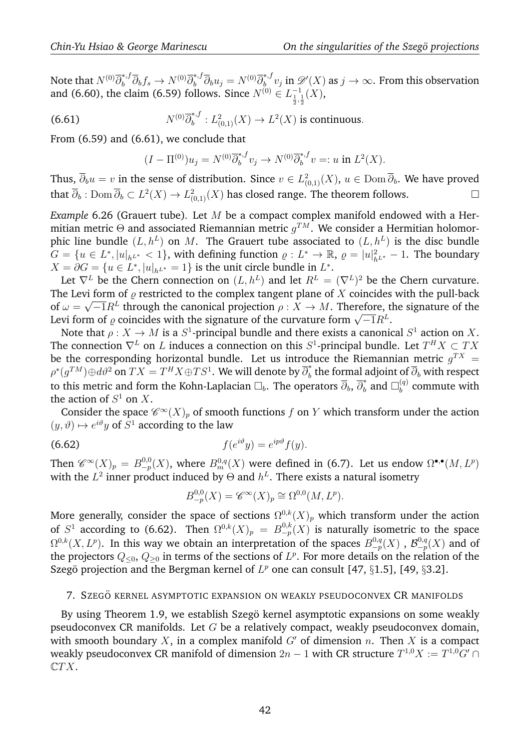Note that $N^{(0)}\overline{\partial}_b^{*,f}\overline{\partial}_b f_s \to N^{(0)}\overline{\partial}_b^{*,f}\overline{\partial}_b u_j = N^{(0)}\overline{\partial}_b^{*,f} v_j$ in $\mathscr{D}'(X)$ as $j \to \infty$. From this observation and (6.60), the claim (6.59) follows. Since $N^{(0)} \in L^{-1}_{\frac{1}{2},\frac{1}{2}}(X)$,

$$N^{(0)}\overline{\partial}_b^{*,f} : L^2_{(0,1)}(X) \to L^2(X) \text{ is continuous.} \tag{6.61}$$

From (6.59) and (6.61), we conclude that

$$(I - \Pi^{(0)})u_j = N^{(0)}\overline{\partial}_b^{*,f} v_j \to N^{(0)}\overline{\partial}_b^{*,f} v =: u \text{ in } L^2(X).$$

Thus, $\overline{\partial}_b u = v$ in the sense of distribution. Since $v \in L^2_{(0,1)}(X)$, $u \in \operatorname{Dom} \overline{\partial}_b$. We have proved that $\overline{\partial}_b : \operatorname{Dom} \overline{\partial}_b \subset L^2(X) \to L^2_{(0,1)}(X)$ has closed range. The theorem follows. $\square$

*Example* 6.26 (Grauert tube). Let $M$ be a compact complex manifold endowed with a Hermitian metric $\Theta$ and associated Riemannian metric $g^{TM}$. We consider a Hermitian holomorphic line bundle $(L, h^L)$ on $M$. The Grauert tube associated to $(L, h^L)$ is the disc bundle $G = \{u \in L^*, |u|_{h^{L^*}} < 1\}$, with defining function $\varrho : L^* \to \mathbb{R}$, $\varrho = |u|^2_{h^{L^*}} - 1$. The boundary $X = \partial G = \{u \in L^*, |u|_{h^{L^*}} = 1\}$ is the unit circle bundle in $L^*$.

Let $\nabla^L$ be the Chern connection on $(L, h^L)$ and let $R^L = (\nabla^L)^2$ be the Chern curvature. The Levi form of $\varrho$ restricted to the complex tangent plane of $X$ coincides with the pull-back of $\omega = \sqrt{-1}R^L$ through the canonical projection $\rho : X \to M$. Therefore, the signature of the Levi form of $\varrho$ coincides with the signature of the curvature form $\sqrt{-1}R^L$.

Note that $\rho : X \to M$ is a $S^1$-principal bundle and there exists a canonical $S^1$ action on $X$. The connection $\nabla^L$ on $L$ induces a connection on this $S^1$-principal bundle. Let $T^H X \subset TX$ be the corresponding horizontal bundle. Let us introduce the Riemannian metric $g^{TX} = \rho^*(g^{TM}) \oplus d\vartheta^2$ on $TX = T^H X \oplus TS^1$. We will denote by $\overline{\partial}_b^*$ the formal adjoint of $\overline{\partial}_b$ with respect to this metric and form the Kohn-Laplacian $\Box_b$. The operators $\overline{\partial}_b$, $\overline{\partial}_b^*$ and $\Box_b^{(q)}$ commute with the action of $S^1$ on $X$.

Consider the space $\mathscr{C}^\infty(X)_p$ of smooth functions $f$ on $Y$ which transform under the action $(y, \vartheta) \mapsto e^{i\vartheta} y$ of $S^1$ according to the law

$$f(e^{i\vartheta} y) = e^{ip\vartheta} f(y). \tag{6.62}$$

Then $\mathscr{C}^\infty(X)_p = B^{0,0}_{-p}(X)$, where $B^{0,q}_m(X)$ were defined in (6.7). Let us endow $\Omega^{\bullet,\bullet}(M, L^p)$ with the $L^2$ inner product induced by $\Theta$ and $h^L$. There exists a natural isometry

$$B^{0,0}_{-p}(X) = \mathscr{C}^\infty(X)_p \cong \Omega^{0,0}(M, L^p).$$

More generally, consider the space of sections $\Omega^{0,k}(X)_p$ which transform under the action of $S^1$ according to (6.62). Then $\Omega^{0,k}(X)_p = B^{0,k}_{-p}(X)$ is naturally isometric to the space $\Omega^{0,k}(X, L^p)$. In this way we obtain an interpretation of the spaces $B^{0,q}_{-p}(X)$ , $\mathcal{B}^{0,q}_{-p}(X)$ and of the projectors $Q_{\leq 0}$, $Q_{\geq 0}$ in terms of the sections of $L^p$. For more details on the relation of the Szegö projection and the Bergman kernel of $L^p$ one can consult [47, §1.5], [49, §3.2].

## 7. Szegö kernel asymptotic expansion on weakly pseudoconvex CR manifolds

By using Theorem 1.9, we establish Szegö kernel asymptotic expansions on some weakly pseudoconvex CR manifolds. Let $G$ be a relatively compact, weakly pseudoconvex domain, with smooth boundary $X$, in a complex manifold $G'$ of dimension $n$. Then $X$ is a compact weakly pseudoconvex CR manifold of dimension $2n - 1$ with CR structure $T^{1,0}X := T^{1,0}G' \cap \mathbb{C}TX$.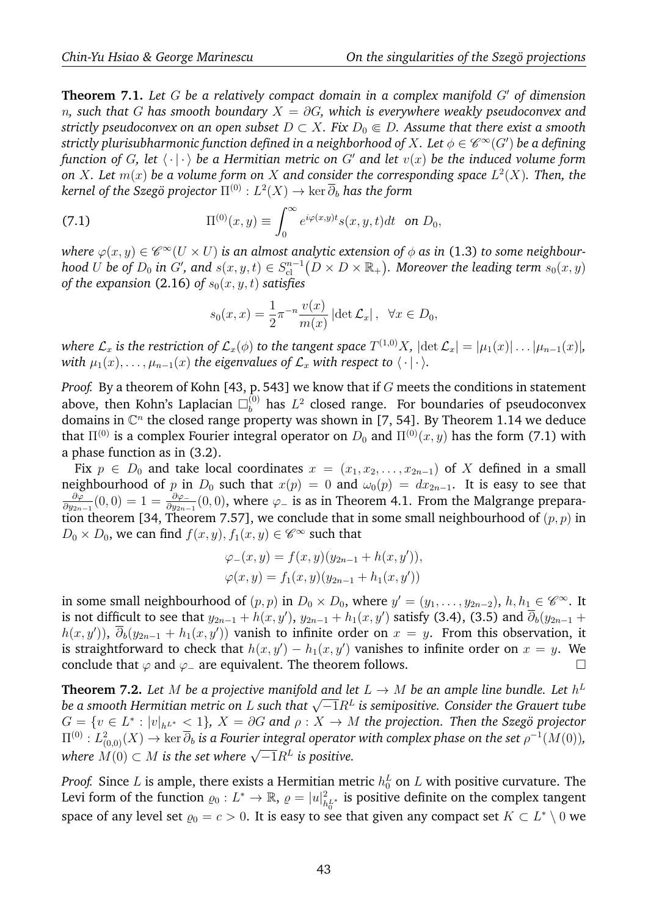**Theorem 7.1.** *Let $G$ be a relatively compact domain in a complex manifold $G'$ of dimension $n$, such that $G$ has smooth boundary $X = \partial G$, which is everywhere weakly pseudoconvex and strictly pseudoconvex on an open subset $D \subset X$. Fix $D_0 \Subset D$. Assume that there exist a smooth strictly plurisubharmonic function defined in a neighborhood of $X$. Let $\phi \in \mathscr{C}^\infty(G')$ be a defining function of $G$, let $\langle \cdot | \cdot \rangle$ be a Hermitian metric on $G'$ and let $v(x)$ be the induced volume form on $X$. Let $m(x)$ be a volume form on $X$ and consider the corresponding space $L^2(X)$. Then, the kernel of the Szegö projector $\Pi^{(0)} : L^2(X) \to \ker \overline{\partial}_b$ has the form*

$$\Pi^{(0)}(x,y) \equiv \int_0^\infty e^{i\varphi(x,y)t} s(x,y,t) dt \quad \text{on } D_0, \tag{7.1}$$

*where $\varphi(x,y) \in \mathscr{C}^\infty(U \times U)$ is an almost analytic extension of $\phi$ as in (1.3) to some neighbourhood $U$ be of $D_0$ in $G'$, and $s(x,y,t) \in S^{n-1}_{\rm cl}\big(D \times D \times \mathbb{R}_+\big)$. Moreover the leading term $s_0(x,y)$ of the expansion (2.16) of $s_0(x,y,t)$ satisfies*

$$s_0(x,x) = \frac{1}{2}\pi^{-n}\frac{v(x)}{m(x)}\left|\det \mathcal{L}_x\right|, \ \ \forall x \in D_0,$$

*where $\mathcal{L}_x$ is the restriction of $\mathcal{L}_x(\phi)$ to the tangent space $T^{(1,0)}X$, $|\det \mathcal{L}_x| = |\mu_1(x)| \ldots |\mu_{n-1}(x)|$, with $\mu_1(x), \ldots, \mu_{n-1}(x)$ the eigenvalues of $\mathcal{L}_x$ with respect to $\langle \cdot | \cdot \rangle$.*

*Proof.* By a theorem of Kohn [43, p. 543] we know that if $G$ meets the conditions in statement above, then Kohn's Laplacian $\Box_b^{(0)}$ has $L^2$ closed range. For boundaries of pseudoconvex domains in $\mathbb{C}^n$ the closed range property was shown in [7, 54]. By Theorem 1.14 we deduce that $\Pi^{(0)}$ is a complex Fourier integral operator on $D_0$ and $\Pi^{(0)}(x,y)$ has the form (7.1) with a phase function as in (3.2).

Fix $p \in D_0$ and take local coordinates $x = (x_1, x_2, \ldots, x_{2n-1})$ of $X$ defined in a small neighbourhood of $p$ in $D_0$ such that $x(p) = 0$ and $\omega_0(p) = dx_{2n-1}$. It is easy to see that $\frac{\partial \varphi}{\partial y_{2n-1}}(0,0) = 1 = \frac{\partial \varphi_-}{\partial y_{2n-1}}(0,0)$, where $\varphi_-$ is as in Theorem 4.1. From the Malgrange preparation theorem [34, Theorem 7.57], we conclude that in some small neighbourhood of $(p,p)$ in $D_0 \times D_0$, we can find $f(x,y), f_1(x,y) \in \mathscr{C}^\infty$ such that

$$\varphi_-(x,y) = f(x,y)(y_{2n-1} + h(x,y')),$$
$$\varphi(x,y) = f_1(x,y)(y_{2n-1} + h_1(x,y'))$$

in some small neighbourhood of $(p,p)$ in $D_0 \times D_0$, where $y' = (y_1, \ldots, y_{2n-2})$, $h, h_1 \in \mathscr{C}^\infty$. It is not difficult to see that $y_{2n-1} + h(x,y')$, $y_{2n-1} + h_1(x,y')$ satisfy (3.4), (3.5) and $\overline{\partial}_b(y_{2n-1} + h(x,y'))$, $\overline{\partial}_b(y_{2n-1} + h_1(x,y'))$ vanish to infinite order on $x = y$. From this observation, it is straightforward to check that $h(x,y') - h_1(x,y')$ vanishes to infinite order on $x = y$. We conclude that $\varphi$ and $\varphi_-$ are equivalent. The theorem follows. $\square$

**Theorem 7.2.** *Let $M$ be a projective manifold and let $L \to M$ be an ample line bundle. Let $h^L$ be a smooth Hermitian metric on $L$ such that $\sqrt{-1}R^L$ is semipositive. Consider the Grauert tube $G = \{v \in L^* : |v|_{h^{L^*}} < 1\}$, $X = \partial G$ and $\rho : X \to M$ the projection. Then the Szegö projector $\Pi^{(0)} : L^2_{(0,0)}(X) \to \ker \overline{\partial}_b$ is a Fourier integral operator with complex phase on the set $\rho^{-1}(M(0))$, where $M(0) \subset M$ is the set where $\sqrt{-1}R^L$ is positive.*

*Proof.* Since $L$ is ample, there exists a Hermitian metric $h^L_0$ on $L$ with positive curvature. The Levi form of the function $\varrho_0 : L^* \to \mathbb{R}$, $\varrho = |u|^2_{h_0^{L^*}}$ is positive definite on the complex tangent space of any level set $\varrho_0 = c > 0$. It is easy to see that given any compact set $K \subset L^* \setminus 0$ we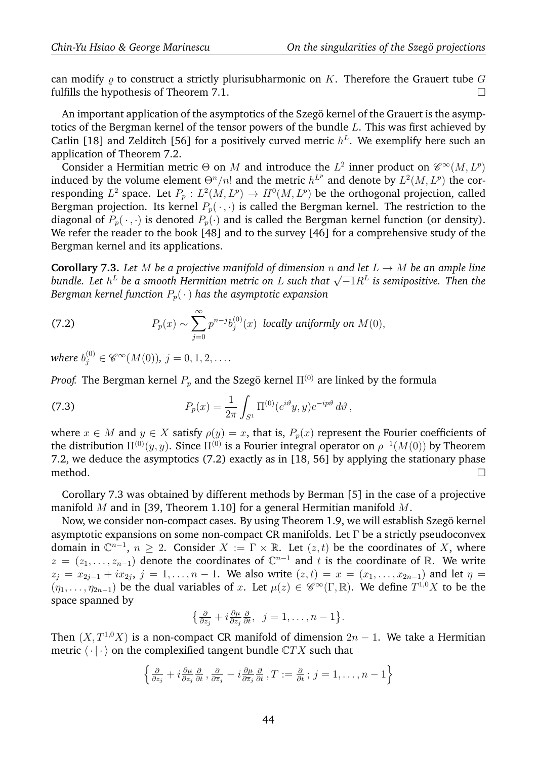can modify $\varrho$ to construct a strictly plurisubharmonic on $K$. Therefore the Grauert tube $G$ fulfills the hypothesis of Theorem 7.1. $\square$

An important application of the asymptotics of the Szegö kernel of the Grauert is the asymptotics of the Bergman kernel of the tensor powers of the bundle $L$. This was first achieved by Catlin [18] and Zelditch [56] for a positively curved metric $h^L$. We exemplify here such an application of Theorem 7.2.

Consider a Hermitian metric $\Theta$ on $M$ and introduce the $L^2$ inner product on $\mathscr{C}^\infty(M, L^p)$ induced by the volume element $\Theta^n/n!$ and the metric $h^{L^p}$ and denote by $L^2(M, L^p)$ the corresponding $L^2$ space. Let $P_p : L^2(M, L^p) \to H^0(M, L^p)$ be the orthogonal projection, called Bergman projection. Its kernel $P_p(\cdot\,, \cdot)$ is called the Bergman kernel. The restriction to the diagonal of $P_p(\cdot\,, \cdot)$ is denoted $P_p(\cdot)$ and is called the Bergman kernel function (or density). We refer the reader to the book [48] and to the survey [46] for a comprehensive study of the Bergman kernel and its applications.

**Corollary 7.3.** *Let $M$ be a projective manifold of dimension $n$ and let $L \to M$ be an ample line bundle. Let $h^L$ be a smooth Hermitian metric on $L$ such that $\sqrt{-1}R^L$ is semipositive. Then the Bergman kernel function $P_p(\cdot)$ has the asymptotic expansion*

$$P_p(x) \sim \sum_{j=0}^{\infty} p^{n-j} b_j^{(0)}(x) \ \text{ locally uniformly on } M(0), \tag{7.2}$$

*where $b_j^{(0)} \in \mathscr{C}^\infty(M(0))$, $j = 0, 1, 2, \ldots$.*

*Proof.* The Bergman kernel $P_p$ and the Szegö kernel $\Pi^{(0)}$ are linked by the formula

$$P_p(x) = \frac{1}{2\pi} \int_{S^1} \Pi^{(0)}(e^{i\vartheta} y, y) e^{-ip\vartheta}\, d\vartheta\,, \tag{7.3}$$

where $x \in M$ and $y \in X$ satisfy $\rho(y) = x$, that is, $P_p(x)$ represent the Fourier coefficients of the distribution $\Pi^{(0)}(y, y)$. Since $\Pi^{(0)}$ is a Fourier integral operator on $\rho^{-1}(M(0))$ by Theorem 7.2, we deduce the asymptotics (7.2) exactly as in [18, 56] by applying the stationary phase method. $\square$

Corollary 7.3 was obtained by different methods by Berman [5] in the case of a projective manifold $M$ and in [39, Theorem 1.10] for a general Hermitian manifold $M$.

Now, we consider non-compact cases. By using Theorem 1.9, we will establish Szegö kernel asymptotic expansions on some non-compact CR manifolds. Let $\Gamma$ be a strictly pseudoconvex domain in $\mathbb{C}^{n-1}$, $n \geq 2$. Consider $X := \Gamma \times \mathbb{R}$. Let $(z, t)$ be the coordinates of $X$, where $z = (z_1, \ldots, z_{n-1})$ denote the coordinates of $\mathbb{C}^{n-1}$ and $t$ is the coordinate of $\mathbb{R}$. We write $z_j = x_{2j-1} + ix_{2j}$, $j = 1, \ldots, n-1$. We also write $(z, t) = x = (x_1, \ldots, x_{2n-1})$ and let $\eta = (\eta_1, \ldots, \eta_{2n-1})$ be the dual variables of $x$. Let $\mu(z) \in \mathscr{C}^\infty(\Gamma, \mathbb{R})$. We define $T^{1,0}X$ to be the space spanned by

$$\left\{ \tfrac{\partial}{\partial z_j} + i \tfrac{\partial \mu}{\partial z_j} \tfrac{\partial}{\partial t},\ \ j = 1, \ldots, n-1 \right\}.$$

Then $(X, T^{1,0}X)$ is a non-compact CR manifold of dimension $2n-1$. We take a Hermitian metric $\langle \cdot | \cdot \rangle$ on the complexified tangent bundle $\mathbb{C}TX$ such that

$$\left\{ \tfrac{\partial}{\partial z_j} + i \tfrac{\partial \mu}{\partial z_j} \tfrac{\partial}{\partial t}\,, \tfrac{\partial}{\partial \overline{z}_j} - i \tfrac{\partial \mu}{\partial \overline{z}_j} \tfrac{\partial}{\partial t}\,, T := \tfrac{\partial}{\partial t}\,;\, j = 1, \ldots, n-1 \right\}$$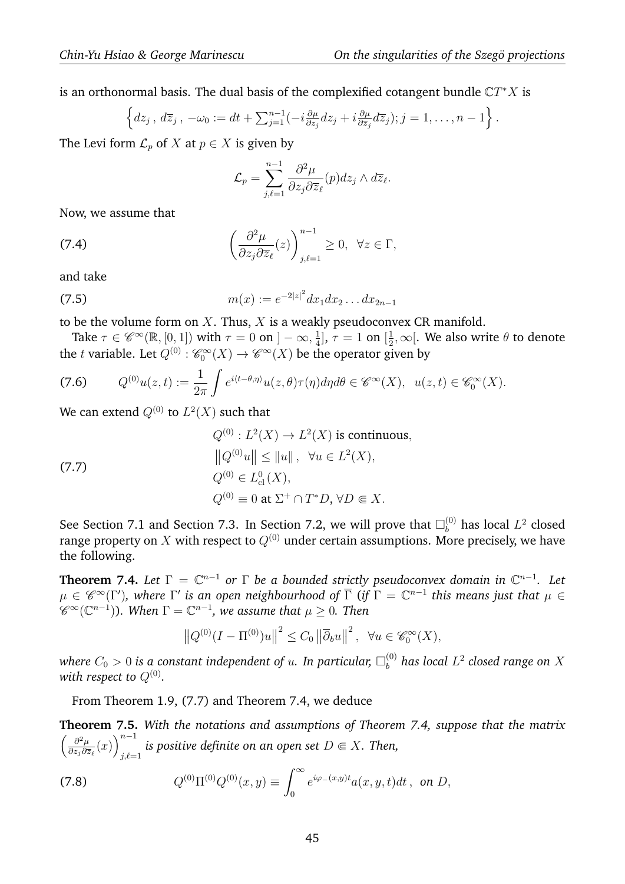is an orthonormal basis. The dual basis of the complexified cotangent bundle $\mathbb{C}T^*X$ is

$$\left\{dz_j\,,\; d\overline{z}_j\,,\; -\omega_0 := dt + \sum_{j=1}^{n-1}(-i\tfrac{\partial\mu}{\partial z_j}dz_j + i\tfrac{\partial\mu}{\partial\overline{z}_j}d\overline{z}_j); j=1,\ldots,n-1\right\}.$$

The Levi form $\mathcal{L}_p$ of $X$ at $p\in X$ is given by

$$\mathcal{L}_p = \sum_{j,\ell=1}^{n-1}\frac{\partial^2\mu}{\partial z_j\partial\overline{z}_\ell}(p)dz_j\wedge d\overline{z}_\ell.$$

Now, we assume that

$$\left(\frac{\partial^2\mu}{\partial z_j\partial\overline{z}_\ell}(z)\right)_{j,\ell=1}^{n-1}\geq 0,\ \ \forall z\in\Gamma, \tag{7.4}$$

and take

$$m(x) := e^{-2|z|^2}dx_1dx_2\ldots dx_{2n-1} \tag{7.5}$$

to be the volume form on $X$. Thus, $X$ is a weakly pseudoconvex CR manifold.

Take $\tau\in\mathscr{C}^\infty(\mathbb{R},[0,1])$ with $\tau=0$ on $]-\infty,\frac{1}{4}]$, $\tau=1$ on $[\frac{1}{2},\infty[$. We also write $\theta$ to denote the $t$ variable. Let $Q^{(0)}:\mathscr{C}_0^\infty(X)\to\mathscr{C}^\infty(X)$ be the operator given by

$$Q^{(0)}u(z,t) := \frac{1}{2\pi}\int e^{i\langle t-\theta,\eta\rangle}u(z,\theta)\tau(\eta)d\eta d\theta\in\mathscr{C}^\infty(X),\ \ u(z,t)\in\mathscr{C}_0^\infty(X). \tag{7.6}$$

We can extend $Q^{(0)}$ to $L^2(X)$ such that

$$\begin{aligned}
&Q^{(0)}:L^2(X)\to L^2(X)\text{ is continuous},\\
&\left\|Q^{(0)}u\right\|\leq\|u\|\,,\ \ \forall u\in L^2(X),\\
&Q^{(0)}\in L^0_{\rm cl}(X),\\
&Q^{(0)}\equiv 0\text{ at }\Sigma^+\cap T^*D,\ \forall D\Subset X.
\end{aligned} \tag{7.7}$$

See Section 7.1 and Section 7.3. In Section 7.2, we will prove that $\Box_b^{(0)}$ has local $L^2$ closed range property on $X$ with respect to $Q^{(0)}$ under certain assumptions. More precisely, we have the following.

**Theorem 7.4.** *Let $\Gamma=\mathbb{C}^{n-1}$ or $\Gamma$ be a bounded strictly pseudoconvex domain in $\mathbb{C}^{n-1}$. Let $\mu\in\mathscr{C}^\infty(\Gamma')$, where $\Gamma'$ is an open neighbourhood of $\overline{\Gamma}$ (if $\Gamma=\mathbb{C}^{n-1}$ this means just that $\mu\in\mathscr{C}^\infty(\mathbb{C}^{n-1})$). When $\Gamma=\mathbb{C}^{n-1}$, we assume that $\mu\geq 0$. Then*

$$\left\|Q^{(0)}(I-\Pi^{(0)})u\right\|^2\leq C_0\left\|\overline{\partial}_bu\right\|^2,\ \ \forall u\in\mathscr{C}_0^\infty(X),$$

*where $C_0>0$ is a constant independent of $u$. In particular, $\Box_b^{(0)}$ has local $L^2$ closed range on $X$ with respect to $Q^{(0)}$.*

From Theorem 1.9, (7.7) and Theorem 7.4, we deduce

**Theorem 7.5.** *With the notations and assumptions of Theorem 7.4, suppose that the matrix $\left(\frac{\partial^2\mu}{\partial z_j\partial\overline{z}_\ell}(x)\right)_{j,\ell=1}^{n-1}$ is positive definite on an open set $D\Subset X$. Then,*

$$Q^{(0)}\Pi^{(0)}Q^{(0)}(x,y)\equiv\int_0^\infty e^{i\varphi_-(x,y)t}a(x,y,t)dt\,,\ \text{ on }D, \tag{7.8}$$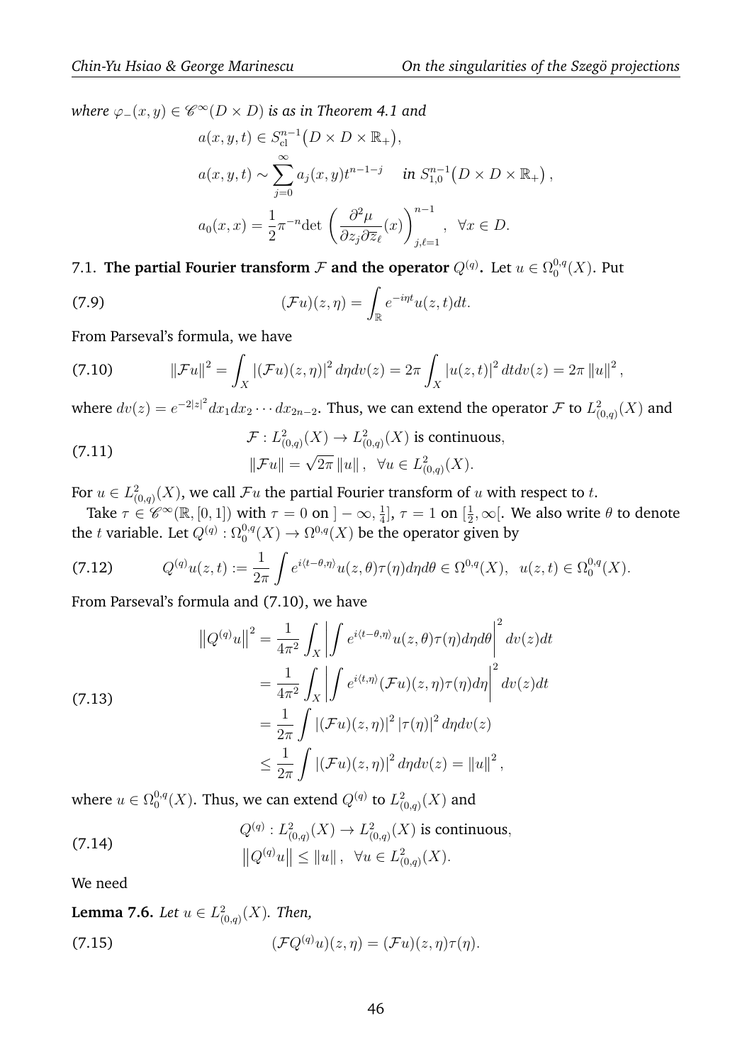*where $\varphi_-(x,y) \in \mathscr{C}^\infty(D \times D)$ is as in Theorem 4.1 and*

$$
\begin{aligned}
& a(x,y,t) \in S^{n-1}_{\mathrm{cl}}\big(D \times D \times \mathbb{R}_+\big), \\
& a(x,y,t) \sim \sum_{j=0}^{\infty} a_j(x,y) t^{n-1-j} \quad \text{in } S^{n-1}_{1,0}\big(D \times D \times \mathbb{R}_+\big), \\
& a_0(x,x) = \frac{1}{2}\pi^{-n} \det \left( \frac{\partial^2 \mu}{\partial z_j \partial \overline{z}_\ell}(x) \right)_{j,\ell=1}^{n-1}, \ \ \forall x \in D.
\end{aligned}
$$

## 7.1. The partial Fourier transform $\mathcal{F}$ and the operator $Q^{(q)}$.

Let $u \in \Omega^{0,q}_0(X)$. Put

$$
(\mathcal{F}u)(z,\eta) = \int_{\mathbb{R}} e^{-i\eta t} u(z,t) dt. \tag{7.9}
$$

From Parseval's formula, we have

$$
\|\mathcal{F}u\|^2 = \int_X |(\mathcal{F}u)(z,\eta)|^2 d\eta dv(z) = 2\pi \int_X |u(z,t)|^2 dt dv(z) = 2\pi \|u\|^2, \tag{7.10}
$$

where $dv(z) = e^{-2|z|^2} dx_1 dx_2 \cdots dx_{2n-2}$. Thus, we can extend the operator $\mathcal{F}$ to $L^2_{(0,q)}(X)$ and

$$
\begin{aligned}
& \mathcal{F} : L^2_{(0,q)}(X) \to L^2_{(0,q)}(X) \text{ is continuous}, \\
& \|\mathcal{F}u\| = \sqrt{2\pi} \|u\|, \ \ \forall u \in L^2_{(0,q)}(X).
\end{aligned} \tag{7.11}
$$

For $u \in L^2_{(0,q)}(X)$, we call $\mathcal{F}u$ the partial Fourier transform of $u$ with respect to $t$.

Take $\tau \in \mathscr{C}^\infty(\mathbb{R}, [0,1])$ with $\tau = 0$ on $]-\infty, \frac{1}{4}]$, $\tau = 1$ on $[\frac{1}{2}, \infty[$. We also write $\theta$ to denote the $t$ variable. Let $Q^{(q)} : \Omega^{0,q}_0(X) \to \Omega^{0,q}(X)$ be the operator given by

$$
Q^{(q)} u(z,t) := \frac{1}{2\pi} \int e^{i\langle t-\theta, \eta\rangle} u(z,\theta) \tau(\eta) d\eta d\theta \in \Omega^{0,q}(X), \ \ u(z,t) \in \Omega^{0,q}_0(X). \tag{7.12}
$$

From Parseval's formula and (7.10), we have

$$
\begin{aligned}
\left\|Q^{(q)}u\right\|^2 &= \frac{1}{4\pi^2} \int_X \left| \int e^{i\langle t-\theta,\eta\rangle} u(z,\theta)\tau(\eta) d\eta d\theta \right|^2 dv(z) dt \\
&= \frac{1}{4\pi^2} \int_X \left| \int e^{i\langle t,\eta\rangle} (\mathcal{F}u)(z,\eta)\tau(\eta) d\eta \right|^2 dv(z) dt \\
&= \frac{1}{2\pi} \int |(\mathcal{F}u)(z,\eta)|^2 |\tau(\eta)|^2 d\eta dv(z) \\
&\leq \frac{1}{2\pi} \int |(\mathcal{F}u)(z,\eta)|^2 d\eta dv(z) = \|u\|^2,
\end{aligned} \tag{7.13}
$$

where $u \in \Omega^{0,q}_0(X)$. Thus, we can extend $Q^{(q)}$ to $L^2_{(0,q)}(X)$ and

$$
\begin{aligned}
& Q^{(q)} : L^2_{(0,q)}(X) \to L^2_{(0,q)}(X) \text{ is continuous}, \\
& \left\|Q^{(q)}u\right\| \leq \|u\|, \ \ \forall u \in L^2_{(0,q)}(X).
\end{aligned} \tag{7.14}
$$

We need

**Lemma 7.6.** *Let $u \in L^2_{(0,q)}(X)$. Then,*

$$
(\mathcal{F}Q^{(q)}u)(z,\eta) = (\mathcal{F}u)(z,\eta)\tau(\eta). \tag{7.15}
$$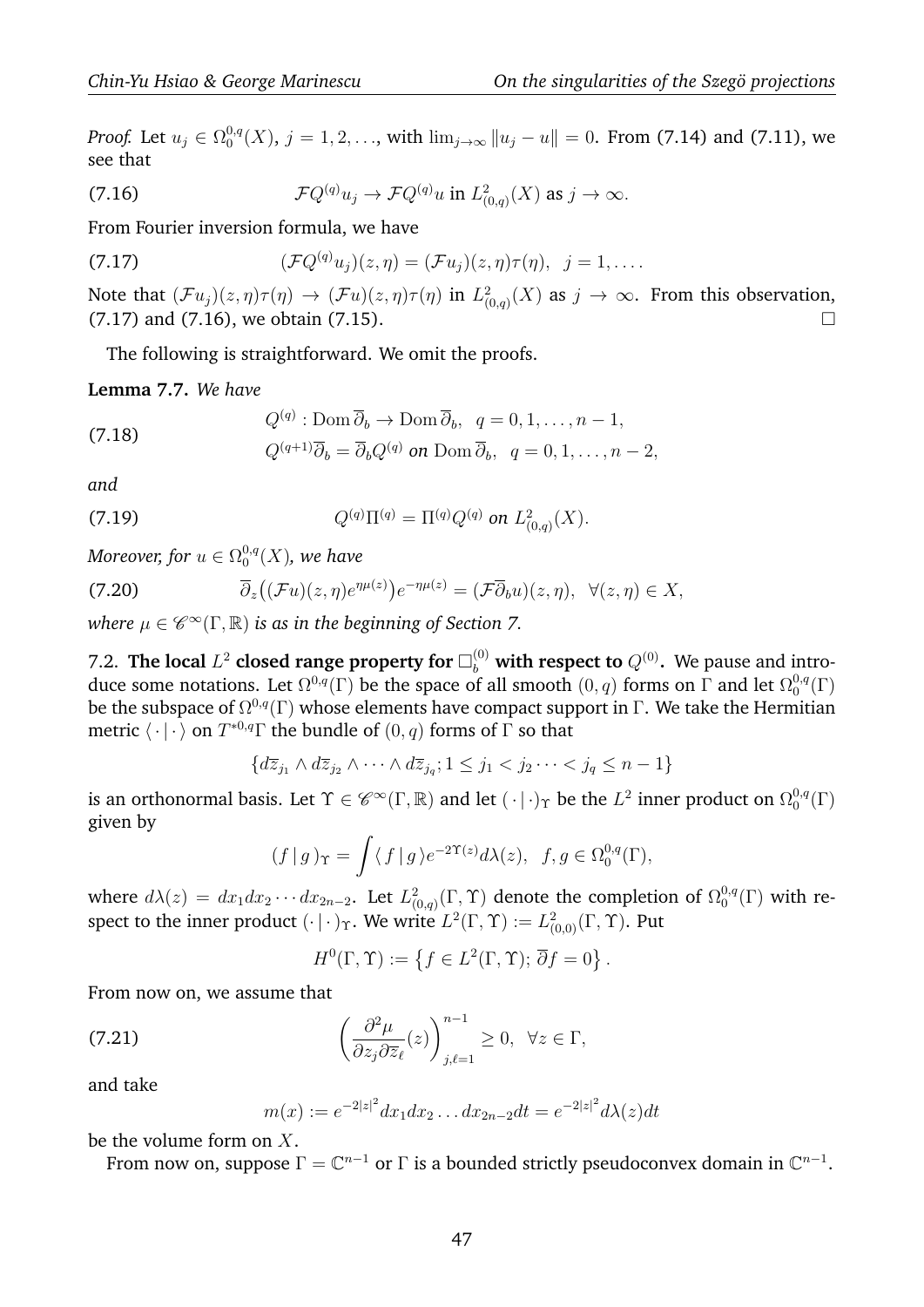*Proof.* Let $u_j \in \Omega_0^{0,q}(X)$, $j = 1, 2, \ldots$, with $\lim_{j\to\infty} \|u_j - u\| = 0$. From (7.14) and (7.11), we see that

$$\mathcal{F}Q^{(q)}u_j \to \mathcal{F}Q^{(q)}u \text{ in } L^2_{(0,q)}(X) \text{ as } j \to \infty. \tag{7.16}$$

From Fourier inversion formula, we have

$$(\mathcal{F}Q^{(q)}u_j)(z, \eta) = (\mathcal{F}u_j)(z, \eta)\tau(\eta), \quad j = 1, \ldots. \tag{7.17}$$

Note that $(\mathcal{F}u_j)(z, \eta)\tau(\eta) \to (\mathcal{F}u)(z, \eta)\tau(\eta)$ in $L^2_{(0,q)}(X)$ as $j \to \infty$. From this observation, (7.17) and (7.16), we obtain (7.15). $\square$

The following is straightforward. We omit the proofs.

**Lemma 7.7.** *We have*

$$\begin{aligned} &Q^{(q)} : \operatorname{Dom} \overline{\partial}_b \to \operatorname{Dom} \overline{\partial}_b, \quad q = 0, 1, \ldots, n-1, \\ &Q^{(q+1)}\overline{\partial}_b = \overline{\partial}_b Q^{(q)} \text{ on } \operatorname{Dom} \overline{\partial}_b, \quad q = 0, 1, \ldots, n-2, \end{aligned} \tag{7.18}$$

*and*

$$Q^{(q)}\Pi^{(q)} = \Pi^{(q)}Q^{(q)} \text{ on } L^2_{(0,q)}(X). \tag{7.19}$$

*Moreover, for $u \in \Omega_0^{0,q}(X)$, we have*

$$\overline{\partial}_z\big((\mathcal{F}u)(z, \eta)e^{\eta\mu(z)}\big)e^{-\eta\mu(z)} = (\mathcal{F}\overline{\partial}_b u)(z, \eta), \quad \forall (z, \eta) \in X, \tag{7.20}$$

*where $\mu \in \mathscr{C}^\infty(\Gamma, \mathbb{R})$ is as in the beginning of Section 7.*

7.2. **The local $L^2$ closed range property for $\Box_b^{(0)}$ with respect to $Q^{(0)}$.** We pause and introduce some notations. Let $\Omega^{0,q}(\Gamma)$ be the space of all smooth $(0, q)$ forms on $\Gamma$ and let $\Omega_0^{0,q}(\Gamma)$ be the subspace of $\Omega^{0,q}(\Gamma)$ whose elements have compact support in $\Gamma$. We take the Hermitian metric $\langle \cdot \,|\, \cdot \rangle$ on $T^{*0,q}\Gamma$ the bundle of $(0, q)$ forms of $\Gamma$ so that

$$\{d\overline{z}_{j_1} \wedge d\overline{z}_{j_2} \wedge \cdots \wedge d\overline{z}_{j_q}; 1 \le j_1 < j_2 \cdots < j_q \le n-1\}$$

is an orthonormal basis. Let $\Upsilon \in \mathscr{C}^\infty(\Gamma, \mathbb{R})$ and let $(\cdot \,|\, \cdot)_\Upsilon$ be the $L^2$ inner product on $\Omega_0^{0,q}(\Gamma)$ given by

$$(f \,|\, g)_\Upsilon = \int \langle f \,|\, g \rangle e^{-2\Upsilon(z)} d\lambda(z), \quad f, g \in \Omega_0^{0,q}(\Gamma),$$

where $d\lambda(z) = dx_1 dx_2 \cdots dx_{2n-2}$. Let $L^2_{(0,q)}(\Gamma, \Upsilon)$ denote the completion of $\Omega_0^{0,q}(\Gamma)$ with respect to the inner product $(\cdot \,|\, \cdot)_\Upsilon$. We write $L^2(\Gamma, \Upsilon) := L^2_{(0,0)}(\Gamma, \Upsilon)$. Put

$$H^0(\Gamma, \Upsilon) := \left\{ f \in L^2(\Gamma, \Upsilon); \, \overline{\partial} f = 0 \right\}.$$

From now on, we assume that

$$\left( \frac{\partial^2 \mu}{\partial z_j \partial \overline{z}_\ell}(z) \right)_{j,\ell=1}^{n-1} \ge 0, \quad \forall z \in \Gamma, \tag{7.21}$$

and take

$$m(x) := e^{-2|z|^2} dx_1 dx_2 \ldots dx_{2n-2} dt = e^{-2|z|^2} d\lambda(z) dt$$

be the volume form on $X$.

From now on, suppose $\Gamma = \mathbb{C}^{n-1}$ or $\Gamma$ is a bounded strictly pseudoconvex domain in $\mathbb{C}^{n-1}$.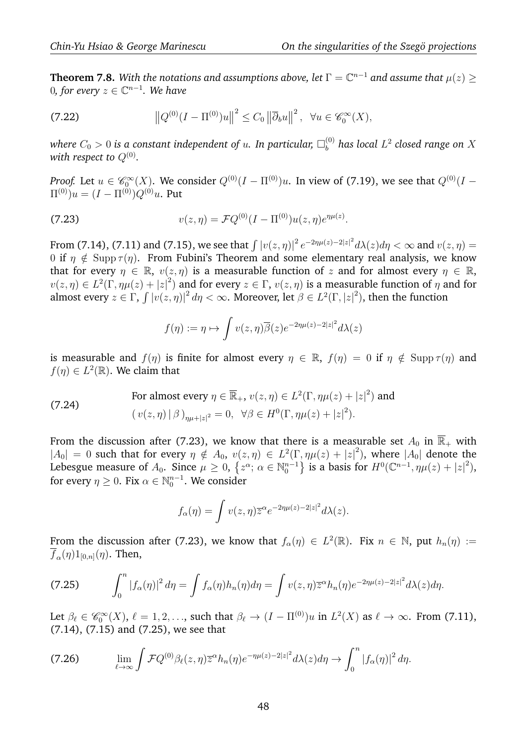**Theorem 7.8.** *With the notations and assumptions above, let $\Gamma = \mathbb{C}^{n-1}$ and assume that $\mu(z) \geq 0$, for every $z \in \mathbb{C}^{n-1}$. We have*

$$\left\|Q^{(0)}(I - \Pi^{(0)})u\right\|^2 \leq C_0 \left\|\overline{\partial}_b u\right\|^2, \ \ \forall u \in \mathscr{C}_0^\infty(X), \tag{7.22}$$

*where $C_0 > 0$ is a constant independent of $u$. In particular, $\Box_b^{(0)}$ has local $L^2$ closed range on $X$ with respect to $Q^{(0)}$.*

*Proof.* Let $u \in \mathscr{C}_0^\infty(X)$. We consider $Q^{(0)}(I - \Pi^{(0)})u$. In view of (7.19), we see that $Q^{(0)}(I - \Pi^{(0)})u = (I - \Pi^{(0)})Q^{(0)}u$. Put

$$v(z, \eta) = \mathcal{F}Q^{(0)}(I - \Pi^{(0)})u(z, \eta)e^{\eta\mu(z)}. \tag{7.23}$$

From (7.14), (7.11) and (7.15), we see that $\int |v(z, \eta)|^2 e^{-2\eta\mu(z)-2|z|^2} d\lambda(z)d\eta < \infty$ and $v(z, \eta) = 0$ if $\eta \notin \operatorname{Supp} \tau(\eta)$. From Fubini's Theorem and some elementary real analysis, we know that for every $\eta \in \mathbb{R}$, $v(z, \eta)$ is a measurable function of $z$ and for almost every $\eta \in \mathbb{R}$, $v(z, \eta) \in L^2(\Gamma, \eta\mu(z) + |z|^2)$ and for every $z \in \Gamma$, $v(z, \eta)$ is a measurable function of $\eta$ and for almost every $z \in \Gamma$, $\int |v(z, \eta)|^2 d\eta < \infty$. Moreover, let $\beta \in L^2(\Gamma, |z|^2)$, then the function

$$f(\eta) := \eta \mapsto \int v(z, \eta)\overline{\beta}(z)e^{-2\eta\mu(z)-2|z|^2} d\lambda(z)$$

is measurable and $f(\eta)$ is finite for almost every $\eta \in \mathbb{R}$, $f(\eta) = 0$ if $\eta \notin \operatorname{Supp} \tau(\eta)$ and $f(\eta) \in L^2(\mathbb{R})$. We claim that

$$\begin{aligned} &\text{For almost every } \eta \in \overline{\mathbb{R}}_+, \ v(z, \eta) \in L^2(\Gamma, \eta\mu(z) + |z|^2) \text{ and} \\ &(\, v(z, \eta) \,|\, \beta \,)_{\eta\mu + |z|^2} = 0, \ \ \forall \beta \in H^0(\Gamma, \eta\mu(z) + |z|^2). \end{aligned} \tag{7.24}$$

From the discussion after (7.23), we know that there is a measurable set $A_0$ in $\overline{\mathbb{R}}_+$ with $|A_0| = 0$ such that for every $\eta \notin A_0$, $v(z, \eta) \in L^2(\Gamma, \eta\mu(z) + |z|^2)$, where $|A_0|$ denote the Lebesgue measure of $A_0$. Since $\mu \geq 0$, $\{z^\alpha; \, \alpha \in \mathbb{N}_0^{n-1}\}$ is a basis for $H^0(\mathbb{C}^{n-1}, \eta\mu(z) + |z|^2)$, for every $\eta \geq 0$. Fix $\alpha \in \mathbb{N}_0^{n-1}$. We consider

$$f_\alpha(\eta) = \int v(z, \eta)\overline{z}^\alpha e^{-2\eta\mu(z)-2|z|^2} d\lambda(z).$$

From the discussion after (7.23), we know that $f_\alpha(\eta) \in L^2(\mathbb{R})$. Fix $n \in \mathbb{N}$, put $h_n(\eta) := \overline{f}_\alpha(\eta)1_{[0,n]}(\eta)$. Then,

$$\int_0^n |f_\alpha(\eta)|^2 d\eta = \int f_\alpha(\eta)h_n(\eta)d\eta = \int v(z, \eta)\overline{z}^\alpha h_n(\eta)e^{-2\eta\mu(z)-2|z|^2} d\lambda(z)d\eta. \tag{7.25}$$

Let $\beta_\ell \in \mathscr{C}_0^\infty(X)$, $\ell = 1, 2, \ldots$, such that $\beta_\ell \to (I - \Pi^{(0)})u$ in $L^2(X)$ as $\ell \to \infty$. From (7.11), (7.14), (7.15) and (7.25), we see that

$$\lim_{\ell \to \infty} \int \mathcal{F}Q^{(0)}\beta_\ell(z, \eta)\overline{z}^\alpha h_n(\eta)e^{-\eta\mu(z)-2|z|^2} d\lambda(z)d\eta \to \int_0^n |f_\alpha(\eta)|^2 d\eta. \tag{7.26}$$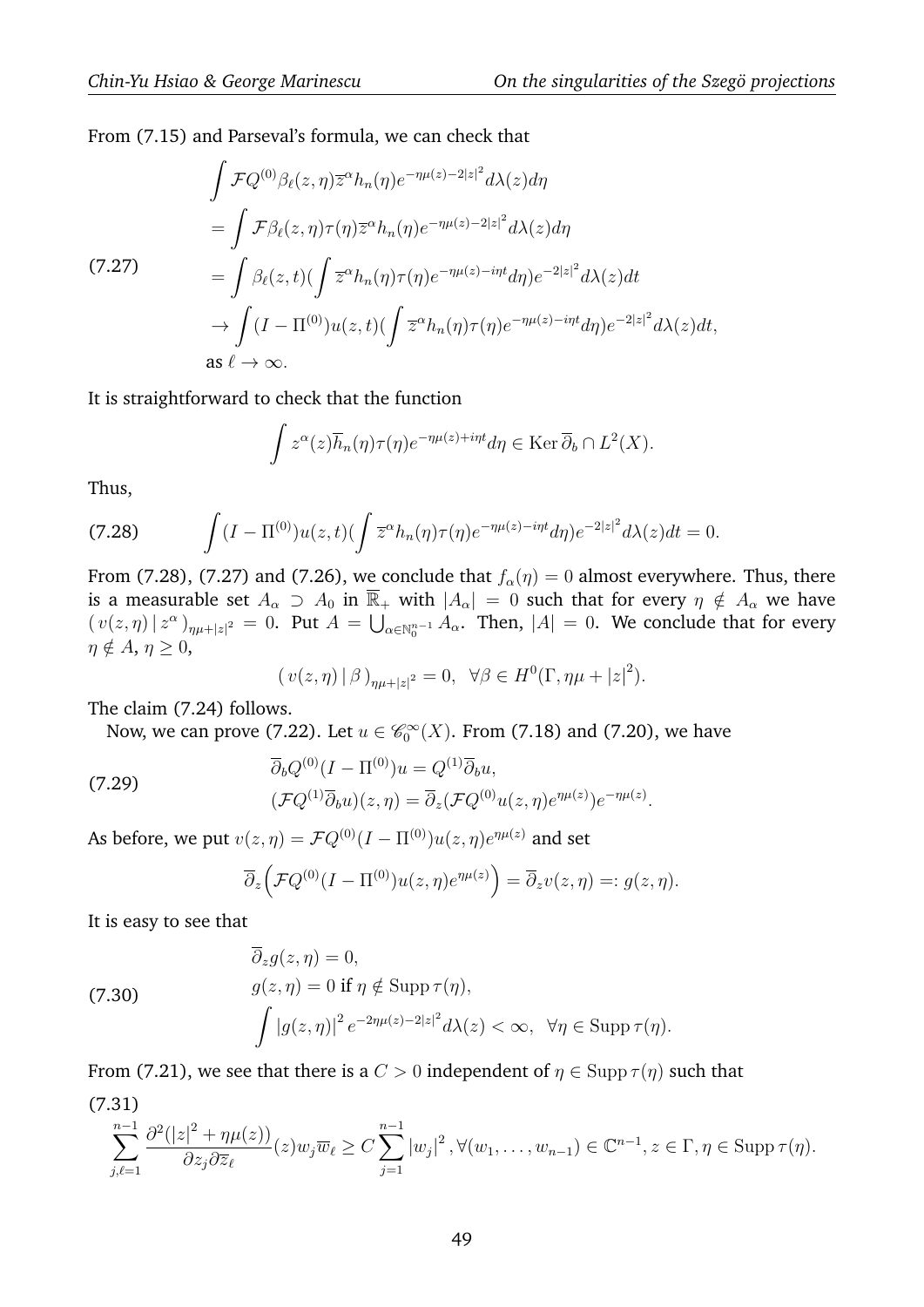From (7.15) and Parseval's formula, we can check that

$$
\begin{aligned}
&\int \mathcal{F}Q^{(0)}\beta_\ell(z,\eta)\overline{z}^\alpha h_n(\eta)e^{-\eta\mu(z)-2|z|^2}d\lambda(z)d\eta \\
&=\int \mathcal{F}\beta_\ell(z,\eta)\tau(\eta)\overline{z}^\alpha h_n(\eta)e^{-\eta\mu(z)-2|z|^2}d\lambda(z)d\eta \\
&=\int \beta_\ell(z,t)(\int \overline{z}^\alpha h_n(\eta)\tau(\eta)e^{-\eta\mu(z)-i\eta t}d\eta)e^{-2|z|^2}d\lambda(z)dt \\
&\to \int (I-\Pi^{(0)})u(z,t)(\int \overline{z}^\alpha h_n(\eta)\tau(\eta)e^{-\eta\mu(z)-i\eta t}d\eta)e^{-2|z|^2}d\lambda(z)dt, \\
&\text{as } \ell\to\infty.
\end{aligned}
\tag{7.27}
$$

It is straightforward to check that the function

$$
\int z^\alpha(z)\overline{h}_n(\eta)\tau(\eta)e^{-\eta\mu(z)+i\eta t}d\eta \in \operatorname{Ker}\overline{\partial}_b\cap L^2(X).
$$

Thus,

$$
\int (I-\Pi^{(0)})u(z,t)(\int \overline{z}^\alpha h_n(\eta)\tau(\eta)e^{-\eta\mu(z)-i\eta t}d\eta)e^{-2|z|^2}d\lambda(z)dt=0. \tag{7.28}
$$

From (7.28), (7.27) and (7.26), we conclude that $f_\alpha(\eta)=0$ almost everywhere. Thus, there is a measurable set $A_\alpha\supset A_0$ in $\overline{\mathbb{R}}_+$ with $|A_\alpha|=0$ such that for every $\eta\notin A_\alpha$ we have $(\,v(z,\eta)\,|\,z^\alpha\,)_{\eta\mu+|z|^2}=0$. Put $A=\bigcup_{\alpha\in\mathbb{N}_0^{n-1}}A_\alpha$. Then, $|A|=0$. We conclude that for every $\eta\notin A$, $\eta\geq 0$,

$$
(\,v(z,\eta)\,|\,\beta\,)_{\eta\mu+|z|^2}=0,\ \ \forall\beta\in H^0(\Gamma,\eta\mu+|z|^2).
$$

The claim (7.24) follows.

Now, we can prove (7.22). Let $u\in\mathscr{C}^\infty_0(X)$. From (7.18) and (7.20), we have

$$
\begin{aligned}
&\overline{\partial}_bQ^{(0)}(I-\Pi^{(0)})u=Q^{(1)}\overline{\partial}_bu, \\
&(\mathcal{F}Q^{(1)}\overline{\partial}_bu)(z,\eta)=\overline{\partial}_z(\mathcal{F}Q^{(0)}u(z,\eta)e^{\eta\mu(z)})e^{-\eta\mu(z)}.
\end{aligned}
\tag{7.29}
$$

As before, we put $v(z,\eta)=\mathcal{F}Q^{(0)}(I-\Pi^{(0)})u(z,\eta)e^{\eta\mu(z)}$ and set

$$
\overline{\partial}_z\Big(\mathcal{F}Q^{(0)}(I-\Pi^{(0)})u(z,\eta)e^{\eta\mu(z)}\Big)=\overline{\partial}_zv(z,\eta)=:g(z,\eta).
$$

It is easy to see that

$$
\begin{aligned}
&\overline{\partial}_zg(z,\eta)=0, \\
&g(z,\eta)=0 \text{ if } \eta\notin\operatorname{Supp}\tau(\eta), \\
&\int |g(z,\eta)|^2e^{-2\eta\mu(z)-2|z|^2}d\lambda(z)<\infty,\ \ \forall\eta\in\operatorname{Supp}\tau(\eta).
\end{aligned}
\tag{7.30}
$$

From (7.21), we see that there is a $C>0$ independent of $\eta\in\operatorname{Supp}\tau(\eta)$ such that

$$
\sum_{j,\ell=1}^{n-1}\frac{\partial^2(|z|^2+\eta\mu(z))}{\partial z_j\partial\overline{z}_\ell}(z)w_j\overline{w}_\ell\geq C\sum_{j=1}^{n-1}|w_j|^2,\forall(w_1,\ldots,w_{n-1})\in\mathbb{C}^{n-1},z\in\Gamma,\eta\in\operatorname{Supp}\tau(\eta). \tag{7.31}
$$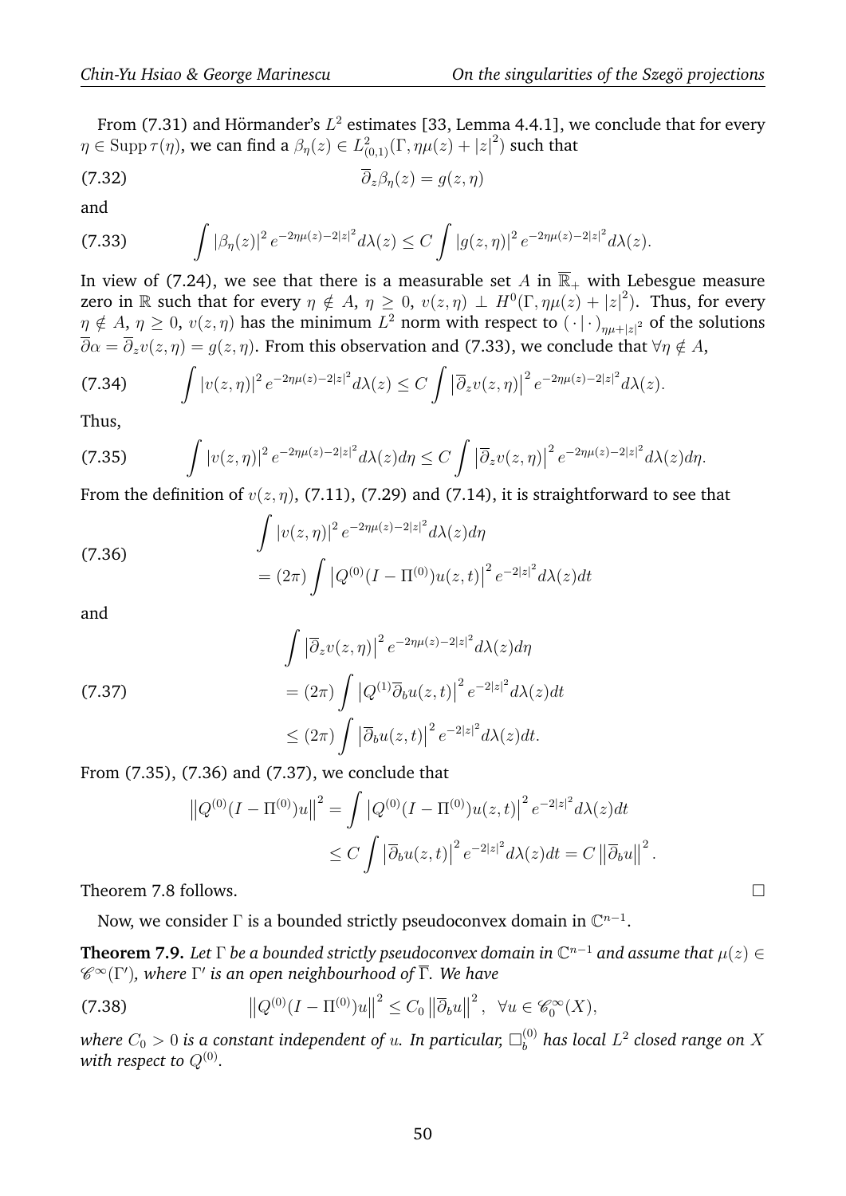From (7.31) and Hörmander's $L^2$ estimates [33, Lemma 4.4.1], we conclude that for every $\eta \in \operatorname{Supp}\tau(\eta)$, we can find a $\beta_\eta(z) \in L^2_{(0,1)}(\Gamma, \eta\mu(z) + |z|^2)$ such that

$$\overline{\partial}_z \beta_\eta(z) = g(z,\eta) \tag{7.32}$$

and

$$\int |\beta_\eta(z)|^2 e^{-2\eta\mu(z)-2|z|^2} d\lambda(z) \leq C \int |g(z,\eta)|^2 e^{-2\eta\mu(z)-2|z|^2} d\lambda(z). \tag{7.33}$$

In view of (7.24), we see that there is a measurable set $A$ in $\overline{\mathbb{R}}_+$ with Lebesgue measure zero in $\mathbb{R}$ such that for every $\eta \notin A$, $\eta \geq 0$, $v(z,\eta) \perp H^0(\Gamma, \eta\mu(z) + |z|^2)$. Thus, for every $\eta \notin A$, $\eta \geq 0$, $v(z,\eta)$ has the minimum $L^2$ norm with respect to $(\,\cdot\,|\,\cdot\,)_{\eta\mu+|z|^2}$ of the solutions $\overline{\partial}\alpha = \overline{\partial}_z v(z,\eta) = g(z,\eta)$. From this observation and (7.33), we conclude that $\forall \eta \notin A$,

$$\int |v(z,\eta)|^2 e^{-2\eta\mu(z)-2|z|^2} d\lambda(z) \leq C \int \left|\overline{\partial}_z v(z,\eta)\right|^2 e^{-2\eta\mu(z)-2|z|^2} d\lambda(z). \tag{7.34}$$

Thus,

$$\int |v(z,\eta)|^2 e^{-2\eta\mu(z)-2|z|^2} d\lambda(z) d\eta \leq C \int \left|\overline{\partial}_z v(z,\eta)\right|^2 e^{-2\eta\mu(z)-2|z|^2} d\lambda(z) d\eta. \tag{7.35}$$

From the definition of $v(z,\eta)$, (7.11), (7.29) and (7.14), it is straightforward to see that

$$\begin{aligned} &\int |v(z,\eta)|^2 e^{-2\eta\mu(z)-2|z|^2} d\lambda(z) d\eta \\ &= (2\pi) \int \left|Q^{(0)}(I - \Pi^{(0)})u(z,t)\right|^2 e^{-2|z|^2} d\lambda(z) dt \end{aligned} \tag{7.36}$$

and

$$\begin{aligned} &\int \left|\overline{\partial}_z v(z,\eta)\right|^2 e^{-2\eta\mu(z)-2|z|^2} d\lambda(z) d\eta \\ &= (2\pi) \int \left|Q^{(1)}\overline{\partial}_b u(z,t)\right|^2 e^{-2|z|^2} d\lambda(z) dt \\ &\leq (2\pi) \int \left|\overline{\partial}_b u(z,t)\right|^2 e^{-2|z|^2} d\lambda(z) dt. \end{aligned} \tag{7.37}$$

From (7.35), (7.36) and (7.37), we conclude that

$$\begin{aligned} \left\|Q^{(0)}(I - \Pi^{(0)})u\right\|^2 &= \int \left|Q^{(0)}(I - \Pi^{(0)})u(z,t)\right|^2 e^{-2|z|^2} d\lambda(z) dt \\ &\leq C \int \left|\overline{\partial}_b u(z,t)\right|^2 e^{-2|z|^2} d\lambda(z) dt = C \left\|\overline{\partial}_b u\right\|^2. \end{aligned}$$

Theorem 7.8 follows. $\square$

Now, we consider $\Gamma$ is a bounded strictly pseudoconvex domain in $\mathbb{C}^{n-1}$.

**Theorem 7.9.** *Let $\Gamma$ be a bounded strictly pseudoconvex domain in $\mathbb{C}^{n-1}$ and assume that $\mu(z) \in \mathscr{C}^\infty(\Gamma')$, where $\Gamma'$ is an open neighbourhood of $\overline{\Gamma}$. We have*

$$\left\|Q^{(0)}(I - \Pi^{(0)})u\right\|^2 \leq C_0 \left\|\overline{\partial}_b u\right\|^2, \quad \forall u \in \mathscr{C}_0^\infty(X), \tag{7.38}$$

*where $C_0 > 0$ is a constant independent of $u$. In particular, $\Box_b^{(0)}$ has local $L^2$ closed range on $X$ with respect to $Q^{(0)}$.*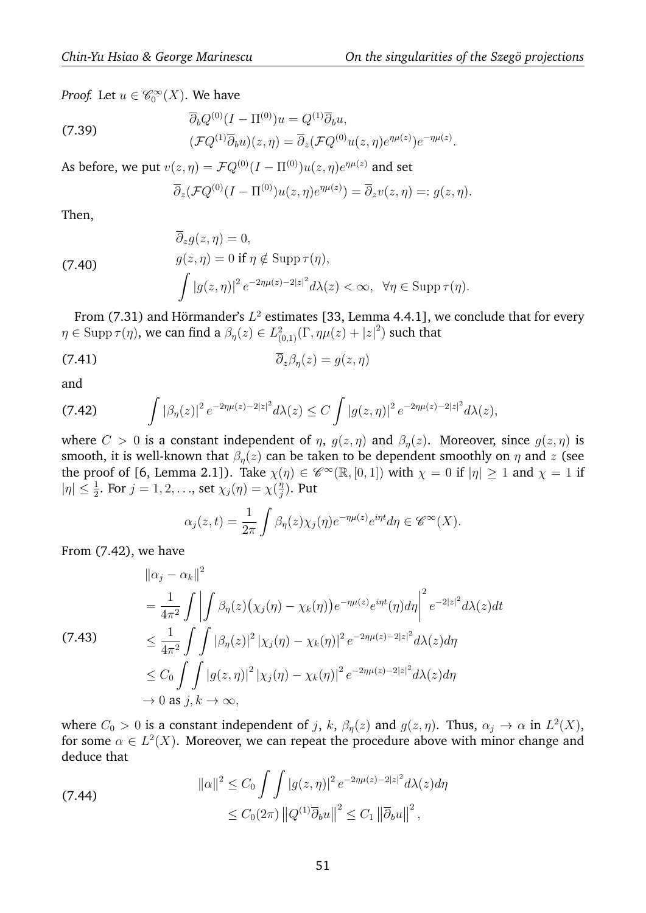*Proof.* Let $u \in \mathscr{C}_0^\infty(X)$. We have

$$
\begin{aligned}
&\overline{\partial}_b Q^{(0)}(I - \Pi^{(0)})u = Q^{(1)}\overline{\partial}_b u, \\
&(\mathcal{F}Q^{(1)}\overline{\partial}_b u)(z,\eta) = \overline{\partial}_z(\mathcal{F}Q^{(0)}u(z,\eta)e^{\eta\mu(z)})e^{-\eta\mu(z)}.
\end{aligned}
\tag{7.39}
$$

As before, we put $v(z,\eta) = \mathcal{F}Q^{(0)}(I - \Pi^{(0)})u(z,\eta)e^{\eta\mu(z)}$ and set

$$
\overline{\partial}_z(\mathcal{F}Q^{(0)}(I - \Pi^{(0)})u(z,\eta)e^{\eta\mu(z)}) = \overline{\partial}_z v(z,\eta) =: g(z,\eta).
$$

Then,

$$
\begin{aligned}
&\overline{\partial}_z g(z,\eta) = 0, \\
&g(z,\eta) = 0 \text{ if } \eta \notin \operatorname{Supp}\tau(\eta), \\
&\int |g(z,\eta)|^2 e^{-2\eta\mu(z)-2|z|^2} d\lambda(z) < \infty, \quad \forall \eta \in \operatorname{Supp}\tau(\eta).
\end{aligned}
\tag{7.40}
$$

From (7.31) and Hörmander's $L^2$ estimates [33, Lemma 4.4.1], we conclude that for every $\eta \in \operatorname{Supp}\tau(\eta)$, we can find a $\beta_\eta(z) \in L^2_{(0,1)}(\Gamma, \eta\mu(z) + |z|^2)$ such that

$$
\overline{\partial}_z \beta_\eta(z) = g(z,\eta)
\tag{7.41}
$$

and

$$
\int |\beta_\eta(z)|^2 e^{-2\eta\mu(z)-2|z|^2} d\lambda(z) \leq C \int |g(z,\eta)|^2 e^{-2\eta\mu(z)-2|z|^2} d\lambda(z),
\tag{7.42}
$$

where $C > 0$ is a constant independent of $\eta$, $g(z,\eta)$ and $\beta_\eta(z)$. Moreover, since $g(z,\eta)$ is smooth, it is well-known that $\beta_\eta(z)$ can be taken to be dependent smoothly on $\eta$ and $z$ (see the proof of [6, Lemma 2.1]). Take $\chi(\eta) \in \mathscr{C}^\infty(\mathbb{R}, [0,1])$ with $\chi = 0$ if $|\eta| \geq 1$ and $\chi = 1$ if $|\eta| \leq \frac{1}{2}$. For $j = 1, 2, \ldots$, set $\chi_j(\eta) = \chi(\frac{\eta}{j})$. Put

$$
\alpha_j(z,t) = \frac{1}{2\pi} \int \beta_\eta(z)\chi_j(\eta)e^{-\eta\mu(z)}e^{i\eta t}d\eta \in \mathscr{C}^\infty(X).
$$

From (7.42), we have

$$
\begin{aligned}
&\|\alpha_j - \alpha_k\|^2 \\
&= \frac{1}{4\pi^2} \int \left| \int \beta_\eta(z)\big(\chi_j(\eta) - \chi_k(\eta)\big)e^{-\eta\mu(z)}e^{i\eta t}(\eta)d\eta \right|^2 e^{-2|z|^2} d\lambda(z)dt \\
&\leq \frac{1}{4\pi^2} \int\int |\beta_\eta(z)|^2 |\chi_j(\eta) - \chi_k(\eta)|^2 e^{-2\eta\mu(z)-2|z|^2} d\lambda(z)d\eta \\
&\leq C_0 \int\int |g(z,\eta)|^2 |\chi_j(\eta) - \chi_k(\eta)|^2 e^{-2\eta\mu(z)-2|z|^2} d\lambda(z)d\eta \\
&\to 0 \text{ as } j,k \to \infty,
\end{aligned}
\tag{7.43}
$$

where $C_0 > 0$ is a constant independent of $j$, $k$, $\beta_\eta(z)$ and $g(z,\eta)$. Thus, $\alpha_j \to \alpha$ in $L^2(X)$, for some $\alpha \in L^2(X)$. Moreover, we can repeat the procedure above with minor change and deduce that

$$
\begin{aligned}
\|\alpha\|^2 &\leq C_0 \int\int |g(z,\eta)|^2 e^{-2\eta\mu(z)-2|z|^2} d\lambda(z)d\eta \\
&\leq C_0(2\pi)\left\|Q^{(1)}\overline{\partial}_b u\right\|^2 \leq C_1 \left\|\overline{\partial}_b u\right\|^2,
\end{aligned}
\tag{7.44}
$$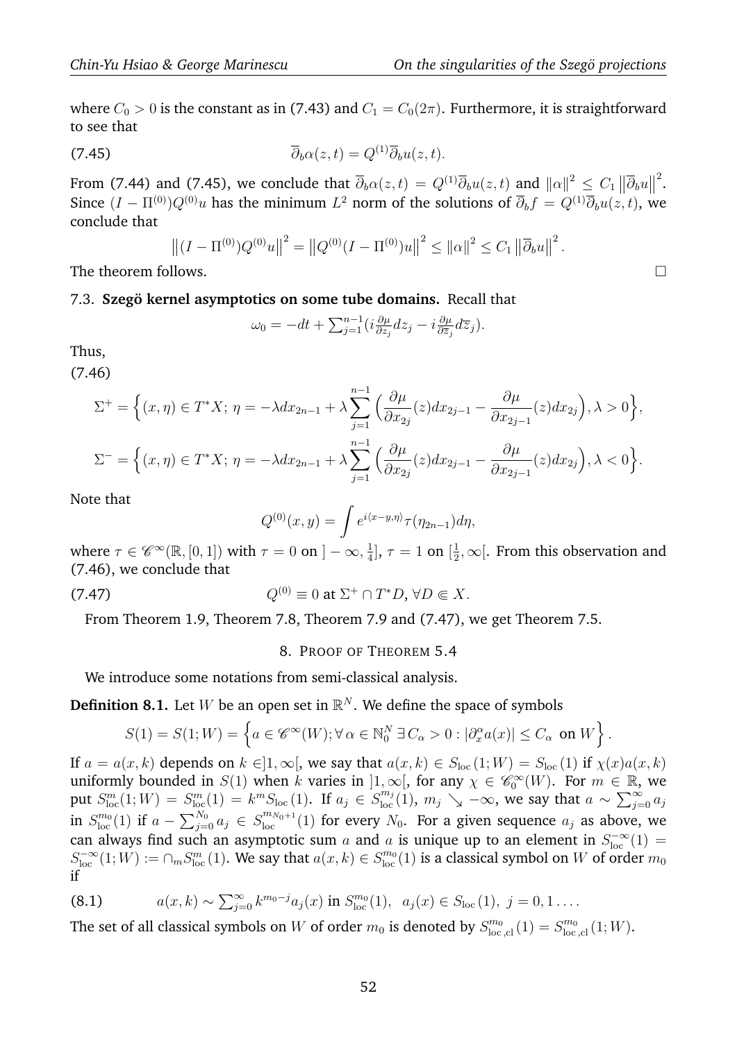where $C_0 > 0$ is the constant as in (7.43) and $C_1 = C_0(2\pi)$. Furthermore, it is straightforward to see that

$$\overline{\partial}_b \alpha(z,t) = Q^{(1)}\overline{\partial}_b u(z,t). \tag{7.45}$$

From (7.44) and (7.45), we conclude that $\overline{\partial}_b \alpha(z,t) = Q^{(1)}\overline{\partial}_b u(z,t)$ and $\|\alpha\|^2 \leq C_1 \left\|\overline{\partial}_b u\right\|^2$. Since $(I - \Pi^{(0)})Q^{(0)}u$ has the minimum $L^2$ norm of the solutions of $\overline{\partial}_b f = Q^{(1)}\overline{\partial}_b u(z,t)$, we conclude that

$$\left\|(I-\Pi^{(0)})Q^{(0)}u\right\|^2 = \left\|Q^{(0)}(I-\Pi^{(0)})u\right\|^2 \leq \|\alpha\|^2 \leq C_1 \left\|\overline{\partial}_b u\right\|^2.$$

The theorem follows. □

### 7.3. Szegö kernel asymptotics on some tube domains.

Recall that

$$\omega_0 = -dt + \textstyle\sum_{j=1}^{n-1}(i\frac{\partial \mu}{\partial z_j}dz_j - i\frac{\partial \mu}{\partial \overline{z}_j}d\overline{z}_j).$$

Thus,

(7.46)

$$\Sigma^+ = \Big\{(x,\eta)\in T^*X;\ \eta = -\lambda dx_{2n-1} + \lambda\sum_{j=1}^{n-1}\Big(\frac{\partial \mu}{\partial x_{2j}}(z)dx_{2j-1} - \frac{\partial \mu}{\partial x_{2j-1}}(z)dx_{2j}\Big), \lambda > 0\Big\},$$

$$\Sigma^- = \Big\{(x,\eta)\in T^*X;\ \eta = -\lambda dx_{2n-1} + \lambda\sum_{j=1}^{n-1}\Big(\frac{\partial \mu}{\partial x_{2j}}(z)dx_{2j-1} - \frac{\partial \mu}{\partial x_{2j-1}}(z)dx_{2j}\Big), \lambda < 0\Big\}.$$

Note that

$$Q^{(0)}(x,y) = \int e^{i\langle x-y,\eta\rangle}\tau(\eta_{2n-1})d\eta,$$

where $\tau \in \mathscr{C}^\infty(\mathbb{R},[0,1])$ with $\tau = 0$ on $]-\infty, \frac{1}{4}]$, $\tau = 1$ on $[\frac{1}{2},\infty[$. From this observation and (7.46), we conclude that

$$Q^{(0)} \equiv 0 \text{ at } \Sigma^+ \cap T^*D,\ \forall D \Subset X. \tag{7.47}$$

From Theorem 1.9, Theorem 7.8, Theorem 7.9 and (7.47), we get Theorem 7.5.

## 8. Proof of Theorem 5.4

We introduce some notations from semi-classical analysis.

**Definition 8.1.** Let $W$ be an open set in $\mathbb{R}^N$. We define the space of symbols

$$S(1) = S(1;W) = \Big\{a \in \mathscr{C}^\infty(W); \forall\, \alpha \in \mathbb{N}_0^N\ \exists\, C_\alpha > 0 : |\partial_x^\alpha a(x)| \leq C_\alpha \text{ on } W\Big\}.$$

If $a = a(x,k)$ depends on $k \in ]1,\infty[$, we say that $a(x,k) \in S_{\rm loc}(1;W) = S_{\rm loc}(1)$ if $\chi(x)a(x,k)$ uniformly bounded in $S(1)$ when $k$ varies in $]1,\infty[$, for any $\chi \in \mathscr{C}_0^\infty(W)$. For $m \in \mathbb{R}$, we put $S^m_{\rm loc}(1;W) = S^m_{\rm loc}(1) = k^m S_{\rm loc}(1)$. If $a_j \in S^{m_j}_{\rm loc}(1)$, $m_j \searrow -\infty$, we say that $a \sim \sum_{j=0}^\infty a_j$ in $S^{m_0}_{\rm loc}(1)$ if $a - \sum_{j=0}^{N_0} a_j \in S^{m_{N_0+1}}_{\rm loc}(1)$ for every $N_0$. For a given sequence $a_j$ as above, we can always find such an asymptotic sum $a$ and $a$ is unique up to an element in $S^{-\infty}_{\rm loc}(1) = S^{-\infty}_{\rm loc}(1;W) := \cap_m S^m_{\rm loc}(1)$. We say that $a(x,k) \in S^{m_0}_{\rm loc}(1)$ is a classical symbol on $W$ of order $m_0$ if

$$a(x,k) \sim \textstyle\sum_{j=0}^\infty k^{m_0-j}a_j(x) \text{ in } S^{m_0}_{\rm loc}(1),\ \ a_j(x) \in S_{\rm loc}(1),\ j = 0,1\ldots. \tag{8.1}$$

The set of all classical symbols on $W$ of order $m_0$ is denoted by $S^{m_0}_{\rm loc,cl}(1) = S^{m_0}_{\rm loc,cl}(1;W)$.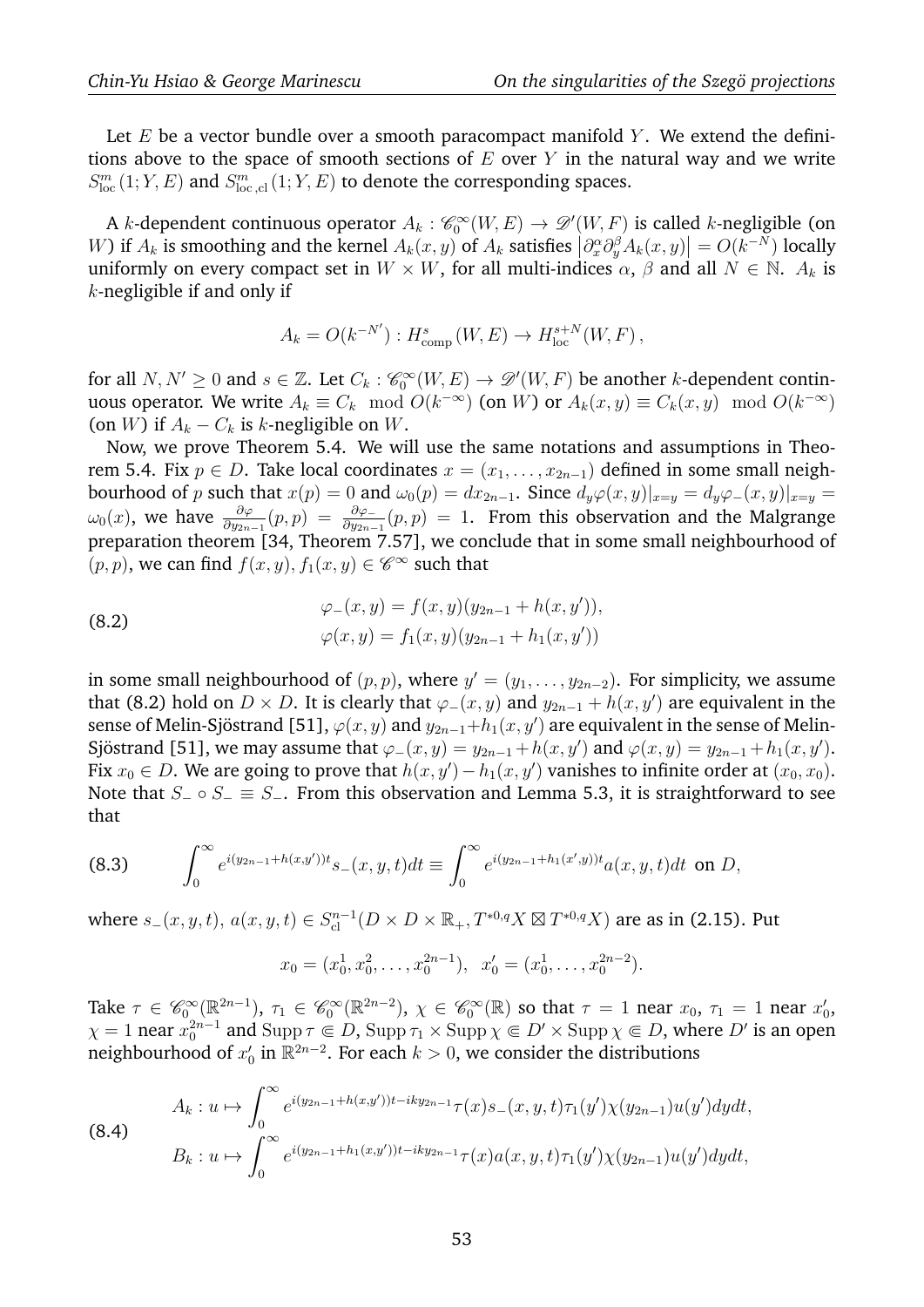Let $E$ be a vector bundle over a smooth paracompact manifold $Y$. We extend the definitions above to the space of smooth sections of $E$ over $Y$ in the natural way and we write $S^m_{\rm loc}(1;Y,E)$ and $S^m_{{\rm loc},{\rm cl}}(1;Y,E)$ to denote the corresponding spaces.

A $k$-dependent continuous operator $A_k : \mathscr{C}^\infty_0(W,E) \to \mathscr{D}'(W,F)$ is called $k$-negligible (on $W$) if $A_k$ is smoothing and the kernel $A_k(x,y)$ of $A_k$ satisfies $\left|\partial^\alpha_x\partial^\beta_y A_k(x,y)\right| = O(k^{-N})$ locally uniformly on every compact set in $W\times W$, for all multi-indices $\alpha$, $\beta$ and all $N\in\mathbb{N}$. $A_k$ is $k$-negligible if and only if

$$A_k = O(k^{-N'}) : H^s_{\rm comp}(W,E) \to H^{s+N}_{\rm loc}(W,F)\,,$$

for all $N, N' \geq 0$ and $s\in\mathbb{Z}$. Let $C_k : \mathscr{C}^\infty_0(W,E) \to \mathscr{D}'(W,F)$ be another $k$-dependent continuous operator. We write $A_k \equiv C_k \mod O(k^{-\infty})$ (on $W$) or $A_k(x,y) \equiv C_k(x,y) \mod O(k^{-\infty})$ (on $W$) if $A_k - C_k$ is $k$-negligible on $W$.

Now, we prove Theorem 5.4. We will use the same notations and assumptions in Theorem 5.4. Fix $p\in D$. Take local coordinates $x=(x_1,\ldots,x_{2n-1})$ defined in some small neighbourhood of $p$ such that $x(p)=0$ and $\omega_0(p)=dx_{2n-1}$. Since $d_y\varphi(x,y)|_{x=y} = d_y\varphi_-(x,y)|_{x=y} = \omega_0(x)$, we have $\frac{\partial\varphi}{\partial y_{2n-1}}(p,p) = \frac{\partial\varphi_-}{\partial y_{2n-1}}(p,p) = 1$. From this observation and the Malgrange preparation theorem [34, Theorem 7.57], we conclude that in some small neighbourhood of $(p,p)$, we can find $f(x,y), f_1(x,y)\in\mathscr{C}^\infty$ such that

$$\begin{aligned}\varphi_-(x,y) &= f(x,y)(y_{2n-1}+h(x,y')),\\ \varphi(x,y) &= f_1(x,y)(y_{2n-1}+h_1(x,y'))\end{aligned} \tag{8.2}$$

in some small neighbourhood of $(p,p)$, where $y'=(y_1,\ldots,y_{2n-2})$. For simplicity, we assume that (8.2) hold on $D\times D$. It is clearly that $\varphi_-(x,y)$ and $y_{2n-1}+h(x,y')$ are equivalent in the sense of Melin-Sjöstrand [51], $\varphi(x,y)$ and $y_{2n-1}+h_1(x,y')$ are equivalent in the sense of Melin-Sjöstrand [51], we may assume that $\varphi_-(x,y) = y_{2n-1}+h(x,y')$ and $\varphi(x,y) = y_{2n-1}+h_1(x,y')$. Fix $x_0\in D$. We are going to prove that $h(x,y')-h_1(x,y')$ vanishes to infinite order at $(x_0,x_0)$. Note that $S_-\circ S_- \equiv S_-$. From this observation and Lemma 5.3, it is straightforward to see that

$$\int_0^\infty e^{i(y_{2n-1}+h(x,y'))t}s_-(x,y,t)dt \equiv \int_0^\infty e^{i(y_{2n-1}+h_1(x',y))t}a(x,y,t)dt \ \text{ on } D, \tag{8.3}$$

where $s_-(x,y,t),\, a(x,y,t)\in S^{n-1}_{\rm cl}(D\times D\times\mathbb{R}_+, T^{*0,q}X\boxtimes T^{*0,q}X)$ are as in (2.15). Put

$$x_0 = (x_0^1, x_0^2,\ldots,x_0^{2n-1}),\quad x_0' = (x_0^1,\ldots,x_0^{2n-2}).$$

Take $\tau\in\mathscr{C}^\infty_0(\mathbb{R}^{2n-1})$, $\tau_1\in\mathscr{C}^\infty_0(\mathbb{R}^{2n-2})$, $\chi\in\mathscr{C}^\infty_0(\mathbb{R})$ so that $\tau=1$ near $x_0$, $\tau_1=1$ near $x_0'$, $\chi=1$ near $x_0^{2n-1}$ and ${\rm Supp}\,\tau\Subset D$, ${\rm Supp}\,\tau_1\times{\rm Supp}\,\chi\Subset D'\times{\rm Supp}\,\chi\Subset D$, where $D'$ is an open neighbourhood of $x_0'$ in $\mathbb{R}^{2n-2}$. For each $k>0$, we consider the distributions

$$\begin{aligned}A_k &: u\mapsto \int_0^\infty e^{i(y_{2n-1}+h(x,y'))t-iky_{2n-1}}\tau(x)s_-(x,y,t)\tau_1(y')\chi(y_{2n-1})u(y')dydt,\\ B_k &: u\mapsto \int_0^\infty e^{i(y_{2n-1}+h_1(x,y'))t-iky_{2n-1}}\tau(x)a(x,y,t)\tau_1(y')\chi(y_{2n-1})u(y')dydt,\end{aligned} \tag{8.4}$$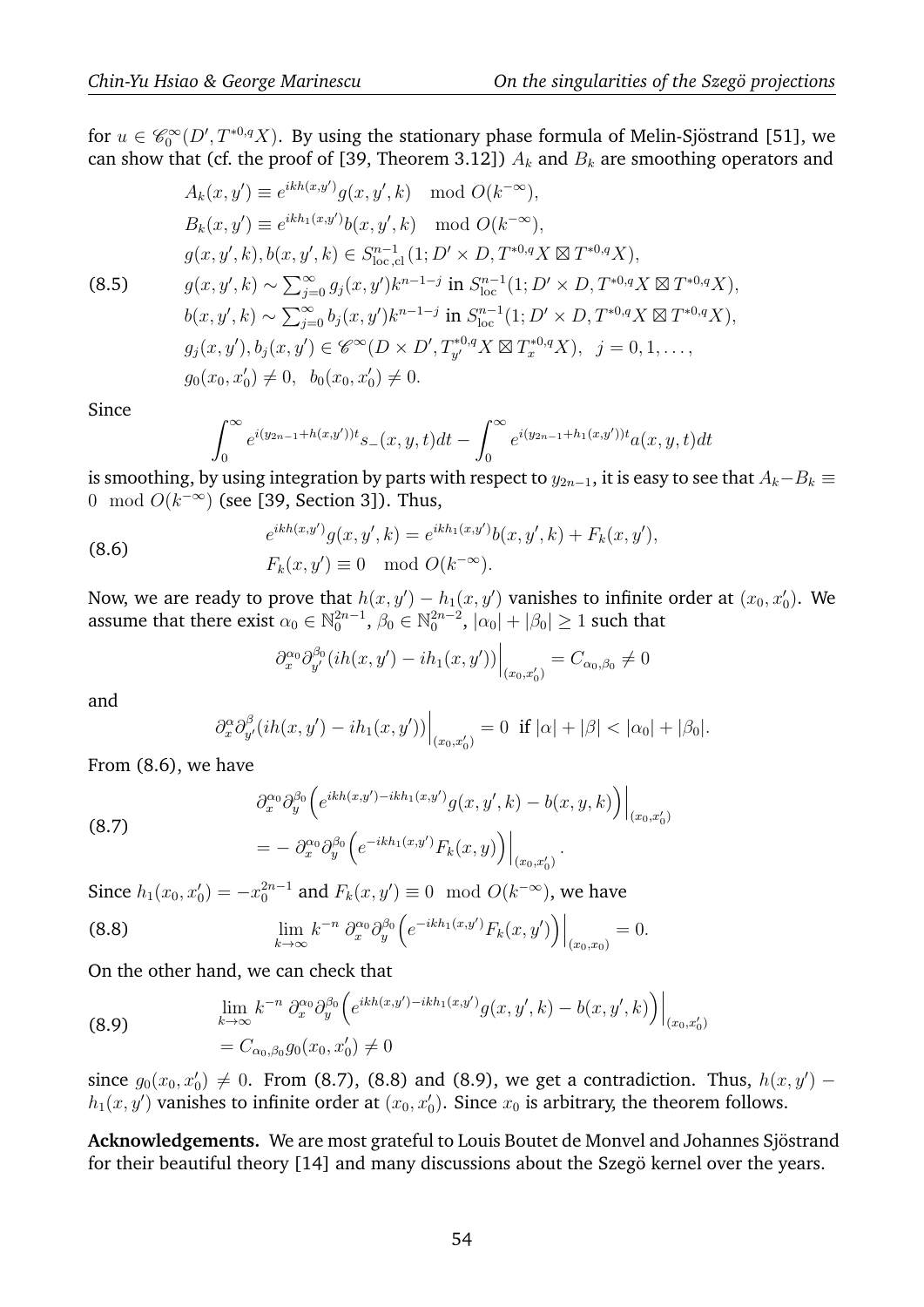for $u \in \mathscr{C}_0^\infty(D', T^{*0,q}X)$. By using the stationary phase formula of Melin-Sjöstrand [51], we can show that (cf. the proof of [39, Theorem 3.12]) $A_k$ and $B_k$ are smoothing operators and

$$
\begin{aligned}
&A_k(x,y') \equiv e^{ikh(x,y')}g(x,y',k) \mod O(k^{-\infty}),\\
&B_k(x,y') \equiv e^{ikh_1(x,y')}b(x,y',k) \mod O(k^{-\infty}),\\
&g(x,y',k), b(x,y',k) \in S^{n-1}_{\mathrm{loc,cl}}(1; D'\times D, T^{*0,q}X \boxtimes T^{*0,q}X),\\
&g(x,y',k) \sim \textstyle\sum_{j=0}^\infty g_j(x,y')k^{n-1-j} \text{ in } S^{n-1}_{\mathrm{loc}}(1; D'\times D, T^{*0,q}X \boxtimes T^{*0,q}X),\\
&b(x,y',k) \sim \textstyle\sum_{j=0}^\infty b_j(x,y')k^{n-1-j} \text{ in } S^{n-1}_{\mathrm{loc}}(1; D'\times D, T^{*0,q}X \boxtimes T^{*0,q}X),\\
&g_j(x,y'), b_j(x,y') \in \mathscr{C}^\infty(D\times D', T^{*0,q}_{y'}X \boxtimes T^{*0,q}_xX), \quad j=0,1,\ldots,\\
&g_0(x_0,x_0') \neq 0, \quad b_0(x_0,x_0') \neq 0.
\end{aligned}
\tag{8.5}
$$

Since

$$
\int_0^\infty e^{i(y_{2n-1}+h(x,y'))t}s_-(x,y,t)dt - \int_0^\infty e^{i(y_{2n-1}+h_1(x,y'))t}a(x,y,t)dt
$$

is smoothing, by using integration by parts with respect to $y_{2n-1}$, it is easy to see that $A_k - B_k \equiv 0 \mod O(k^{-\infty})$ (see [39, Section 3]). Thus,

$$
\begin{aligned}
&e^{ikh(x,y')}g(x,y',k) = e^{ikh_1(x,y')}b(x,y',k) + F_k(x,y'),\\
&F_k(x,y') \equiv 0 \mod O(k^{-\infty}).
\end{aligned}
\tag{8.6}
$$

Now, we are ready to prove that $h(x,y') - h_1(x,y')$ vanishes to infinite order at $(x_0,x_0')$. We assume that there exist $\alpha_0 \in \mathbb{N}_0^{2n-1}$, $\beta_0 \in \mathbb{N}_0^{2n-2}$, $|\alpha_0| + |\beta_0| \geq 1$ such that

$$
\partial_x^{\alpha_0}\partial_{y'}^{\beta_0}(ih(x,y') - ih_1(x,y'))\Big|_{(x_0,x_0')} = C_{\alpha_0,\beta_0} \neq 0
$$

and

$$
\partial_x^{\alpha}\partial_{y'}^{\beta}(ih(x,y') - ih_1(x,y'))\Big|_{(x_0,x_0')} = 0 \ \text{ if } |\alpha| + |\beta| < |\alpha_0| + |\beta_0|.
$$

From (8.6), we have

$$
\begin{aligned}
&\partial_x^{\alpha_0}\partial_y^{\beta_0}\Big(e^{ikh(x,y')-ikh_1(x,y')}g(x,y',k) - b(x,y,k)\Big)\Big|_{(x_0,x_0')}\\
&= -\,\partial_x^{\alpha_0}\partial_y^{\beta_0}\Big(e^{-ikh_1(x,y')}F_k(x,y)\Big)\Big|_{(x_0,x_0')}.
\end{aligned}
\tag{8.7}
$$

Since $h_1(x_0,x_0') = -x_0^{2n-1}$ and $F_k(x,y') \equiv 0 \mod O(k^{-\infty})$, we have

$$
\lim_{k\to\infty} k^{-n}\,\partial_x^{\alpha_0}\partial_y^{\beta_0}\Big(e^{-ikh_1(x,y')}F_k(x,y')\Big)\Big|_{(x_0,x_0)} = 0.
\tag{8.8}
$$

On the other hand, we can check that

$$
\begin{aligned}
&\lim_{k\to\infty} k^{-n}\,\partial_x^{\alpha_0}\partial_y^{\beta_0}\Big(e^{ikh(x,y')-ikh_1(x,y')}g(x,y',k) - b(x,y',k)\Big)\Big|_{(x_0,x_0')}\\
&= C_{\alpha_0,\beta_0}g_0(x_0,x_0') \neq 0
\end{aligned}
\tag{8.9}
$$

since $g_0(x_0,x_0') \neq 0$. From (8.7), (8.8) and (8.9), we get a contradiction. Thus, $h(x,y') - h_1(x,y')$ vanishes to infinite order at $(x_0,x_0')$. Since $x_0$ is arbitrary, the theorem follows.

**Acknowledgements.** We are most grateful to Louis Boutet de Monvel and Johannes Sjöstrand for their beautiful theory [14] and many discussions about the Szegö kernel over the years.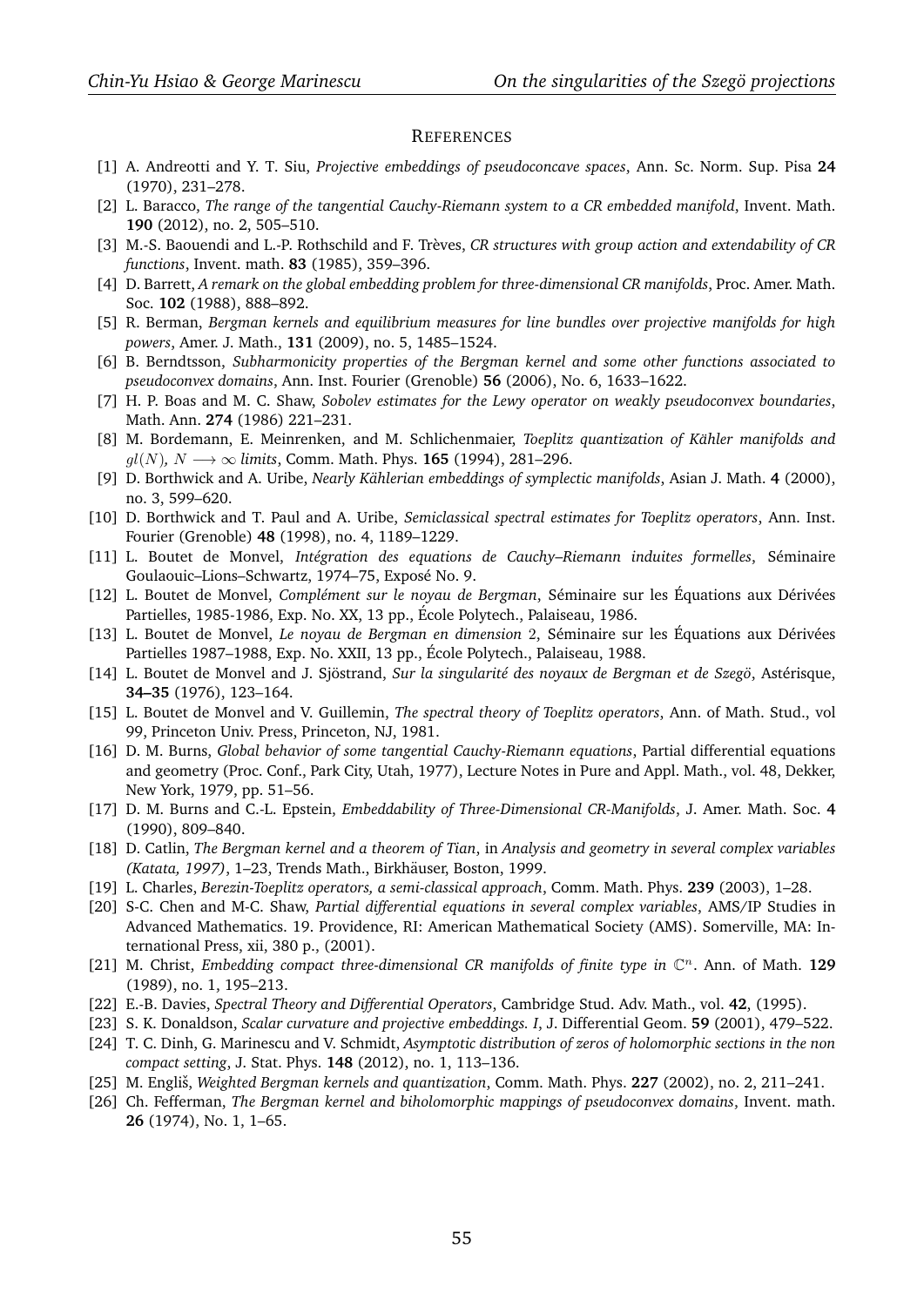## References

[1] A. Andreotti and Y. T. Siu, *Projective embeddings of pseudoconcave spaces*, Ann. Sc. Norm. Sup. Pisa **24** (1970), 231–278.

[2] L. Baracco, *The range of the tangential Cauchy-Riemann system to a CR embedded manifold*, Invent. Math. **190** (2012), no. 2, 505–510.

[3] M.-S. Baouendi and L.-P. Rothschild and F. Trèves, *CR structures with group action and extendability of CR functions*, Invent. math. **83** (1985), 359–396.

[4] D. Barrett, *A remark on the global embedding problem for three-dimensional CR manifolds*, Proc. Amer. Math. Soc. **102** (1988), 888–892.

[5] R. Berman, *Bergman kernels and equilibrium measures for line bundles over projective manifolds for high powers*, Amer. J. Math., **131** (2009), no. 5, 1485–1524.

[6] B. Berndtsson, *Subharmonicity properties of the Bergman kernel and some other functions associated to pseudoconvex domains*, Ann. Inst. Fourier (Grenoble) **56** (2006), No. 6, 1633–1622.

[7] H. P. Boas and M. C. Shaw, *Sobolev estimates for the Lewy operator on weakly pseudoconvex boundaries*, Math. Ann. **274** (1986) 221–231.

[8] M. Bordemann, E. Meinrenken, and M. Schlichenmaier, *Toeplitz quantization of Kähler manifolds and $gl(N)$, $N \longrightarrow \infty$ limits*, Comm. Math. Phys. **165** (1994), 281–296.

[9] D. Borthwick and A. Uribe, *Nearly Kählerian embeddings of symplectic manifolds*, Asian J. Math. **4** (2000), no. 3, 599–620.

[10] D. Borthwick and T. Paul and A. Uribe, *Semiclassical spectral estimates for Toeplitz operators*, Ann. Inst. Fourier (Grenoble) **48** (1998), no. 4, 1189–1229.

[11] L. Boutet de Monvel, *Intégration des equations de Cauchy–Riemann induites formelles*, Séminaire Goulaouic–Lions–Schwartz, 1974–75, Exposé No. 9.

[12] L. Boutet de Monvel, *Complément sur le noyau de Bergman*, Séminaire sur les Équations aux Dérivées Partielles, 1985-1986, Exp. No. XX, 13 pp., École Polytech., Palaiseau, 1986.

[13] L. Boutet de Monvel, *Le noyau de Bergman en dimension* 2, Séminaire sur les Équations aux Dérivées Partielles 1987–1988, Exp. No. XXII, 13 pp., École Polytech., Palaiseau, 1988.

[14] L. Boutet de Monvel and J. Sjöstrand, *Sur la singularité des noyaux de Bergman et de Szegö*, Astérisque, **34–35** (1976), 123–164.

[15] L. Boutet de Monvel and V. Guillemin, *The spectral theory of Toeplitz operators*, Ann. of Math. Stud., vol 99, Princeton Univ. Press, Princeton, NJ, 1981.

[16] D. M. Burns, *Global behavior of some tangential Cauchy-Riemann equations*, Partial differential equations and geometry (Proc. Conf., Park City, Utah, 1977), Lecture Notes in Pure and Appl. Math., vol. 48, Dekker, New York, 1979, pp. 51–56.

[17] D. M. Burns and C.-L. Epstein, *Embeddability of Three-Dimensional CR-Manifolds*, J. Amer. Math. Soc. **4** (1990), 809–840.

[18] D. Catlin, *The Bergman kernel and a theorem of Tian*, in *Analysis and geometry in several complex variables (Katata, 1997)*, 1–23, Trends Math., Birkhäuser, Boston, 1999.

[19] L. Charles, *Berezin-Toeplitz operators, a semi-classical approach*, Comm. Math. Phys. **239** (2003), 1–28.

[20] S-C. Chen and M-C. Shaw, *Partial differential equations in several complex variables*, AMS/IP Studies in Advanced Mathematics. 19. Providence, RI: American Mathematical Society (AMS). Somerville, MA: International Press, xii, 380 p., (2001).

[21] M. Christ, *Embedding compact three-dimensional CR manifolds of finite type in $\mathbb{C}^n$*. Ann. of Math. **129** (1989), no. 1, 195–213.

[22] E.-B. Davies, *Spectral Theory and Differential Operators*, Cambridge Stud. Adv. Math., vol. **42**, (1995).

[23] S. K. Donaldson, *Scalar curvature and projective embeddings. I*, J. Differential Geom. **59** (2001), 479–522.

[24] T. C. Dinh, G. Marinescu and V. Schmidt, *Asymptotic distribution of zeros of holomorphic sections in the non compact setting*, J. Stat. Phys. **148** (2012), no. 1, 113–136.

[25] M. Engliš, *Weighted Bergman kernels and quantization*, Comm. Math. Phys. **227** (2002), no. 2, 211–241.

[26] Ch. Fefferman, *The Bergman kernel and biholomorphic mappings of pseudoconvex domains*, Invent. math. **26** (1974), No. 1, 1–65.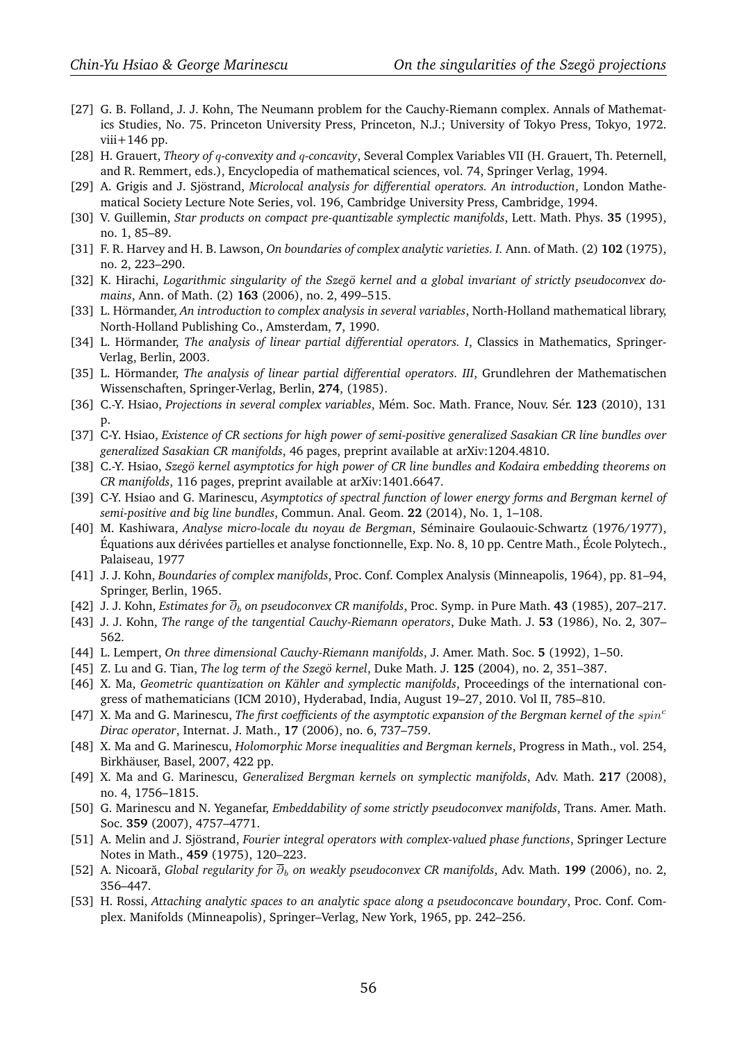[27] G. B. Folland, J. J. Kohn, The Neumann problem for the Cauchy-Riemann complex. Annals of Mathematics Studies, No. 75. Princeton University Press, Princeton, N.J.; University of Tokyo Press, Tokyo, 1972. viii+146 pp.

[28] H. Grauert, *Theory of $q$-convexity and $q$-concavity*, Several Complex Variables VII (H. Grauert, Th. Peternell, and R. Remmert, eds.), Encyclopedia of mathematical sciences, vol. 74, Springer Verlag, 1994.

[29] A. Grigis and J. Sjöstrand, *Microlocal analysis for differential operators. An introduction*, London Mathematical Society Lecture Note Series, vol. 196, Cambridge University Press, Cambridge, 1994.

[30] V. Guillemin, *Star products on compact pre-quantizable symplectic manifolds*, Lett. Math. Phys. **35** (1995), no. 1, 85–89.

[31] F. R. Harvey and H. B. Lawson, *On boundaries of complex analytic varieties. I.* Ann. of Math. (2) **102** (1975), no. 2, 223–290.

[32] K. Hirachi, *Logarithmic singularity of the Szegö kernel and a global invariant of strictly pseudoconvex domains*, Ann. of Math. (2) **163** (2006), no. 2, 499–515.

[33] L. Hörmander, *An introduction to complex analysis in several variables*, North-Holland mathematical library, North-Holland Publishing Co., Amsterdam, **7**, 1990.

[34] L. Hörmander, *The analysis of linear partial differential operators. I*, Classics in Mathematics, Springer-Verlag, Berlin, 2003.

[35] L. Hörmander, *The analysis of linear partial differential operators. III*, Grundlehren der Mathematischen Wissenschaften, Springer-Verlag, Berlin, **274**, (1985).

[36] C.-Y. Hsiao, *Projections in several complex variables*, Mém. Soc. Math. France, Nouv. Sér. **123** (2010), 131 p.

[37] C-Y. Hsiao, *Existence of CR sections for high power of semi-positive generalized Sasakian CR line bundles over generalized Sasakian CR manifolds*, 46 pages, preprint available at arXiv:1204.4810.

[38] C.-Y. Hsiao, *Szegö kernel asymptotics for high power of CR line bundles and Kodaira embedding theorems on CR manifolds*, 116 pages, preprint available at arXiv:1401.6647.

[39] C-Y. Hsiao and G. Marinescu, *Asymptotics of spectral function of lower energy forms and Bergman kernel of semi-positive and big line bundles*, Commun. Anal. Geom. **22** (2014), No. 1, 1–108.

[40] M. Kashiwara, *Analyse micro-locale du noyau de Bergman*, Séminaire Goulaouic-Schwartz (1976/1977), Équations aux dérivées partielles et analyse fonctionnelle, Exp. No. 8, 10 pp. Centre Math., École Polytech., Palaiseau, 1977

[41] J. J. Kohn, *Boundaries of complex manifolds*, Proc. Conf. Complex Analysis (Minneapolis, 1964), pp. 81–94, Springer, Berlin, 1965.

[42] J. J. Kohn, *Estimates for $\overline{\partial}_b$ on pseudoconvex CR manifolds*, Proc. Symp. in Pure Math. **43** (1985), 207–217.

[43] J. J. Kohn, *The range of the tangential Cauchy-Riemann operators*, Duke Math. J. **53** (1986), No. 2, 307–562.

[44] L. Lempert, *On three dimensional Cauchy-Riemann manifolds*, J. Amer. Math. Soc. **5** (1992), 1–50.

[45] Z. Lu and G. Tian, *The log term of the Szegö kernel*, Duke Math. J. **125** (2004), no. 2, 351–387.

[46] X. Ma, *Geometric quantization on Kähler and symplectic manifolds*, Proceedings of the international congress of mathematicians (ICM 2010), Hyderabad, India, August 19–27, 2010. Vol II, 785–810.

[47] X. Ma and G. Marinescu, *The first coefficients of the asymptotic expansion of the Bergman kernel of the $spin^c$ Dirac operator*, Internat. J. Math., **17** (2006), no. 6, 737–759.

[48] X. Ma and G. Marinescu, *Holomorphic Morse inequalities and Bergman kernels*, Progress in Math., vol. 254, Birkhäuser, Basel, 2007, 422 pp.

[49] X. Ma and G. Marinescu, *Generalized Bergman kernels on symplectic manifolds*, Adv. Math. **217** (2008), no. 4, 1756–1815.

[50] G. Marinescu and N. Yeganefar, *Embeddability of some strictly pseudoconvex manifolds*, Trans. Amer. Math. Soc. **359** (2007), 4757–4771.

[51] A. Melin and J. Sjöstrand, *Fourier integral operators with complex-valued phase functions*, Springer Lecture Notes in Math., **459** (1975), 120–223.

[52] A. Nicoară, *Global regularity for $\overline{\partial}_b$ on weakly pseudoconvex CR manifolds*, Adv. Math. **199** (2006), no. 2, 356–447.

[53] H. Rossi, *Attaching analytic spaces to an analytic space along a pseudoconcave boundary*, Proc. Conf. Complex. Manifolds (Minneapolis), Springer–Verlag, New York, 1965, pp. 242–256.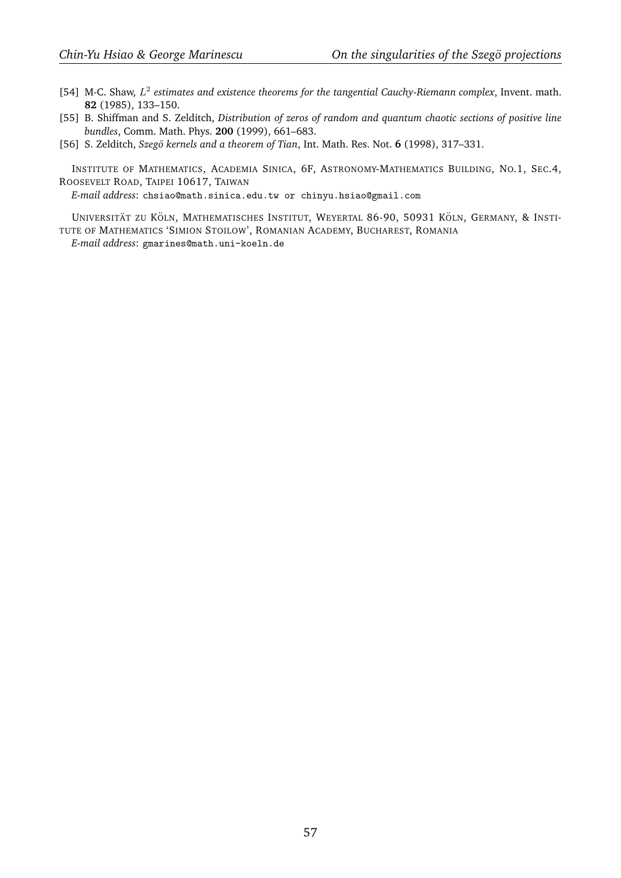[54] M-C. Shaw, *$L^2$ estimates and existence theorems for the tangential Cauchy-Riemann complex*, Invent. math. **82** (1985), 133–150.

[55] B. Shiffman and S. Zelditch, *Distribution of zeros of random and quantum chaotic sections of positive line bundles*, Comm. Math. Phys. **200** (1999), 661–683.

[56] S. Zelditch, *Szegö kernels and a theorem of Tian*, Int. Math. Res. Not. **6** (1998), 317–331.

INSTITUTE OF MATHEMATICS, ACADEMIA SINICA, 6F, ASTRONOMY-MATHEMATICS BUILDING, NO.1, SEC.4, ROOSEVELT ROAD, TAIPEI 10617, TAIWAN

*E-mail address*: chsiao@math.sinica.edu.tw or chinyu.hsiao@gmail.com

UNIVERSITÄT ZU KÖLN, MATHEMATISCHES INSTITUT, WEYERTAL 86-90, 50931 KÖLN, GERMANY, & INSTITUTE OF MATHEMATICS 'SIMION STOILOW', ROMANIAN ACADEMY, BUCHAREST, ROMANIA

*E-mail address*: gmarines@math.uni-koeln.de